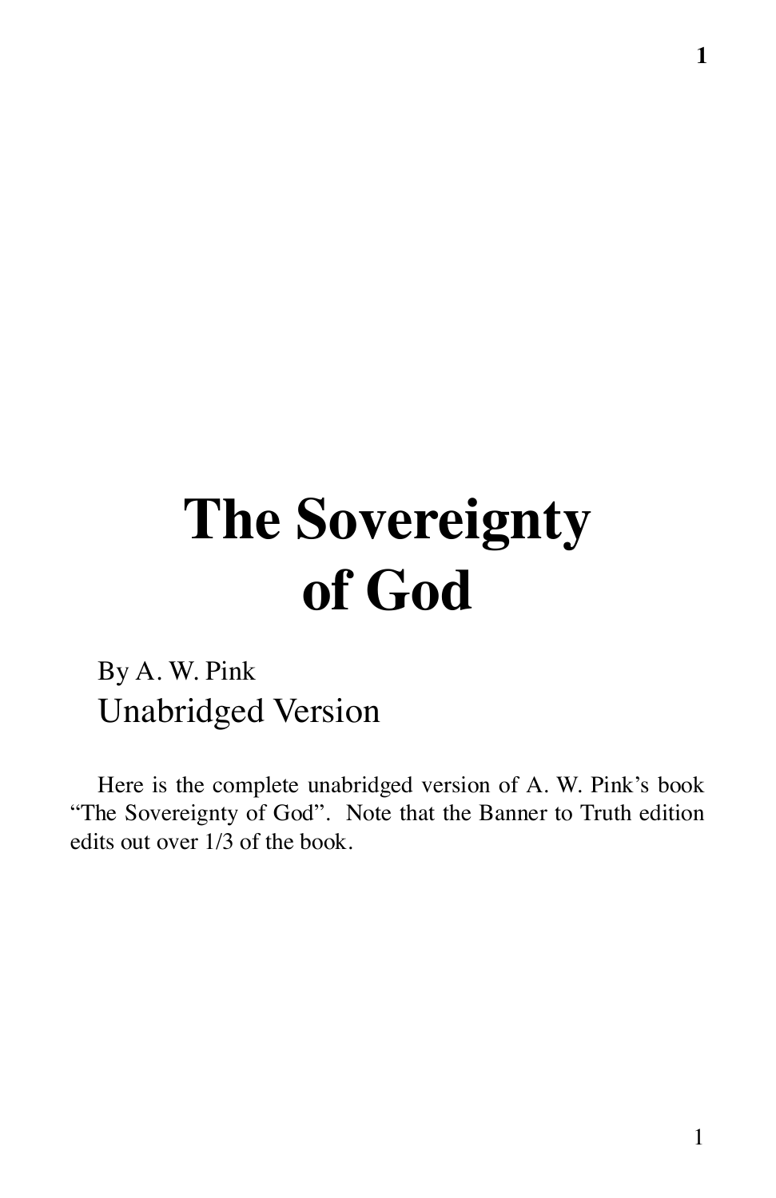# The Sovereignty of God

By A. W. Pink

Unabridged Version

Here is the complete unabridged version of A. W. Pink's book "The Sovereignty of God". Note that the Banner to Truth edition edits out over 1/3 of the book.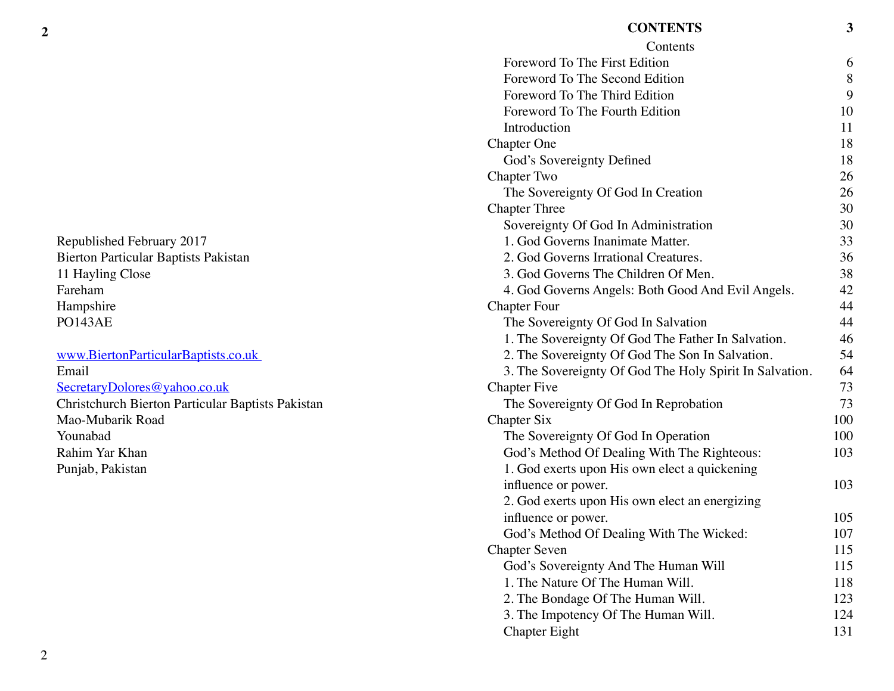Republished February 2017
Bierton Particular Baptists Pakistan
11 Hayling Close
Fareham
Hampshire
PO143AE

[www.BiertonParticularBaptists.co.uk](http://www.BiertonParticularBaptists.co.uk)
Email
[SecretaryDolores@yahoo.co.uk](mailto:SecretaryDolores@yahoo.co.uk)
Christchurch Bierton Particular Baptists Pakistan
Mao-Mubarik Road
Younabad
Rahim Yar Khan
Punjab, Pakistan

# CONTENTS

Contents

| | |
|---|---|
| Foreword To The First Edition | 6 |
| Foreword To The Second Edition | 8 |
| Foreword To The Third Edition | 9 |
| Foreword To The Fourth Edition | 10 |
| Introduction | 11 |
| Chapter One | 18 |
| God's Sovereignty Defined | 18 |
| Chapter Two | 26 |
| The Sovereignty Of God In Creation | 26 |
| Chapter Three | 30 |
| Sovereignty Of God In Administration | 30 |
| 1. God Governs Inanimate Matter. | 33 |
| 2. God Governs Irrational Creatures. | 36 |
| 3. God Governs The Children Of Men. | 38 |
| 4. God Governs Angels: Both Good And Evil Angels. | 42 |
| Chapter Four | 44 |
| The Sovereignty Of God In Salvation | 44 |
| 1. The Sovereignty Of God The Father In Salvation. | 46 |
| 2. The Sovereignty Of God The Son In Salvation. | 54 |
| 3. The Sovereignty Of God The Holy Spirit In Salvation. | 64 |
| Chapter Five | 73 |
| The Sovereignty Of God In Reprobation | 73 |
| Chapter Six | 100 |
| The Sovereignty Of God In Operation | 100 |
| God's Method Of Dealing With The Righteous: | 103 |
| 1. God exerts upon His own elect a quickening influence or power. | 103 |
| 2. God exerts upon His own elect an energizing influence or power. | 105 |
| God's Method Of Dealing With The Wicked: | 107 |
| Chapter Seven | 115 |
| God's Sovereignty And The Human Will | 115 |
| 1. The Nature Of The Human Will. | 118 |
| 2. The Bondage Of The Human Will. | 123 |
| 3. The Impotency Of The Human Will. | 124 |
| Chapter Eight | 131 |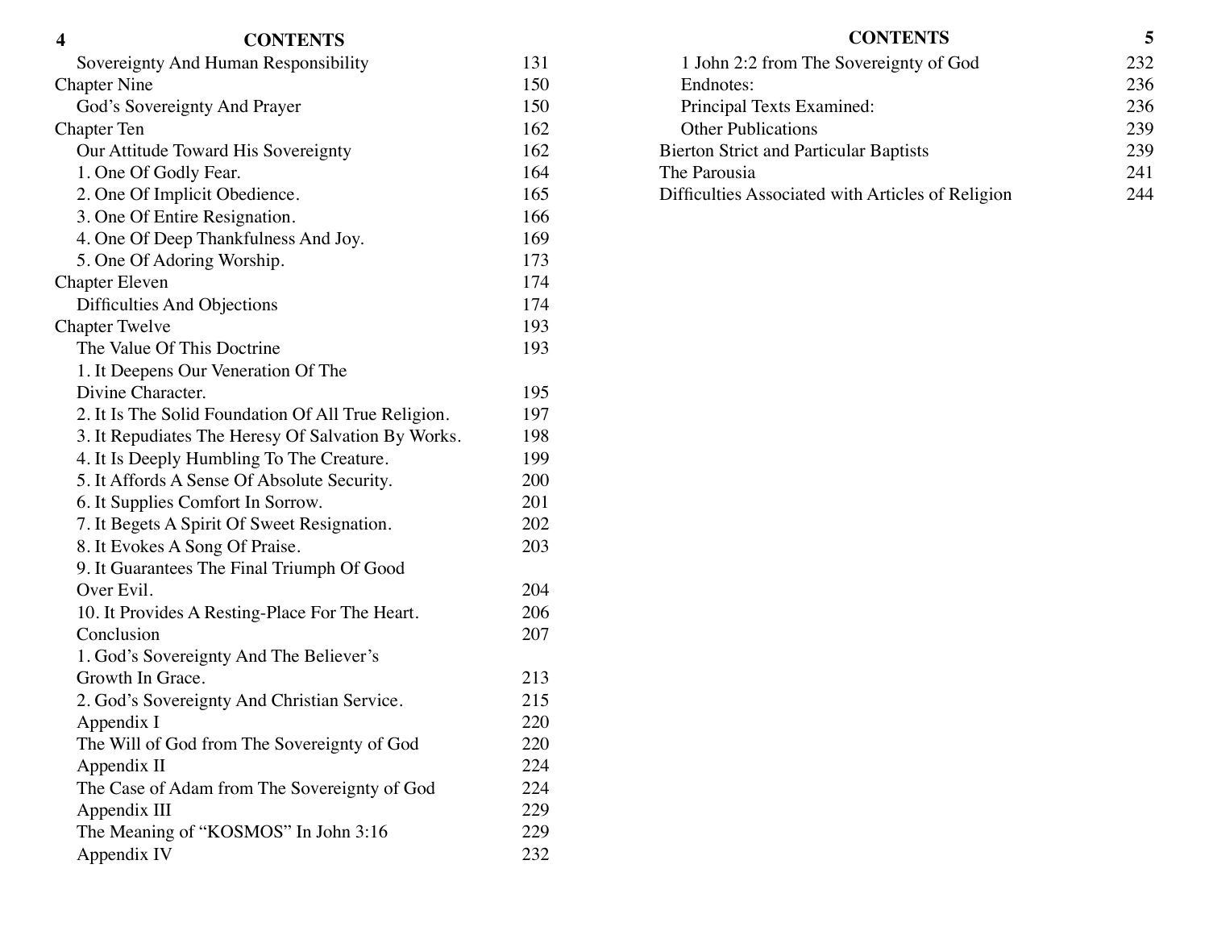| | |
|---|---|
| Sovereignty And Human Responsibility | 131 |
| Chapter Nine | 150 |
| God’s Sovereignty And Prayer | 150 |
| Chapter Ten | 162 |
| Our Attitude Toward His Sovereignty | 162 |
| 1. One Of Godly Fear. | 164 |
| 2. One Of Implicit Obedience. | 165 |
| 3. One Of Entire Resignation. | 166 |
| 4. One Of Deep Thankfulness And Joy. | 169 |
| 5. One Of Adoring Worship. | 173 |
| Chapter Eleven | 174 |
| Difficulties And Objections | 174 |
| Chapter Twelve | 193 |
| The Value Of This Doctrine | 193 |
| 1. It Deepens Our Veneration Of The Divine Character. | 195 |
| 2. It Is The Solid Foundation Of All True Religion. | 197 |
| 3. It Repudiates The Heresy Of Salvation By Works. | 198 |
| 4. It Is Deeply Humbling To The Creature. | 199 |
| 5. It Affords A Sense Of Absolute Security. | 200 |
| 6. It Supplies Comfort In Sorrow. | 201 |
| 7. It Begets A Spirit Of Sweet Resignation. | 202 |
| 8. It Evokes A Song Of Praise. | 203 |
| 9. It Guarantees The Final Triumph Of Good Over Evil. | 204 |
| 10. It Provides A Resting-Place For The Heart. | 206 |
| Conclusion | 207 |
| 1. God’s Sovereignty And The Believer’s Growth In Grace. | 213 |
| 2. God’s Sovereignty And Christian Service. | 215 |
| Appendix I | 220 |
| The Will of God from The Sovereignty of God | 220 |
| Appendix II | 224 |
| The Case of Adam from The Sovereignty of God | 224 |
| Appendix III | 229 |
| The Meaning of “KOSMOS” In John 3:16 | 229 |
| Appendix IV | 232 |
| 1 John 2:2 from The Sovereignty of God | 232 |
| Endnotes: | 236 |
| Principal Texts Examined: | 236 |
| Other Publications | 239 |
| Bierton Strict and Particular Baptists | 239 |
| The Parousia | 241 |
| Difficulties Associated with Articles of Religion | 244 |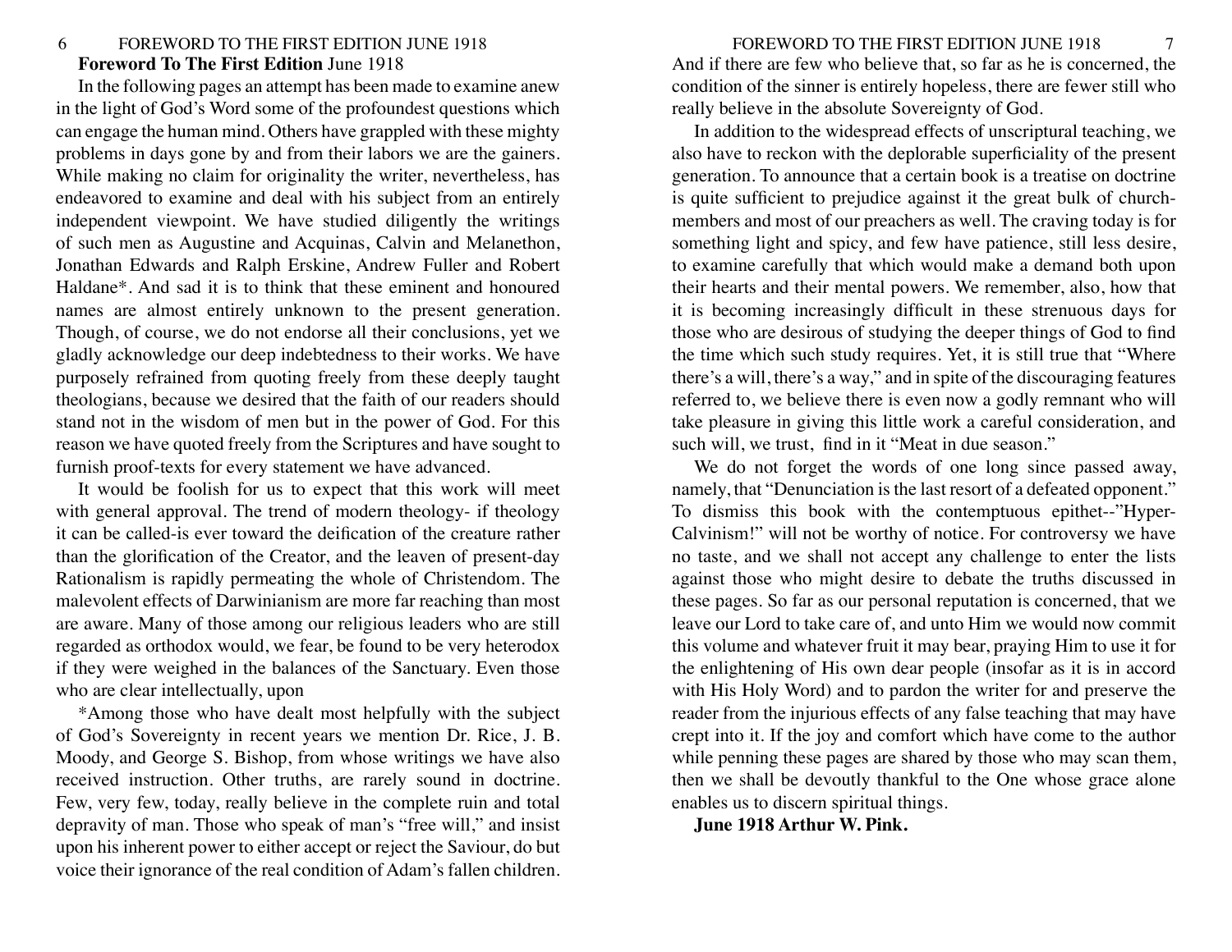**Foreword To The First Edition** June 1918

In the following pages an attempt has been made to examine anew in the light of God's Word some of the profoundest questions which can engage the human mind. Others have grappled with these mighty problems in days gone by and from their labors we are the gainers. While making no claim for originality the writer, nevertheless, has endeavored to examine and deal with his subject from an entirely independent viewpoint. We have studied diligently the writings of such men as Augustine and Acquinas, Calvin and Melanethon, Jonathan Edwards and Ralph Erskine, Andrew Fuller and Robert Haldane*. And sad it is to think that these eminent and honoured names are almost entirely unknown to the present generation. Though, of course, we do not endorse all their conclusions, yet we gladly acknowledge our deep indebtedness to their works. We have purposely refrained from quoting freely from these deeply taught theologians, because we desired that the faith of our readers should stand not in the wisdom of men but in the power of God. For this reason we have quoted freely from the Scriptures and have sought to furnish proof-texts for every statement we have advanced.

It would be foolish for us to expect that this work will meet with general approval. The trend of modern theology- if theology it can be called-is ever toward the deification of the creature rather than the glorification of the Creator, and the leaven of present-day Rationalism is rapidly permeating the whole of Christendom. The malevolent effects of Darwinianism are more far reaching than most are aware. Many of those among our religious leaders who are still regarded as orthodox would, we fear, be found to be very heterodox if they were weighed in the balances of the Sanctuary. Even those who are clear intellectually, upon

*Among those who have dealt most helpfully with the subject of God's Sovereignty in recent years we mention Dr. Rice, J. B. Moody, and George S. Bishop, from whose writings we have also received instruction. Other truths, are rarely sound in doctrine. Few, very few, today, really believe in the complete ruin and total depravity of man. Those who speak of man's "free will," and insist upon his inherent power to either accept or reject the Saviour, do but voice their ignorance of the real condition of Adam's fallen children. And if there are few who believe that, so far as he is concerned, the condition of the sinner is entirely hopeless, there are fewer still who really believe in the absolute Sovereignty of God.

In addition to the widespread effects of unscriptural teaching, we also have to reckon with the deplorable superficiality of the present generation. To announce that a certain book is a treatise on doctrine is quite sufficient to prejudice against it the great bulk of church-members and most of our preachers as well. The craving today is for something light and spicy, and few have patience, still less desire, to examine carefully that which would make a demand both upon their hearts and their mental powers. We remember, also, how that it is becoming increasingly difficult in these strenuous days for those who are desirous of studying the deeper things of God to find the time which such study requires. Yet, it is still true that "Where there's a will, there's a way," and in spite of the discouraging features referred to, we believe there is even now a godly remnant who will take pleasure in giving this little work a careful consideration, and such will, we trust, find in it "Meat in due season."

We do not forget the words of one long since passed away, namely, that "Denunciation is the last resort of a defeated opponent." To dismiss this book with the contemptuous epithet--"Hyper-Calvinism!" will not be worthy of notice. For controversy we have no taste, and we shall not accept any challenge to enter the lists against those who might desire to debate the truths discussed in these pages. So far as our personal reputation is concerned, that we leave our Lord to take care of, and unto Him we would now commit this volume and whatever fruit it may bear, praying Him to use it for the enlightening of His own dear people (insofar as it is in accord with His Holy Word) and to pardon the writer for and preserve the reader from the injurious effects of any false teaching that may have crept into it. If the joy and comfort which have come to the author while penning these pages are shared by those who may scan them, then we shall be devoutly thankful to the One whose grace alone enables us to discern spiritual things.

**June 1918 Arthur W. Pink.**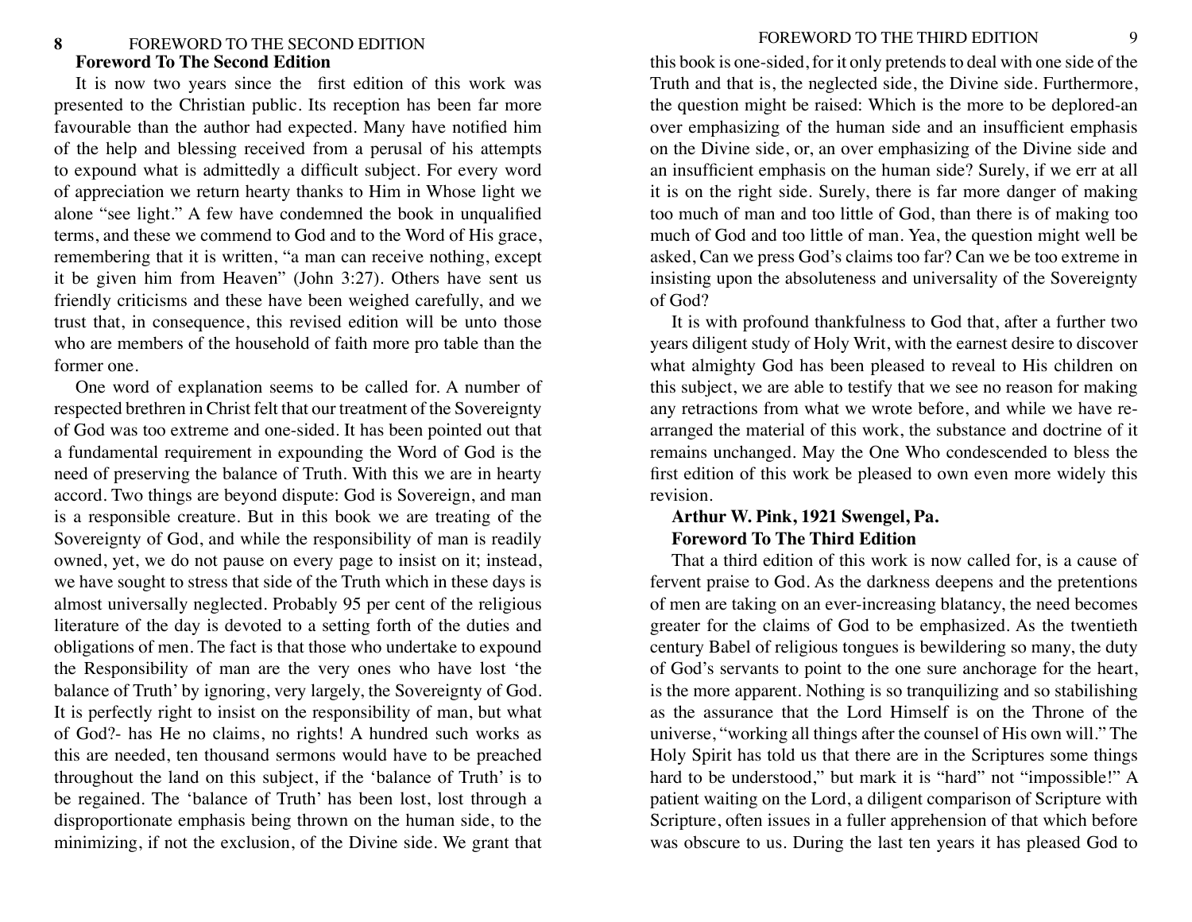## Foreword To The Second Edition

It is now two years since the first edition of this work was presented to the Christian public. Its reception has been far more favourable than the author had expected. Many have notified him of the help and blessing received from a perusal of his attempts to expound what is admittedly a difficult subject. For every word of appreciation we return hearty thanks to Him in Whose light we alone "see light." A few have condemned the book in unqualified terms, and these we commend to God and to the Word of His grace, remembering that it is written, "a man can receive nothing, except it be given him from Heaven" (John 3:27). Others have sent us friendly criticisms and these have been weighed carefully, and we trust that, in consequence, this revised edition will be unto those who are members of the household of faith more pro table than the former one.

One word of explanation seems to be called for. A number of respected brethren in Christ felt that our treatment of the Sovereignty of God was too extreme and one-sided. It has been pointed out that a fundamental requirement in expounding the Word of God is the need of preserving the balance of Truth. With this we are in hearty accord. Two things are beyond dispute: God is Sovereign, and man is a responsible creature. But in this book we are treating of the Sovereignty of God, and while the responsibility of man is readily owned, yet, we do not pause on every page to insist on it; instead, we have sought to stress that side of the Truth which in these days is almost universally neglected. Probably 95 per cent of the religious literature of the day is devoted to a setting forth of the duties and obligations of men. The fact is that those who undertake to expound the Responsibility of man are the very ones who have lost 'the balance of Truth' by ignoring, very largely, the Sovereignty of God. It is perfectly right to insist on the responsibility of man, but what of God?- has He no claims, no rights! A hundred such works as this are needed, ten thousand sermons would have to be preached throughout the land on this subject, if the 'balance of Truth' is to be regained. The 'balance of Truth' has been lost, lost through a disproportionate emphasis being thrown on the human side, to the minimizing, if not the exclusion, of the Divine side. We grant that this book is one-sided, for it only pretends to deal with one side of the Truth and that is, the neglected side, the Divine side. Furthermore, the question might be raised: Which is the more to be deplored-an over emphasizing of the human side and an insufficient emphasis on the Divine side, or, an over emphasizing of the Divine side and an insufficient emphasis on the human side? Surely, if we err at all it is on the right side. Surely, there is far more danger of making too much of man and too little of God, than there is of making too much of God and too little of man. Yea, the question might well be asked, Can we press God's claims too far? Can we be too extreme in insisting upon the absoluteness and universality of the Sovereignty of God?

It is with profound thankfulness to God that, after a further two years diligent study of Holy Writ, with the earnest desire to discover what almighty God has been pleased to reveal to His children on this subject, we are able to testify that we see no reason for making any retractions from what we wrote before, and while we have re-arranged the material of this work, the substance and doctrine of it remains unchanged. May the One Who condescended to bless the first edition of this work be pleased to own even more widely this revision.

**Arthur W. Pink, 1921 Swengel, Pa.**

## Foreword To The Third Edition

That a third edition of this work is now called for, is a cause of fervent praise to God. As the darkness deepens and the pretentions of men are taking on an ever-increasing blatancy, the need becomes greater for the claims of God to be emphasized. As the twentieth century Babel of religious tongues is bewildering so many, the duty of God's servants to point to the one sure anchorage for the heart, is the more apparent. Nothing is so tranquilizing and so stabilishing as the assurance that the Lord Himself is on the Throne of the universe, "working all things after the counsel of His own will." The Holy Spirit has told us that there are in the Scriptures some things hard to be understood," but mark it is "hard" not "impossible!" A patient waiting on the Lord, a diligent comparison of Scripture with Scripture, often issues in a fuller apprehension of that which before was obscure to us. During the last ten years it has pleased God to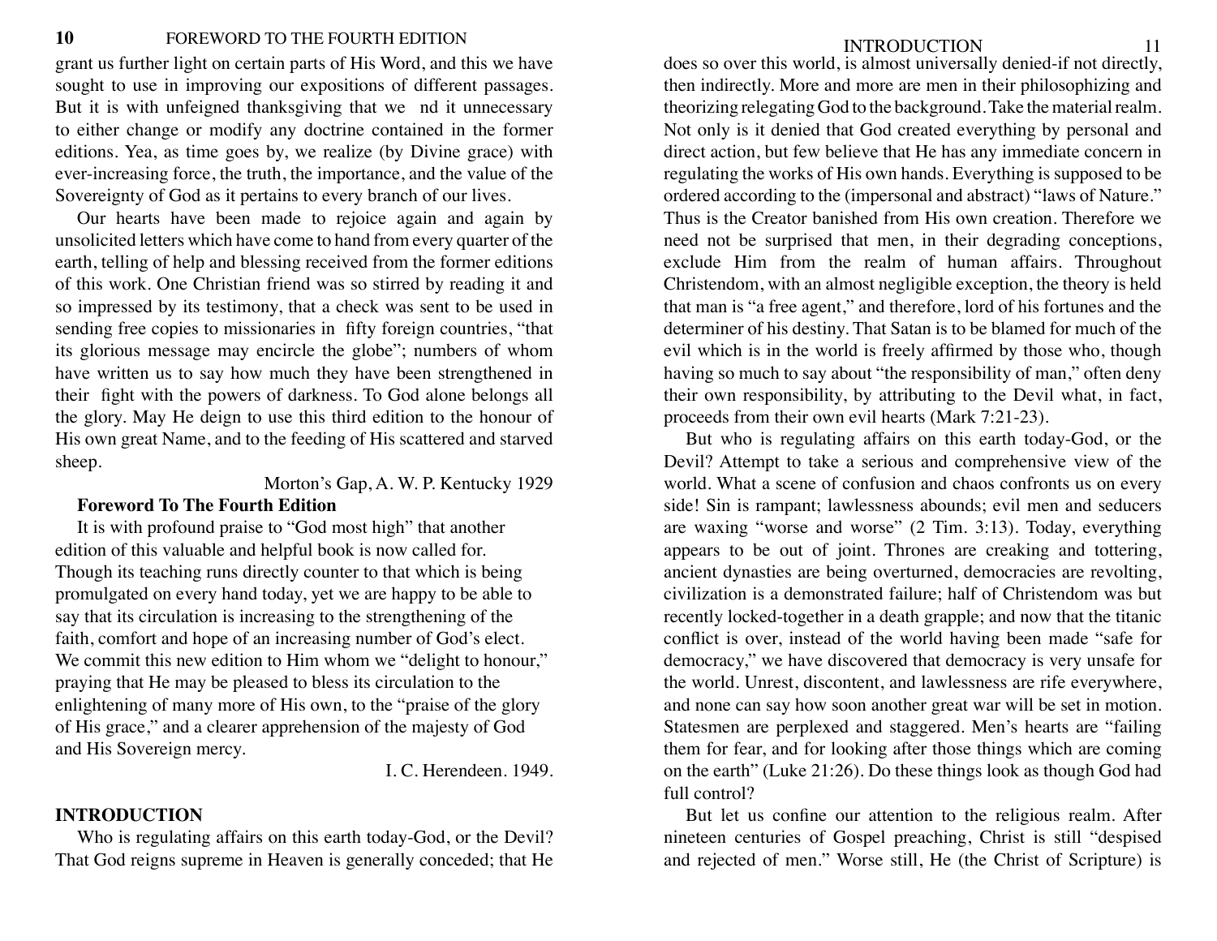grant us further light on certain parts of His Word, and this we have sought to use in improving our expositions of different passages. But it is with unfeigned thanksgiving that we nd it unnecessary to either change or modify any doctrine contained in the former editions. Yea, as time goes by, we realize (by Divine grace) with ever-increasing force, the truth, the importance, and the value of the Sovereignty of God as it pertains to every branch of our lives.

Our hearts have been made to rejoice again and again by unsolicited letters which have come to hand from every quarter of the earth, telling of help and blessing received from the former editions of this work. One Christian friend was so stirred by reading it and so impressed by its testimony, that a check was sent to be used in sending free copies to missionaries in fifty foreign countries, "that its glorious message may encircle the globe"; numbers of whom have written us to say how much they have been strengthened in their fight with the powers of darkness. To God alone belongs all the glory. May He deign to use this third edition to the honour of His own great Name, and to the feeding of His scattered and starved sheep.

Morton's Gap, A. W. P. Kentucky 1929

**Foreword To The Fourth Edition**

It is with profound praise to "God most high" that another edition of this valuable and helpful book is now called for. Though its teaching runs directly counter to that which is being promulgated on every hand today, yet we are happy to be able to say that its circulation is increasing to the strengthening of the faith, comfort and hope of an increasing number of God's elect. We commit this new edition to Him whom we "delight to honour," praying that He may be pleased to bless its circulation to the enlightening of many more of His own, to the "praise of the glory of His grace," and a clearer apprehension of the majesty of God and His Sovereign mercy.

I. C. Herendeen. 1949.

## INTRODUCTION

Who is regulating affairs on this earth today-God, or the Devil? That God reigns supreme in Heaven is generally conceded; that He does so over this world, is almost universally denied-if not directly, then indirectly. More and more are men in their philosophizing and theorizing relegating God to the background. Take the material realm. Not only is it denied that God created everything by personal and direct action, but few believe that He has any immediate concern in regulating the works of His own hands. Everything is supposed to be ordered according to the (impersonal and abstract) "laws of Nature." Thus is the Creator banished from His own creation. Therefore we need not be surprised that men, in their degrading conceptions, exclude Him from the realm of human affairs. Throughout Christendom, with an almost negligible exception, the theory is held that man is "a free agent," and therefore, lord of his fortunes and the determiner of his destiny. That Satan is to be blamed for much of the evil which is in the world is freely affirmed by those who, though having so much to say about "the responsibility of man," often deny their own responsibility, by attributing to the Devil what, in fact, proceeds from their own evil hearts (Mark 7:21-23).

But who is regulating affairs on this earth today-God, or the Devil? Attempt to take a serious and comprehensive view of the world. What a scene of confusion and chaos confronts us on every side! Sin is rampant; lawlessness abounds; evil men and seducers are waxing "worse and worse" (2 Tim. 3:13). Today, everything appears to be out of joint. Thrones are creaking and tottering, ancient dynasties are being overturned, democracies are revolting, civilization is a demonstrated failure; half of Christendom was but recently locked-together in a death grapple; and now that the titanic conflict is over, instead of the world having been made "safe for democracy," we have discovered that democracy is very unsafe for the world. Unrest, discontent, and lawlessness are rife everywhere, and none can say how soon another great war will be set in motion. Statesmen are perplexed and staggered. Men's hearts are "failing them for fear, and for looking after those things which are coming on the earth" (Luke 21:26). Do these things look as though God had full control?

But let us confine our attention to the religious realm. After nineteen centuries of Gospel preaching, Christ is still "despised and rejected of men." Worse still, He (the Christ of Scripture) is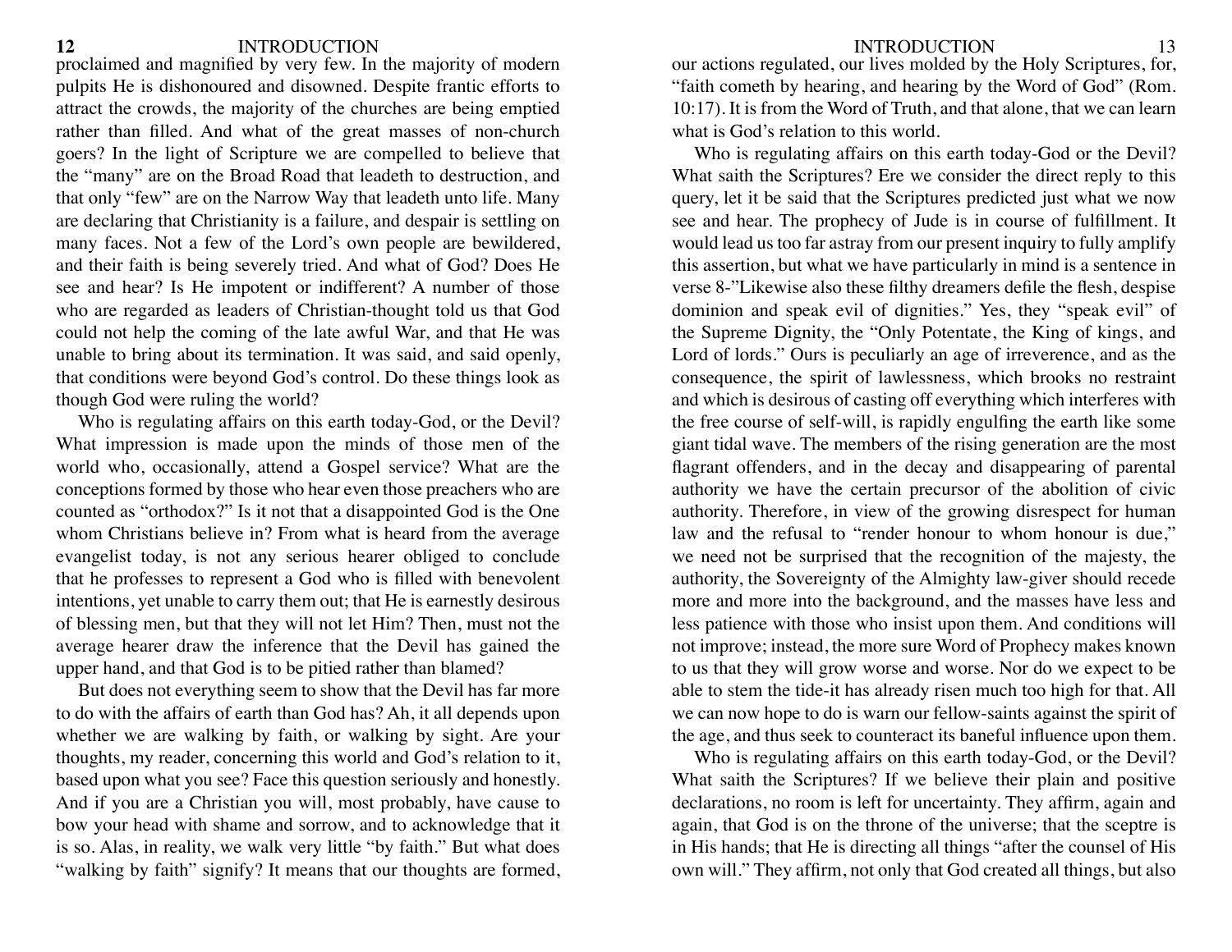proclaimed and magnified by very few. In the majority of modern pulpits He is dishonoured and disowned. Despite frantic efforts to attract the crowds, the majority of the churches are being emptied rather than filled. And what of the great masses of non-church goers? In the light of Scripture we are compelled to believe that the "many" are on the Broad Road that leadeth to destruction, and that only "few" are on the Narrow Way that leadeth unto life. Many are declaring that Christianity is a failure, and despair is settling on many faces. Not a few of the Lord's own people are bewildered, and their faith is being severely tried. And what of God? Does He see and hear? Is He impotent or indifferent? A number of those who are regarded as leaders of Christian-thought told us that God could not help the coming of the late awful War, and that He was unable to bring about its termination. It was said, and said openly, that conditions were beyond God's control. Do these things look as though God were ruling the world?

Who is regulating affairs on this earth today-God, or the Devil? What impression is made upon the minds of those men of the world who, occasionally, attend a Gospel service? What are the conceptions formed by those who hear even those preachers who are counted as "orthodox?" Is it not that a disappointed God is the One whom Christians believe in? From what is heard from the average evangelist today, is not any serious hearer obliged to conclude that he professes to represent a God who is filled with benevolent intentions, yet unable to carry them out; that He is earnestly desirous of blessing men, but that they will not let Him? Then, must not the average hearer draw the inference that the Devil has gained the upper hand, and that God is to be pitied rather than blamed?

But does not everything seem to show that the Devil has far more to do with the affairs of earth than God has? Ah, it all depends upon whether we are walking by faith, or walking by sight. Are your thoughts, my reader, concerning this world and God's relation to it, based upon what you see? Face this question seriously and honestly. And if you are a Christian you will, most probably, have cause to bow your head with shame and sorrow, and to acknowledge that it is so. Alas, in reality, we walk very little "by faith." But what does "walking by faith" signify? It means that our thoughts are formed, our actions regulated, our lives molded by the Holy Scriptures, for, "faith cometh by hearing, and hearing by the Word of God" (Rom. 10:17). It is from the Word of Truth, and that alone, that we can learn what is God's relation to this world.

Who is regulating affairs on this earth today-God or the Devil? What saith the Scriptures? Ere we consider the direct reply to this query, let it be said that the Scriptures predicted just what we now see and hear. The prophecy of Jude is in course of fulfillment. It would lead us too far astray from our present inquiry to fully amplify this assertion, but what we have particularly in mind is a sentence in verse 8-"Likewise also these filthy dreamers defile the flesh, despise dominion and speak evil of dignities." Yes, they "speak evil" of the Supreme Dignity, the "Only Potentate, the King of kings, and Lord of lords." Ours is peculiarly an age of irreverence, and as the consequence, the spirit of lawlessness, which brooks no restraint and which is desirous of casting off everything which interferes with the free course of self-will, is rapidly engulfing the earth like some giant tidal wave. The members of the rising generation are the most flagrant offenders, and in the decay and disappearing of parental authority we have the certain precursor of the abolition of civic authority. Therefore, in view of the growing disrespect for human law and the refusal to "render honour to whom honour is due," we need not be surprised that the recognition of the majesty, the authority, the Sovereignty of the Almighty law-giver should recede more and more into the background, and the masses have less and less patience with those who insist upon them. And conditions will not improve; instead, the more sure Word of Prophecy makes known to us that they will grow worse and worse. Nor do we expect to be able to stem the tide-it has already risen much too high for that. All we can now hope to do is warn our fellow-saints against the spirit of the age, and thus seek to counteract its baneful influence upon them.

Who is regulating affairs on this earth today-God, or the Devil? What saith the Scriptures? If we believe their plain and positive declarations, no room is left for uncertainty. They affirm, again and again, that God is on the throne of the universe; that the sceptre is in His hands; that He is directing all things "after the counsel of His own will." They affirm, not only that God created all things, but also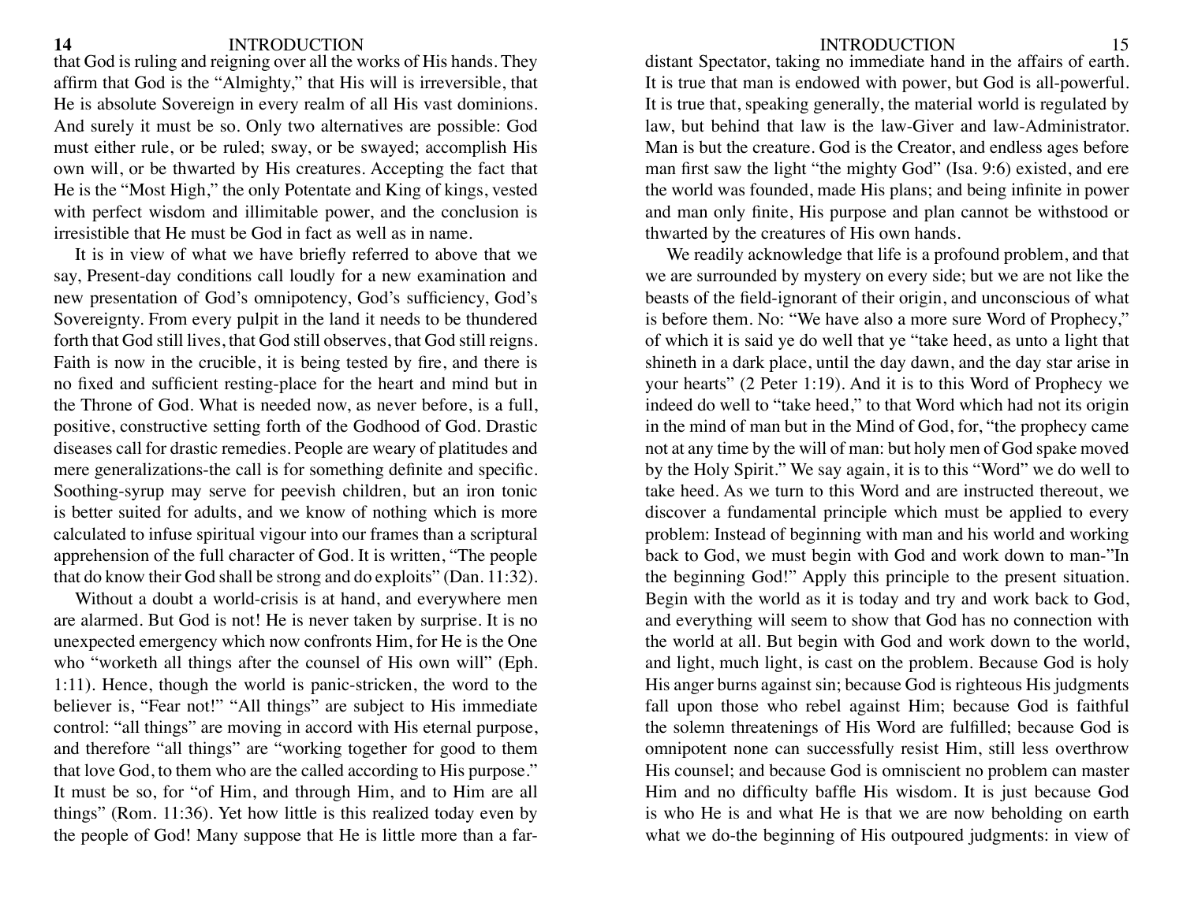that God is ruling and reigning over all the works of His hands. They affirm that God is the "Almighty," that His will is irreversible, that He is absolute Sovereign in every realm of all His vast dominions. And surely it must be so. Only two alternatives are possible: God must either rule, or be ruled; sway, or be swayed; accomplish His own will, or be thwarted by His creatures. Accepting the fact that He is the "Most High," the only Potentate and King of kings, vested with perfect wisdom and illimitable power, and the conclusion is irresistible that He must be God in fact as well as in name.

It is in view of what we have briefly referred to above that we say, Present-day conditions call loudly for a new examination and new presentation of God's omnipotency, God's sufficiency, God's Sovereignty. From every pulpit in the land it needs to be thundered forth that God still lives, that God still observes, that God still reigns. Faith is now in the crucible, it is being tested by fire, and there is no fixed and sufficient resting-place for the heart and mind but in the Throne of God. What is needed now, as never before, is a full, positive, constructive setting forth of the Godhood of God. Drastic diseases call for drastic remedies. People are weary of platitudes and mere generalizations-the call is for something definite and specific. Soothing-syrup may serve for peevish children, but an iron tonic is better suited for adults, and we know of nothing which is more calculated to infuse spiritual vigour into our frames than a scriptural apprehension of the full character of God. It is written, "The people that do know their God shall be strong and do exploits" (Dan. 11:32).

Without a doubt a world-crisis is at hand, and everywhere men are alarmed. But God is not! He is never taken by surprise. It is no unexpected emergency which now confronts Him, for He is the One who "worketh all things after the counsel of His own will" (Eph. 1:11). Hence, though the world is panic-stricken, the word to the believer is, "Fear not!" "All things" are subject to His immediate control: "all things" are moving in accord with His eternal purpose, and therefore "all things" are "working together for good to them that love God, to them who are the called according to His purpose." It must be so, for "of Him, and through Him, and to Him are all things" (Rom. 11:36). Yet how little is this realized today even by the people of God! Many suppose that He is little more than a far-distant Spectator, taking no immediate hand in the affairs of earth. It is true that man is endowed with power, but God is all-powerful. It is true that, speaking generally, the material world is regulated by law, but behind that law is the law-Giver and law-Administrator. Man is but the creature. God is the Creator, and endless ages before man first saw the light "the mighty God" (Isa. 9:6) existed, and ere the world was founded, made His plans; and being infinite in power and man only finite, His purpose and plan cannot be withstood or thwarted by the creatures of His own hands.

We readily acknowledge that life is a profound problem, and that we are surrounded by mystery on every side; but we are not like the beasts of the field-ignorant of their origin, and unconscious of what is before them. No: "We have also a more sure Word of Prophecy," of which it is said ye do well that ye "take heed, as unto a light that shineth in a dark place, until the day dawn, and the day star arise in your hearts" (2 Peter 1:19). And it is to this Word of Prophecy we indeed do well to "take heed," to that Word which had not its origin in the mind of man but in the Mind of God, for, "the prophecy came not at any time by the will of man: but holy men of God spake moved by the Holy Spirit." We say again, it is to this "Word" we do well to take heed. As we turn to this Word and are instructed thereout, we discover a fundamental principle which must be applied to every problem: Instead of beginning with man and his world and working back to God, we must begin with God and work down to man-"In the beginning God!" Apply this principle to the present situation. Begin with the world as it is today and try and work back to God, and everything will seem to show that God has no connection with the world at all. But begin with God and work down to the world, and light, much light, is cast on the problem. Because God is holy His anger burns against sin; because God is righteous His judgments fall upon those who rebel against Him; because God is faithful the solemn threatenings of His Word are fulfilled; because God is omnipotent none can successfully resist Him, still less overthrow His counsel; and because God is omniscient no problem can master Him and no difficulty baffle His wisdom. It is just because God is who He is and what He is that we are now beholding on earth what we do-the beginning of His outpoured judgments: in view of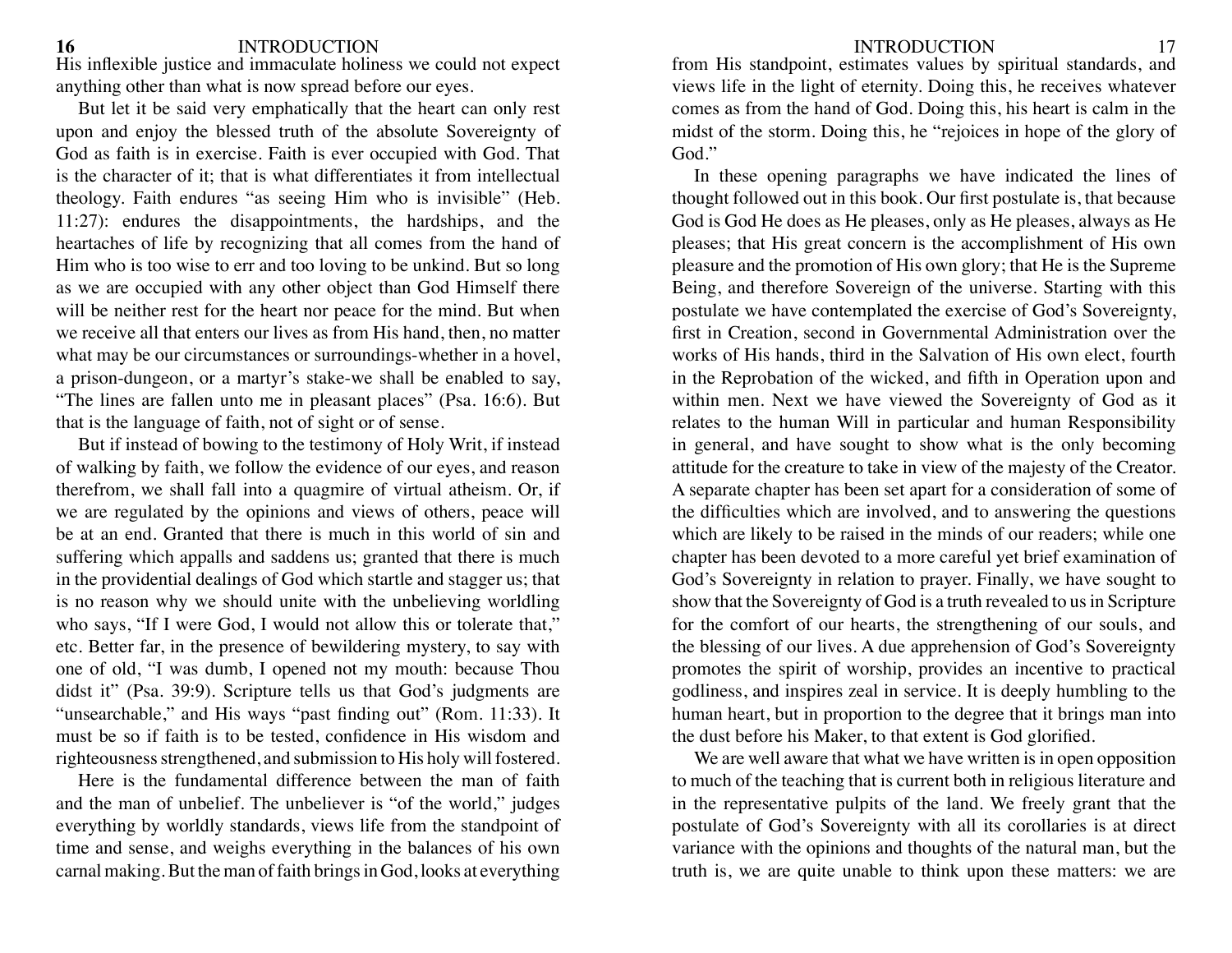His inflexible justice and immaculate holiness we could not expect anything other than what is now spread before our eyes.

But let it be said very emphatically that the heart can only rest upon and enjoy the blessed truth of the absolute Sovereignty of God as faith is in exercise. Faith is ever occupied with God. That is the character of it; that is what differentiates it from intellectual theology. Faith endures "as seeing Him who is invisible" (Heb. 11:27): endures the disappointments, the hardships, and the heartaches of life by recognizing that all comes from the hand of Him who is too wise to err and too loving to be unkind. But so long as we are occupied with any other object than God Himself there will be neither rest for the heart nor peace for the mind. But when we receive all that enters our lives as from His hand, then, no matter what may be our circumstances or surroundings-whether in a hovel, a prison-dungeon, or a martyr's stake-we shall be enabled to say, "The lines are fallen unto me in pleasant places" (Psa. 16:6). But that is the language of faith, not of sight or of sense.

But if instead of bowing to the testimony of Holy Writ, if instead of walking by faith, we follow the evidence of our eyes, and reason therefrom, we shall fall into a quagmire of virtual atheism. Or, if we are regulated by the opinions and views of others, peace will be at an end. Granted that there is much in this world of sin and suffering which appalls and saddens us; granted that there is much in the providential dealings of God which startle and stagger us; that is no reason why we should unite with the unbelieving worldling who says, "If I were God, I would not allow this or tolerate that," etc. Better far, in the presence of bewildering mystery, to say with one of old, "I was dumb, I opened not my mouth: because Thou didst it" (Psa. 39:9). Scripture tells us that God's judgments are "unsearchable," and His ways "past finding out" (Rom. 11:33). It must be so if faith is to be tested, confidence in His wisdom and righteousness strengthened, and submission to His holy will fostered.

Here is the fundamental difference between the man of faith and the man of unbelief. The unbeliever is "of the world," judges everything by worldly standards, views life from the standpoint of time and sense, and weighs everything in the balances of his own carnal making. But the man of faith brings in God, looks at everything from His standpoint, estimates values by spiritual standards, and views life in the light of eternity. Doing this, he receives whatever comes as from the hand of God. Doing this, his heart is calm in the midst of the storm. Doing this, he "rejoices in hope of the glory of God."

In these opening paragraphs we have indicated the lines of thought followed out in this book. Our first postulate is, that because God is God He does as He pleases, only as He pleases, always as He pleases; that His great concern is the accomplishment of His own pleasure and the promotion of His own glory; that He is the Supreme Being, and therefore Sovereign of the universe. Starting with this postulate we have contemplated the exercise of God's Sovereignty, first in Creation, second in Governmental Administration over the works of His hands, third in the Salvation of His own elect, fourth in the Reprobation of the wicked, and fifth in Operation upon and within men. Next we have viewed the Sovereignty of God as it relates to the human Will in particular and human Responsibility in general, and have sought to show what is the only becoming attitude for the creature to take in view of the majesty of the Creator. A separate chapter has been set apart for a consideration of some of the difficulties which are involved, and to answering the questions which are likely to be raised in the minds of our readers; while one chapter has been devoted to a more careful yet brief examination of God's Sovereignty in relation to prayer. Finally, we have sought to show that the Sovereignty of God is a truth revealed to us in Scripture for the comfort of our hearts, the strengthening of our souls, and the blessing of our lives. A due apprehension of God's Sovereignty promotes the spirit of worship, provides an incentive to practical godliness, and inspires zeal in service. It is deeply humbling to the human heart, but in proportion to the degree that it brings man into the dust before his Maker, to that extent is God glorified.

We are well aware that what we have written is in open opposition to much of the teaching that is current both in religious literature and in the representative pulpits of the land. We freely grant that the postulate of God's Sovereignty with all its corollaries is at direct variance with the opinions and thoughts of the natural man, but the truth is, we are quite unable to think upon these matters: we are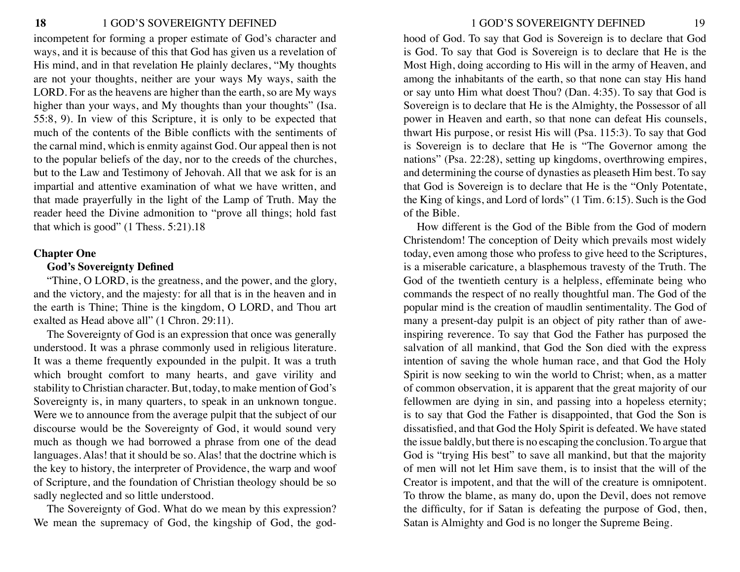incompetent for forming a proper estimate of God's character and ways, and it is because of this that God has given us a revelation of His mind, and in that revelation He plainly declares, "My thoughts are not your thoughts, neither are your ways My ways, saith the LORD. For as the heavens are higher than the earth, so are My ways higher than your ways, and My thoughts than your thoughts" (Isa. 55:8, 9). In view of this Scripture, it is only to be expected that much of the contents of the Bible conflicts with the sentiments of the carnal mind, which is enmity against God. Our appeal then is not to the popular beliefs of the day, nor to the creeds of the churches, but to the Law and Testimony of Jehovah. All that we ask for is an impartial and attentive examination of what we have written, and that made prayerfully in the light of the Lamp of Truth. May the reader heed the Divine admonition to "prove all things; hold fast that which is good" (1 Thess. 5:21).18

## Chapter One

### God's Sovereignty Defined

"Thine, O LORD, is the greatness, and the power, and the glory, and the victory, and the majesty: for all that is in the heaven and in the earth is Thine; Thine is the kingdom, O LORD, and Thou art exalted as Head above all" (1 Chron. 29:11).

The Sovereignty of God is an expression that once was generally understood. It was a phrase commonly used in religious literature. It was a theme frequently expounded in the pulpit. It was a truth which brought comfort to many hearts, and gave virility and stability to Christian character. But, today, to make mention of God's Sovereignty is, in many quarters, to speak in an unknown tongue. Were we to announce from the average pulpit that the subject of our discourse would be the Sovereignty of God, it would sound very much as though we had borrowed a phrase from one of the dead languages. Alas! that it should be so. Alas! that the doctrine which is the key to history, the interpreter of Providence, the warp and woof of Scripture, and the foundation of Christian theology should be so sadly neglected and so little understood.

The Sovereignty of God. What do we mean by this expression? We mean the supremacy of God, the kingship of God, the godhood of God. To say that God is Sovereign is to declare that God is God. To say that God is Sovereign is to declare that He is the Most High, doing according to His will in the army of Heaven, and among the inhabitants of the earth, so that none can stay His hand or say unto Him what doest Thou? (Dan. 4:35). To say that God is Sovereign is to declare that He is the Almighty, the Possessor of all power in Heaven and earth, so that none can defeat His counsels, thwart His purpose, or resist His will (Psa. 115:3). To say that God is Sovereign is to declare that He is "The Governor among the nations" (Psa. 22:28), setting up kingdoms, overthrowing empires, and determining the course of dynasties as pleaseth Him best. To say that God is Sovereign is to declare that He is the "Only Potentate, the King of kings, and Lord of lords" (1 Tim. 6:15). Such is the God of the Bible.

How different is the God of the Bible from the God of modern Christendom! The conception of Deity which prevails most widely today, even among those who profess to give heed to the Scriptures, is a miserable caricature, a blasphemous travesty of the Truth. The God of the twentieth century is a helpless, effeminate being who commands the respect of no really thoughtful man. The God of the popular mind is the creation of maudlin sentimentality. The God of many a present-day pulpit is an object of pity rather than of awe-inspiring reverence. To say that God the Father has purposed the salvation of all mankind, that God the Son died with the express intention of saving the whole human race, and that God the Holy Spirit is now seeking to win the world to Christ; when, as a matter of common observation, it is apparent that the great majority of our fellowmen are dying in sin, and passing into a hopeless eternity; is to say that God the Father is disappointed, that God the Son is dissatisfied, and that God the Holy Spirit is defeated. We have stated the issue baldly, but there is no escaping the conclusion. To argue that God is "trying His best" to save all mankind, but that the majority of men will not let Him save them, is to insist that the will of the Creator is impotent, and that the will of the creature is omnipotent. To throw the blame, as many do, upon the Devil, does not remove the difficulty, for if Satan is defeating the purpose of God, then, Satan is Almighty and God is no longer the Supreme Being.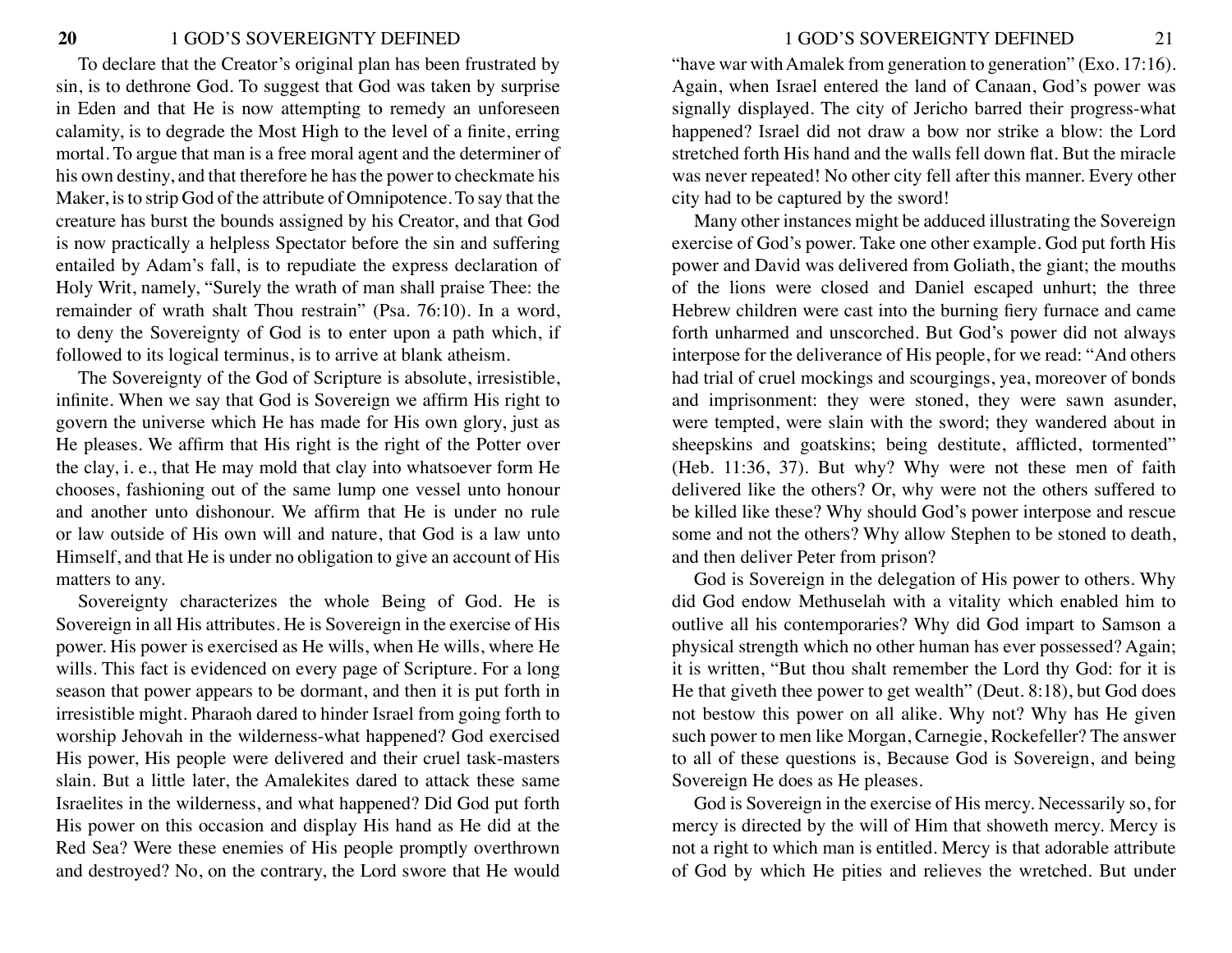To declare that the Creator's original plan has been frustrated by sin, is to dethrone God. To suggest that God was taken by surprise in Eden and that He is now attempting to remedy an unforeseen calamity, is to degrade the Most High to the level of a finite, erring mortal. To argue that man is a free moral agent and the determiner of his own destiny, and that therefore he has the power to checkmate his Maker, is to strip God of the attribute of Omnipotence. To say that the creature has burst the bounds assigned by his Creator, and that God is now practically a helpless Spectator before the sin and suffering entailed by Adam's fall, is to repudiate the express declaration of Holy Writ, namely, "Surely the wrath of man shall praise Thee: the remainder of wrath shalt Thou restrain" (Psa. 76:10). In a word, to deny the Sovereignty of God is to enter upon a path which, if followed to its logical terminus, is to arrive at blank atheism.

The Sovereignty of the God of Scripture is absolute, irresistible, infinite. When we say that God is Sovereign we affirm His right to govern the universe which He has made for His own glory, just as He pleases. We affirm that His right is the right of the Potter over the clay, i. e., that He may mold that clay into whatsoever form He chooses, fashioning out of the same lump one vessel unto honour and another unto dishonour. We affirm that He is under no rule or law outside of His own will and nature, that God is a law unto Himself, and that He is under no obligation to give an account of His matters to any.

Sovereignty characterizes the whole Being of God. He is Sovereign in all His attributes. He is Sovereign in the exercise of His power. His power is exercised as He wills, when He wills, where He wills. This fact is evidenced on every page of Scripture. For a long season that power appears to be dormant, and then it is put forth in irresistible might. Pharaoh dared to hinder Israel from going forth to worship Jehovah in the wilderness-what happened? God exercised His power, His people were delivered and their cruel task-masters slain. But a little later, the Amalekites dared to attack these same Israelites in the wilderness, and what happened? Did God put forth His power on this occasion and display His hand as He did at the Red Sea? Were these enemies of His people promptly overthrown and destroyed? No, on the contrary, the Lord swore that He would "have war with Amalek from generation to generation" (Exo. 17:16). Again, when Israel entered the land of Canaan, God's power was signally displayed. The city of Jericho barred their progress-what happened? Israel did not draw a bow nor strike a blow: the Lord stretched forth His hand and the walls fell down flat. But the miracle was never repeated! No other city fell after this manner. Every other city had to be captured by the sword!

Many other instances might be adduced illustrating the Sovereign exercise of God's power. Take one other example. God put forth His power and David was delivered from Goliath, the giant; the mouths of the lions were closed and Daniel escaped unhurt; the three Hebrew children were cast into the burning fiery furnace and came forth unharmed and unscorched. But God's power did not always interpose for the deliverance of His people, for we read: "And others had trial of cruel mockings and scourgings, yea, moreover of bonds and imprisonment: they were stoned, they were sawn asunder, were tempted, were slain with the sword; they wandered about in sheepskins and goatskins; being destitute, afflicted, tormented" (Heb. 11:36, 37). But why? Why were not these men of faith delivered like the others? Or, why were not the others suffered to be killed like these? Why should God's power interpose and rescue some and not the others? Why allow Stephen to be stoned to death, and then deliver Peter from prison?

God is Sovereign in the delegation of His power to others. Why did God endow Methuselah with a vitality which enabled him to outlive all his contemporaries? Why did God impart to Samson a physical strength which no other human has ever possessed? Again; it is written, "But thou shalt remember the Lord thy God: for it is He that giveth thee power to get wealth" (Deut. 8:18), but God does not bestow this power on all alike. Why not? Why has He given such power to men like Morgan, Carnegie, Rockefeller? The answer to all of these questions is, Because God is Sovereign, and being Sovereign He does as He pleases.

God is Sovereign in the exercise of His mercy. Necessarily so, for mercy is directed by the will of Him that showeth mercy. Mercy is not a right to which man is entitled. Mercy is that adorable attribute of God by which He pities and relieves the wretched. But under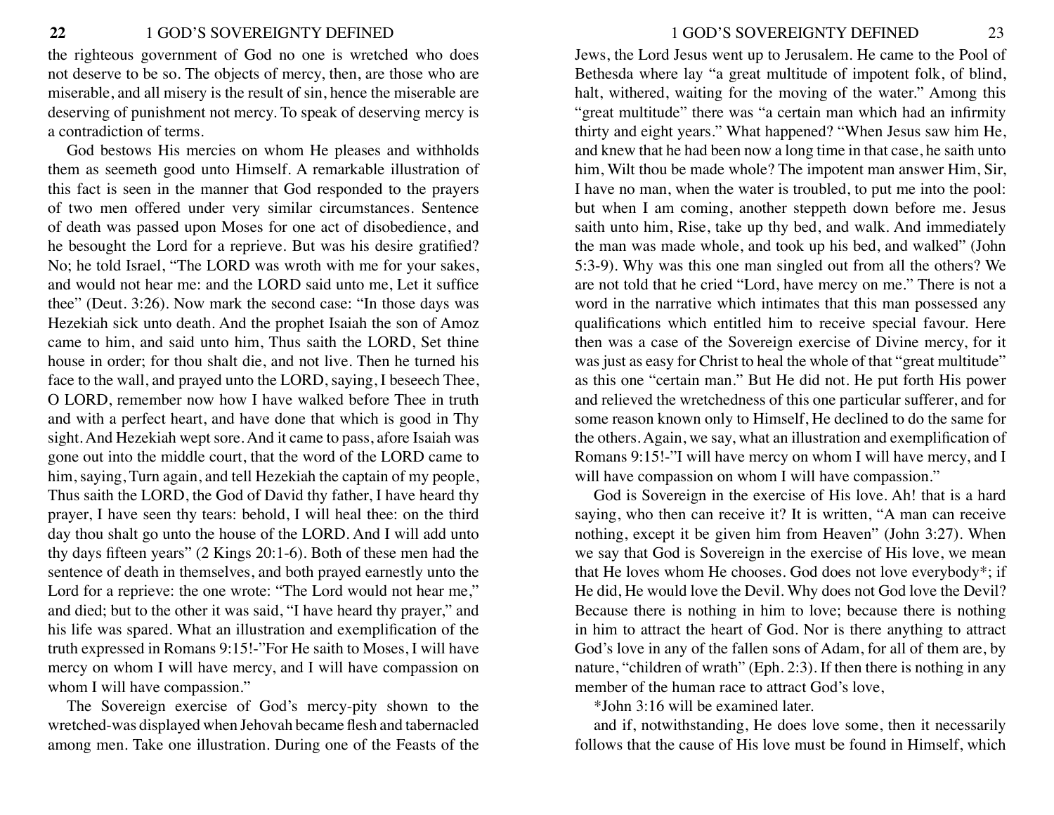the righteous government of God no one is wretched who does not deserve to be so. The objects of mercy, then, are those who are miserable, and all misery is the result of sin, hence the miserable are deserving of punishment not mercy. To speak of deserving mercy is a contradiction of terms.

God bestows His mercies on whom He pleases and withholds them as seemeth good unto Himself. A remarkable illustration of this fact is seen in the manner that God responded to the prayers of two men offered under very similar circumstances. Sentence of death was passed upon Moses for one act of disobedience, and he besought the Lord for a reprieve. But was his desire gratified? No; he told Israel, "The LORD was wroth with me for your sakes, and would not hear me: and the LORD said unto me, Let it suffice thee" (Deut. 3:26). Now mark the second case: "In those days was Hezekiah sick unto death. And the prophet Isaiah the son of Amoz came to him, and said unto him, Thus saith the LORD, Set thine house in order; for thou shalt die, and not live. Then he turned his face to the wall, and prayed unto the LORD, saying, I beseech Thee, O LORD, remember now how I have walked before Thee in truth and with a perfect heart, and have done that which is good in Thy sight. And Hezekiah wept sore. And it came to pass, afore Isaiah was gone out into the middle court, that the word of the LORD came to him, saying, Turn again, and tell Hezekiah the captain of my people, Thus saith the LORD, the God of David thy father, I have heard thy prayer, I have seen thy tears: behold, I will heal thee: on the third day thou shalt go unto the house of the LORD. And I will add unto thy days fifteen years" (2 Kings 20:1-6). Both of these men had the sentence of death in themselves, and both prayed earnestly unto the Lord for a reprieve: the one wrote: "The Lord would not hear me," and died; but to the other it was said, "I have heard thy prayer," and his life was spared. What an illustration and exemplification of the truth expressed in Romans 9:15!-"For He saith to Moses, I will have mercy on whom I will have mercy, and I will have compassion on whom I will have compassion."

The Sovereign exercise of God's mercy-pity shown to the wretched-was displayed when Jehovah became flesh and tabernacled among men. Take one illustration. During one of the Feasts of the Jews, the Lord Jesus went up to Jerusalem. He came to the Pool of Bethesda where lay "a great multitude of impotent folk, of blind, halt, withered, waiting for the moving of the water." Among this "great multitude" there was "a certain man which had an infirmity thirty and eight years." What happened? "When Jesus saw him He, and knew that he had been now a long time in that case, he saith unto him, Wilt thou be made whole? The impotent man answer Him, Sir, I have no man, when the water is troubled, to put me into the pool: but when I am coming, another steppeth down before me. Jesus saith unto him, Rise, take up thy bed, and walk. And immediately the man was made whole, and took up his bed, and walked" (John 5:3-9). Why was this one man singled out from all the others? We are not told that he cried "Lord, have mercy on me." There is not a word in the narrative which intimates that this man possessed any qualifications which entitled him to receive special favour. Here then was a case of the Sovereign exercise of Divine mercy, for it was just as easy for Christ to heal the whole of that "great multitude" as this one "certain man." But He did not. He put forth His power and relieved the wretchedness of this one particular sufferer, and for some reason known only to Himself, He declined to do the same for the others. Again, we say, what an illustration and exemplification of Romans 9:15!-"I will have mercy on whom I will have mercy, and I will have compassion on whom I will have compassion."

God is Sovereign in the exercise of His love. Ah! that is a hard saying, who then can receive it? It is written, "A man can receive nothing, except it be given him from Heaven" (John 3:27). When we say that God is Sovereign in the exercise of His love, we mean that He loves whom He chooses. God does not love everybody*; if He did, He would love the Devil. Why does not God love the Devil? Because there is nothing in him to love; because there is nothing in him to attract the heart of God. Nor is there anything to attract God's love in any of the fallen sons of Adam, for all of them are, by nature, "children of wrath" (Eph. 2:3). If then there is nothing in any member of the human race to attract God's love, and if, notwithstanding, He does love some, then it necessarily follows that the cause of His love must be found in Himself, which

*John 3:16 will be examined later.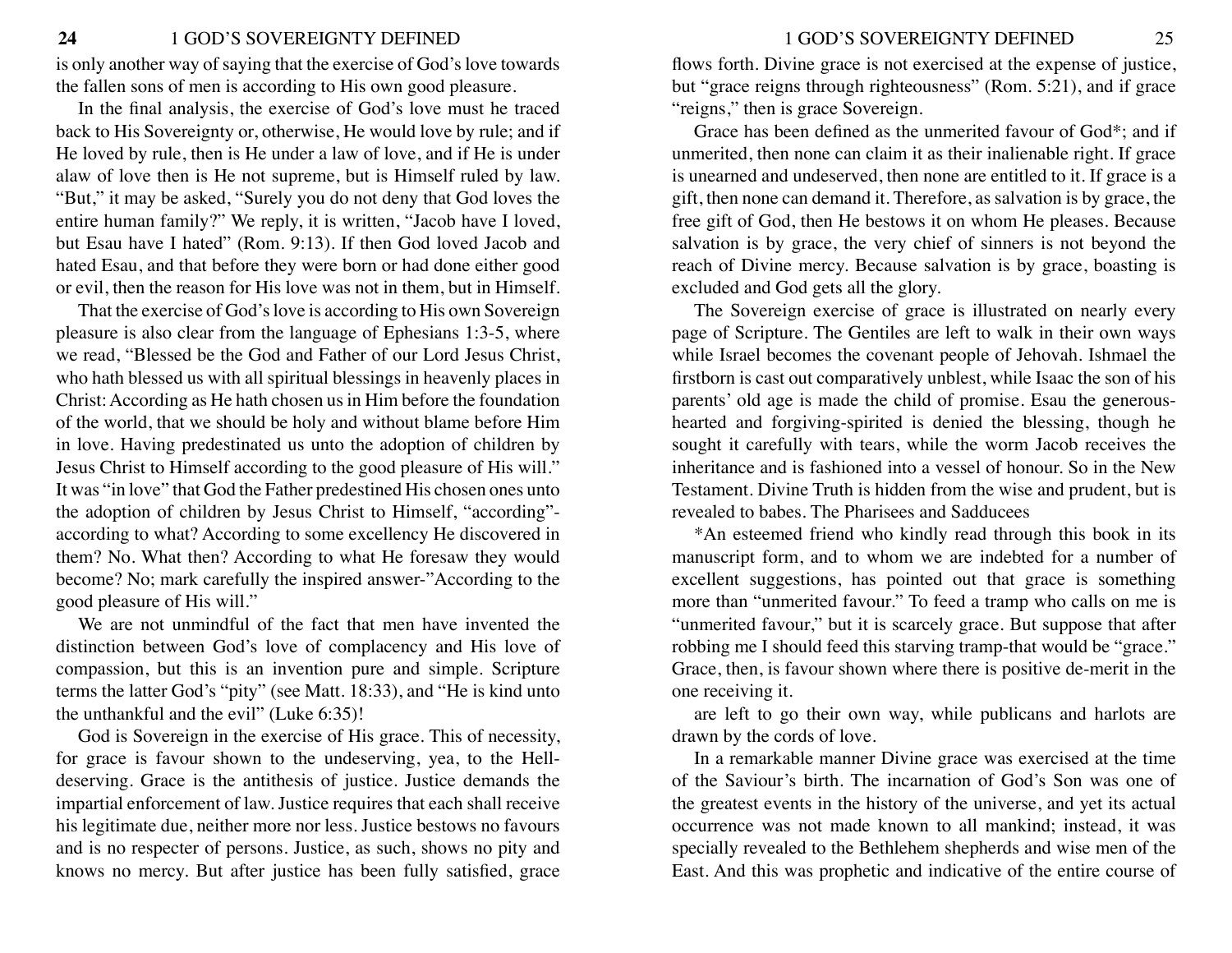is only another way of saying that the exercise of God's love towards the fallen sons of men is according to His own good pleasure.

In the final analysis, the exercise of God's love must he traced back to His Sovereignty or, otherwise, He would love by rule; and if He loved by rule, then is He under a law of love, and if He is under alaw of love then is He not supreme, but is Himself ruled by law. "But," it may be asked, "Surely you do not deny that God loves the entire human family?" We reply, it is written, "Jacob have I loved, but Esau have I hated" (Rom. 9:13). If then God loved Jacob and hated Esau, and that before they were born or had done either good or evil, then the reason for His love was not in them, but in Himself.

That the exercise of God's love is according to His own Sovereign pleasure is also clear from the language of Ephesians 1:3-5, where we read, "Blessed be the God and Father of our Lord Jesus Christ, who hath blessed us with all spiritual blessings in heavenly places in Christ: According as He hath chosen us in Him before the foundation of the world, that we should be holy and without blame before Him in love. Having predestinated us unto the adoption of children by Jesus Christ to Himself according to the good pleasure of His will." It was "in love" that God the Father predestined His chosen ones unto the adoption of children by Jesus Christ to Himself, "according"-according to what? According to some excellency He discovered in them? No. What then? According to what He foresaw they would become? No; mark carefully the inspired answer-"According to the good pleasure of His will."

We are not unmindful of the fact that men have invented the distinction between God's love of complacency and His love of compassion, but this is an invention pure and simple. Scripture terms the latter God's "pity" (see Matt. 18:33), and "He is kind unto the unthankful and the evil" (Luke 6:35)!

God is Sovereign in the exercise of His grace. This of necessity, for grace is favour shown to the undeserving, yea, to the Hell-deserving. Grace is the antithesis of justice. Justice demands the impartial enforcement of law. Justice requires that each shall receive his legitimate due, neither more nor less. Justice bestows no favours and is no respecter of persons. Justice, as such, shows no pity and knows no mercy. But after justice has been fully satisfied, grace flows forth. Divine grace is not exercised at the expense of justice, but "grace reigns through righteousness" (Rom. 5:21), and if grace "reigns," then is grace Sovereign.

Grace has been defined as the unmerited favour of God*; and if unmerited, then none can claim it as their inalienable right. If grace is unearned and undeserved, then none are entitled to it. If grace is a gift, then none can demand it. Therefore, as salvation is by grace, the free gift of God, then He bestows it on whom He pleases. Because salvation is by grace, the very chief of sinners is not beyond the reach of Divine mercy. Because salvation is by grace, boasting is excluded and God gets all the glory.

The Sovereign exercise of grace is illustrated on nearly every page of Scripture. The Gentiles are left to walk in their own ways while Israel becomes the covenant people of Jehovah. Ishmael the firstborn is cast out comparatively unblest, while Isaac the son of his parents' old age is made the child of promise. Esau the generous-hearted and forgiving-spirited is denied the blessing, though he sought it carefully with tears, while the worm Jacob receives the inheritance and is fashioned into a vessel of honour. So in the New Testament. Divine Truth is hidden from the wise and prudent, but is revealed to babes. The Pharisees and Sadducees are left to go their own way, while publicans and harlots are drawn by the cords of love.

In a remarkable manner Divine grace was exercised at the time of the Saviour's birth. The incarnation of God's Son was one of the greatest events in the history of the universe, and yet its actual occurrence was not made known to all mankind; instead, it was specially revealed to the Bethlehem shepherds and wise men of the East. And this was prophetic and indicative of the entire course of

*An esteemed friend who kindly read through this book in its manuscript form, and to whom we are indebted for a number of excellent suggestions, has pointed out that grace is something more than "unmerited favour." To feed a tramp who calls on me is "unmerited favour," but it is scarcely grace. But suppose that after robbing me I should feed this starving tramp-that would be "grace." Grace, then, is favour shown where there is positive de-merit in the one receiving it.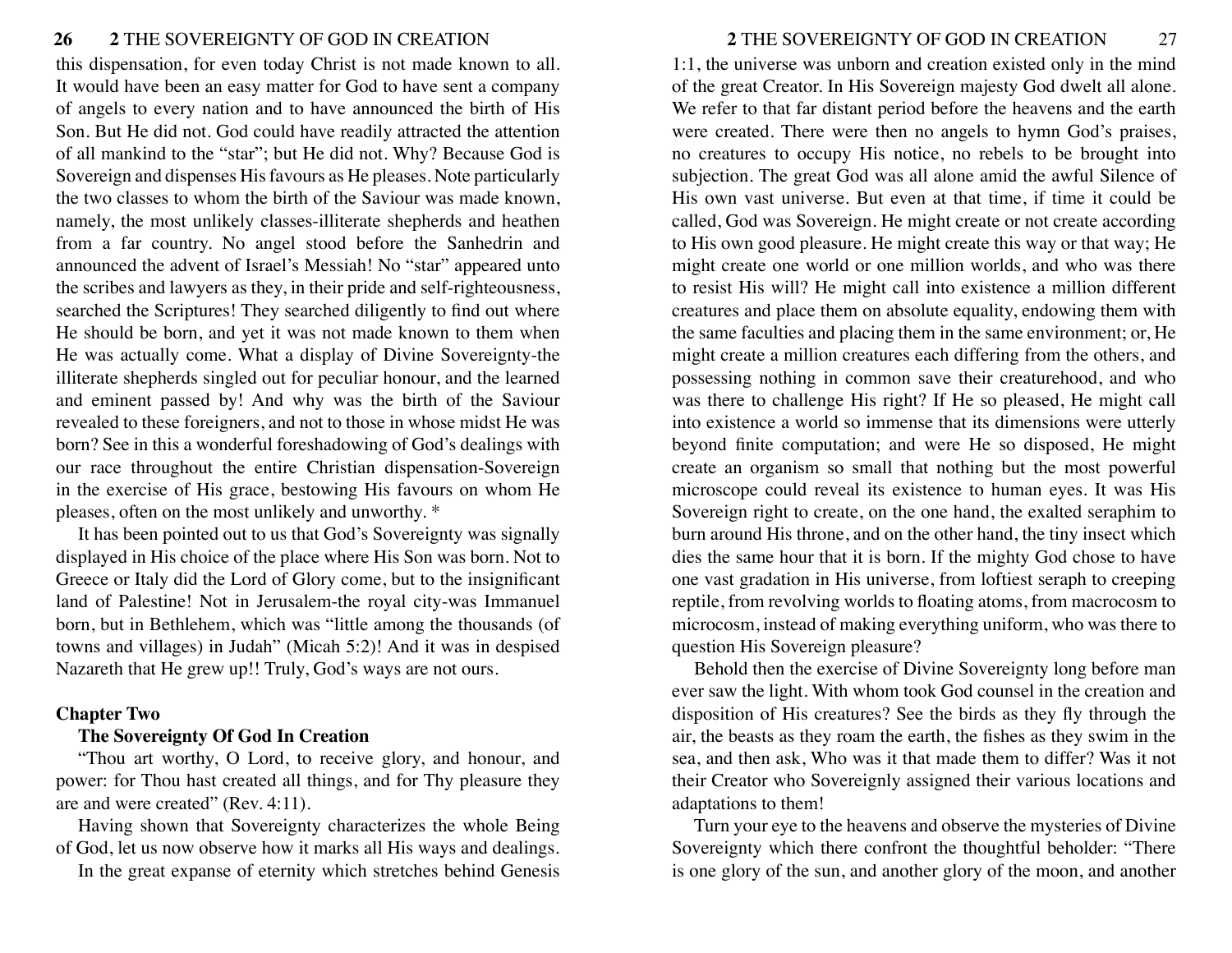this dispensation, for even today Christ is not made known to all. It would have been an easy matter for God to have sent a company of angels to every nation and to have announced the birth of His Son. But He did not. God could have readily attracted the attention of all mankind to the "star"; but He did not. Why? Because God is Sovereign and dispenses His favours as He pleases. Note particularly the two classes to whom the birth of the Saviour was made known, namely, the most unlikely classes-illiterate shepherds and heathen from a far country. No angel stood before the Sanhedrin and announced the advent of Israel's Messiah! No "star" appeared unto the scribes and lawyers as they, in their pride and self-righteousness, searched the Scriptures! They searched diligently to find out where He should be born, and yet it was not made known to them when He was actually come. What a display of Divine Sovereignty-the illiterate shepherds singled out for peculiar honour, and the learned and eminent passed by! And why was the birth of the Saviour revealed to these foreigners, and not to those in whose midst He was born? See in this a wonderful foreshadowing of God's dealings with our race throughout the entire Christian dispensation-Sovereign in the exercise of His grace, bestowing His favours on whom He pleases, often on the most unlikely and unworthy. *

It has been pointed out to us that God's Sovereignty was signally displayed in His choice of the place where His Son was born. Not to Greece or Italy did the Lord of Glory come, but to the insignificant land of Palestine! Not in Jerusalem-the royal city-was Immanuel born, but in Bethlehem, which was "little among the thousands (of towns and villages) in Judah" (Micah 5:2)! And it was in despised Nazareth that He grew up!! Truly, God's ways are not ours.

## Chapter Two

### The Sovereignty Of God In Creation

"Thou art worthy, O Lord, to receive glory, and honour, and power: for Thou hast created all things, and for Thy pleasure they are and were created" (Rev. 4:11).

Having shown that Sovereignty characterizes the whole Being of God, let us now observe how it marks all His ways and dealings.

In the great expanse of eternity which stretches behind Genesis 1:1, the universe was unborn and creation existed only in the mind of the great Creator. In His Sovereign majesty God dwelt all alone. We refer to that far distant period before the heavens and the earth were created. There were then no angels to hymn God's praises, no creatures to occupy His notice, no rebels to be brought into subjection. The great God was all alone amid the awful Silence of His own vast universe. But even at that time, if time it could be called, God was Sovereign. He might create or not create according to His own good pleasure. He might create this way or that way; He might create one world or one million worlds, and who was there to resist His will? He might call into existence a million different creatures and place them on absolute equality, endowing them with the same faculties and placing them in the same environment; or, He might create a million creatures each differing from the others, and possessing nothing in common save their creaturehood, and who was there to challenge His right? If He so pleased, He might call into existence a world so immense that its dimensions were utterly beyond finite computation; and were He so disposed, He might create an organism so small that nothing but the most powerful microscope could reveal its existence to human eyes. It was His Sovereign right to create, on the one hand, the exalted seraphim to burn around His throne, and on the other hand, the tiny insect which dies the same hour that it is born. If the mighty God chose to have one vast gradation in His universe, from loftiest seraph to creeping reptile, from revolving worlds to floating atoms, from macrocosm to microcosm, instead of making everything uniform, who was there to question His Sovereign pleasure?

Behold then the exercise of Divine Sovereignty long before man ever saw the light. With whom took God counsel in the creation and disposition of His creatures? See the birds as they fly through the air, the beasts as they roam the earth, the fishes as they swim in the sea, and then ask, Who was it that made them to differ? Was it not their Creator who Sovereignly assigned their various locations and adaptations to them!

Turn your eye to the heavens and observe the mysteries of Divine Sovereignty which there confront the thoughtful beholder: "There is one glory of the sun, and another glory of the moon, and another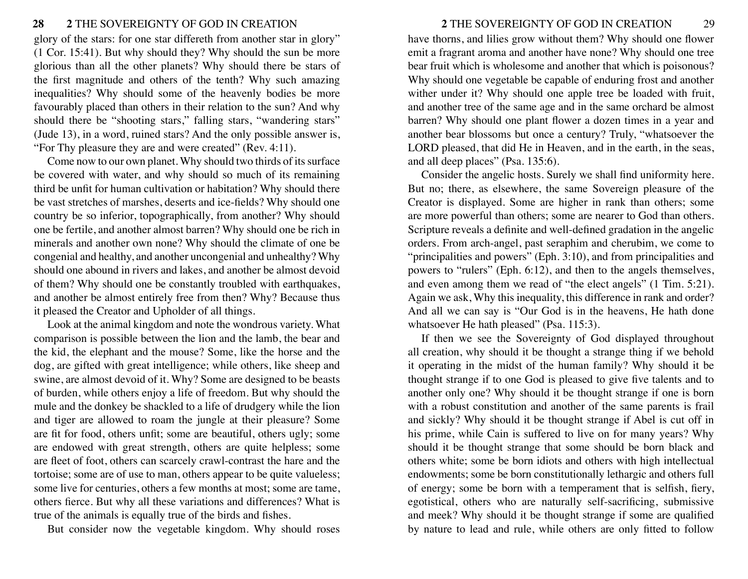glory of the stars: for one star differeth from another star in glory" (1 Cor. 15:41). But why should they? Why should the sun be more glorious than all the other planets? Why should there be stars of the first magnitude and others of the tenth? Why such amazing inequalities? Why should some of the heavenly bodies be more favourably placed than others in their relation to the sun? And why should there be "shooting stars," falling stars, "wandering stars" (Jude 13), in a word, ruined stars? And the only possible answer is, "For Thy pleasure they are and were created" (Rev. 4:11).

Come now to our own planet. Why should two thirds of its surface be covered with water, and why should so much of its remaining third be unfit for human cultivation or habitation? Why should there be vast stretches of marshes, deserts and ice-fields? Why should one country be so inferior, topographically, from another? Why should one be fertile, and another almost barren? Why should one be rich in minerals and another own none? Why should the climate of one be congenial and healthy, and another uncongenial and unhealthy? Why should one abound in rivers and lakes, and another be almost devoid of them? Why should one be constantly troubled with earthquakes, and another be almost entirely free from then? Why? Because thus it pleased the Creator and Upholder of all things.

Look at the animal kingdom and note the wondrous variety. What comparison is possible between the lion and the lamb, the bear and the kid, the elephant and the mouse? Some, like the horse and the dog, are gifted with great intelligence; while others, like sheep and swine, are almost devoid of it. Why? Some are designed to be beasts of burden, while others enjoy a life of freedom. But why should the mule and the donkey be shackled to a life of drudgery while the lion and tiger are allowed to roam the jungle at their pleasure? Some are fit for food, others unfit; some are beautiful, others ugly; some are endowed with great strength, others are quite helpless; some are fleet of foot, others can scarcely crawl-contrast the hare and the tortoise; some are of use to man, others appear to be quite valueless; some live for centuries, others a few months at most; some are tame, others fierce. But why all these variations and differences? What is true of the animals is equally true of the birds and fishes.

But consider now the vegetable kingdom. Why should roses have thorns, and lilies grow without them? Why should one flower emit a fragrant aroma and another have none? Why should one tree bear fruit which is wholesome and another that which is poisonous? Why should one vegetable be capable of enduring frost and another wither under it? Why should one apple tree be loaded with fruit, and another tree of the same age and in the same orchard be almost barren? Why should one plant flower a dozen times in a year and another bear blossoms but once a century? Truly, "whatsoever the LORD pleased, that did He in Heaven, and in the earth, in the seas, and all deep places" (Psa. 135:6).

Consider the angelic hosts. Surely we shall find uniformity here. But no; there, as elsewhere, the same Sovereign pleasure of the Creator is displayed. Some are higher in rank than others; some are more powerful than others; some are nearer to God than others. Scripture reveals a definite and well-defined gradation in the angelic orders. From arch-angel, past seraphim and cherubim, we come to "principalities and powers" (Eph. 3:10), and from principalities and powers to "rulers" (Eph. 6:12), and then to the angels themselves, and even among them we read of "the elect angels" (1 Tim. 5:21). Again we ask, Why this inequality, this difference in rank and order? And all we can say is "Our God is in the heavens, He hath done whatsoever He hath pleased" (Psa. 115:3).

If then we see the Sovereignty of God displayed throughout all creation, why should it be thought a strange thing if we behold it operating in the midst of the human family? Why should it be thought strange if to one God is pleased to give five talents and to another only one? Why should it be thought strange if one is born with a robust constitution and another of the same parents is frail and sickly? Why should it be thought strange if Abel is cut off in his prime, while Cain is suffered to live on for many years? Why should it be thought strange that some should be born black and others white; some be born idiots and others with high intellectual endowments; some be born constitutionally lethargic and others full of energy; some be born with a temperament that is selfish, fiery, egotistical, others who are naturally self-sacrificing, submissive and meek? Why should it be thought strange if some are qualified by nature to lead and rule, while others are only fitted to follow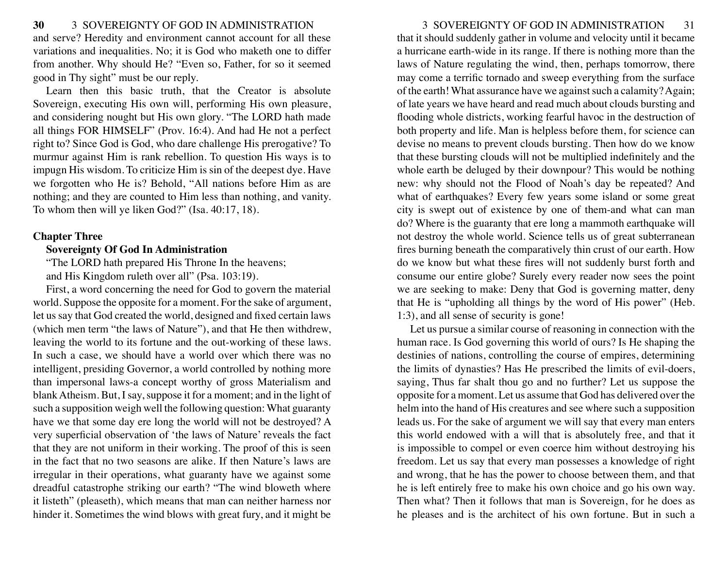and serve? Heredity and environment cannot account for all these variations and inequalities. No; it is God who maketh one to differ from another. Why should He? "Even so, Father, for so it seemed good in Thy sight" must be our reply.

Learn then this basic truth, that the Creator is absolute Sovereign, executing His own will, performing His own pleasure, and considering nought but His own glory. "The LORD hath made all things FOR HIMSELF" (Prov. 16:4). And had He not a perfect right to? Since God is God, who dare challenge His prerogative? To murmur against Him is rank rebellion. To question His ways is to impugn His wisdom. To criticize Him is sin of the deepest dye. Have we forgotten who He is? Behold, "All nations before Him as are nothing; and they are counted to Him less than nothing, and vanity. To whom then will ye liken God?" (Isa. 40:17, 18).

## Chapter Three

### Sovereignty Of God In Administration

"The LORD hath prepared His Throne In the heavens;
and His Kingdom ruleth over all" (Psa. 103:19).

First, a word concerning the need for God to govern the material world. Suppose the opposite for a moment. For the sake of argument, let us say that God created the world, designed and fixed certain laws (which men term "the laws of Nature"), and that He then withdrew, leaving the world to its fortune and the out-working of these laws. In such a case, we should have a world over which there was no intelligent, presiding Governor, a world controlled by nothing more than impersonal laws-a concept worthy of gross Materialism and blank Atheism. But, I say, suppose it for a moment; and in the light of such a supposition weigh well the following question: What guaranty have we that some day ere long the world will not be destroyed? A very superficial observation of 'the laws of Nature' reveals the fact that they are not uniform in their working. The proof of this is seen in the fact that no two seasons are alike. If then Nature's laws are irregular in their operations, what guaranty have we against some dreadful catastrophe striking our earth? "The wind bloweth where it listeth" (pleaseth), which means that man can neither harness nor hinder it. Sometimes the wind blows with great fury, and it might be that it should suddenly gather in volume and velocity until it became a hurricane earth-wide in its range. If there is nothing more than the laws of Nature regulating the wind, then, perhaps tomorrow, there may come a terrific tornado and sweep everything from the surface of the earth! What assurance have we against such a calamity? Again; of late years we have heard and read much about clouds bursting and flooding whole districts, working fearful havoc in the destruction of both property and life. Man is helpless before them, for science can devise no means to prevent clouds bursting. Then how do we know that these bursting clouds will not be multiplied indefinitely and the whole earth be deluged by their downpour? This would be nothing new: why should not the Flood of Noah's day be repeated? And what of earthquakes? Every few years some island or some great city is swept out of existence by one of them-and what can man do? Where is the guaranty that ere long a mammoth earthquake will not destroy the whole world. Science tells us of great subterranean fires burning beneath the comparatively thin crust of our earth. How do we know but what these fires will not suddenly burst forth and consume our entire globe? Surely every reader now sees the point we are seeking to make: Deny that God is governing matter, deny that He is "upholding all things by the word of His power" (Heb. 1:3), and all sense of security is gone!

Let us pursue a similar course of reasoning in connection with the human race. Is God governing this world of ours? Is He shaping the destinies of nations, controlling the course of empires, determining the limits of dynasties? Has He prescribed the limits of evil-doers, saying, Thus far shalt thou go and no further? Let us suppose the opposite for a moment. Let us assume that God has delivered over the helm into the hand of His creatures and see where such a supposition leads us. For the sake of argument we will say that every man enters this world endowed with a will that is absolutely free, and that it is impossible to compel or even coerce him without destroying his freedom. Let us say that every man possesses a knowledge of right and wrong, that he has the power to choose between them, and that he is left entirely free to make his own choice and go his own way. Then what? Then it follows that man is Sovereign, for he does as he pleases and is the architect of his own fortune. But in such a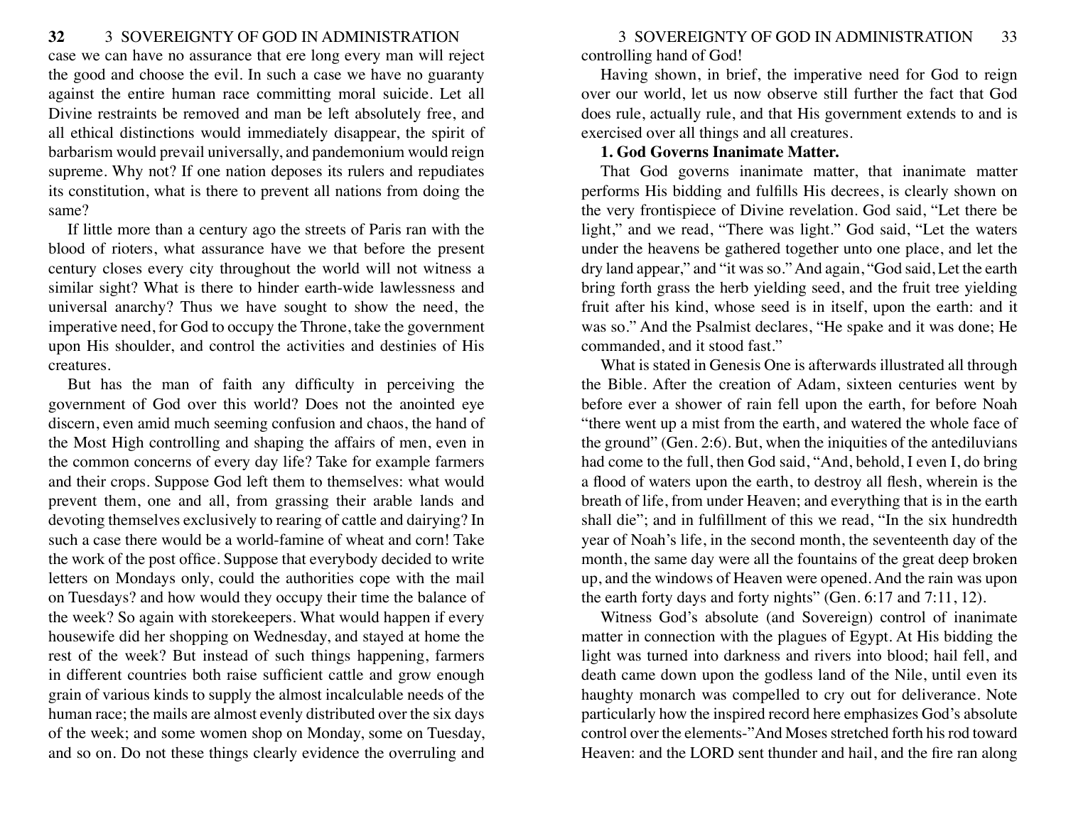case we can have no assurance that ere long every man will reject the good and choose the evil. In such a case we have no guaranty against the entire human race committing moral suicide. Let all Divine restraints be removed and man be left absolutely free, and all ethical distinctions would immediately disappear, the spirit of barbarism would prevail universally, and pandemonium would reign supreme. Why not? If one nation deposes its rulers and repudiates its constitution, what is there to prevent all nations from doing the same?

If little more than a century ago the streets of Paris ran with the blood of rioters, what assurance have we that before the present century closes every city throughout the world will not witness a similar sight? What is there to hinder earth-wide lawlessness and universal anarchy? Thus we have sought to show the need, the imperative need, for God to occupy the Throne, take the government upon His shoulder, and control the activities and destinies of His creatures.

But has the man of faith any difficulty in perceiving the government of God over this world? Does not the anointed eye discern, even amid much seeming confusion and chaos, the hand of the Most High controlling and shaping the affairs of men, even in the common concerns of every day life? Take for example farmers and their crops. Suppose God left them to themselves: what would prevent them, one and all, from grassing their arable lands and devoting themselves exclusively to rearing of cattle and dairying? In such a case there would be a world-famine of wheat and corn! Take the work of the post office. Suppose that everybody decided to write letters on Mondays only, could the authorities cope with the mail on Tuesdays? and how would they occupy their time the balance of the week? So again with storekeepers. What would happen if every housewife did her shopping on Wednesday, and stayed at home the rest of the week? But instead of such things happening, farmers in different countries both raise sufficient cattle and grow enough grain of various kinds to supply the almost incalculable needs of the human race; the mails are almost evenly distributed over the six days of the week; and some women shop on Monday, some on Tuesday, and so on. Do not these things clearly evidence the overruling and controlling hand of God!

Having shown, in brief, the imperative need for God to reign over our world, let us now observe still further the fact that God does rule, actually rule, and that His government extends to and is exercised over all things and all creatures.

**1. God Governs Inanimate Matter.**

That God governs inanimate matter, that inanimate matter performs His bidding and fulfills His decrees, is clearly shown on the very frontispiece of Divine revelation. God said, "Let there be light," and we read, "There was light." God said, "Let the waters under the heavens be gathered together unto one place, and let the dry land appear," and "it was so." And again, "God said, Let the earth bring forth grass the herb yielding seed, and the fruit tree yielding fruit after his kind, whose seed is in itself, upon the earth: and it was so." And the Psalmist declares, "He spake and it was done; He commanded, and it stood fast."

What is stated in Genesis One is afterwards illustrated all through the Bible. After the creation of Adam, sixteen centuries went by before ever a shower of rain fell upon the earth, for before Noah "there went up a mist from the earth, and watered the whole face of the ground" (Gen. 2:6). But, when the iniquities of the antediluvians had come to the full, then God said, "And, behold, I even I, do bring a flood of waters upon the earth, to destroy all flesh, wherein is the breath of life, from under Heaven; and everything that is in the earth shall die"; and in fulfillment of this we read, "In the six hundredth year of Noah's life, in the second month, the seventeenth day of the month, the same day were all the fountains of the great deep broken up, and the windows of Heaven were opened. And the rain was upon the earth forty days and forty nights" (Gen. 6:17 and 7:11, 12).

Witness God's absolute (and Sovereign) control of inanimate matter in connection with the plagues of Egypt. At His bidding the light was turned into darkness and rivers into blood; hail fell, and death came down upon the godless land of the Nile, until even its haughty monarch was compelled to cry out for deliverance. Note particularly how the inspired record here emphasizes God's absolute control over the elements-"And Moses stretched forth his rod toward Heaven: and the LORD sent thunder and hail, and the fire ran along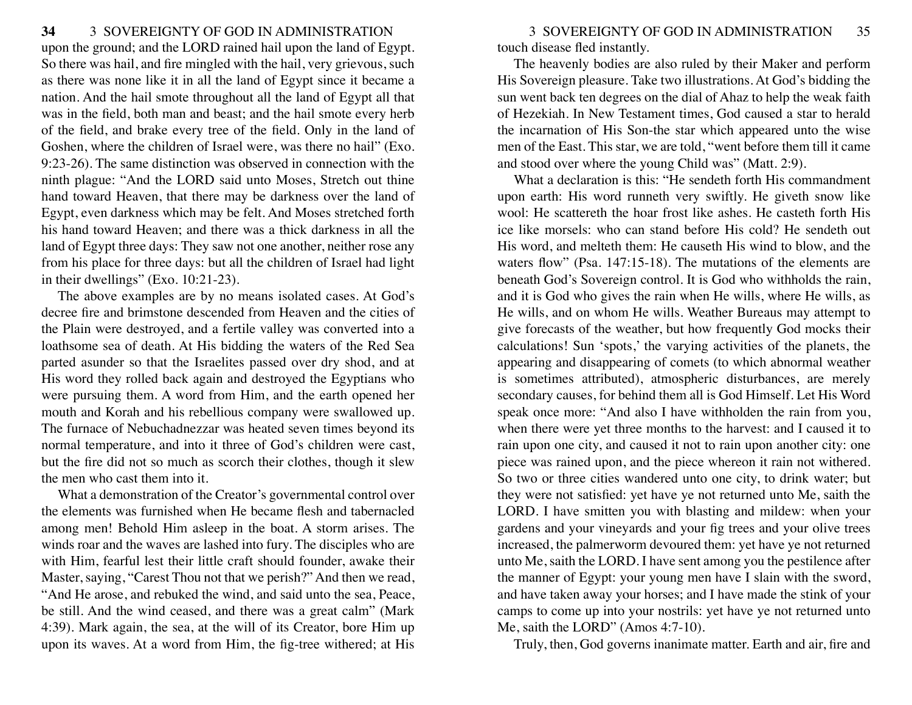upon the ground; and the LORD rained hail upon the land of Egypt. So there was hail, and fire mingled with the hail, very grievous, such as there was none like it in all the land of Egypt since it became a nation. And the hail smote throughout all the land of Egypt all that was in the field, both man and beast; and the hail smote every herb of the field, and brake every tree of the field. Only in the land of Goshen, where the children of Israel were, was there no hail" (Exo. 9:23-26). The same distinction was observed in connection with the ninth plague: "And the LORD said unto Moses, Stretch out thine hand toward Heaven, that there may be darkness over the land of Egypt, even darkness which may be felt. And Moses stretched forth his hand toward Heaven; and there was a thick darkness in all the land of Egypt three days: They saw not one another, neither rose any from his place for three days: but all the children of Israel had light in their dwellings" (Exo. 10:21-23).

The above examples are by no means isolated cases. At God's decree fire and brimstone descended from Heaven and the cities of the Plain were destroyed, and a fertile valley was converted into a loathsome sea of death. At His bidding the waters of the Red Sea parted asunder so that the Israelites passed over dry shod, and at His word they rolled back again and destroyed the Egyptians who were pursuing them. A word from Him, and the earth opened her mouth and Korah and his rebellious company were swallowed up. The furnace of Nebuchadnezzar was heated seven times beyond its normal temperature, and into it three of God's children were cast, but the fire did not so much as scorch their clothes, though it slew the men who cast them into it.

What a demonstration of the Creator's governmental control over the elements was furnished when He became flesh and tabernacled among men! Behold Him asleep in the boat. A storm arises. The winds roar and the waves are lashed into fury. The disciples who are with Him, fearful lest their little craft should founder, awake their Master, saying, "Carest Thou not that we perish?" And then we read, "And He arose, and rebuked the wind, and said unto the sea, Peace, be still. And the wind ceased, and there was a great calm" (Mark 4:39). Mark again, the sea, at the will of its Creator, bore Him up upon its waves. At a word from Him, the fig-tree withered; at His touch disease fled instantly.

The heavenly bodies are also ruled by their Maker and perform His Sovereign pleasure. Take two illustrations. At God's bidding the sun went back ten degrees on the dial of Ahaz to help the weak faith of Hezekiah. In New Testament times, God caused a star to herald the incarnation of His Son-the star which appeared unto the wise men of the East. This star, we are told, "went before them till it came and stood over where the young Child was" (Matt. 2:9).

What a declaration is this: "He sendeth forth His commandment upon earth: His word runneth very swiftly. He giveth snow like wool: He scattereth the hoar frost like ashes. He casteth forth His ice like morsels: who can stand before His cold? He sendeth out His word, and melteth them: He causeth His wind to blow, and the waters flow" (Psa. 147:15-18). The mutations of the elements are beneath God's Sovereign control. It is God who withholds the rain, and it is God who gives the rain when He wills, where He wills, as He wills, and on whom He wills. Weather Bureaus may attempt to give forecasts of the weather, but how frequently God mocks their calculations! Sun 'spots,' the varying activities of the planets, the appearing and disappearing of comets (to which abnormal weather is sometimes attributed), atmospheric disturbances, are merely secondary causes, for behind them all is God Himself. Let His Word speak once more: "And also I have withholden the rain from you, when there were yet three months to the harvest: and I caused it to rain upon one city, and caused it not to rain upon another city: one piece was rained upon, and the piece whereon it rain not withered. So two or three cities wandered unto one city, to drink water; but they were not satisfied: yet have ye not returned unto Me, saith the LORD. I have smitten you with blasting and mildew: when your gardens and your vineyards and your fig trees and your olive trees increased, the palmerworm devoured them: yet have ye not returned unto Me, saith the LORD. I have sent among you the pestilence after the manner of Egypt: your young men have I slain with the sword, and have taken away your horses; and I have made the stink of your camps to come up into your nostrils: yet have ye not returned unto Me, saith the LORD" (Amos 4:7-10).

Truly, then, God governs inanimate matter. Earth and air, fire and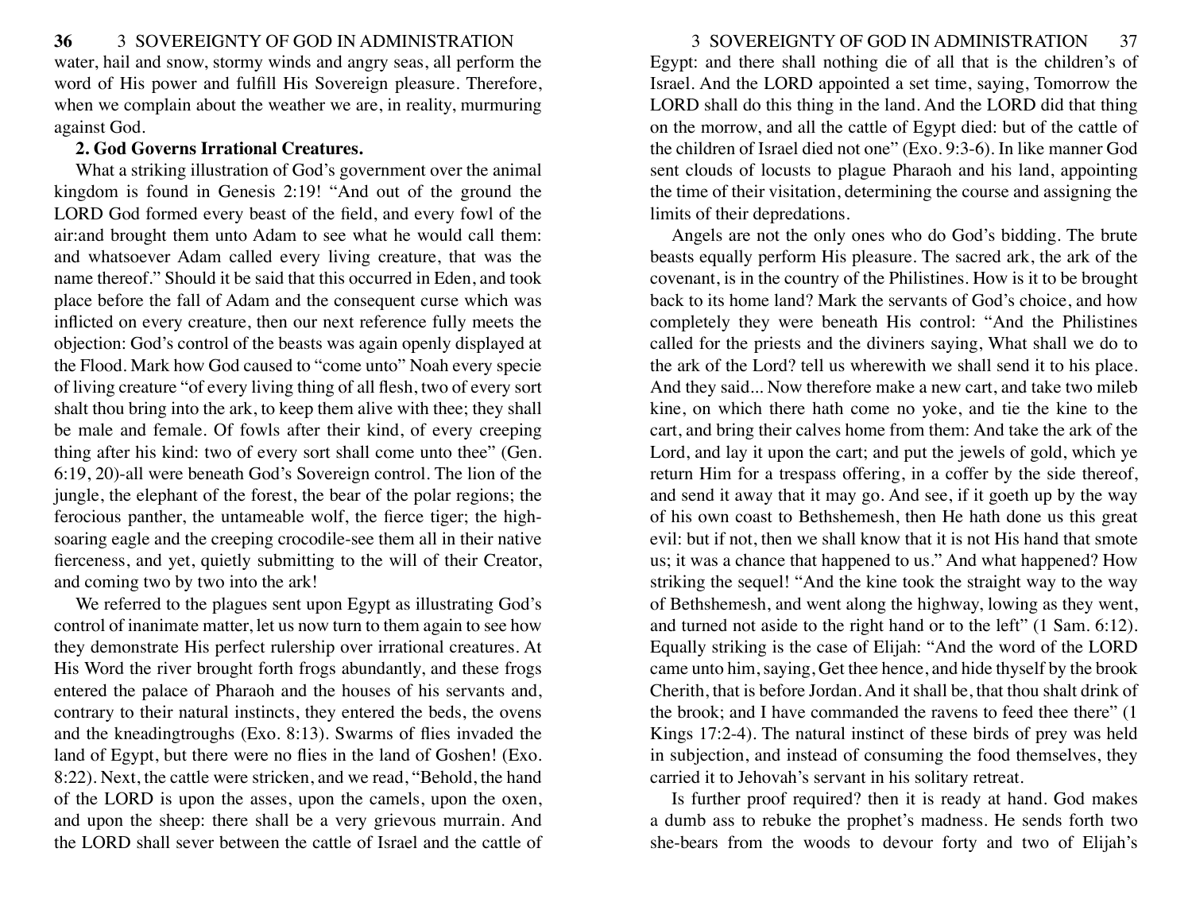water, hail and snow, stormy winds and angry seas, all perform the word of His power and fulfill His Sovereign pleasure. Therefore, when we complain about the weather we are, in reality, murmuring against God.

**2. God Governs Irrational Creatures.**

What a striking illustration of God's government over the animal kingdom is found in Genesis 2:19! "And out of the ground the LORD God formed every beast of the field, and every fowl of the air:and brought them unto Adam to see what he would call them: and whatsoever Adam called every living creature, that was the name thereof." Should it be said that this occurred in Eden, and took place before the fall of Adam and the consequent curse which was inflicted on every creature, then our next reference fully meets the objection: God's control of the beasts was again openly displayed at the Flood. Mark how God caused to "come unto" Noah every specie of living creature "of every living thing of all flesh, two of every sort shalt thou bring into the ark, to keep them alive with thee; they shall be male and female. Of fowls after their kind, of every creeping thing after his kind: two of every sort shall come unto thee" (Gen. 6:19, 20)-all were beneath God's Sovereign control. The lion of the jungle, the elephant of the forest, the bear of the polar regions; the ferocious panther, the untameable wolf, the fierce tiger; the high-soaring eagle and the creeping crocodile-see them all in their native fierceness, and yet, quietly submitting to the will of their Creator, and coming two by two into the ark!

We referred to the plagues sent upon Egypt as illustrating God's control of inanimate matter, let us now turn to them again to see how they demonstrate His perfect rulership over irrational creatures. At His Word the river brought forth frogs abundantly, and these frogs entered the palace of Pharaoh and the houses of his servants and, contrary to their natural instincts, they entered the beds, the ovens and the kneadingtroughs (Exo. 8:13). Swarms of flies invaded the land of Egypt, but there were no flies in the land of Goshen! (Exo. 8:22). Next, the cattle were stricken, and we read, "Behold, the hand of the LORD is upon the asses, upon the camels, upon the oxen, and upon the sheep: there shall be a very grievous murrain. And the LORD shall sever between the cattle of Israel and the cattle of Egypt: and there shall nothing die of all that is the children's of Israel. And the LORD appointed a set time, saying, Tomorrow the LORD shall do this thing in the land. And the LORD did that thing on the morrow, and all the cattle of Egypt died: but of the cattle of the children of Israel died not one" (Exo. 9:3-6). In like manner God sent clouds of locusts to plague Pharaoh and his land, appointing the time of their visitation, determining the course and assigning the limits of their depredations.

Angels are not the only ones who do God's bidding. The brute beasts equally perform His pleasure. The sacred ark, the ark of the covenant, is in the country of the Philistines. How is it to be brought back to its home land? Mark the servants of God's choice, and how completely they were beneath His control: "And the Philistines called for the priests and the diviners saying, What shall we do to the ark of the Lord? tell us wherewith we shall send it to his place. And they said... Now therefore make a new cart, and take two mileb kine, on which there hath come no yoke, and tie the kine to the cart, and bring their calves home from them: And take the ark of the Lord, and lay it upon the cart; and put the jewels of gold, which ye return Him for a trespass offering, in a coffer by the side thereof, and send it away that it may go. And see, if it goeth up by the way of his own coast to Bethshemesh, then He hath done us this great evil: but if not, then we shall know that it is not His hand that smote us; it was a chance that happened to us." And what happened? How striking the sequel! "And the kine took the straight way to the way of Bethshemesh, and went along the highway, lowing as they went, and turned not aside to the right hand or to the left" (1 Sam. 6:12). Equally striking is the case of Elijah: "And the word of the LORD came unto him, saying, Get thee hence, and hide thyself by the brook Cherith, that is before Jordan. And it shall be, that thou shalt drink of the brook; and I have commanded the ravens to feed thee there" (1 Kings 17:2-4). The natural instinct of these birds of prey was held in subjection, and instead of consuming the food themselves, they carried it to Jehovah's servant in his solitary retreat.

Is further proof required? then it is ready at hand. God makes a dumb ass to rebuke the prophet's madness. He sends forth two she-bears from the woods to devour forty and two of Elijah's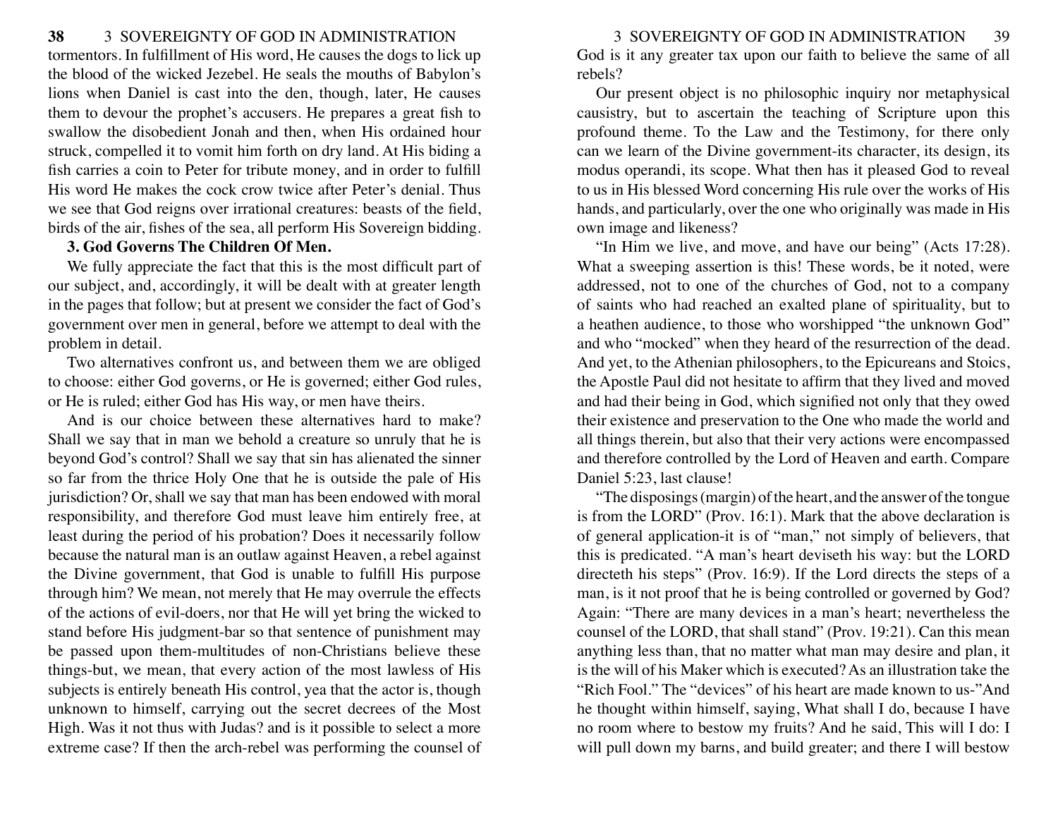tormentors. In fulfillment of His word, He causes the dogs to lick up the blood of the wicked Jezebel. He seals the mouths of Babylon's lions when Daniel is cast into the den, though, later, He causes them to devour the prophet's accusers. He prepares a great fish to swallow the disobedient Jonah and then, when His ordained hour struck, compelled it to vomit him forth on dry land. At His biding a fish carries a coin to Peter for tribute money, and in order to fulfill His word He makes the cock crow twice after Peter's denial. Thus we see that God reigns over irrational creatures: beasts of the field, birds of the air, fishes of the sea, all perform His Sovereign bidding.

**3. God Governs The Children Of Men.**

We fully appreciate the fact that this is the most difficult part of our subject, and, accordingly, it will be dealt with at greater length in the pages that follow; but at present we consider the fact of God's government over men in general, before we attempt to deal with the problem in detail.

Two alternatives confront us, and between them we are obliged to choose: either God governs, or He is governed; either God rules, or He is ruled; either God has His way, or men have theirs.

And is our choice between these alternatives hard to make? Shall we say that in man we behold a creature so unruly that he is beyond God's control? Shall we say that sin has alienated the sinner so far from the thrice Holy One that he is outside the pale of His jurisdiction? Or, shall we say that man has been endowed with moral responsibility, and therefore God must leave him entirely free, at least during the period of his probation? Does it necessarily follow because the natural man is an outlaw against Heaven, a rebel against the Divine government, that God is unable to fulfill His purpose through him? We mean, not merely that He may overrule the effects of the actions of evil-doers, nor that He will yet bring the wicked to stand before His judgment-bar so that sentence of punishment may be passed upon them-multitudes of non-Christians believe these things-but, we mean, that every action of the most lawless of His subjects is entirely beneath His control, yea that the actor is, though unknown to himself, carrying out the secret decrees of the Most High. Was it not thus with Judas? and is it possible to select a more extreme case? If then the arch-rebel was performing the counsel of God is it any greater tax upon our faith to believe the same of all rebels?

Our present object is no philosophic inquiry nor metaphysical causistry, but to ascertain the teaching of Scripture upon this profound theme. To the Law and the Testimony, for there only can we learn of the Divine government-its character, its design, its modus operandi, its scope. What then has it pleased God to reveal to us in His blessed Word concerning His rule over the works of His hands, and particularly, over the one who originally was made in His own image and likeness?

"In Him we live, and move, and have our being" (Acts 17:28). What a sweeping assertion is this! These words, be it noted, were addressed, not to one of the churches of God, not to a company of saints who had reached an exalted plane of spirituality, but to a heathen audience, to those who worshipped "the unknown God" and who "mocked" when they heard of the resurrection of the dead. And yet, to the Athenian philosophers, to the Epicureans and Stoics, the Apostle Paul did not hesitate to affirm that they lived and moved and had their being in God, which signified not only that they owed their existence and preservation to the One who made the world and all things therein, but also that their very actions were encompassed and therefore controlled by the Lord of Heaven and earth. Compare Daniel 5:23, last clause!

"The disposings (margin) of the heart, and the answer of the tongue is from the LORD" (Prov. 16:1). Mark that the above declaration is of general application-it is of "man," not simply of believers, that this is predicated. "A man's heart deviseth his way: but the LORD directeth his steps" (Prov. 16:9). If the Lord directs the steps of a man, is it not proof that he is being controlled or governed by God? Again: "There are many devices in a man's heart; nevertheless the counsel of the LORD, that shall stand" (Prov. 19:21). Can this mean anything less than, that no matter what man may desire and plan, it is the will of his Maker which is executed? As an illustration take the "Rich Fool." The "devices" of his heart are made known to us-"And he thought within himself, saying, What shall I do, because I have no room where to bestow my fruits? And he said, This will I do: I will pull down my barns, and build greater; and there I will bestow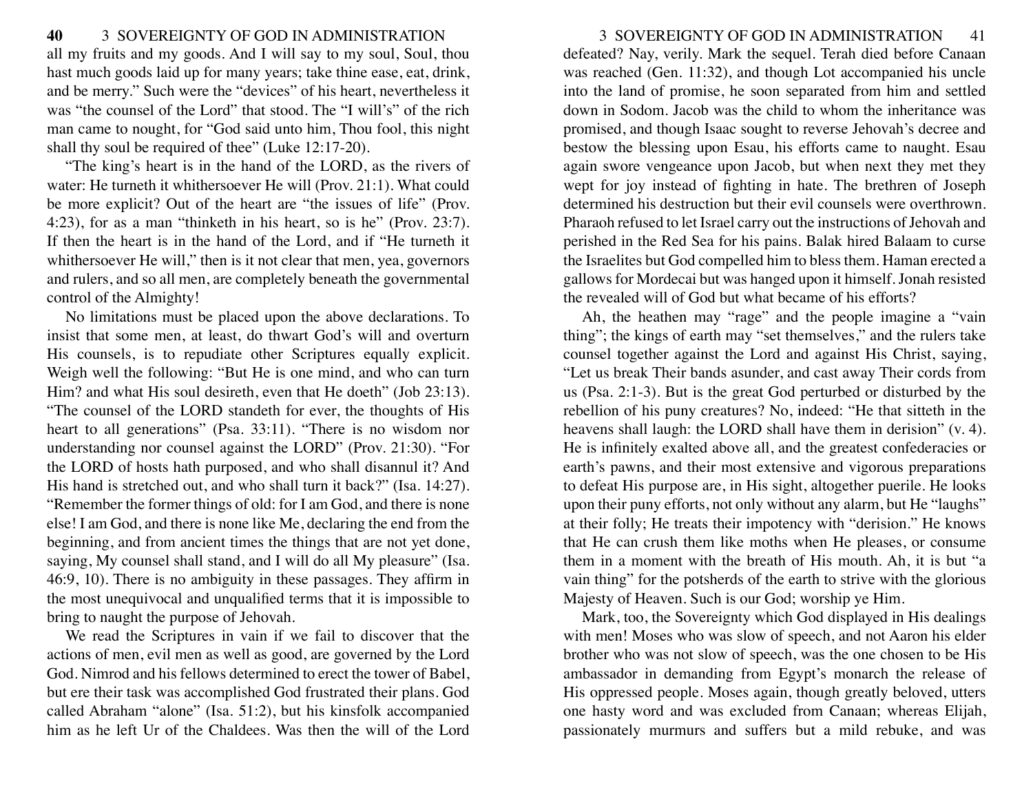all my fruits and my goods. And I will say to my soul, Soul, thou hast much goods laid up for many years; take thine ease, eat, drink, and be merry." Such were the "devices" of his heart, nevertheless it was "the counsel of the Lord" that stood. The "I will's" of the rich man came to nought, for "God said unto him, Thou fool, this night shall thy soul be required of thee" (Luke 12:17-20).

"The king's heart is in the hand of the LORD, as the rivers of water: He turneth it whithersoever He will (Prov. 21:1). What could be more explicit? Out of the heart are "the issues of life" (Prov. 4:23), for as a man "thinketh in his heart, so is he" (Prov. 23:7). If then the heart is in the hand of the Lord, and if "He turneth it whithersoever He will," then is it not clear that men, yea, governors and rulers, and so all men, are completely beneath the governmental control of the Almighty!

No limitations must be placed upon the above declarations. To insist that some men, at least, do thwart God's will and overturn His counsels, is to repudiate other Scriptures equally explicit. Weigh well the following: "But He is one mind, and who can turn Him? and what His soul desireth, even that He doeth" (Job 23:13). "The counsel of the LORD standeth for ever, the thoughts of His heart to all generations" (Psa. 33:11). "There is no wisdom nor understanding nor counsel against the LORD" (Prov. 21:30). "For the LORD of hosts hath purposed, and who shall disannul it? And His hand is stretched out, and who shall turn it back?" (Isa. 14:27). "Remember the former things of old: for I am God, and there is none else! I am God, and there is none like Me, declaring the end from the beginning, and from ancient times the things that are not yet done, saying, My counsel shall stand, and I will do all My pleasure" (Isa. 46:9, 10). There is no ambiguity in these passages. They affirm in the most unequivocal and unqualified terms that it is impossible to bring to naught the purpose of Jehovah.

We read the Scriptures in vain if we fail to discover that the actions of men, evil men as well as good, are governed by the Lord God. Nimrod and his fellows determined to erect the tower of Babel, but ere their task was accomplished God frustrated their plans. God called Abraham "alone" (Isa. 51:2), but his kinsfolk accompanied him as he left Ur of the Chaldees. Was then the will of the Lord defeated? Nay, verily. Mark the sequel. Terah died before Canaan was reached (Gen. 11:32), and though Lot accompanied his uncle into the land of promise, he soon separated from him and settled down in Sodom. Jacob was the child to whom the inheritance was promised, and though Isaac sought to reverse Jehovah's decree and bestow the blessing upon Esau, his efforts came to naught. Esau again swore vengeance upon Jacob, but when next they met they wept for joy instead of fighting in hate. The brethren of Joseph determined his destruction but their evil counsels were overthrown. Pharaoh refused to let Israel carry out the instructions of Jehovah and perished in the Red Sea for his pains. Balak hired Balaam to curse the Israelites but God compelled him to bless them. Haman erected a gallows for Mordecai but was hanged upon it himself. Jonah resisted the revealed will of God but what became of his efforts?

Ah, the heathen may "rage" and the people imagine a "vain thing"; the kings of earth may "set themselves," and the rulers take counsel together against the Lord and against His Christ, saying, "Let us break Their bands asunder, and cast away Their cords from us (Psa. 2:1-3). But is the great God perturbed or disturbed by the rebellion of his puny creatures? No, indeed: "He that sitteth in the heavens shall laugh: the LORD shall have them in derision" (v. 4). He is infinitely exalted above all, and the greatest confederacies or earth's pawns, and their most extensive and vigorous preparations to defeat His purpose are, in His sight, altogether puerile. He looks upon their puny efforts, not only without any alarm, but He "laughs" at their folly; He treats their impotency with "derision." He knows that He can crush them like moths when He pleases, or consume them in a moment with the breath of His mouth. Ah, it is but "a vain thing" for the potsherds of the earth to strive with the glorious Majesty of Heaven. Such is our God; worship ye Him.

Mark, too, the Sovereignty which God displayed in His dealings with men! Moses who was slow of speech, and not Aaron his elder brother who was not slow of speech, was the one chosen to be His ambassador in demanding from Egypt's monarch the release of His oppressed people. Moses again, though greatly beloved, utters one hasty word and was excluded from Canaan; whereas Elijah, passionately murmurs and suffers but a mild rebuke, and was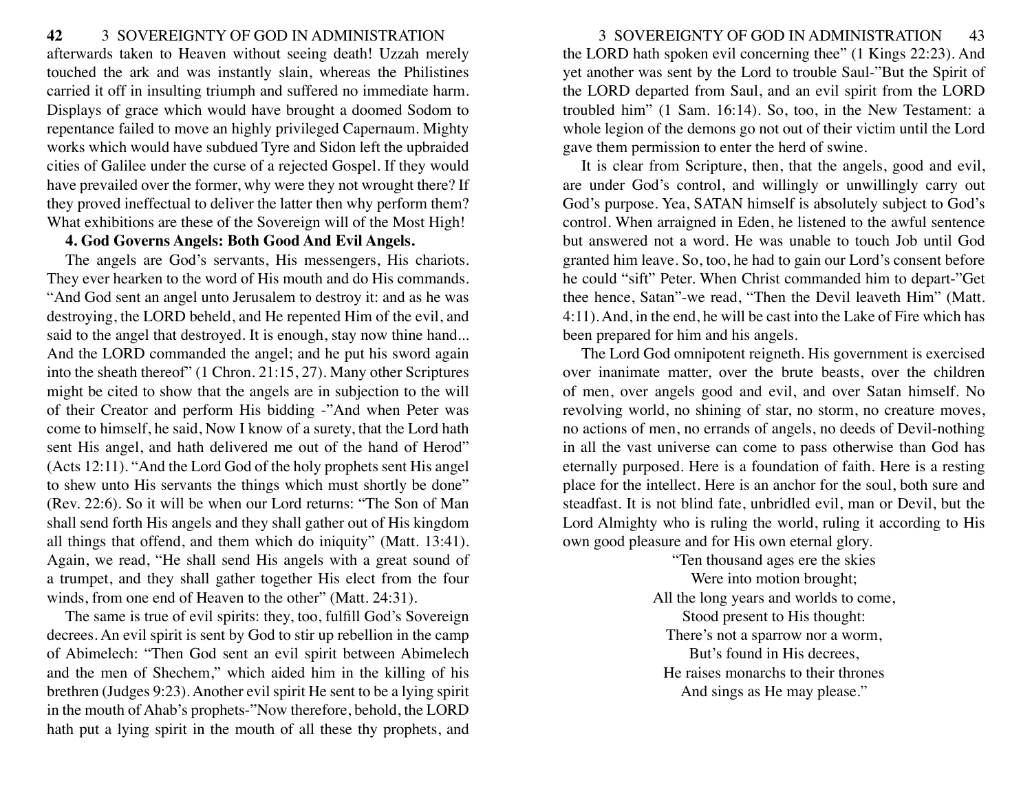afterwards taken to Heaven without seeing death! Uzzah merely touched the ark and was instantly slain, whereas the Philistines carried it off in insulting triumph and suffered no immediate harm. Displays of grace which would have brought a doomed Sodom to repentance failed to move an highly privileged Capernaum. Mighty works which would have subdued Tyre and Sidon left the upbraided cities of Galilee under the curse of a rejected Gospel. If they would have prevailed over the former, why were they not wrought there? If they proved ineffectual to deliver the latter then why perform them? What exhibitions are these of the Sovereign will of the Most High!

**4. God Governs Angels: Both Good And Evil Angels.**

The angels are God's servants, His messengers, His chariots. They ever hearken to the word of His mouth and do His commands. "And God sent an angel unto Jerusalem to destroy it: and as he was destroying, the LORD beheld, and He repented Him of the evil, and said to the angel that destroyed. It is enough, stay now thine hand... And the LORD commanded the angel; and he put his sword again into the sheath thereof" (1 Chron. 21:15, 27). Many other Scriptures might be cited to show that the angels are in subjection to the will of their Creator and perform His bidding -"And when Peter was come to himself, he said, Now I know of a surety, that the Lord hath sent His angel, and hath delivered me out of the hand of Herod" (Acts 12:11). "And the Lord God of the holy prophets sent His angel to shew unto His servants the things which must shortly be done" (Rev. 22:6). So it will be when our Lord returns: "The Son of Man shall send forth His angels and they shall gather out of His kingdom all things that offend, and them which do iniquity" (Matt. 13:41). Again, we read, "He shall send His angels with a great sound of a trumpet, and they shall gather together His elect from the four winds, from one end of Heaven to the other" (Matt. 24:31).

The same is true of evil spirits: they, too, fulfill God's Sovereign decrees. An evil spirit is sent by God to stir up rebellion in the camp of Abimelech: "Then God sent an evil spirit between Abimelech and the men of Shechem," which aided him in the killing of his brethren (Judges 9:23). Another evil spirit He sent to be a lying spirit in the mouth of Ahab's prophets-"Now therefore, behold, the LORD hath put a lying spirit in the mouth of all these thy prophets, and the LORD hath spoken evil concerning thee" (1 Kings 22:23). And yet another was sent by the Lord to trouble Saul-"But the Spirit of the LORD departed from Saul, and an evil spirit from the LORD troubled him" (1 Sam. 16:14). So, too, in the New Testament: a whole legion of the demons go not out of their victim until the Lord gave them permission to enter the herd of swine.

It is clear from Scripture, then, that the angels, good and evil, are under God's control, and willingly or unwillingly carry out God's purpose. Yea, SATAN himself is absolutely subject to God's control. When arraigned in Eden, he listened to the awful sentence but answered not a word. He was unable to touch Job until God granted him leave. So, too, he had to gain our Lord's consent before he could "sift" Peter. When Christ commanded him to depart-"Get thee hence, Satan"-we read, "Then the Devil leaveth Him" (Matt. 4:11). And, in the end, he will be cast into the Lake of Fire which has been prepared for him and his angels.

The Lord God omnipotent reigneth. His government is exercised over inanimate matter, over the brute beasts, over the children of men, over angels good and evil, and over Satan himself. No revolving world, no shining of star, no storm, no creature moves, no actions of men, no errands of angels, no deeds of Devil-nothing in all the vast universe can come to pass otherwise than God has eternally purposed. Here is a foundation of faith. Here is a resting place for the intellect. Here is an anchor for the soul, both sure and steadfast. It is not blind fate, unbridled evil, man or Devil, but the Lord Almighty who is ruling the world, ruling it according to His own good pleasure and for His own eternal glory.

"Ten thousand ages ere the skies
Were into motion brought;
All the long years and worlds to come,
Stood present to His thought:
There's not a sparrow nor a worm,
But's found in His decrees,
He raises monarchs to their thrones
And sings as He may please."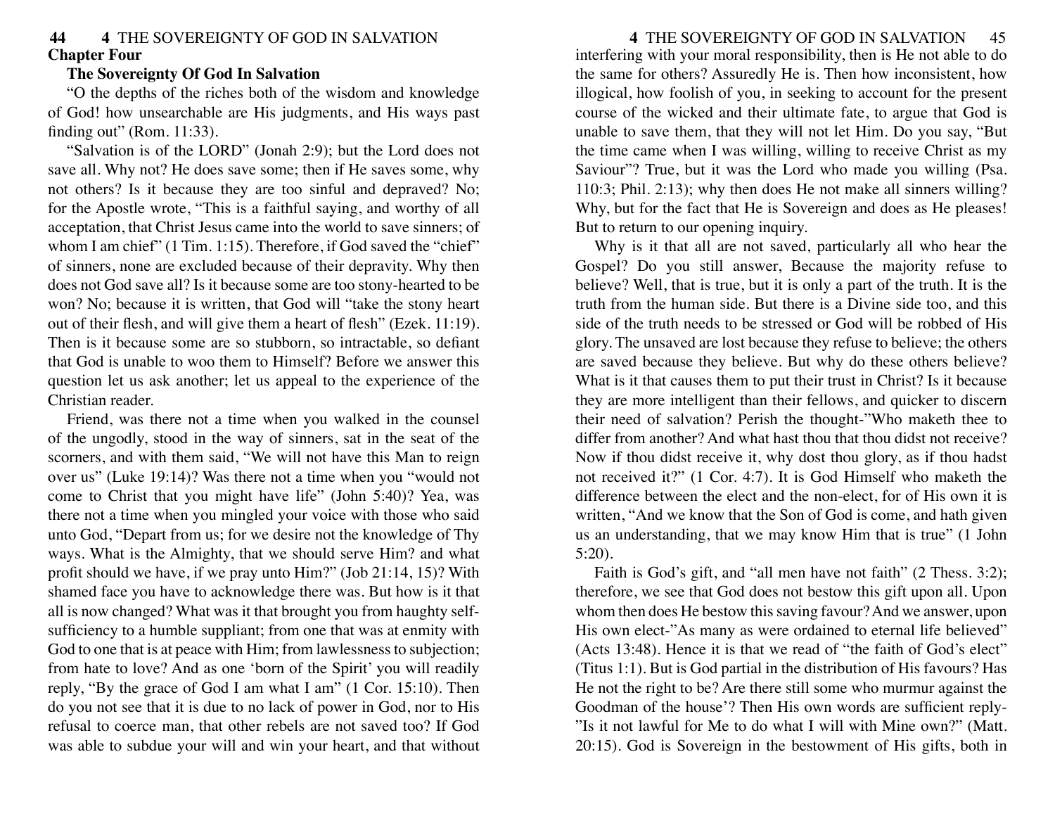## Chapter Four

### The Sovereignty Of God In Salvation

"O the depths of the riches both of the wisdom and knowledge of God! how unsearchable are His judgments, and His ways past finding out" (Rom. 11:33).

"Salvation is of the LORD" (Jonah 2:9); but the Lord does not save all. Why not? He does save some; then if He saves some, why not others? Is it because they are too sinful and depraved? No; for the Apostle wrote, "This is a faithful saying, and worthy of all acceptation, that Christ Jesus came into the world to save sinners; of whom I am chief" (1 Tim. 1:15). Therefore, if God saved the "chief" of sinners, none are excluded because of their depravity. Why then does not God save all? Is it because some are too stony-hearted to be won? No; because it is written, that God will "take the stony heart out of their flesh, and will give them a heart of flesh" (Ezek. 11:19). Then is it because some are so stubborn, so intractable, so defiant that God is unable to woo them to Himself? Before we answer this question let us ask another; let us appeal to the experience of the Christian reader.

Friend, was there not a time when you walked in the counsel of the ungodly, stood in the way of sinners, sat in the seat of the scorners, and with them said, "We will not have this Man to reign over us" (Luke 19:14)? Was there not a time when you "would not come to Christ that you might have life" (John 5:40)? Yea, was there not a time when you mingled your voice with those who said unto God, "Depart from us; for we desire not the knowledge of Thy ways. What is the Almighty, that we should serve Him? and what profit should we have, if we pray unto Him?" (Job 21:14, 15)? With shamed face you have to acknowledge there was. But how is it that all is now changed? What was it that brought you from haughty self-sufficiency to a humble suppliant; from one that was at enmity with God to one that is at peace with Him; from lawlessness to subjection; from hate to love? And as one 'born of the Spirit' you will readily reply, "By the grace of God I am what I am" (1 Cor. 15:10). Then do you not see that it is due to no lack of power in God, nor to His refusal to coerce man, that other rebels are not saved too? If God was able to subdue your will and win your heart, and that without interfering with your moral responsibility, then is He not able to do the same for others? Assuredly He is. Then how inconsistent, how illogical, how foolish of you, in seeking to account for the present course of the wicked and their ultimate fate, to argue that God is unable to save them, that they will not let Him. Do you say, "But the time came when I was willing, willing to receive Christ as my Saviour"? True, but it was the Lord who made you willing (Psa. 110:3; Phil. 2:13); why then does He not make all sinners willing? Why, but for the fact that He is Sovereign and does as He pleases! But to return to our opening inquiry.

Why is it that all are not saved, particularly all who hear the Gospel? Do you still answer, Because the majority refuse to believe? Well, that is true, but it is only a part of the truth. It is the truth from the human side. But there is a Divine side too, and this side of the truth needs to be stressed or God will be robbed of His glory. The unsaved are lost because they refuse to believe; the others are saved because they believe. But why do these others believe? What is it that causes them to put their trust in Christ? Is it because they are more intelligent than their fellows, and quicker to discern their need of salvation? Perish the thought-"Who maketh thee to differ from another? And what hast thou that thou didst not receive? Now if thou didst receive it, why dost thou glory, as if thou hadst not received it?" (1 Cor. 4:7). It is God Himself who maketh the difference between the elect and the non-elect, for of His own it is written, "And we know that the Son of God is come, and hath given us an understanding, that we may know Him that is true" (1 John 5:20).

Faith is God's gift, and "all men have not faith" (2 Thess. 3:2); therefore, we see that God does not bestow this gift upon all. Upon whom then does He bestow this saving favour? And we answer, upon His own elect-"As many as were ordained to eternal life believed" (Acts 13:48). Hence it is that we read of "the faith of God's elect" (Titus 1:1). But is God partial in the distribution of His favours? Has He not the right to be? Are there still some who murmur against the Goodman of the house'? Then His own words are sufficient reply-"Is it not lawful for Me to do what I will with Mine own?" (Matt. 20:15). God is Sovereign in the bestowment of His gifts, both in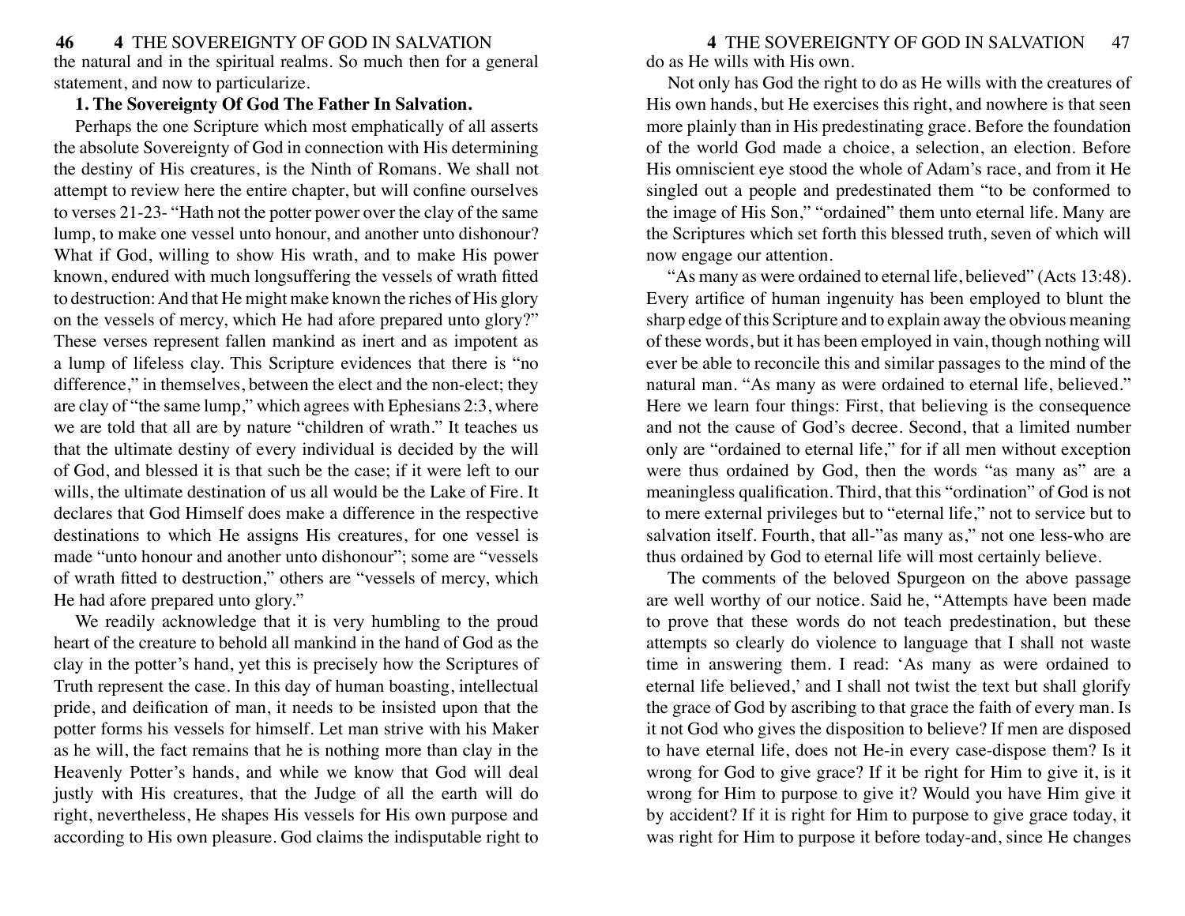the natural and in the spiritual realms. So much then for a general statement, and now to particularize.

**1. The Sovereignty Of God The Father In Salvation.**

Perhaps the one Scripture which most emphatically of all asserts the absolute Sovereignty of God in connection with His determining the destiny of His creatures, is the Ninth of Romans. We shall not attempt to review here the entire chapter, but will confine ourselves to verses 21-23- "Hath not the potter power over the clay of the same lump, to make one vessel unto honour, and another unto dishonour? What if God, willing to show His wrath, and to make His power known, endured with much longsuffering the vessels of wrath fitted to destruction: And that He might make known the riches of His glory on the vessels of mercy, which He had afore prepared unto glory?" These verses represent fallen mankind as inert and as impotent as a lump of lifeless clay. This Scripture evidences that there is "no difference," in themselves, between the elect and the non-elect; they are clay of "the same lump," which agrees with Ephesians 2:3, where we are told that all are by nature "children of wrath." It teaches us that the ultimate destiny of every individual is decided by the will of God, and blessed it is that such be the case; if it were left to our wills, the ultimate destination of us all would be the Lake of Fire. It declares that God Himself does make a difference in the respective destinations to which He assigns His creatures, for one vessel is made "unto honour and another unto dishonour"; some are "vessels of wrath fitted to destruction," others are "vessels of mercy, which He had afore prepared unto glory."

We readily acknowledge that it is very humbling to the proud heart of the creature to behold all mankind in the hand of God as the clay in the potter's hand, yet this is precisely how the Scriptures of Truth represent the case. In this day of human boasting, intellectual pride, and deification of man, it needs to be insisted upon that the potter forms his vessels for himself. Let man strive with his Maker as he will, the fact remains that he is nothing more than clay in the Heavenly Potter's hands, and while we know that God will deal justly with His creatures, that the Judge of all the earth will do right, nevertheless, He shapes His vessels for His own purpose and according to His own pleasure. God claims the indisputable right to do as He wills with His own.

Not only has God the right to do as He wills with the creatures of His own hands, but He exercises this right, and nowhere is that seen more plainly than in His predestinating grace. Before the foundation of the world God made a choice, a selection, an election. Before His omniscient eye stood the whole of Adam's race, and from it He singled out a people and predestinated them "to be conformed to the image of His Son," "ordained" them unto eternal life. Many are the Scriptures which set forth this blessed truth, seven of which will now engage our attention.

"As many as were ordained to eternal life, believed" (Acts 13:48). Every artifice of human ingenuity has been employed to blunt the sharp edge of this Scripture and to explain away the obvious meaning of these words, but it has been employed in vain, though nothing will ever be able to reconcile this and similar passages to the mind of the natural man. "As many as were ordained to eternal life, believed." Here we learn four things: First, that believing is the consequence and not the cause of God's decree. Second, that a limited number only are "ordained to eternal life," for if all men without exception were thus ordained by God, then the words "as many as" are a meaningless qualification. Third, that this "ordination" of God is not to mere external privileges but to "eternal life," not to service but to salvation itself. Fourth, that all-"as many as," not one less-who are thus ordained by God to eternal life will most certainly believe.

The comments of the beloved Spurgeon on the above passage are well worthy of our notice. Said he, "Attempts have been made to prove that these words do not teach predestination, but these attempts so clearly do violence to language that I shall not waste time in answering them. I read: 'As many as were ordained to eternal life believed,' and I shall not twist the text but shall glorify the grace of God by ascribing to that grace the faith of every man. Is it not God who gives the disposition to believe? If men are disposed to have eternal life, does not He-in every case-dispose them? Is it wrong for God to give grace? If it be right for Him to give it, is it wrong for Him to purpose to give it? Would you have Him give it by accident? If it is right for Him to purpose to give grace today, it was right for Him to purpose it before today-and, since He changes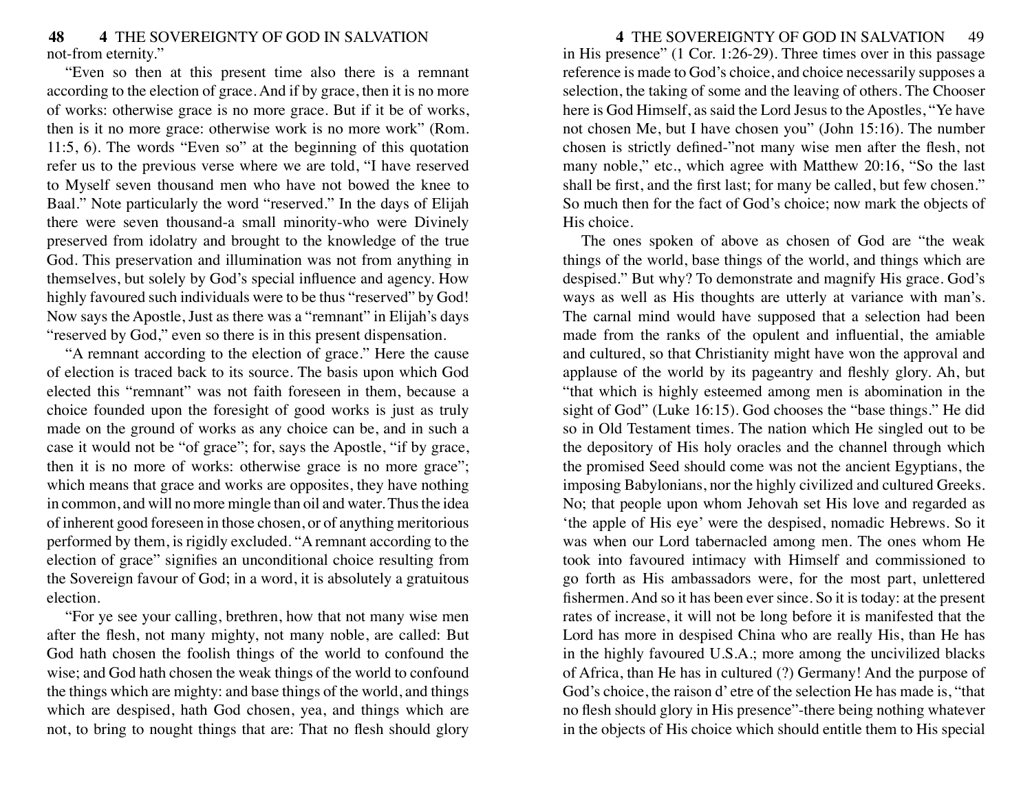not-from eternity."

"Even so then at this present time also there is a remnant according to the election of grace. And if by grace, then it is no more of works: otherwise grace is no more grace. But if it be of works, then is it no more grace: otherwise work is no more work" (Rom. 11:5, 6). The words "Even so" at the beginning of this quotation refer us to the previous verse where we are told, "I have reserved to Myself seven thousand men who have not bowed the knee to Baal." Note particularly the word "reserved." In the days of Elijah there were seven thousand-a small minority-who were Divinely preserved from idolatry and brought to the knowledge of the true God. This preservation and illumination was not from anything in themselves, but solely by God's special influence and agency. How highly favoured such individuals were to be thus "reserved" by God! Now says the Apostle, Just as there was a "remnant" in Elijah's days "reserved by God," even so there is in this present dispensation.

"A remnant according to the election of grace." Here the cause of election is traced back to its source. The basis upon which God elected this "remnant" was not faith foreseen in them, because a choice founded upon the foresight of good works is just as truly made on the ground of works as any choice can be, and in such a case it would not be "of grace"; for, says the Apostle, "if by grace, then it is no more of works: otherwise grace is no more grace"; which means that grace and works are opposites, they have nothing in common, and will no more mingle than oil and water. Thus the idea of inherent good foreseen in those chosen, or of anything meritorious performed by them, is rigidly excluded. "A remnant according to the election of grace" signifies an unconditional choice resulting from the Sovereign favour of God; in a word, it is absolutely a gratuitous election.

"For ye see your calling, brethren, how that not many wise men after the flesh, not many mighty, not many noble, are called: But God hath chosen the foolish things of the world to confound the wise; and God hath chosen the weak things of the world to confound the things which are mighty: and base things of the world, and things which are despised, hath God chosen, yea, and things which are not, to bring to nought things that are: That no flesh should glory in His presence" (1 Cor. 1:26-29). Three times over in this passage reference is made to God's choice, and choice necessarily supposes a selection, the taking of some and the leaving of others. The Chooser here is God Himself, as said the Lord Jesus to the Apostles, "Ye have not chosen Me, but I have chosen you" (John 15:16). The number chosen is strictly defined-"not many wise men after the flesh, not many noble," etc., which agree with Matthew 20:16, "So the last shall be first, and the first last; for many be called, but few chosen." So much then for the fact of God's choice; now mark the objects of His choice.

The ones spoken of above as chosen of God are "the weak things of the world, base things of the world, and things which are despised." But why? To demonstrate and magnify His grace. God's ways as well as His thoughts are utterly at variance with man's. The carnal mind would have supposed that a selection had been made from the ranks of the opulent and influential, the amiable and cultured, so that Christianity might have won the approval and applause of the world by its pageantry and fleshly glory. Ah, but "that which is highly esteemed among men is abomination in the sight of God" (Luke 16:15). God chooses the "base things." He did so in Old Testament times. The nation which He singled out to be the depository of His holy oracles and the channel through which the promised Seed should come was not the ancient Egyptians, the imposing Babylonians, nor the highly civilized and cultured Greeks. No; that people upon whom Jehovah set His love and regarded as 'the apple of His eye' were the despised, nomadic Hebrews. So it was when our Lord tabernacled among men. The ones whom He took into favoured intimacy with Himself and commissioned to go forth as His ambassadors were, for the most part, unlettered fishermen. And so it has been ever since. So it is today: at the present rates of increase, it will not be long before it is manifested that the Lord has more in despised China who are really His, than He has in the highly favoured U.S.A.; more among the uncivilized blacks of Africa, than He has in cultured (?) Germany! And the purpose of God's choice, the raison d' etre of the selection He has made is, "that no flesh should glory in His presence"-there being nothing whatever in the objects of His choice which should entitle them to His special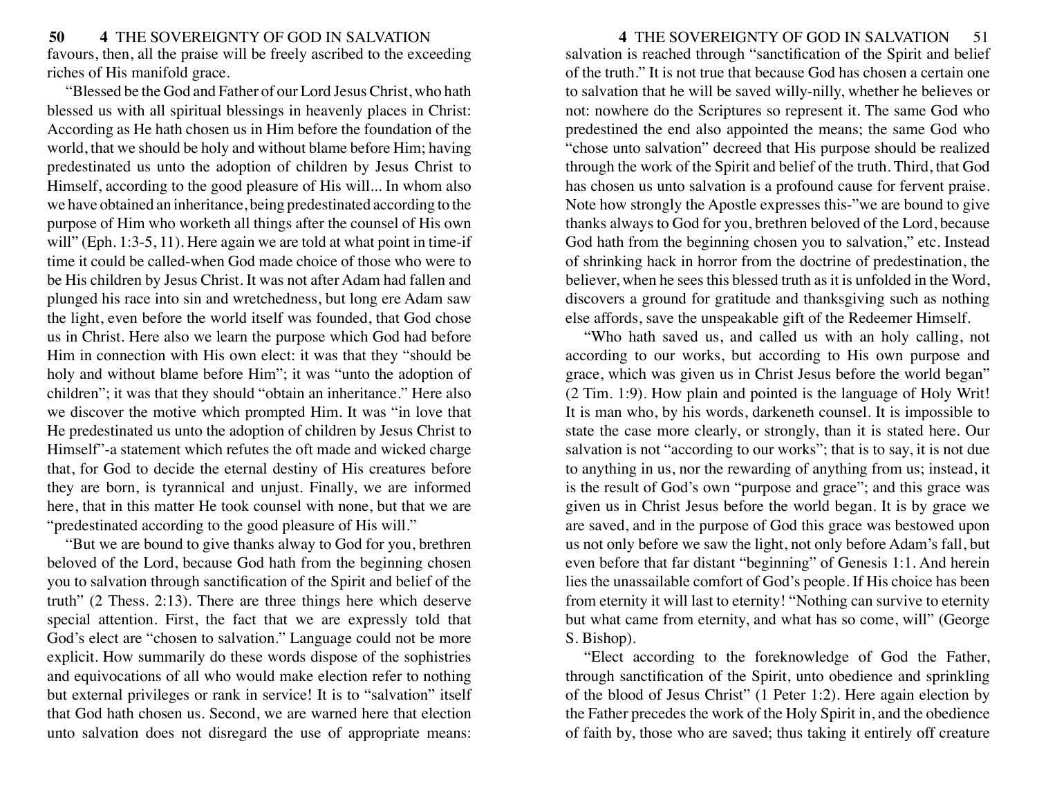favours, then, all the praise will be freely ascribed to the exceeding riches of His manifold grace.

"Blessed be the God and Father of our Lord Jesus Christ, who hath blessed us with all spiritual blessings in heavenly places in Christ: According as He hath chosen us in Him before the foundation of the world, that we should be holy and without blame before Him; having predestinated us unto the adoption of children by Jesus Christ to Himself, according to the good pleasure of His will... In whom also we have obtained an inheritance, being predestinated according to the purpose of Him who worketh all things after the counsel of His own will" (Eph. 1:3-5, 11). Here again we are told at what point in time-if time it could be called-when God made choice of those who were to be His children by Jesus Christ. It was not after Adam had fallen and plunged his race into sin and wretchedness, but long ere Adam saw the light, even before the world itself was founded, that God chose us in Christ. Here also we learn the purpose which God had before Him in connection with His own elect: it was that they "should be holy and without blame before Him"; it was "unto the adoption of children"; it was that they should "obtain an inheritance." Here also we discover the motive which prompted Him. It was "in love that He predestinated us unto the adoption of children by Jesus Christ to Himself"-a statement which refutes the oft made and wicked charge that, for God to decide the eternal destiny of His creatures before they are born, is tyrannical and unjust. Finally, we are informed here, that in this matter He took counsel with none, but that we are "predestinated according to the good pleasure of His will."

"But we are bound to give thanks alway to God for you, brethren beloved of the Lord, because God hath from the beginning chosen you to salvation through sanctification of the Spirit and belief of the truth" (2 Thess. 2:13). There are three things here which deserve special attention. First, the fact that we are expressly told that God's elect are "chosen to salvation." Language could not be more explicit. How summarily do these words dispose of the sophistries and equivocations of all who would make election refer to nothing but external privileges or rank in service! It is to "salvation" itself that God hath chosen us. Second, we are warned here that election unto salvation does not disregard the use of appropriate means: salvation is reached through "sanctification of the Spirit and belief of the truth." It is not true that because God has chosen a certain one to salvation that he will be saved willy-nilly, whether he believes or not: nowhere do the Scriptures so represent it. The same God who predestined the end also appointed the means; the same God who "chose unto salvation" decreed that His purpose should be realized through the work of the Spirit and belief of the truth. Third, that God has chosen us unto salvation is a profound cause for fervent praise. Note how strongly the Apostle expresses this-"we are bound to give thanks always to God for you, brethren beloved of the Lord, because God hath from the beginning chosen you to salvation," etc. Instead of shrinking hack in horror from the doctrine of predestination, the believer, when he sees this blessed truth as it is unfolded in the Word, discovers a ground for gratitude and thanksgiving such as nothing else affords, save the unspeakable gift of the Redeemer Himself.

"Who hath saved us, and called us with an holy calling, not according to our works, but according to His own purpose and grace, which was given us in Christ Jesus before the world began" (2 Tim. 1:9). How plain and pointed is the language of Holy Writ! It is man who, by his words, darkeneth counsel. It is impossible to state the case more clearly, or strongly, than it is stated here. Our salvation is not "according to our works"; that is to say, it is not due to anything in us, nor the rewarding of anything from us; instead, it is the result of God's own "purpose and grace"; and this grace was given us in Christ Jesus before the world began. It is by grace we are saved, and in the purpose of God this grace was bestowed upon us not only before we saw the light, not only before Adam's fall, but even before that far distant "beginning" of Genesis 1:1. And herein lies the unassailable comfort of God's people. If His choice has been from eternity it will last to eternity! "Nothing can survive to eternity but what came from eternity, and what has so come, will" (George S. Bishop).

"Elect according to the foreknowledge of God the Father, through sanctification of the Spirit, unto obedience and sprinkling of the blood of Jesus Christ" (1 Peter 1:2). Here again election by the Father precedes the work of the Holy Spirit in, and the obedience of faith by, those who are saved; thus taking it entirely off creature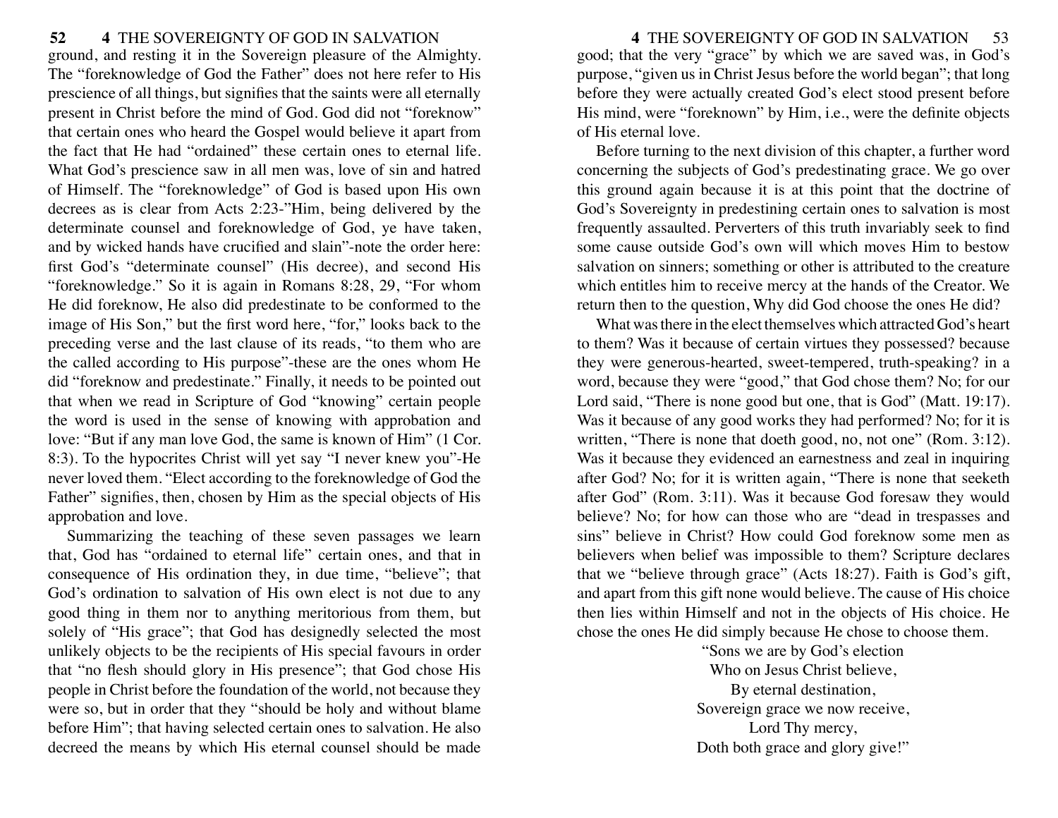ground, and resting it in the Sovereign pleasure of the Almighty. The "foreknowledge of God the Father" does not here refer to His prescience of all things, but signifies that the saints were all eternally present in Christ before the mind of God. God did not "foreknow" that certain ones who heard the Gospel would believe it apart from the fact that He had "ordained" these certain ones to eternal life. What God's prescience saw in all men was, love of sin and hatred of Himself. The "foreknowledge" of God is based upon His own decrees as is clear from Acts 2:23-"Him, being delivered by the determinate counsel and foreknowledge of God, ye have taken, and by wicked hands have crucified and slain"-note the order here: first God's "determinate counsel" (His decree), and second His "foreknowledge." So it is again in Romans 8:28, 29, "For whom He did foreknow, He also did predestinate to be conformed to the image of His Son," but the first word here, "for," looks back to the preceding verse and the last clause of its reads, "to them who are the called according to His purpose"-these are the ones whom He did "foreknow and predestinate." Finally, it needs to be pointed out that when we read in Scripture of God "knowing" certain people the word is used in the sense of knowing with approbation and love: "But if any man love God, the same is known of Him" (1 Cor. 8:3). To the hypocrites Christ will yet say "I never knew you"-He never loved them. "Elect according to the foreknowledge of God the Father" signifies, then, chosen by Him as the special objects of His approbation and love.

Summarizing the teaching of these seven passages we learn that, God has "ordained to eternal life" certain ones, and that in consequence of His ordination they, in due time, "believe"; that God's ordination to salvation of His own elect is not due to any good thing in them nor to anything meritorious from them, but solely of "His grace"; that God has designedly selected the most unlikely objects to be the recipients of His special favours in order that "no flesh should glory in His presence"; that God chose His people in Christ before the foundation of the world, not because they were so, but in order that they "should be holy and without blame before Him"; that having selected certain ones to salvation. He also decreed the means by which His eternal counsel should be made good; that the very "grace" by which we are saved was, in God's purpose, "given us in Christ Jesus before the world began"; that long before they were actually created God's elect stood present before His mind, were "foreknown" by Him, i.e., were the definite objects of His eternal love.

Before turning to the next division of this chapter, a further word concerning the subjects of God's predestinating grace. We go over this ground again because it is at this point that the doctrine of God's Sovereignty in predestining certain ones to salvation is most frequently assaulted. Perverters of this truth invariably seek to find some cause outside God's own will which moves Him to bestow salvation on sinners; something or other is attributed to the creature which entitles him to receive mercy at the hands of the Creator. We return then to the question, Why did God choose the ones He did?

What was there in the elect themselves which attracted God's heart to them? Was it because of certain virtues they possessed? because they were generous-hearted, sweet-tempered, truth-speaking? in a word, because they were "good," that God chose them? No; for our Lord said, "There is none good but one, that is God" (Matt. 19:17). Was it because of any good works they had performed? No; for it is written, "There is none that doeth good, no, not one" (Rom. 3:12). Was it because they evidenced an earnestness and zeal in inquiring after God? No; for it is written again, "There is none that seeketh after God" (Rom. 3:11). Was it because God foresaw they would believe? No; for how can those who are "dead in trespasses and sins" believe in Christ? How could God foreknow some men as believers when belief was impossible to them? Scripture declares that we "believe through grace" (Acts 18:27). Faith is God's gift, and apart from this gift none would believe. The cause of His choice then lies within Himself and not in the objects of His choice. He chose the ones He did simply because He chose to choose them.

"Sons we are by God's election  
Who on Jesus Christ believe,  
By eternal destination,  
Sovereign grace we now receive,  
Lord Thy mercy,  
Doth both grace and glory give!"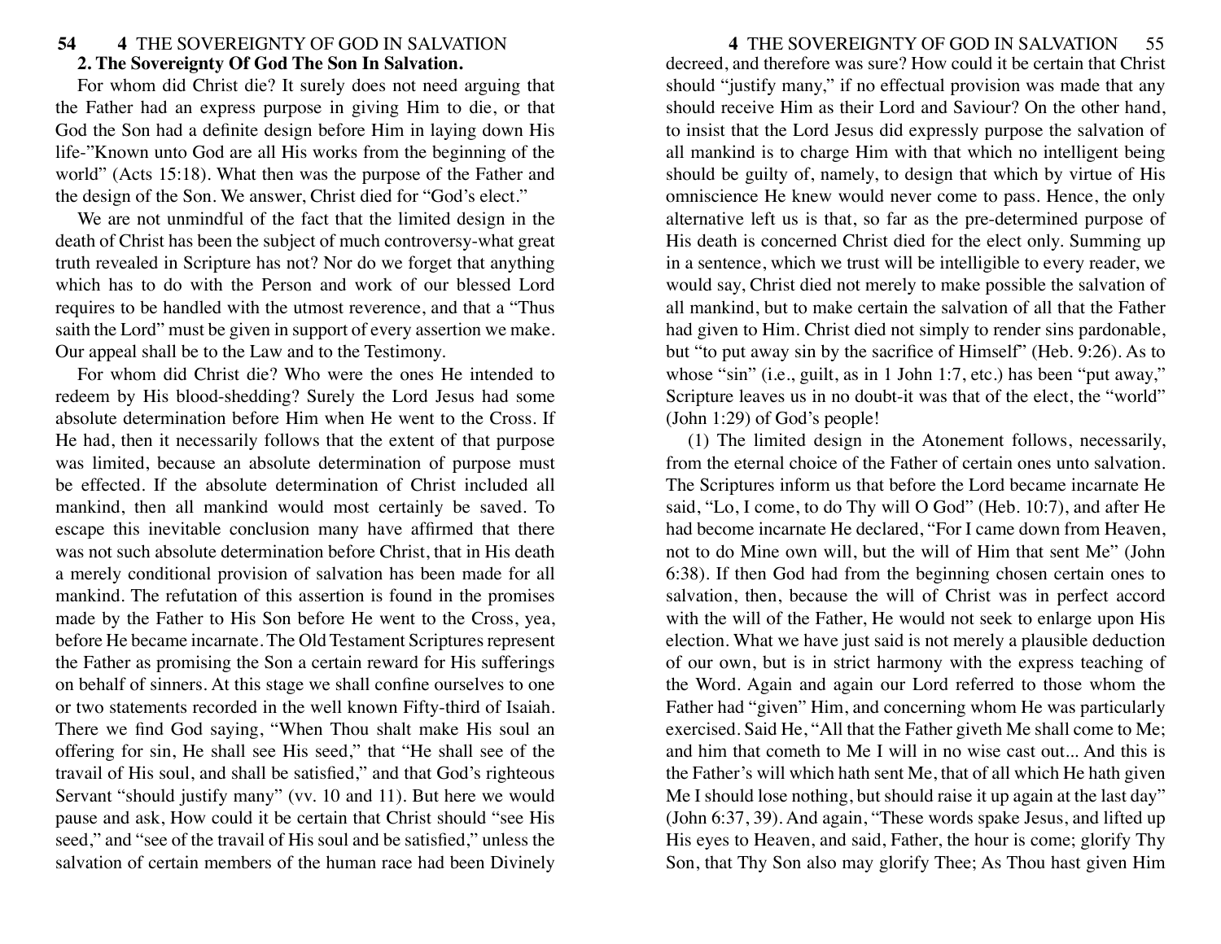**2. The Sovereignty Of God The Son In Salvation.**

For whom did Christ die? It surely does not need arguing that the Father had an express purpose in giving Him to die, or that God the Son had a definite design before Him in laying down His life-"Known unto God are all His works from the beginning of the world" (Acts 15:18). What then was the purpose of the Father and the design of the Son. We answer, Christ died for "God's elect."

We are not unmindful of the fact that the limited design in the death of Christ has been the subject of much controversy-what great truth revealed in Scripture has not? Nor do we forget that anything which has to do with the Person and work of our blessed Lord requires to be handled with the utmost reverence, and that a "Thus saith the Lord" must be given in support of every assertion we make. Our appeal shall be to the Law and to the Testimony.

For whom did Christ die? Who were the ones He intended to redeem by His blood-shedding? Surely the Lord Jesus had some absolute determination before Him when He went to the Cross. If He had, then it necessarily follows that the extent of that purpose was limited, because an absolute determination of purpose must be effected. If the absolute determination of Christ included all mankind, then all mankind would most certainly be saved. To escape this inevitable conclusion many have affirmed that there was not such absolute determination before Christ, that in His death a merely conditional provision of salvation has been made for all mankind. The refutation of this assertion is found in the promises made by the Father to His Son before He went to the Cross, yea, before He became incarnate. The Old Testament Scriptures represent the Father as promising the Son a certain reward for His sufferings on behalf of sinners. At this stage we shall confine ourselves to one or two statements recorded in the well known Fifty-third of Isaiah. There we find God saying, "When Thou shalt make His soul an offering for sin, He shall see His seed," that "He shall see of the travail of His soul, and shall be satisfied," and that God's righteous Servant "should justify many" (vv. 10 and 11). But here we would pause and ask, How could it be certain that Christ should "see His seed," and "see of the travail of His soul and be satisfied," unless the salvation of certain members of the human race had been Divinely decreed, and therefore was sure? How could it be certain that Christ should "justify many," if no effectual provision was made that any should receive Him as their Lord and Saviour? On the other hand, to insist that the Lord Jesus did expressly purpose the salvation of all mankind is to charge Him with that which no intelligent being should be guilty of, namely, to design that which by virtue of His omniscience He knew would never come to pass. Hence, the only alternative left us is that, so far as the pre-determined purpose of His death is concerned Christ died for the elect only. Summing up in a sentence, which we trust will be intelligible to every reader, we would say, Christ died not merely to make possible the salvation of all mankind, but to make certain the salvation of all that the Father had given to Him. Christ died not simply to render sins pardonable, but "to put away sin by the sacrifice of Himself" (Heb. 9:26). As to whose "sin" (i.e., guilt, as in 1 John 1:7, etc.) has been "put away," Scripture leaves us in no doubt-it was that of the elect, the "world" (John 1:29) of God's people!

(1) The limited design in the Atonement follows, necessarily, from the eternal choice of the Father of certain ones unto salvation. The Scriptures inform us that before the Lord became incarnate He said, "Lo, I come, to do Thy will O God" (Heb. 10:7), and after He had become incarnate He declared, "For I came down from Heaven, not to do Mine own will, but the will of Him that sent Me" (John 6:38). If then God had from the beginning chosen certain ones to salvation, then, because the will of Christ was in perfect accord with the will of the Father, He would not seek to enlarge upon His election. What we have just said is not merely a plausible deduction of our own, but is in strict harmony with the express teaching of the Word. Again and again our Lord referred to those whom the Father had "given" Him, and concerning whom He was particularly exercised. Said He, "All that the Father giveth Me shall come to Me; and him that cometh to Me I will in no wise cast out... And this is the Father's will which hath sent Me, that of all which He hath given Me I should lose nothing, but should raise it up again at the last day" (John 6:37, 39). And again, "These words spake Jesus, and lifted up His eyes to Heaven, and said, Father, the hour is come; glorify Thy Son, that Thy Son also may glorify Thee; As Thou hast given Him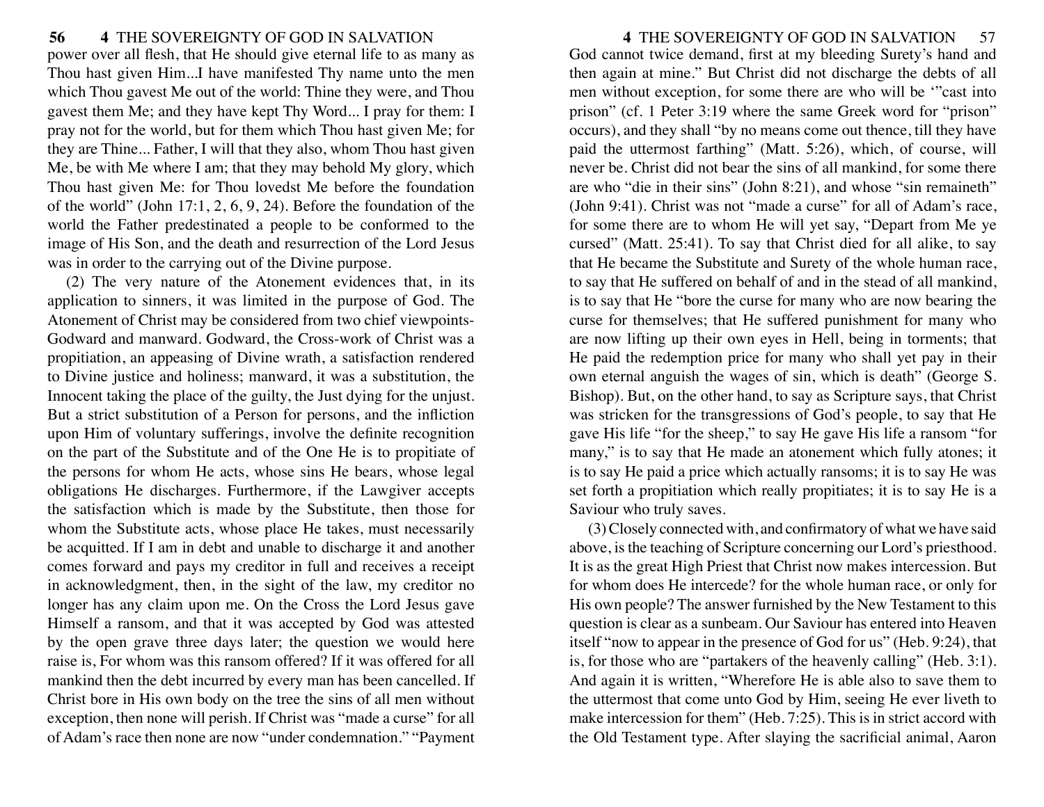power over all flesh, that He should give eternal life to as many as Thou hast given Him...I have manifested Thy name unto the men which Thou gavest Me out of the world: Thine they were, and Thou gavest them Me; and they have kept Thy Word... I pray for them: I pray not for the world, but for them which Thou hast given Me; for they are Thine... Father, I will that they also, whom Thou hast given Me, be with Me where I am; that they may behold My glory, which Thou hast given Me: for Thou lovedst Me before the foundation of the world" (John 17:1, 2, 6, 9, 24). Before the foundation of the world the Father predestinated a people to be conformed to the image of His Son, and the death and resurrection of the Lord Jesus was in order to the carrying out of the Divine purpose.

(2) The very nature of the Atonement evidences that, in its application to sinners, it was limited in the purpose of God. The Atonement of Christ may be considered from two chief viewpoints-Godward and manward. Godward, the Cross-work of Christ was a propitiation, an appeasing of Divine wrath, a satisfaction rendered to Divine justice and holiness; manward, it was a substitution, the Innocent taking the place of the guilty, the Just dying for the unjust. But a strict substitution of a Person for persons, and the infliction upon Him of voluntary sufferings, involve the definite recognition on the part of the Substitute and of the One He is to propitiate of the persons for whom He acts, whose sins He bears, whose legal obligations He discharges. Furthermore, if the Lawgiver accepts the satisfaction which is made by the Substitute, then those for whom the Substitute acts, whose place He takes, must necessarily be acquitted. If I am in debt and unable to discharge it and another comes forward and pays my creditor in full and receives a receipt in acknowledgment, then, in the sight of the law, my creditor no longer has any claim upon me. On the Cross the Lord Jesus gave Himself a ransom, and that it was accepted by God was attested by the open grave three days later; the question we would here raise is, For whom was this ransom offered? If it was offered for all mankind then the debt incurred by every man has been cancelled. If Christ bore in His own body on the tree the sins of all men without exception, then none will perish. If Christ was "made a curse" for all of Adam's race then none are now "under condemnation." "Payment God cannot twice demand, first at my bleeding Surety's hand and then again at mine." But Christ did not discharge the debts of all men without exception, for some there are who will be '"cast into prison" (cf. 1 Peter 3:19 where the same Greek word for "prison" occurs), and they shall "by no means come out thence, till they have paid the uttermost farthing" (Matt. 5:26), which, of course, will never be. Christ did not bear the sins of all mankind, for some there are who "die in their sins" (John 8:21), and whose "sin remaineth" (John 9:41). Christ was not "made a curse" for all of Adam's race, for some there are to whom He will yet say, "Depart from Me ye cursed" (Matt. 25:41). To say that Christ died for all alike, to say that He became the Substitute and Surety of the whole human race, to say that He suffered on behalf of and in the stead of all mankind, is to say that He "bore the curse for many who are now bearing the curse for themselves; that He suffered punishment for many who are now lifting up their own eyes in Hell, being in torments; that He paid the redemption price for many who shall yet pay in their own eternal anguish the wages of sin, which is death" (George S. Bishop). But, on the other hand, to say as Scripture says, that Christ was stricken for the transgressions of God's people, to say that He gave His life "for the sheep," to say He gave His life a ransom "for many," is to say that He made an atonement which fully atones; it is to say He paid a price which actually ransoms; it is to say He was set forth a propitiation which really propitiates; it is to say He is a Saviour who truly saves.

(3) Closely connected with, and confirmatory of what we have said above, is the teaching of Scripture concerning our Lord's priesthood. It is as the great High Priest that Christ now makes intercession. But for whom does He intercede? for the whole human race, or only for His own people? The answer furnished by the New Testament to this question is clear as a sunbeam. Our Saviour has entered into Heaven itself "now to appear in the presence of God for us" (Heb. 9:24), that is, for those who are "partakers of the heavenly calling" (Heb. 3:1). And again it is written, "Wherefore He is able also to save them to the uttermost that come unto God by Him, seeing He ever liveth to make intercession for them" (Heb. 7:25). This is in strict accord with the Old Testament type. After slaying the sacrificial animal, Aaron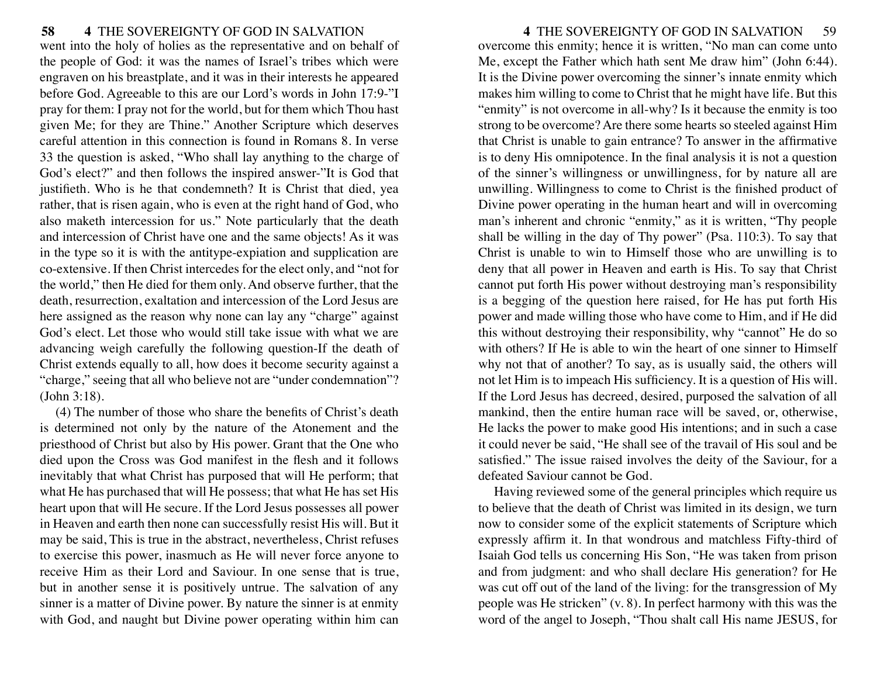went into the holy of holies as the representative and on behalf of the people of God: it was the names of Israel's tribes which were engraven on his breastplate, and it was in their interests he appeared before God. Agreeable to this are our Lord's words in John 17:9-"I pray for them: I pray not for the world, but for them which Thou hast given Me; for they are Thine." Another Scripture which deserves careful attention in this connection is found in Romans 8. In verse 33 the question is asked, "Who shall lay anything to the charge of God's elect?" and then follows the inspired answer-"It is God that justifieth. Who is he that condemneth? It is Christ that died, yea rather, that is risen again, who is even at the right hand of God, who also maketh intercession for us." Note particularly that the death and intercession of Christ have one and the same objects! As it was in the type so it is with the antitype-expiation and supplication are co-extensive. If then Christ intercedes for the elect only, and "not for the world," then He died for them only. And observe further, that the death, resurrection, exaltation and intercession of the Lord Jesus are here assigned as the reason why none can lay any "charge" against God's elect. Let those who would still take issue with what we are advancing weigh carefully the following question-If the death of Christ extends equally to all, how does it become security against a "charge," seeing that all who believe not are "under condemnation"? (John 3:18).

(4) The number of those who share the benefits of Christ's death is determined not only by the nature of the Atonement and the priesthood of Christ but also by His power. Grant that the One who died upon the Cross was God manifest in the flesh and it follows inevitably that what Christ has purposed that will He perform; that what He has purchased that will He possess; that what He has set His heart upon that will He secure. If the Lord Jesus possesses all power in Heaven and earth then none can successfully resist His will. But it may be said, This is true in the abstract, nevertheless, Christ refuses to exercise this power, inasmuch as He will never force anyone to receive Him as their Lord and Saviour. In one sense that is true, but in another sense it is positively untrue. The salvation of any sinner is a matter of Divine power. By nature the sinner is at enmity with God, and naught but Divine power operating within him can overcome this enmity; hence it is written, "No man can come unto Me, except the Father which hath sent Me draw him" (John 6:44). It is the Divine power overcoming the sinner's innate enmity which makes him willing to come to Christ that he might have life. But this "enmity" is not overcome in all-why? Is it because the enmity is too strong to be overcome? Are there some hearts so steeled against Him that Christ is unable to gain entrance? To answer in the affirmative is to deny His omnipotence. In the final analysis it is not a question of the sinner's willingness or unwillingness, for by nature all are unwilling. Willingness to come to Christ is the finished product of Divine power operating in the human heart and will in overcoming man's inherent and chronic "enmity," as it is written, "Thy people shall be willing in the day of Thy power" (Psa. 110:3). To say that Christ is unable to win to Himself those who are unwilling is to deny that all power in Heaven and earth is His. To say that Christ cannot put forth His power without destroying man's responsibility is a begging of the question here raised, for He has put forth His power and made willing those who have come to Him, and if He did this without destroying their responsibility, why "cannot" He do so with others? If He is able to win the heart of one sinner to Himself why not that of another? To say, as is usually said, the others will not let Him is to impeach His sufficiency. It is a question of His will. If the Lord Jesus has decreed, desired, purposed the salvation of all mankind, then the entire human race will be saved, or, otherwise, He lacks the power to make good His intentions; and in such a case it could never be said, "He shall see of the travail of His soul and be satisfied." The issue raised involves the deity of the Saviour, for a defeated Saviour cannot be God.

Having reviewed some of the general principles which require us to believe that the death of Christ was limited in its design, we turn now to consider some of the explicit statements of Scripture which expressly affirm it. In that wondrous and matchless Fifty-third of Isaiah God tells us concerning His Son, "He was taken from prison and from judgment: and who shall declare His generation? for He was cut off out of the land of the living: for the transgression of My people was He stricken" (v. 8). In perfect harmony with this was the word of the angel to Joseph, "Thou shalt call His name JESUS, for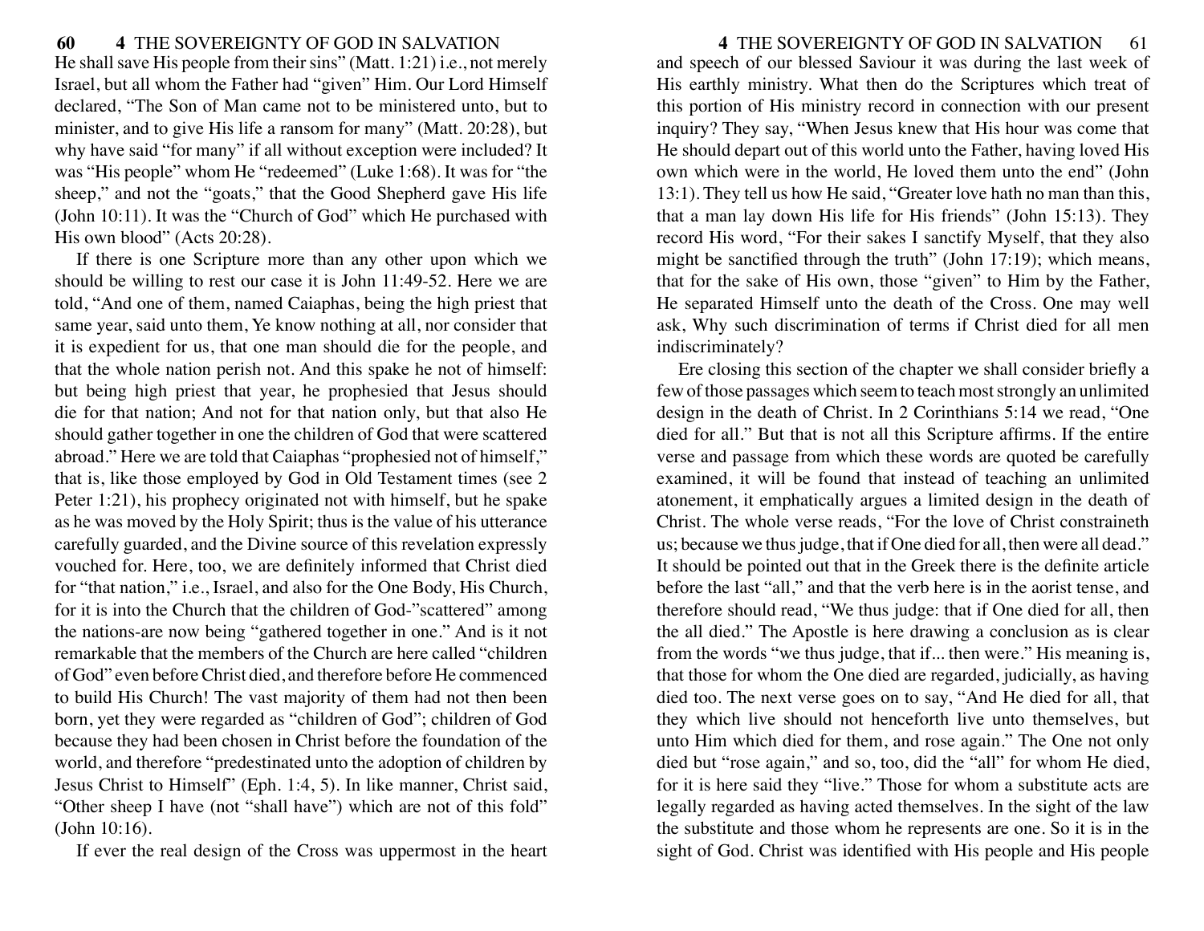He shall save His people from their sins" (Matt. 1:21) i.e., not merely Israel, but all whom the Father had "given" Him. Our Lord Himself declared, "The Son of Man came not to be ministered unto, but to minister, and to give His life a ransom for many" (Matt. 20:28), but why have said "for many" if all without exception were included? It was "His people" whom He "redeemed" (Luke 1:68). It was for "the sheep," and not the "goats," that the Good Shepherd gave His life (John 10:11). It was the "Church of God" which He purchased with His own blood" (Acts 20:28).

If there is one Scripture more than any other upon which we should be willing to rest our case it is John 11:49-52. Here we are told, "And one of them, named Caiaphas, being the high priest that same year, said unto them, Ye know nothing at all, nor consider that it is expedient for us, that one man should die for the people, and that the whole nation perish not. And this spake he not of himself: but being high priest that year, he prophesied that Jesus should die for that nation; And not for that nation only, but that also He should gather together in one the children of God that were scattered abroad." Here we are told that Caiaphas "prophesied not of himself," that is, like those employed by God in Old Testament times (see 2 Peter 1:21), his prophecy originated not with himself, but he spake as he was moved by the Holy Spirit; thus is the value of his utterance carefully guarded, and the Divine source of this revelation expressly vouched for. Here, too, we are definitely informed that Christ died for "that nation," i.e., Israel, and also for the One Body, His Church, for it is into the Church that the children of God-"scattered" among the nations-are now being "gathered together in one." And is it not remarkable that the members of the Church are here called "children of God" even before Christ died, and therefore before He commenced to build His Church! The vast majority of them had not then been born, yet they were regarded as "children of God"; children of God because they had been chosen in Christ before the foundation of the world, and therefore "predestinated unto the adoption of children by Jesus Christ to Himself" (Eph. 1:4, 5). In like manner, Christ said, "Other sheep I have (not "shall have") which are not of this fold" (John 10:16).

If ever the real design of the Cross was uppermost in the heart and speech of our blessed Saviour it was during the last week of His earthly ministry. What then do the Scriptures which treat of this portion of His ministry record in connection with our present inquiry? They say, "When Jesus knew that His hour was come that He should depart out of this world unto the Father, having loved His own which were in the world, He loved them unto the end" (John 13:1). They tell us how He said, "Greater love hath no man than this, that a man lay down His life for His friends" (John 15:13). They record His word, "For their sakes I sanctify Myself, that they also might be sanctified through the truth" (John 17:19); which means, that for the sake of His own, those "given" to Him by the Father, He separated Himself unto the death of the Cross. One may well ask, Why such discrimination of terms if Christ died for all men indiscriminately?

Ere closing this section of the chapter we shall consider briefly a few of those passages which seem to teach most strongly an unlimited design in the death of Christ. In 2 Corinthians 5:14 we read, "One died for all." But that is not all this Scripture affirms. If the entire verse and passage from which these words are quoted be carefully examined, it will be found that instead of teaching an unlimited atonement, it emphatically argues a limited design in the death of Christ. The whole verse reads, "For the love of Christ constraineth us; because we thus judge, that if One died for all, then were all dead." It should be pointed out that in the Greek there is the definite article before the last "all," and that the verb here is in the aorist tense, and therefore should read, "We thus judge: that if One died for all, then the all died." The Apostle is here drawing a conclusion as is clear from the words "we thus judge, that if... then were." His meaning is, that those for whom the One died are regarded, judicially, as having died too. The next verse goes on to say, "And He died for all, that they which live should not henceforth live unto themselves, but unto Him which died for them, and rose again." The One not only died but "rose again," and so, too, did the "all" for whom He died, for it is here said they "live." Those for whom a substitute acts are legally regarded as having acted themselves. In the sight of the law the substitute and those whom he represents are one. So it is in the sight of God. Christ was identified with His people and His people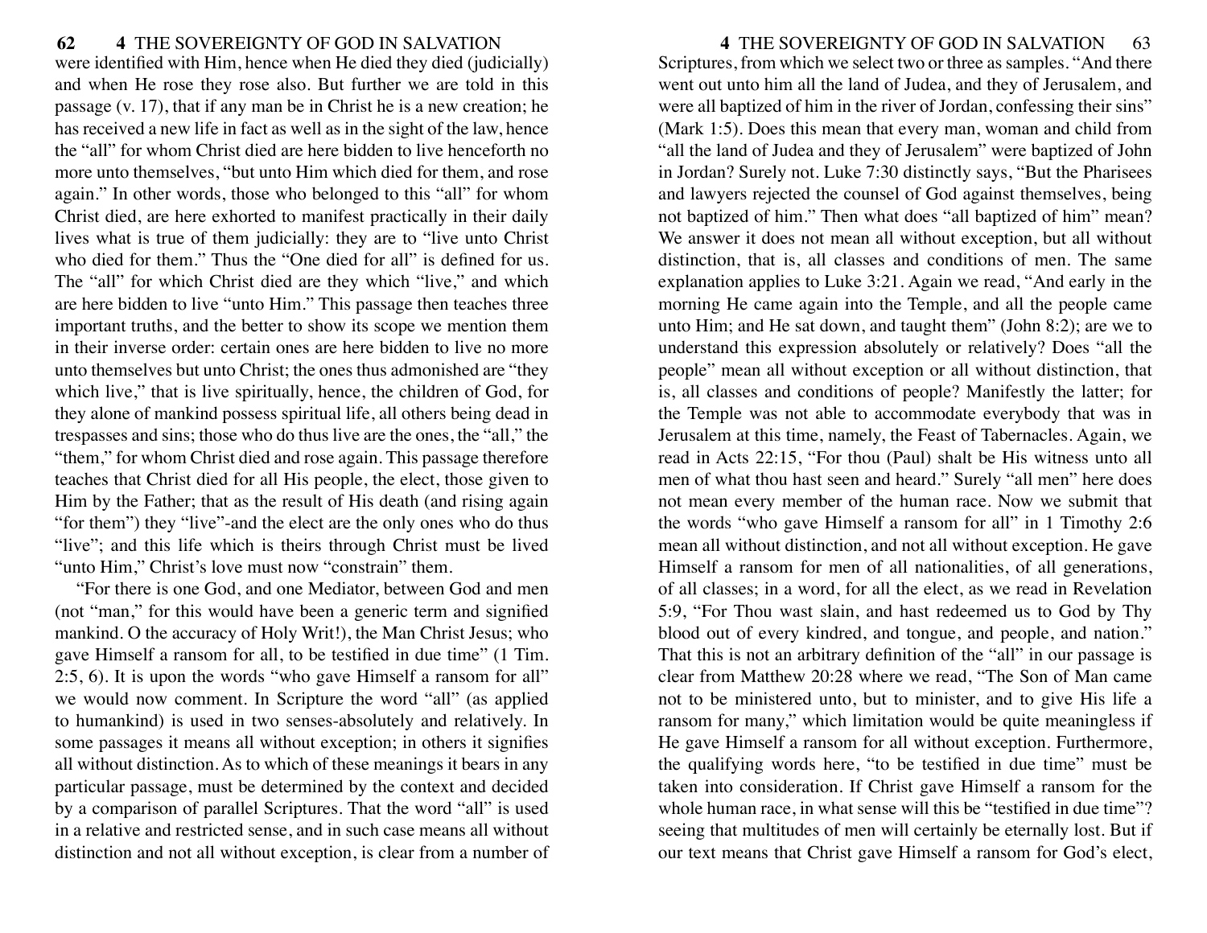were identified with Him, hence when He died they died (judicially) and when He rose they rose also. But further we are told in this passage (v. 17), that if any man be in Christ he is a new creation; he has received a new life in fact as well as in the sight of the law, hence the "all" for whom Christ died are here bidden to live henceforth no more unto themselves, "but unto Him which died for them, and rose again." In other words, those who belonged to this "all" for whom Christ died, are here exhorted to manifest practically in their daily lives what is true of them judicially: they are to "live unto Christ who died for them." Thus the "One died for all" is defined for us. The "all" for which Christ died are they which "live," and which are here bidden to live "unto Him." This passage then teaches three important truths, and the better to show its scope we mention them in their inverse order: certain ones are here bidden to live no more unto themselves but unto Christ; the ones thus admonished are "they which live," that is live spiritually, hence, the children of God, for they alone of mankind possess spiritual life, all others being dead in trespasses and sins; those who do thus live are the ones, the "all," the "them," for whom Christ died and rose again. This passage therefore teaches that Christ died for all His people, the elect, those given to Him by the Father; that as the result of His death (and rising again "for them") they "live"-and the elect are the only ones who do thus "live"; and this life which is theirs through Christ must be lived "unto Him," Christ's love must now "constrain" them.

"For there is one God, and one Mediator, between God and men (not "man," for this would have been a generic term and signified mankind. O the accuracy of Holy Writ!), the Man Christ Jesus; who gave Himself a ransom for all, to be testified in due time" (1 Tim. 2:5, 6). It is upon the words "who gave Himself a ransom for all" we would now comment. In Scripture the word "all" (as applied to humankind) is used in two senses-absolutely and relatively. In some passages it means all without exception; in others it signifies all without distinction. As to which of these meanings it bears in any particular passage, must be determined by the context and decided by a comparison of parallel Scriptures. That the word "all" is used in a relative and restricted sense, and in such case means all without distinction and not all without exception, is clear from a number of Scriptures, from which we select two or three as samples. "And there went out unto him all the land of Judea, and they of Jerusalem, and were all baptized of him in the river of Jordan, confessing their sins" (Mark 1:5). Does this mean that every man, woman and child from "all the land of Judea and they of Jerusalem" were baptized of John in Jordan? Surely not. Luke 7:30 distinctly says, "But the Pharisees and lawyers rejected the counsel of God against themselves, being not baptized of him." Then what does "all baptized of him" mean? We answer it does not mean all without exception, but all without distinction, that is, all classes and conditions of men. The same explanation applies to Luke 3:21. Again we read, "And early in the morning He came again into the Temple, and all the people came unto Him; and He sat down, and taught them" (John 8:2); are we to understand this expression absolutely or relatively? Does "all the people" mean all without exception or all without distinction, that is, all classes and conditions of people? Manifestly the latter; for the Temple was not able to accommodate everybody that was in Jerusalem at this time, namely, the Feast of Tabernacles. Again, we read in Acts 22:15, "For thou (Paul) shalt be His witness unto all men of what thou hast seen and heard." Surely "all men" here does not mean every member of the human race. Now we submit that the words "who gave Himself a ransom for all" in 1 Timothy 2:6 mean all without distinction, and not all without exception. He gave Himself a ransom for men of all nationalities, of all generations, of all classes; in a word, for all the elect, as we read in Revelation 5:9, "For Thou wast slain, and hast redeemed us to God by Thy blood out of every kindred, and tongue, and people, and nation." That this is not an arbitrary definition of the "all" in our passage is clear from Matthew 20:28 where we read, "The Son of Man came not to be ministered unto, but to minister, and to give His life a ransom for many," which limitation would be quite meaningless if He gave Himself a ransom for all without exception. Furthermore, the qualifying words here, "to be testified in due time" must be taken into consideration. If Christ gave Himself a ransom for the whole human race, in what sense will this be "testified in due time"? seeing that multitudes of men will certainly be eternally lost. But if our text means that Christ gave Himself a ransom for God's elect,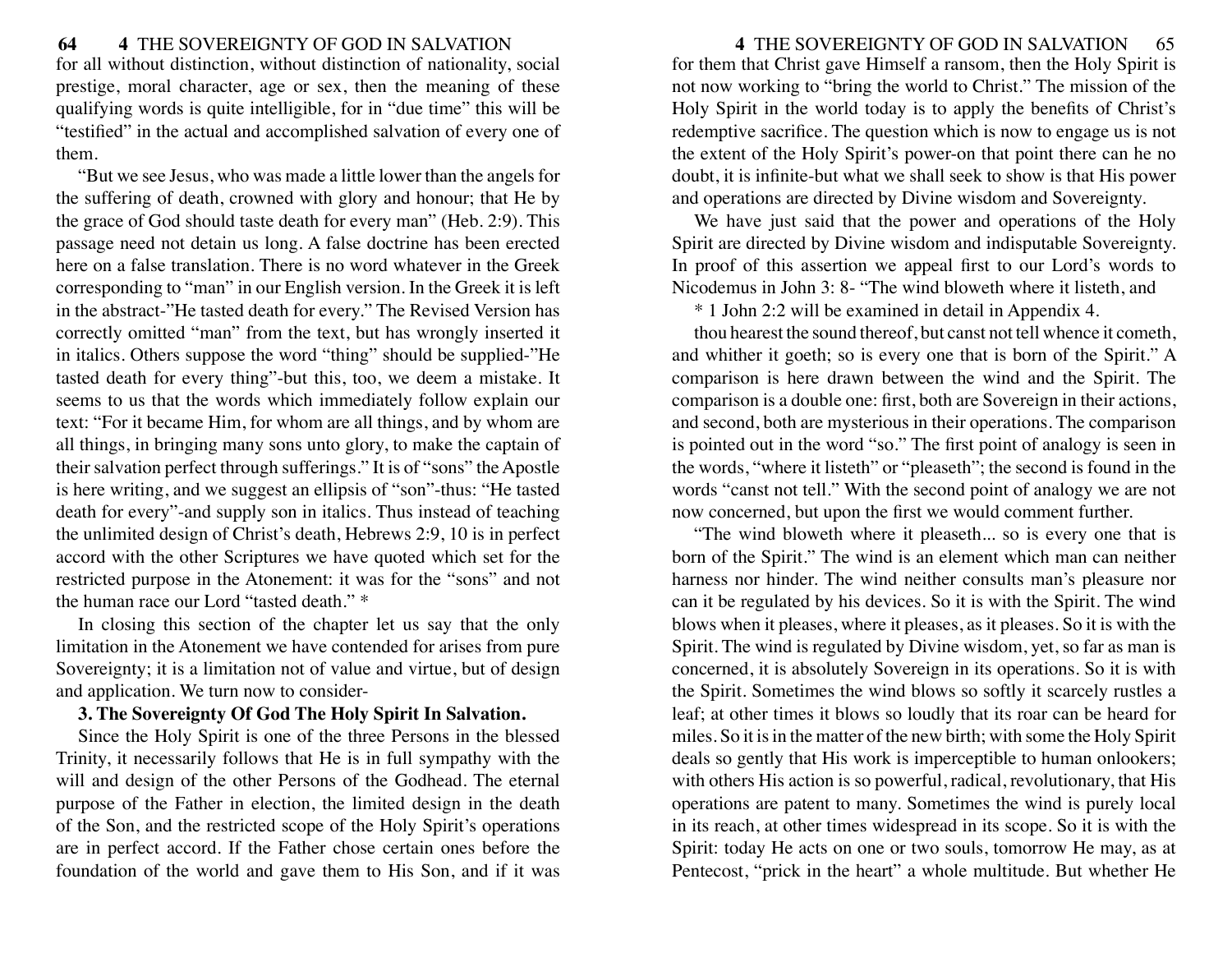for all without distinction, without distinction of nationality, social prestige, moral character, age or sex, then the meaning of these qualifying words is quite intelligible, for in "due time" this will be "testified" in the actual and accomplished salvation of every one of them.

"But we see Jesus, who was made a little lower than the angels for the suffering of death, crowned with glory and honour; that He by the grace of God should taste death for every man" (Heb. 2:9). This passage need not detain us long. A false doctrine has been erected here on a false translation. There is no word whatever in the Greek corresponding to "man" in our English version. In the Greek it is left in the abstract-"He tasted death for every." The Revised Version has correctly omitted "man" from the text, but has wrongly inserted it in italics. Others suppose the word "thing" should be supplied-"He tasted death for every thing"-but this, too, we deem a mistake. It seems to us that the words which immediately follow explain our text: "For it became Him, for whom are all things, and by whom are all things, in bringing many sons unto glory, to make the captain of their salvation perfect through sufferings." It is of "sons" the Apostle is here writing, and we suggest an ellipsis of "son"-thus: "He tasted death for every"-and supply son in italics. Thus instead of teaching the unlimited design of Christ's death, Hebrews 2:9, 10 is in perfect accord with the other Scriptures we have quoted which set for the restricted purpose in the Atonement: it was for the "sons" and not the human race our Lord "tasted death." *

In closing this section of the chapter let us say that the only limitation in the Atonement we have contended for arises from pure Sovereignty; it is a limitation not of value and virtue, but of design and application. We turn now to consider-

### 3. The Sovereignty Of God The Holy Spirit In Salvation.

Since the Holy Spirit is one of the three Persons in the blessed Trinity, it necessarily follows that He is in full sympathy with the will and design of the other Persons of the Godhead. The eternal purpose of the Father in election, the limited design in the death of the Son, and the restricted scope of the Holy Spirit's operations are in perfect accord. If the Father chose certain ones before the foundation of the world and gave them to His Son, and if it was for them that Christ gave Himself a ransom, then the Holy Spirit is not now working to "bring the world to Christ." The mission of the Holy Spirit in the world today is to apply the benefits of Christ's redemptive sacrifice. The question which is now to engage us is not the extent of the Holy Spirit's power-on that point there can he no doubt, it is infinite-but what we shall seek to show is that His power and operations are directed by Divine wisdom and Sovereignty.

We have just said that the power and operations of the Holy Spirit are directed by Divine wisdom and indisputable Sovereignty. In proof of this assertion we appeal first to our Lord's words to Nicodemus in John 3: 8- "The wind bloweth where it listeth, and thou hearest the sound thereof, but canst not tell whence it cometh, and whither it goeth; so is every one that is born of the Spirit." A comparison is here drawn between the wind and the Spirit. The comparison is a double one: first, both are Sovereign in their actions, and second, both are mysterious in their operations. The comparison is pointed out in the word "so." The first point of analogy is seen in the words, "where it listeth" or "pleaseth"; the second is found in the words "canst not tell." With the second point of analogy we are not now concerned, but upon the first we would comment further.

"The wind bloweth where it pleaseth... so is every one that is born of the Spirit." The wind is an element which man can neither harness nor hinder. The wind neither consults man's pleasure nor can it be regulated by his devices. So it is with the Spirit. The wind blows when it pleases, where it pleases, as it pleases. So it is with the Spirit. The wind is regulated by Divine wisdom, yet, so far as man is concerned, it is absolutely Sovereign in its operations. So it is with the Spirit. Sometimes the wind blows so softly it scarcely rustles a leaf; at other times it blows so loudly that its roar can be heard for miles. So it is in the matter of the new birth; with some the Holy Spirit deals so gently that His work is imperceptible to human onlookers; with others His action is so powerful, radical, revolutionary, that His operations are patent to many. Sometimes the wind is purely local in its reach, at other times widespread in its scope. So it is with the Spirit: today He acts on one or two souls, tomorrow He may, as at Pentecost, "prick in the heart" a whole multitude. But whether He

\* 1 John 2:2 will be examined in detail in Appendix 4.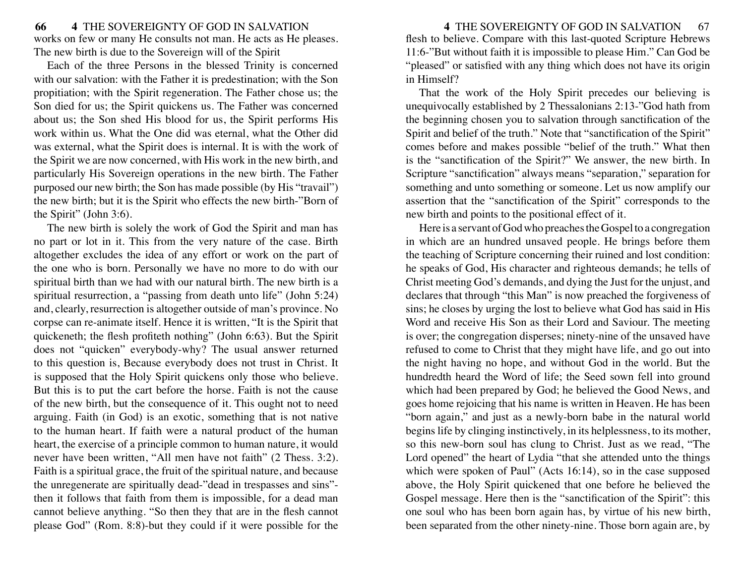works on few or many He consults not man. He acts as He pleases. The new birth is due to the Sovereign will of the Spirit

Each of the three Persons in the blessed Trinity is concerned with our salvation: with the Father it is predestination; with the Son propitiation; with the Spirit regeneration. The Father chose us; the Son died for us; the Spirit quickens us. The Father was concerned about us; the Son shed His blood for us, the Spirit performs His work within us. What the One did was eternal, what the Other did was external, what the Spirit does is internal. It is with the work of the Spirit we are now concerned, with His work in the new birth, and particularly His Sovereign operations in the new birth. The Father purposed our new birth; the Son has made possible (by His "travail") the new birth; but it is the Spirit who effects the new birth-"Born of the Spirit" (John 3:6).

The new birth is solely the work of God the Spirit and man has no part or lot in it. This from the very nature of the case. Birth altogether excludes the idea of any effort or work on the part of the one who is born. Personally we have no more to do with our spiritual birth than we had with our natural birth. The new birth is a spiritual resurrection, a "passing from death unto life" (John 5:24) and, clearly, resurrection is altogether outside of man's province. No corpse can re-animate itself. Hence it is written, "It is the Spirit that quickeneth; the flesh profiteth nothing" (John 6:63). But the Spirit does not "quicken" everybody-why? The usual answer returned to this question is, Because everybody does not trust in Christ. It is supposed that the Holy Spirit quickens only those who believe. But this is to put the cart before the horse. Faith is not the cause of the new birth, but the consequence of it. This ought not to need arguing. Faith (in God) is an exotic, something that is not native to the human heart. If faith were a natural product of the human heart, the exercise of a principle common to human nature, it would never have been written, "All men have not faith" (2 Thess. 3:2). Faith is a spiritual grace, the fruit of the spiritual nature, and because the unregenerate are spiritually dead-"dead in trespasses and sins"-then it follows that faith from them is impossible, for a dead man cannot believe anything. "So then they that are in the flesh cannot please God" (Rom. 8:8)-but they could if it were possible for the flesh to believe. Compare with this last-quoted Scripture Hebrews 11:6-"But without faith it is impossible to please Him." Can God be "pleased" or satisfied with any thing which does not have its origin in Himself?

That the work of the Holy Spirit precedes our believing is unequivocally established by 2 Thessalonians 2:13-"God hath from the beginning chosen you to salvation through sanctification of the Spirit and belief of the truth." Note that "sanctification of the Spirit" comes before and makes possible "belief of the truth." What then is the "sanctification of the Spirit?" We answer, the new birth. In Scripture "sanctification" always means "separation," separation for something and unto something or someone. Let us now amplify our assertion that the "sanctification of the Spirit" corresponds to the new birth and points to the positional effect of it.

Here is a servant of God who preaches the Gospel to a congregation in which are an hundred unsaved people. He brings before them the teaching of Scripture concerning their ruined and lost condition: he speaks of God, His character and righteous demands; he tells of Christ meeting God's demands, and dying the Just for the unjust, and declares that through "this Man" is now preached the forgiveness of sins; he closes by urging the lost to believe what God has said in His Word and receive His Son as their Lord and Saviour. The meeting is over; the congregation disperses; ninety-nine of the unsaved have refused to come to Christ that they might have life, and go out into the night having no hope, and without God in the world. But the hundredth heard the Word of life; the Seed sown fell into ground which had been prepared by God; he believed the Good News, and goes home rejoicing that his name is written in Heaven. He has been "born again," and just as a newly-born babe in the natural world begins life by clinging instinctively, in its helplessness, to its mother, so this new-born soul has clung to Christ. Just as we read, "The Lord opened" the heart of Lydia "that she attended unto the things which were spoken of Paul" (Acts 16:14), so in the case supposed above, the Holy Spirit quickened that one before he believed the Gospel message. Here then is the "sanctification of the Spirit": this one soul who has been born again has, by virtue of his new birth, been separated from the other ninety-nine. Those born again are, by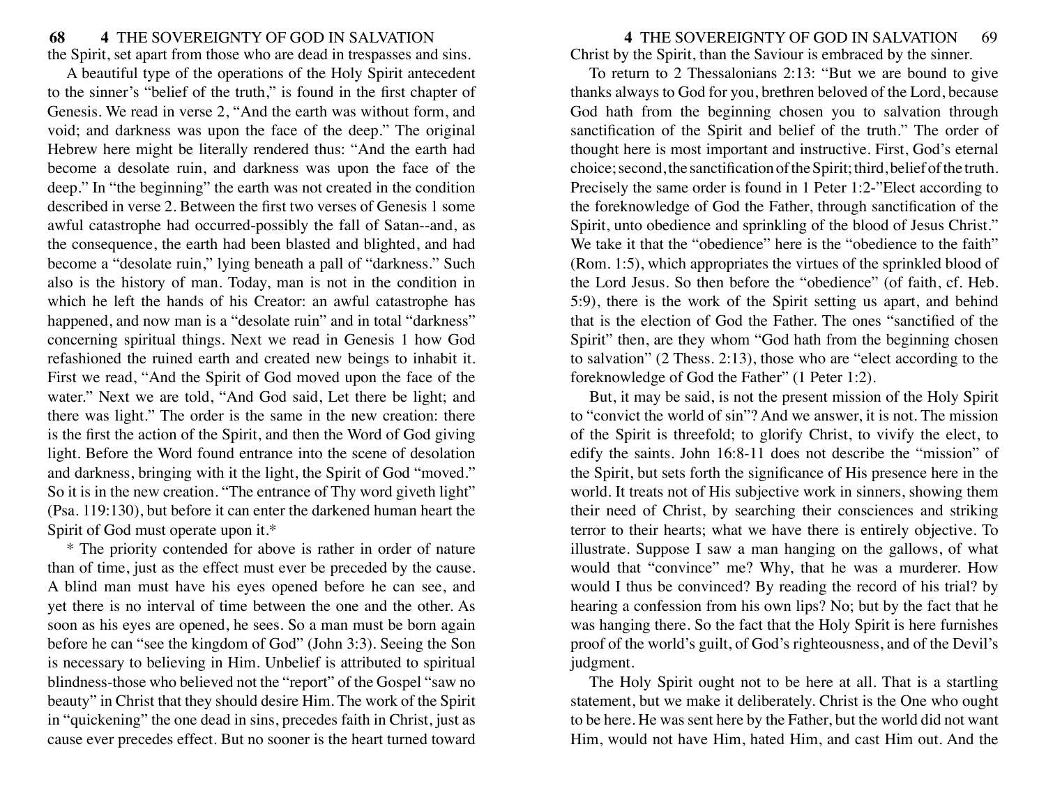the Spirit, set apart from those who are dead in trespasses and sins.

A beautiful type of the operations of the Holy Spirit antecedent to the sinner's "belief of the truth," is found in the first chapter of Genesis. We read in verse 2, "And the earth was without form, and void; and darkness was upon the face of the deep." The original Hebrew here might be literally rendered thus: "And the earth had become a desolate ruin, and darkness was upon the face of the deep." In "the beginning" the earth was not created in the condition described in verse 2. Between the first two verses of Genesis 1 some awful catastrophe had occurred-possibly the fall of Satan--and, as the consequence, the earth had been blasted and blighted, and had become a "desolate ruin," lying beneath a pall of "darkness." Such also is the history of man. Today, man is not in the condition in which he left the hands of his Creator: an awful catastrophe has happened, and now man is a "desolate ruin" and in total "darkness" concerning spiritual things. Next we read in Genesis 1 how God refashioned the ruined earth and created new beings to inhabit it. First we read, "And the Spirit of God moved upon the face of the water." Next we are told, "And God said, Let there be light; and there was light." The order is the same in the new creation: there is the first the action of the Spirit, and then the Word of God giving light. Before the Word found entrance into the scene of desolation and darkness, bringing with it the light, the Spirit of God "moved." So it is in the new creation. "The entrance of Thy word giveth light" (Psa. 119:130), but before it can enter the darkened human heart the Spirit of God must operate upon it.*

\* The priority contended for above is rather in order of nature than of time, just as the effect must ever be preceded by the cause. A blind man must have his eyes opened before he can see, and yet there is no interval of time between the one and the other. As soon as his eyes are opened, he sees. So a man must be born again before he can "see the kingdom of God" (John 3:3). Seeing the Son is necessary to believing in Him. Unbelief is attributed to spiritual blindness-those who believed not the "report" of the Gospel "saw no beauty" in Christ that they should desire Him. The work of the Spirit in "quickening" the one dead in sins, precedes faith in Christ, just as cause ever precedes effect. But no sooner is the heart turned toward Christ by the Spirit, than the Saviour is embraced by the sinner.

To return to 2 Thessalonians 2:13: "But we are bound to give thanks always to God for you, brethren beloved of the Lord, because God hath from the beginning chosen you to salvation through sanctification of the Spirit and belief of the truth." The order of thought here is most important and instructive. First, God's eternal choice; second, the sanctification of the Spirit; third, belief of the truth. Precisely the same order is found in 1 Peter 1:2-"Elect according to the foreknowledge of God the Father, through sanctification of the Spirit, unto obedience and sprinkling of the blood of Jesus Christ." We take it that the "obedience" here is the "obedience to the faith" (Rom. 1:5), which appropriates the virtues of the sprinkled blood of the Lord Jesus. So then before the "obedience" (of faith, cf. Heb. 5:9), there is the work of the Spirit setting us apart, and behind that is the election of God the Father. The ones "sanctified of the Spirit" then, are they whom "God hath from the beginning chosen to salvation" (2 Thess. 2:13), those who are "elect according to the foreknowledge of God the Father" (1 Peter 1:2).

But, it may be said, is not the present mission of the Holy Spirit to "convict the world of sin"? And we answer, it is not. The mission of the Spirit is threefold; to glorify Christ, to vivify the elect, to edify the saints. John 16:8-11 does not describe the "mission" of the Spirit, but sets forth the significance of His presence here in the world. It treats not of His subjective work in sinners, showing them their need of Christ, by searching their consciences and striking terror to their hearts; what we have there is entirely objective. To illustrate. Suppose I saw a man hanging on the gallows, of what would that "convince" me? Why, that he was a murderer. How would I thus be convinced? By reading the record of his trial? by hearing a confession from his own lips? No; but by the fact that he was hanging there. So the fact that the Holy Spirit is here furnishes proof of the world's guilt, of God's righteousness, and of the Devil's judgment.

The Holy Spirit ought not to be here at all. That is a startling statement, but we make it deliberately. Christ is the One who ought to be here. He was sent here by the Father, but the world did not want Him, would not have Him, hated Him, and cast Him out. And the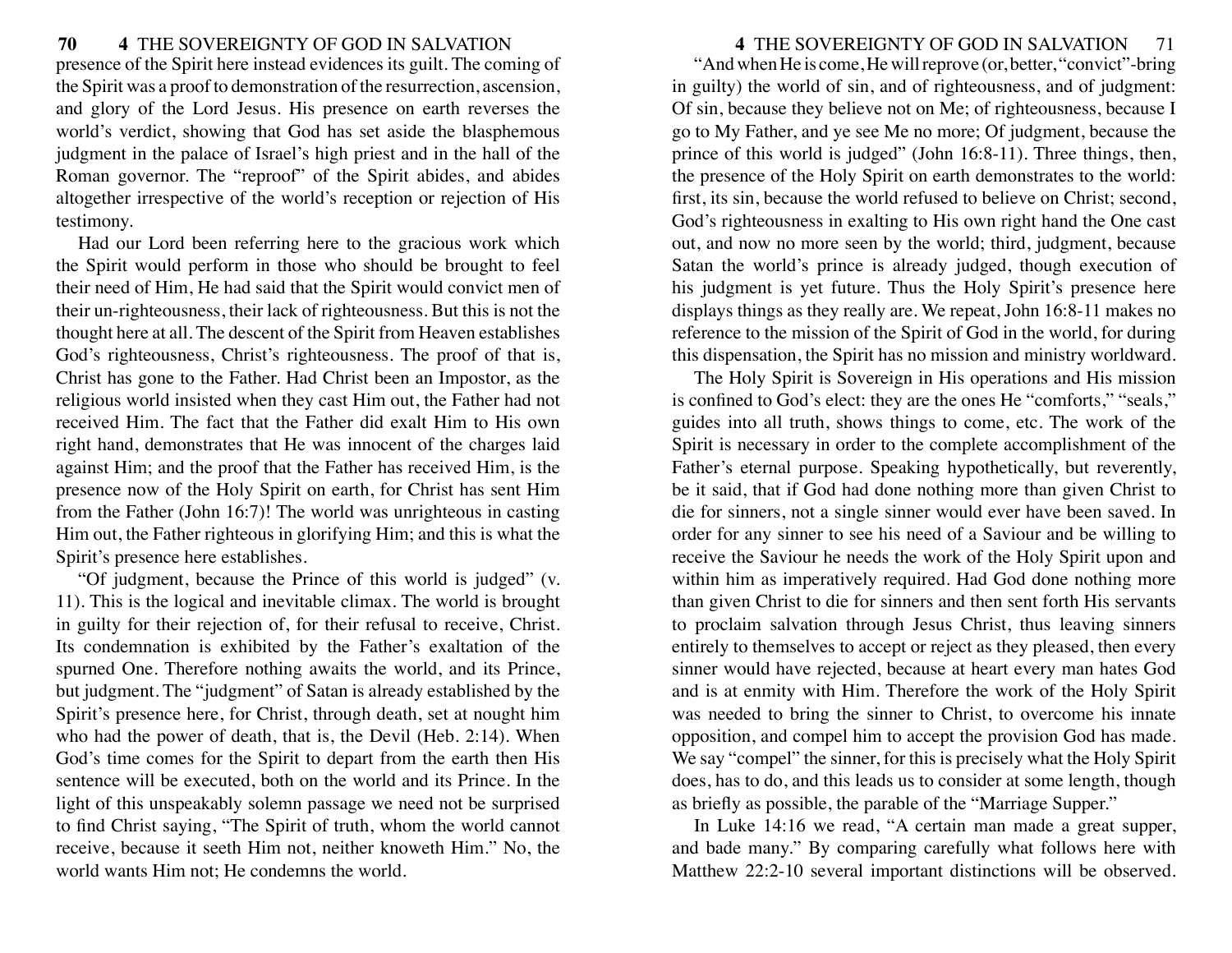presence of the Spirit here instead evidences its guilt. The coming of the Spirit was a proof to demonstration of the resurrection, ascension, and glory of the Lord Jesus. His presence on earth reverses the world's verdict, showing that God has set aside the blasphemous judgment in the palace of Israel's high priest and in the hall of the Roman governor. The "reproof" of the Spirit abides, and abides altogether irrespective of the world's reception or rejection of His testimony.

Had our Lord been referring here to the gracious work which the Spirit would perform in those who should be brought to feel their need of Him, He had said that the Spirit would convict men of their un-righteousness, their lack of righteousness. But this is not the thought here at all. The descent of the Spirit from Heaven establishes God's righteousness, Christ's righteousness. The proof of that is, Christ has gone to the Father. Had Christ been an Impostor, as the religious world insisted when they cast Him out, the Father had not received Him. The fact that the Father did exalt Him to His own right hand, demonstrates that He was innocent of the charges laid against Him; and the proof that the Father has received Him, is the presence now of the Holy Spirit on earth, for Christ has sent Him from the Father (John 16:7)! The world was unrighteous in casting Him out, the Father righteous in glorifying Him; and this is what the Spirit's presence here establishes.

"Of judgment, because the Prince of this world is judged" (v. 11). This is the logical and inevitable climax. The world is brought in guilty for their rejection of, for their refusal to receive, Christ. Its condemnation is exhibited by the Father's exaltation of the spurned One. Therefore nothing awaits the world, and its Prince, but judgment. The "judgment" of Satan is already established by the Spirit's presence here, for Christ, through death, set at nought him who had the power of death, that is, the Devil (Heb. 2:14). When God's time comes for the Spirit to depart from the earth then His sentence will be executed, both on the world and its Prince. In the light of this unspeakably solemn passage we need not be surprised to find Christ saying, "The Spirit of truth, whom the world cannot receive, because it seeth Him not, neither knoweth Him." No, the world wants Him not; He condemns the world.

"And when He is come, He will reprove (or, better, "convict"-bring in guilty) the world of sin, and of righteousness, and of judgment: Of sin, because they believe not on Me; of righteousness, because I go to My Father, and ye see Me no more; Of judgment, because the prince of this world is judged" (John 16:8-11). Three things, then, the presence of the Holy Spirit on earth demonstrates to the world: first, its sin, because the world refused to believe on Christ; second, God's righteousness in exalting to His own right hand the One cast out, and now no more seen by the world; third, judgment, because Satan the world's prince is already judged, though execution of his judgment is yet future. Thus the Holy Spirit's presence here displays things as they really are. We repeat, John 16:8-11 makes no reference to the mission of the Spirit of God in the world, for during this dispensation, the Spirit has no mission and ministry worldward.

The Holy Spirit is Sovereign in His operations and His mission is confined to God's elect: they are the ones He "comforts," "seals," guides into all truth, shows things to come, etc. The work of the Spirit is necessary in order to the complete accomplishment of the Father's eternal purpose. Speaking hypothetically, but reverently, be it said, that if God had done nothing more than given Christ to die for sinners, not a single sinner would ever have been saved. In order for any sinner to see his need of a Saviour and be willing to receive the Saviour he needs the work of the Holy Spirit upon and within him as imperatively required. Had God done nothing more than given Christ to die for sinners and then sent forth His servants to proclaim salvation through Jesus Christ, thus leaving sinners entirely to themselves to accept or reject as they pleased, then every sinner would have rejected, because at heart every man hates God and is at enmity with Him. Therefore the work of the Holy Spirit was needed to bring the sinner to Christ, to overcome his innate opposition, and compel him to accept the provision God has made. We say "compel" the sinner, for this is precisely what the Holy Spirit does, has to do, and this leads us to consider at some length, though as briefly as possible, the parable of the "Marriage Supper."

In Luke 14:16 we read, "A certain man made a great supper, and bade many." By comparing carefully what follows here with Matthew 22:2-10 several important distinctions will be observed.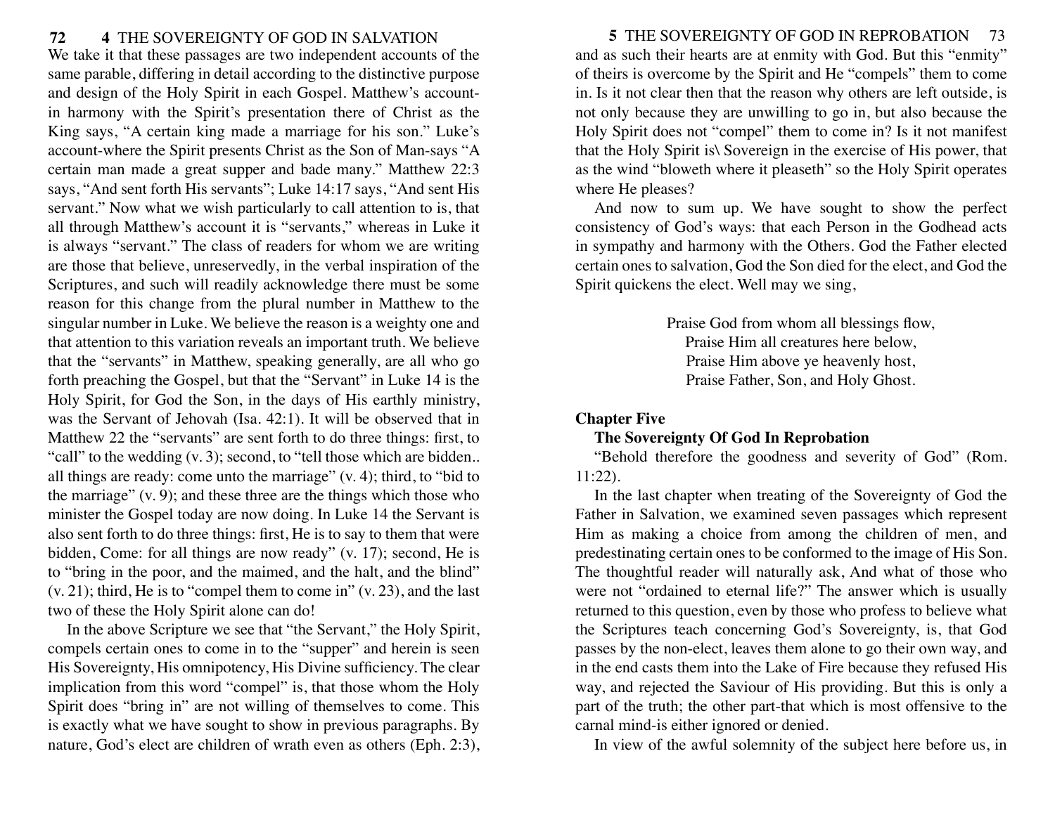We take it that these passages are two independent accounts of the same parable, differing in detail according to the distinctive purpose and design of the Holy Spirit in each Gospel. Matthew's account-in harmony with the Spirit's presentation there of Christ as the King says, "A certain king made a marriage for his son." Luke's account-where the Spirit presents Christ as the Son of Man-says "A certain man made a great supper and bade many." Matthew 22:3 says, "And sent forth His servants"; Luke 14:17 says, "And sent His servant." Now what we wish particularly to call attention to is, that all through Matthew's account it is "servants," whereas in Luke it is always "servant." The class of readers for whom we are writing are those that believe, unreservedly, in the verbal inspiration of the Scriptures, and such will readily acknowledge there must be some reason for this change from the plural number in Matthew to the singular number in Luke. We believe the reason is a weighty one and that attention to this variation reveals an important truth. We believe that the "servants" in Matthew, speaking generally, are all who go forth preaching the Gospel, but that the "Servant" in Luke 14 is the Holy Spirit, for God the Son, in the days of His earthly ministry, was the Servant of Jehovah (Isa. 42:1). It will be observed that in Matthew 22 the "servants" are sent forth to do three things: first, to "call" to the wedding (v. 3); second, to "tell those which are bidden.. all things are ready: come unto the marriage" (v. 4); third, to "bid to the marriage" (v. 9); and these three are the things which those who minister the Gospel today are now doing. In Luke 14 the Servant is also sent forth to do three things: first, He is to say to them that were bidden, Come: for all things are now ready" (v. 17); second, He is to "bring in the poor, and the maimed, and the halt, and the blind" (v. 21); third, He is to "compel them to come in" (v. 23), and the last two of these the Holy Spirit alone can do!

In the above Scripture we see that "the Servant," the Holy Spirit, compels certain ones to come in to the "supper" and herein is seen His Sovereignty, His omnipotency, His Divine sufficiency. The clear implication from this word "compel" is, that those whom the Holy Spirit does "bring in" are not willing of themselves to come. This is exactly what we have sought to show in previous paragraphs. By nature, God's elect are children of wrath even as others (Eph. 2:3), and as such their hearts are at enmity with God. But this "enmity" of theirs is overcome by the Spirit and He "compels" them to come in. Is it not clear then that the reason why others are left outside, is not only because they are unwilling to go in, but also because the Holy Spirit does not "compel" them to come in? Is it not manifest that the Holy Spirit is\ Sovereign in the exercise of His power, that as the wind "bloweth where it pleaseth" so the Holy Spirit operates where He pleases?

And now to sum up. We have sought to show the perfect consistency of God's ways: that each Person in the Godhead acts in sympathy and harmony with the Others. God the Father elected certain ones to salvation, God the Son died for the elect, and God the Spirit quickens the elect. Well may we sing,

> Praise God from whom all blessings flow,
> Praise Him all creatures here below,
> Praise Him above ye heavenly host,
> Praise Father, Son, and Holy Ghost.

## Chapter Five

### The Sovereignty Of God In Reprobation

"Behold therefore the goodness and severity of God" (Rom. 11:22).

In the last chapter when treating of the Sovereignty of God the Father in Salvation, we examined seven passages which represent Him as making a choice from among the children of men, and predestinating certain ones to be conformed to the image of His Son. The thoughtful reader will naturally ask, And what of those who were not "ordained to eternal life?" The answer which is usually returned to this question, even by those who profess to believe what the Scriptures teach concerning God's Sovereignty, is, that God passes by the non-elect, leaves them alone to go their own way, and in the end casts them into the Lake of Fire because they refused His way, and rejected the Saviour of His providing. But this is only a part of the truth; the other part-that which is most offensive to the carnal mind-is either ignored or denied.

In view of the awful solemnity of the subject here before us, in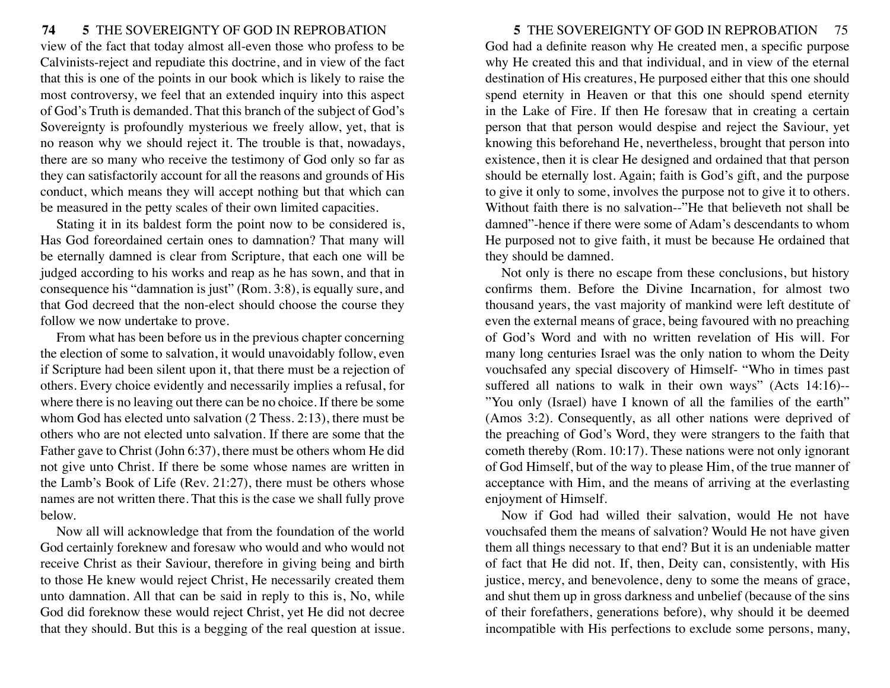view of the fact that today almost all-even those who profess to be Calvinists-reject and repudiate this doctrine, and in view of the fact that this is one of the points in our book which is likely to raise the most controversy, we feel that an extended inquiry into this aspect of God's Truth is demanded. That this branch of the subject of God's Sovereignty is profoundly mysterious we freely allow, yet, that is no reason why we should reject it. The trouble is that, nowadays, there are so many who receive the testimony of God only so far as they can satisfactorily account for all the reasons and grounds of His conduct, which means they will accept nothing but that which can be measured in the petty scales of their own limited capacities.

Stating it in its baldest form the point now to be considered is, Has God foreordained certain ones to damnation? That many will be eternally damned is clear from Scripture, that each one will be judged according to his works and reap as he has sown, and that in consequence his "damnation is just" (Rom. 3:8), is equally sure, and that God decreed that the non-elect should choose the course they follow we now undertake to prove.

From what has been before us in the previous chapter concerning the election of some to salvation, it would unavoidably follow, even if Scripture had been silent upon it, that there must be a rejection of others. Every choice evidently and necessarily implies a refusal, for where there is no leaving out there can be no choice. If there be some whom God has elected unto salvation (2 Thess. 2:13), there must be others who are not elected unto salvation. If there are some that the Father gave to Christ (John 6:37), there must be others whom He did not give unto Christ. If there be some whose names are written in the Lamb's Book of Life (Rev. 21:27), there must be others whose names are not written there. That this is the case we shall fully prove below.

Now all will acknowledge that from the foundation of the world God certainly foreknew and foresaw who would and who would not receive Christ as their Saviour, therefore in giving being and birth to those He knew would reject Christ, He necessarily created them unto damnation. All that can be said in reply to this is, No, while God did foreknow these would reject Christ, yet He did not decree that they should. But this is a begging of the real question at issue. God had a definite reason why He created men, a specific purpose why He created this and that individual, and in view of the eternal destination of His creatures, He purposed either that this one should spend eternity in Heaven or that this one should spend eternity in the Lake of Fire. If then He foresaw that in creating a certain person that that person would despise and reject the Saviour, yet knowing this beforehand He, nevertheless, brought that person into existence, then it is clear He designed and ordained that that person should be eternally lost. Again; faith is God's gift, and the purpose to give it only to some, involves the purpose not to give it to others. Without faith there is no salvation--"He that believeth not shall be damned"-hence if there were some of Adam's descendants to whom He purposed not to give faith, it must be because He ordained that they should be damned.

Not only is there no escape from these conclusions, but history confirms them. Before the Divine Incarnation, for almost two thousand years, the vast majority of mankind were left destitute of even the external means of grace, being favoured with no preaching of God's Word and with no written revelation of His will. For many long centuries Israel was the only nation to whom the Deity vouchsafed any special discovery of Himself- "Who in times past suffered all nations to walk in their own ways" (Acts 14:16)--"You only (Israel) have I known of all the families of the earth" (Amos 3:2). Consequently, as all other nations were deprived of the preaching of God's Word, they were strangers to the faith that cometh thereby (Rom. 10:17). These nations were not only ignorant of God Himself, but of the way to please Him, of the true manner of acceptance with Him, and the means of arriving at the everlasting enjoyment of Himself.

Now if God had willed their salvation, would He not have vouchsafed them the means of salvation? Would He not have given them all things necessary to that end? But it is an undeniable matter of fact that He did not. If, then, Deity can, consistently, with His justice, mercy, and benevolence, deny to some the means of grace, and shut them up in gross darkness and unbelief (because of the sins of their forefathers, generations before), why should it be deemed incompatible with His perfections to exclude some persons, many,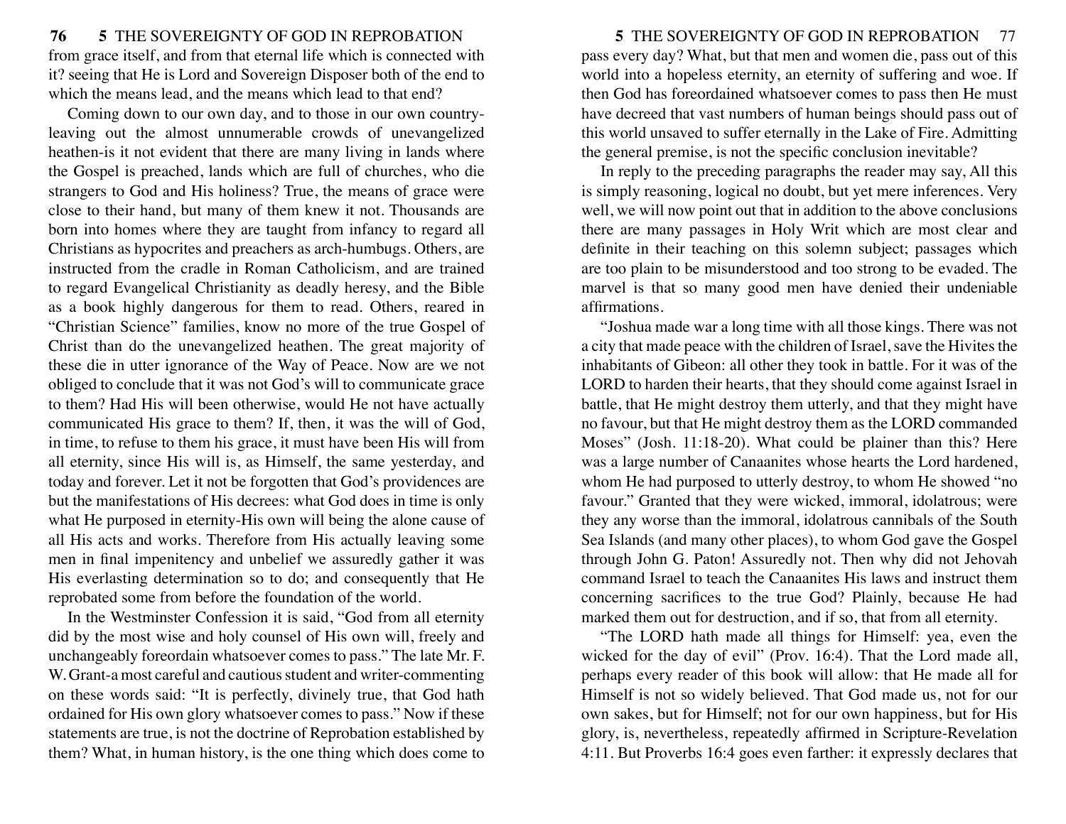from grace itself, and from that eternal life which is connected with it? seeing that He is Lord and Sovereign Disposer both of the end to which the means lead, and the means which lead to that end?

Coming down to our own day, and to those in our own country-leaving out the almost unnumerable crowds of unevangelized heathen-is it not evident that there are many living in lands where the Gospel is preached, lands which are full of churches, who die strangers to God and His holiness? True, the means of grace were close to their hand, but many of them knew it not. Thousands are born into homes where they are taught from infancy to regard all Christians as hypocrites and preachers as arch-humbugs. Others, are instructed from the cradle in Roman Catholicism, and are trained to regard Evangelical Christianity as deadly heresy, and the Bible as a book highly dangerous for them to read. Others, reared in "Christian Science" families, know no more of the true Gospel of Christ than do the unevangelized heathen. The great majority of these die in utter ignorance of the Way of Peace. Now are we not obliged to conclude that it was not God's will to communicate grace to them? Had His will been otherwise, would He not have actually communicated His grace to them? If, then, it was the will of God, in time, to refuse to them his grace, it must have been His will from all eternity, since His will is, as Himself, the same yesterday, and today and forever. Let it not be forgotten that God's providences are but the manifestations of His decrees: what God does in time is only what He purposed in eternity-His own will being the alone cause of all His acts and works. Therefore from His actually leaving some men in final impenitency and unbelief we assuredly gather it was His everlasting determination so to do; and consequently that He reprobated some from before the foundation of the world.

In the Westminster Confession it is said, "God from all eternity did by the most wise and holy counsel of His own will, freely and unchangeably foreordain whatsoever comes to pass." The late Mr. F. W. Grant-a most careful and cautious student and writer-commenting on these words said: "It is perfectly, divinely true, that God hath ordained for His own glory whatsoever comes to pass." Now if these statements are true, is not the doctrine of Reprobation established by them? What, in human history, is the one thing which does come to pass every day? What, but that men and women die, pass out of this world into a hopeless eternity, an eternity of suffering and woe. If then God has foreordained whatsoever comes to pass then He must have decreed that vast numbers of human beings should pass out of this world unsaved to suffer eternally in the Lake of Fire. Admitting the general premise, is not the specific conclusion inevitable?

In reply to the preceding paragraphs the reader may say, All this is simply reasoning, logical no doubt, but yet mere inferences. Very well, we will now point out that in addition to the above conclusions there are many passages in Holy Writ which are most clear and definite in their teaching on this solemn subject; passages which are too plain to be misunderstood and too strong to be evaded. The marvel is that so many good men have denied their undeniable affirmations.

"Joshua made war a long time with all those kings. There was not a city that made peace with the children of Israel, save the Hivites the inhabitants of Gibeon: all other they took in battle. For it was of the LORD to harden their hearts, that they should come against Israel in battle, that He might destroy them utterly, and that they might have no favour, but that He might destroy them as the LORD commanded Moses" (Josh. 11:18-20). What could be plainer than this? Here was a large number of Canaanites whose hearts the Lord hardened, whom He had purposed to utterly destroy, to whom He showed "no favour." Granted that they were wicked, immoral, idolatrous; were they any worse than the immoral, idolatrous cannibals of the South Sea Islands (and many other places), to whom God gave the Gospel through John G. Paton! Assuredly not. Then why did not Jehovah command Israel to teach the Canaanites His laws and instruct them concerning sacrifices to the true God? Plainly, because He had marked them out for destruction, and if so, that from all eternity.

"The LORD hath made all things for Himself: yea, even the wicked for the day of evil" (Prov. 16:4). That the Lord made all, perhaps every reader of this book will allow: that He made all for Himself is not so widely believed. That God made us, not for our own sakes, but for Himself; not for our own happiness, but for His glory, is, nevertheless, repeatedly affirmed in Scripture-Revelation 4:11. But Proverbs 16:4 goes even farther: it expressly declares that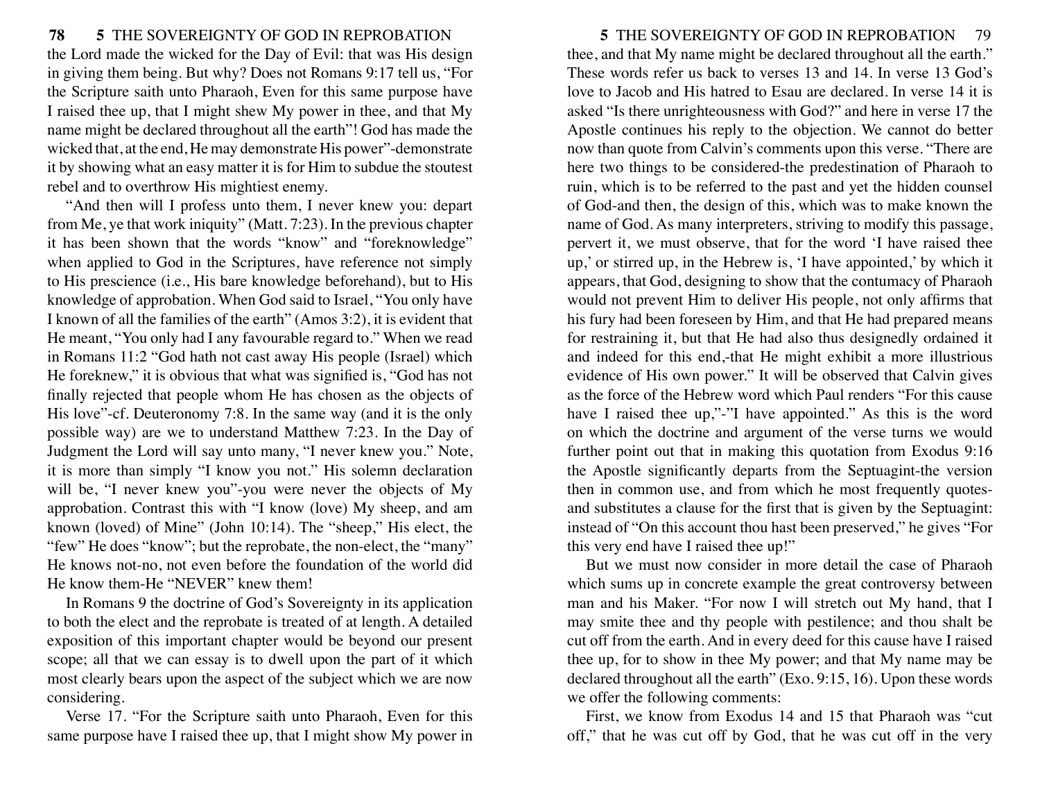the Lord made the wicked for the Day of Evil: that was His design in giving them being. But why? Does not Romans 9:17 tell us, "For the Scripture saith unto Pharaoh, Even for this same purpose have I raised thee up, that I might shew My power in thee, and that My name might be declared throughout all the earth"! God has made the wicked that, at the end, He may demonstrate His power"-demonstrate it by showing what an easy matter it is for Him to subdue the stoutest rebel and to overthrow His mightiest enemy.

"And then will I profess unto them, I never knew you: depart from Me, ye that work iniquity" (Matt. 7:23). In the previous chapter it has been shown that the words "know" and "foreknowledge" when applied to God in the Scriptures, have reference not simply to His prescience (i.e., His bare knowledge beforehand), but to His knowledge of approbation. When God said to Israel, "You only have I known of all the families of the earth" (Amos 3:2), it is evident that He meant, "You only had I any favourable regard to." When we read in Romans 11:2 "God hath not cast away His people (Israel) which He foreknew," it is obvious that what was signified is, "God has not finally rejected that people whom He has chosen as the objects of His love"-cf. Deuteronomy 7:8. In the same way (and it is the only possible way) are we to understand Matthew 7:23. In the Day of Judgment the Lord will say unto many, "I never knew you." Note, it is more than simply "I know you not." His solemn declaration will be, "I never knew you"-you were never the objects of My approbation. Contrast this with "I know (love) My sheep, and am known (loved) of Mine" (John 10:14). The "sheep," His elect, the "few" He does "know"; but the reprobate, the non-elect, the "many" He knows not-no, not even before the foundation of the world did He know them-He "NEVER" knew them!

In Romans 9 the doctrine of God's Sovereignty in its application to both the elect and the reprobate is treated of at length. A detailed exposition of this important chapter would be beyond our present scope; all that we can essay is to dwell upon the part of it which most clearly bears upon the aspect of the subject which we are now considering.

Verse 17. "For the Scripture saith unto Pharaoh, Even for this same purpose have I raised thee up, that I might show My power in thee, and that My name might be declared throughout all the earth." These words refer us back to verses 13 and 14. In verse 13 God's love to Jacob and His hatred to Esau are declared. In verse 14 it is asked "Is there unrighteousness with God?" and here in verse 17 the Apostle continues his reply to the objection. We cannot do better now than quote from Calvin's comments upon this verse. "There are here two things to be considered-the predestination of Pharaoh to ruin, which is to be referred to the past and yet the hidden counsel of God-and then, the design of this, which was to make known the name of God. As many interpreters, striving to modify this passage, pervert it, we must observe, that for the word 'I have raised thee up,' or stirred up, in the Hebrew is, 'I have appointed,' by which it appears, that God, designing to show that the contumacy of Pharaoh would not prevent Him to deliver His people, not only affirms that his fury had been foreseen by Him, and that He had prepared means for restraining it, but that He had also thus designedly ordained it and indeed for this end,-that He might exhibit a more illustrious evidence of His own power." It will be observed that Calvin gives as the force of the Hebrew word which Paul renders "For this cause have I raised thee up,"-"I have appointed." As this is the word on which the doctrine and argument of the verse turns we would further point out that in making this quotation from Exodus 9:16 the Apostle significantly departs from the Septuagint-the version then in common use, and from which he most frequently quotes-and substitutes a clause for the first that is given by the Septuagint: instead of "On this account thou hast been preserved," he gives "For this very end have I raised thee up!"

But we must now consider in more detail the case of Pharaoh which sums up in concrete example the great controversy between man and his Maker. "For now I will stretch out My hand, that I may smite thee and thy people with pestilence; and thou shalt be cut off from the earth. And in every deed for this cause have I raised thee up, for to show in thee My power; and that My name may be declared throughout all the earth" (Exo. 9:15, 16). Upon these words we offer the following comments:

First, we know from Exodus 14 and 15 that Pharaoh was "cut off," that he was cut off by God, that he was cut off in the very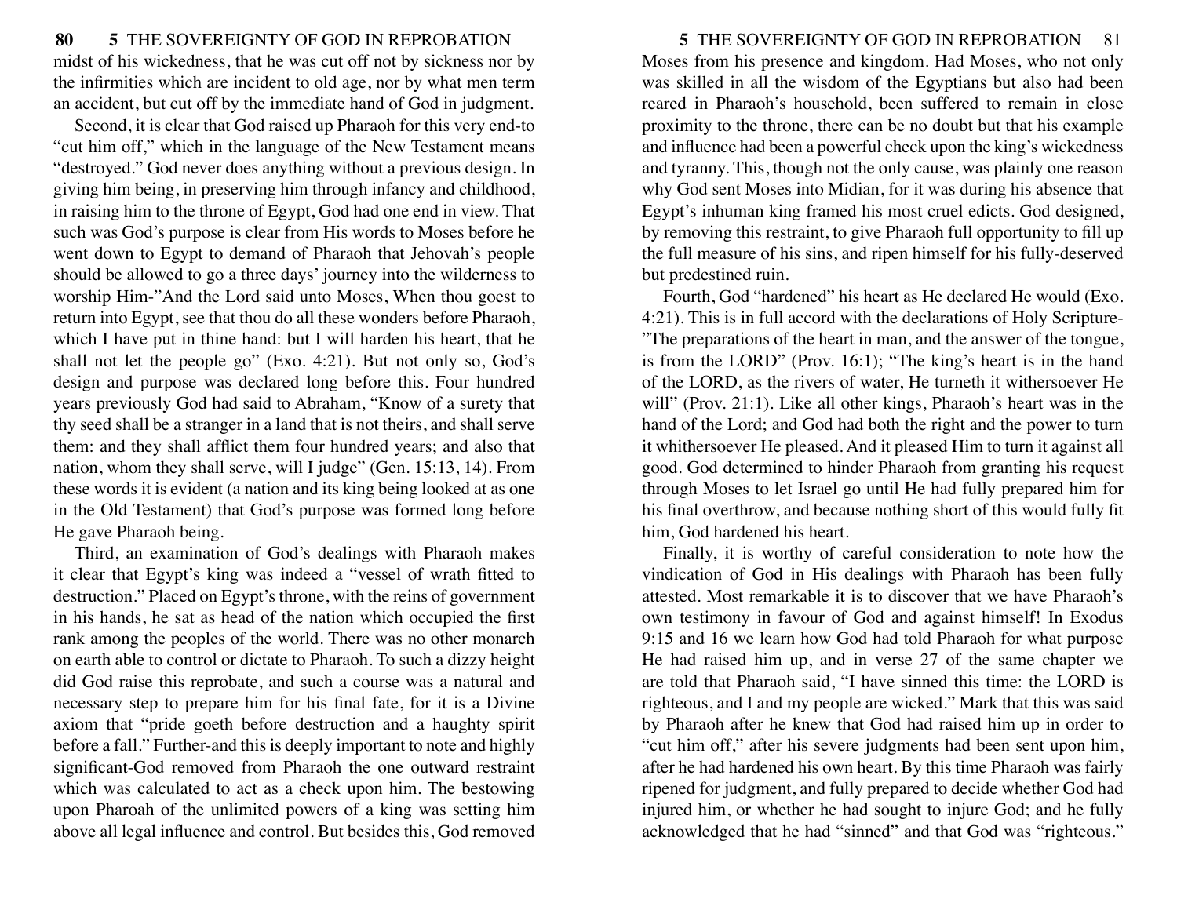midst of his wickedness, that he was cut off not by sickness nor by the infirmities which are incident to old age, nor by what men term an accident, but cut off by the immediate hand of God in judgment.

Second, it is clear that God raised up Pharaoh for this very end-to "cut him off," which in the language of the New Testament means "destroyed." God never does anything without a previous design. In giving him being, in preserving him through infancy and childhood, in raising him to the throne of Egypt, God had one end in view. That such was God's purpose is clear from His words to Moses before he went down to Egypt to demand of Pharaoh that Jehovah's people should be allowed to go a three days' journey into the wilderness to worship Him-"And the Lord said unto Moses, When thou goest to return into Egypt, see that thou do all these wonders before Pharaoh, which I have put in thine hand: but I will harden his heart, that he shall not let the people go" (Exo. 4:21). But not only so, God's design and purpose was declared long before this. Four hundred years previously God had said to Abraham, "Know of a surety that thy seed shall be a stranger in a land that is not theirs, and shall serve them: and they shall afflict them four hundred years; and also that nation, whom they shall serve, will I judge" (Gen. 15:13, 14). From these words it is evident (a nation and its king being looked at as one in the Old Testament) that God's purpose was formed long before He gave Pharaoh being.

Third, an examination of God's dealings with Pharaoh makes it clear that Egypt's king was indeed a "vessel of wrath fitted to destruction." Placed on Egypt's throne, with the reins of government in his hands, he sat as head of the nation which occupied the first rank among the peoples of the world. There was no other monarch on earth able to control or dictate to Pharaoh. To such a dizzy height did God raise this reprobate, and such a course was a natural and necessary step to prepare him for his final fate, for it is a Divine axiom that "pride goeth before destruction and a haughty spirit before a fall." Further-and this is deeply important to note and highly significant-God removed from Pharaoh the one outward restraint which was calculated to act as a check upon him. The bestowing upon Pharoah of the unlimited powers of a king was setting him above all legal influence and control. But besides this, God removed Moses from his presence and kingdom. Had Moses, who not only was skilled in all the wisdom of the Egyptians but also had been reared in Pharaoh's household, been suffered to remain in close proximity to the throne, there can be no doubt but that his example and influence had been a powerful check upon the king's wickedness and tyranny. This, though not the only cause, was plainly one reason why God sent Moses into Midian, for it was during his absence that Egypt's inhuman king framed his most cruel edicts. God designed, by removing this restraint, to give Pharaoh full opportunity to fill up the full measure of his sins, and ripen himself for his fully-deserved but predestined ruin.

Fourth, God "hardened" his heart as He declared He would (Exo. 4:21). This is in full accord with the declarations of Holy Scripture-"The preparations of the heart in man, and the answer of the tongue, is from the LORD" (Prov. 16:1); "The king's heart is in the hand of the LORD, as the rivers of water, He turneth it withersoever He will" (Prov. 21:1). Like all other kings, Pharaoh's heart was in the hand of the Lord; and God had both the right and the power to turn it whithersoever He pleased. And it pleased Him to turn it against all good. God determined to hinder Pharaoh from granting his request through Moses to let Israel go until He had fully prepared him for his final overthrow, and because nothing short of this would fully fit him, God hardened his heart.

Finally, it is worthy of careful consideration to note how the vindication of God in His dealings with Pharaoh has been fully attested. Most remarkable it is to discover that we have Pharaoh's own testimony in favour of God and against himself! In Exodus 9:15 and 16 we learn how God had told Pharaoh for what purpose He had raised him up, and in verse 27 of the same chapter we are told that Pharaoh said, "I have sinned this time: the LORD is righteous, and I and my people are wicked." Mark that this was said by Pharaoh after he knew that God had raised him up in order to "cut him off," after his severe judgments had been sent upon him, after he had hardened his own heart. By this time Pharaoh was fairly ripened for judgment, and fully prepared to decide whether God had injured him, or whether he had sought to injure God; and he fully acknowledged that he had "sinned" and that God was "righteous."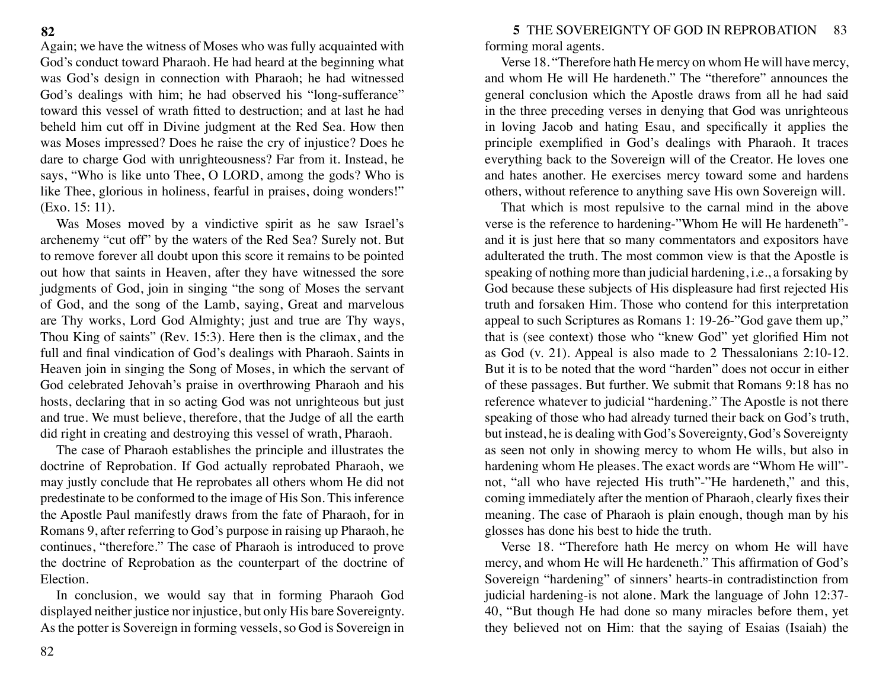Again; we have the witness of Moses who was fully acquainted with God's conduct toward Pharaoh. He had heard at the beginning what was God's design in connection with Pharaoh; he had witnessed God's dealings with him; he had observed his "long-sufferance" toward this vessel of wrath fitted to destruction; and at last he had beheld him cut off in Divine judgment at the Red Sea. How then was Moses impressed? Does he raise the cry of injustice? Does he dare to charge God with unrighteousness? Far from it. Instead, he says, "Who is like unto Thee, O LORD, among the gods? Who is like Thee, glorious in holiness, fearful in praises, doing wonders!" (Exo. 15: 11).

Was Moses moved by a vindictive spirit as he saw Israel's archenemy "cut off" by the waters of the Red Sea? Surely not. But to remove forever all doubt upon this score it remains to be pointed out how that saints in Heaven, after they have witnessed the sore judgments of God, join in singing "the song of Moses the servant of God, and the song of the Lamb, saying, Great and marvelous are Thy works, Lord God Almighty; just and true are Thy ways, Thou King of saints" (Rev. 15:3). Here then is the climax, and the full and final vindication of God's dealings with Pharaoh. Saints in Heaven join in singing the Song of Moses, in which the servant of God celebrated Jehovah's praise in overthrowing Pharaoh and his hosts, declaring that in so acting God was not unrighteous but just and true. We must believe, therefore, that the Judge of all the earth did right in creating and destroying this vessel of wrath, Pharaoh.

The case of Pharaoh establishes the principle and illustrates the doctrine of Reprobation. If God actually reprobated Pharaoh, we may justly conclude that He reprobates all others whom He did not predestinate to be conformed to the image of His Son. This inference the Apostle Paul manifestly draws from the fate of Pharaoh, for in Romans 9, after referring to God's purpose in raising up Pharaoh, he continues, "therefore." The case of Pharaoh is introduced to prove the doctrine of Reprobation as the counterpart of the doctrine of Election.

In conclusion, we would say that in forming Pharaoh God displayed neither justice nor injustice, but only His bare Sovereignty. As the potter is Sovereign in forming vessels, so God is Sovereign in forming moral agents.

Verse 18. "Therefore hath He mercy on whom He will have mercy, and whom He will He hardeneth." The "therefore" announces the general conclusion which the Apostle draws from all he had said in the three preceding verses in denying that God was unrighteous in loving Jacob and hating Esau, and specifically it applies the principle exemplified in God's dealings with Pharaoh. It traces everything back to the Sovereign will of the Creator. He loves one and hates another. He exercises mercy toward some and hardens others, without reference to anything save His own Sovereign will.

That which is most repulsive to the carnal mind in the above verse is the reference to hardening-"Whom He will He hardeneth"- and it is just here that so many commentators and expositors have adulterated the truth. The most common view is that the Apostle is speaking of nothing more than judicial hardening, i.e., a forsaking by God because these subjects of His displeasure had first rejected His truth and forsaken Him. Those who contend for this interpretation appeal to such Scriptures as Romans 1: 19-26-"God gave them up," that is (see context) those who "knew God" yet glorified Him not as God (v. 21). Appeal is also made to 2 Thessalonians 2:10-12. But it is to be noted that the word "harden" does not occur in either of these passages. But further. We submit that Romans 9:18 has no reference whatever to judicial "hardening." The Apostle is not there speaking of those who had already turned their back on God's truth, but instead, he is dealing with God's Sovereignty, God's Sovereignty as seen not only in showing mercy to whom He wills, but also in hardening whom He pleases. The exact words are "Whom He will"- not, "all who have rejected His truth"-"He hardeneth," and this, coming immediately after the mention of Pharaoh, clearly fixes their meaning. The case of Pharaoh is plain enough, though man by his glosses has done his best to hide the truth.

Verse 18. "Therefore hath He mercy on whom He will have mercy, and whom He will He hardeneth." This affirmation of God's Sovereign "hardening" of sinners' hearts-in contradistinction from judicial hardening-is not alone. Mark the language of John 12:37-40, "But though He had done so many miracles before them, yet they believed not on Him: that the saying of Esaias (Isaiah) the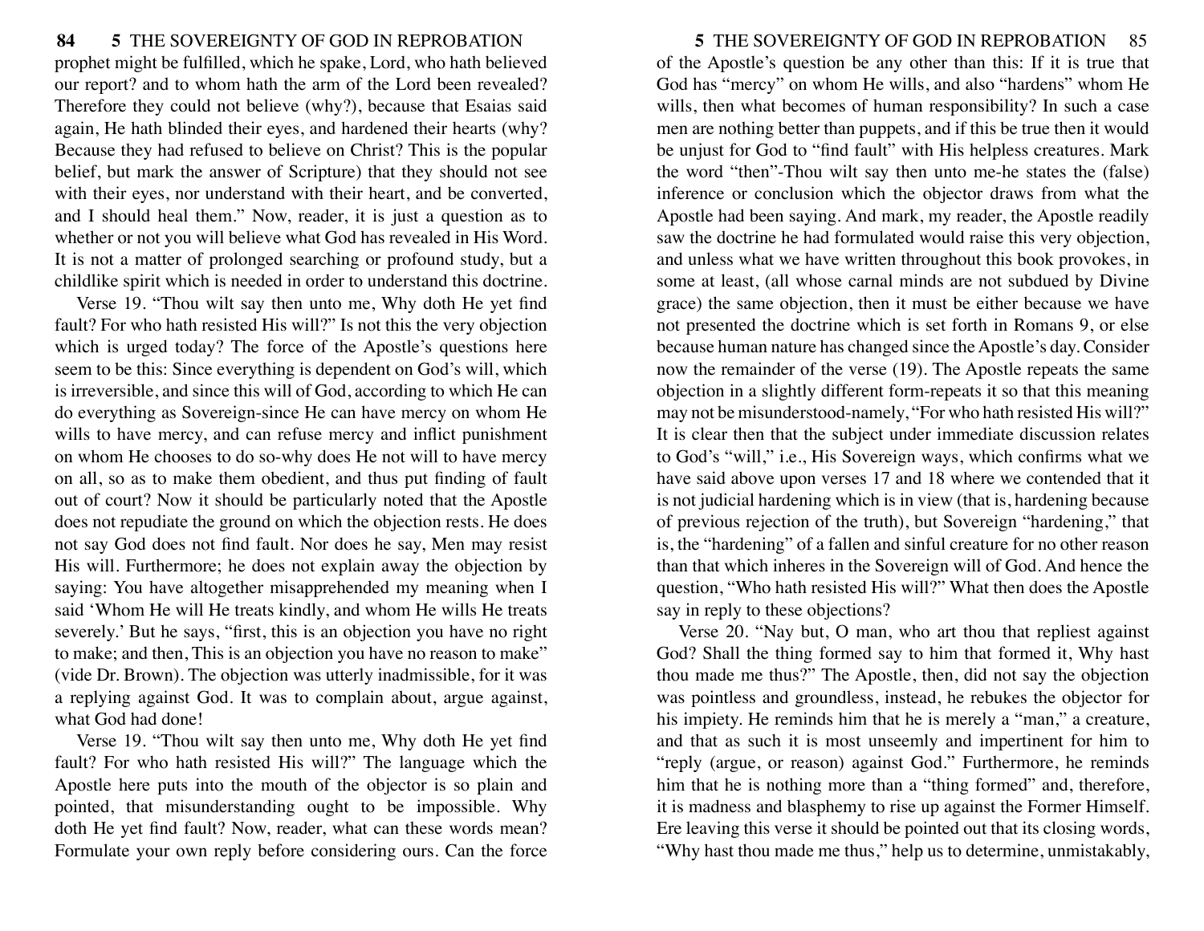prophet might be fulfilled, which he spake, Lord, who hath believed our report? and to whom hath the arm of the Lord been revealed? Therefore they could not believe (why?), because that Esaias said again, He hath blinded their eyes, and hardened their hearts (why? Because they had refused to believe on Christ? This is the popular belief, but mark the answer of Scripture) that they should not see with their eyes, nor understand with their heart, and be converted, and I should heal them." Now, reader, it is just a question as to whether or not you will believe what God has revealed in His Word. It is not a matter of prolonged searching or profound study, but a childlike spirit which is needed in order to understand this doctrine.

Verse 19. "Thou wilt say then unto me, Why doth He yet find fault? For who hath resisted His will?" Is not this the very objection which is urged today? The force of the Apostle's questions here seem to be this: Since everything is dependent on God's will, which is irreversible, and since this will of God, according to which He can do everything as Sovereign-since He can have mercy on whom He wills to have mercy, and can refuse mercy and inflict punishment on whom He chooses to do so-why does He not will to have mercy on all, so as to make them obedient, and thus put finding of fault out of court? Now it should be particularly noted that the Apostle does not repudiate the ground on which the objection rests. He does not say God does not find fault. Nor does he say, Men may resist His will. Furthermore; he does not explain away the objection by saying: You have altogether misapprehended my meaning when I said 'Whom He will He treats kindly, and whom He wills He treats severely.' But he says, "first, this is an objection you have no right to make; and then, This is an objection you have no reason to make" (vide Dr. Brown). The objection was utterly inadmissible, for it was a replying against God. It was to complain about, argue against, what God had done!

Verse 19. "Thou wilt say then unto me, Why doth He yet find fault? For who hath resisted His will?" The language which the Apostle here puts into the mouth of the objector is so plain and pointed, that misunderstanding ought to be impossible. Why doth He yet find fault? Now, reader, what can these words mean? Formulate your own reply before considering ours. Can the force of the Apostle's question be any other than this: If it is true that God has "mercy" on whom He wills, and also "hardens" whom He wills, then what becomes of human responsibility? In such a case men are nothing better than puppets, and if this be true then it would be unjust for God to "find fault" with His helpless creatures. Mark the word "then"-Thou wilt say then unto me-he states the (false) inference or conclusion which the objector draws from what the Apostle had been saying. And mark, my reader, the Apostle readily saw the doctrine he had formulated would raise this very objection, and unless what we have written throughout this book provokes, in some at least, (all whose carnal minds are not subdued by Divine grace) the same objection, then it must be either because we have not presented the doctrine which is set forth in Romans 9, or else because human nature has changed since the Apostle's day. Consider now the remainder of the verse (19). The Apostle repeats the same objection in a slightly different form-repeats it so that this meaning may not be misunderstood-namely, "For who hath resisted His will?" It is clear then that the subject under immediate discussion relates to God's "will," i.e., His Sovereign ways, which confirms what we have said above upon verses 17 and 18 where we contended that it is not judicial hardening which is in view (that is, hardening because of previous rejection of the truth), but Sovereign "hardening," that is, the "hardening" of a fallen and sinful creature for no other reason than that which inheres in the Sovereign will of God. And hence the question, "Who hath resisted His will?" What then does the Apostle say in reply to these objections?

Verse 20. "Nay but, O man, who art thou that repliest against God? Shall the thing formed say to him that formed it, Why hast thou made me thus?" The Apostle, then, did not say the objection was pointless and groundless, instead, he rebukes the objector for his impiety. He reminds him that he is merely a "man," a creature, and that as such it is most unseemly and impertinent for him to "reply (argue, or reason) against God." Furthermore, he reminds him that he is nothing more than a "thing formed" and, therefore, it is madness and blasphemy to rise up against the Former Himself. Ere leaving this verse it should be pointed out that its closing words, "Why hast thou made me thus," help us to determine, unmistakably,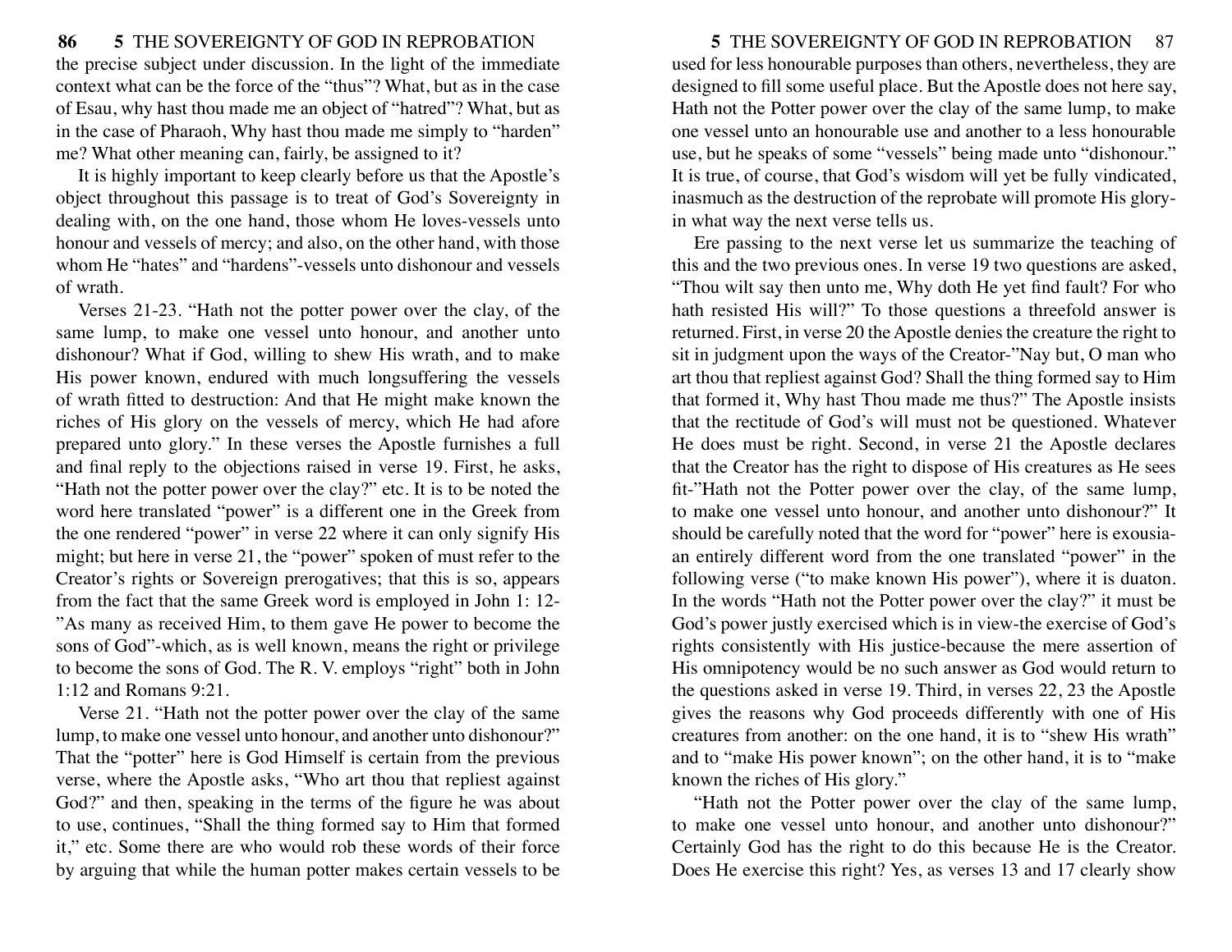the precise subject under discussion. In the light of the immediate context what can be the force of the "thus"? What, but as in the case of Esau, why hast thou made me an object of "hatred"? What, but as in the case of Pharaoh, Why hast thou made me simply to "harden" me? What other meaning can, fairly, be assigned to it?

It is highly important to keep clearly before us that the Apostle's object throughout this passage is to treat of God's Sovereignty in dealing with, on the one hand, those whom He loves-vessels unto honour and vessels of mercy; and also, on the other hand, with those whom He "hates" and "hardens"-vessels unto dishonour and vessels of wrath.

Verses 21-23. "Hath not the potter power over the clay, of the same lump, to make one vessel unto honour, and another unto dishonour? What if God, willing to shew His wrath, and to make His power known, endured with much longsuffering the vessels of wrath fitted to destruction: And that He might make known the riches of His glory on the vessels of mercy, which He had afore prepared unto glory." In these verses the Apostle furnishes a full and final reply to the objections raised in verse 19. First, he asks, "Hath not the potter power over the clay?" etc. It is to be noted the word here translated "power" is a different one in the Greek from the one rendered "power" in verse 22 where it can only signify His might; but here in verse 21, the "power" spoken of must refer to the Creator's rights or Sovereign prerogatives; that this is so, appears from the fact that the same Greek word is employed in John 1: 12-"As many as received Him, to them gave He power to become the sons of God"-which, as is well known, means the right or privilege to become the sons of God. The R. V. employs "right" both in John 1:12 and Romans 9:21.

Verse 21. "Hath not the potter power over the clay of the same lump, to make one vessel unto honour, and another unto dishonour?" That the "potter" here is God Himself is certain from the previous verse, where the Apostle asks, "Who art thou that repliest against God?" and then, speaking in the terms of the figure he was about to use, continues, "Shall the thing formed say to Him that formed it," etc. Some there are who would rob these words of their force by arguing that while the human potter makes certain vessels to be used for less honourable purposes than others, nevertheless, they are designed to fill some useful place. But the Apostle does not here say, Hath not the Potter power over the clay of the same lump, to make one vessel unto an honourable use and another to a less honourable use, but he speaks of some "vessels" being made unto "dishonour." It is true, of course, that God's wisdom will yet be fully vindicated, inasmuch as the destruction of the reprobate will promote His glory-in what way the next verse tells us.

Ere passing to the next verse let us summarize the teaching of this and the two previous ones. In verse 19 two questions are asked, "Thou wilt say then unto me, Why doth He yet find fault? For who hath resisted His will?" To those questions a threefold answer is returned. First, in verse 20 the Apostle denies the creature the right to sit in judgment upon the ways of the Creator-"Nay but, O man who art thou that repliest against God? Shall the thing formed say to Him that formed it, Why hast Thou made me thus?" The Apostle insists that the rectitude of God's will must not be questioned. Whatever He does must be right. Second, in verse 21 the Apostle declares that the Creator has the right to dispose of His creatures as He sees fit-"Hath not the Potter power over the clay, of the same lump, to make one vessel unto honour, and another unto dishonour?" It should be carefully noted that the word for "power" here is exousia-an entirely different word from the one translated "power" in the following verse ("to make known His power"), where it is duaton. In the words "Hath not the Potter power over the clay?" it must be God's power justly exercised which is in view-the exercise of God's rights consistently with His justice-because the mere assertion of His omnipotency would be no such answer as God would return to the questions asked in verse 19. Third, in verses 22, 23 the Apostle gives the reasons why God proceeds differently with one of His creatures from another: on the one hand, it is to "shew His wrath" and to "make His power known"; on the other hand, it is to "make known the riches of His glory."

"Hath not the Potter power over the clay of the same lump, to make one vessel unto honour, and another unto dishonour?" Certainly God has the right to do this because He is the Creator. Does He exercise this right? Yes, as verses 13 and 17 clearly show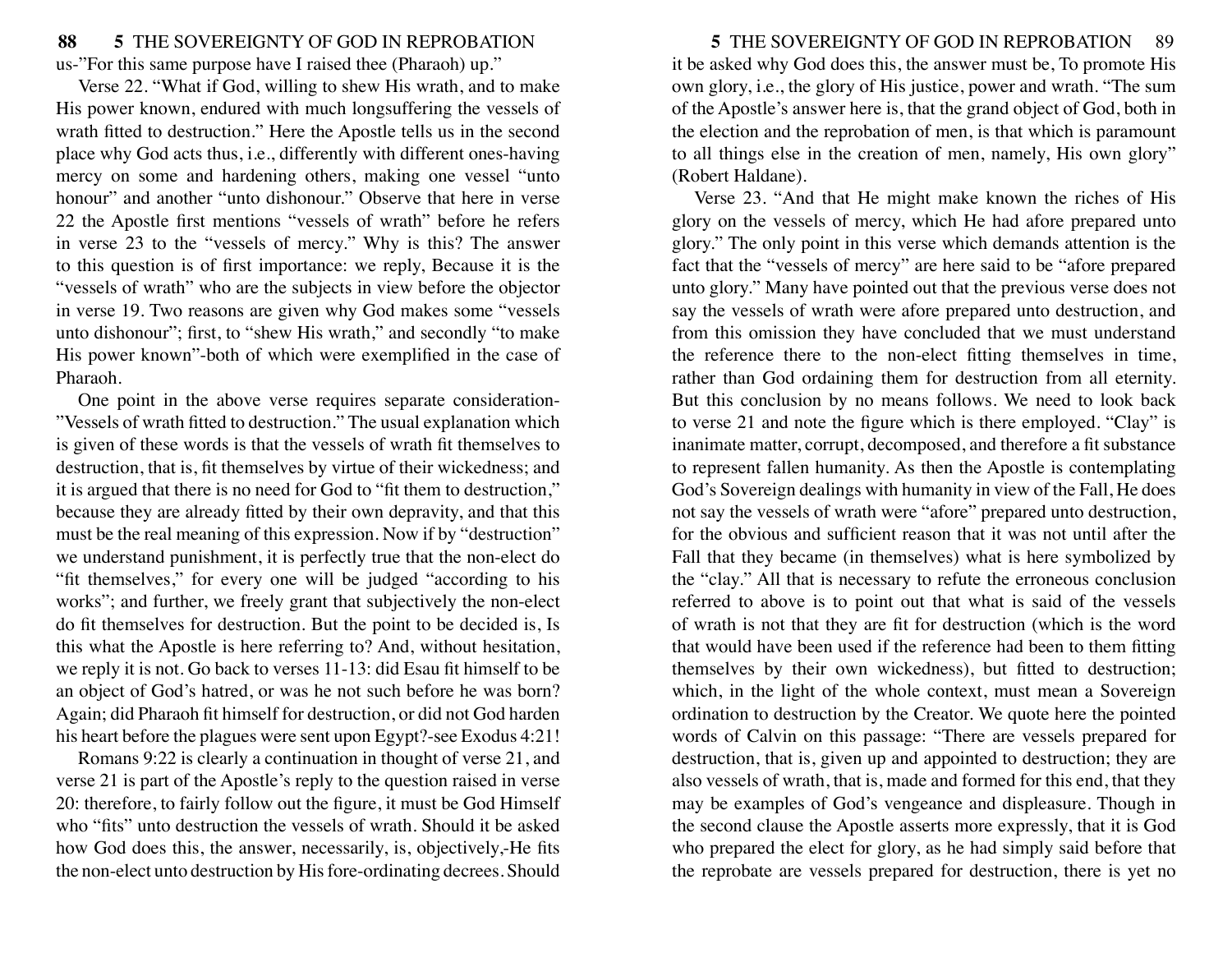us-"For this same purpose have I raised thee (Pharaoh) up."

Verse 22. "What if God, willing to shew His wrath, and to make His power known, endured with much longsuffering the vessels of wrath fitted to destruction." Here the Apostle tells us in the second place why God acts thus, i.e., differently with different ones-having mercy on some and hardening others, making one vessel "unto honour" and another "unto dishonour." Observe that here in verse 22 the Apostle first mentions "vessels of wrath" before he refers in verse 23 to the "vessels of mercy." Why is this? The answer to this question is of first importance: we reply, Because it is the "vessels of wrath" who are the subjects in view before the objector in verse 19. Two reasons are given why God makes some "vessels unto dishonour"; first, to "shew His wrath," and secondly "to make His power known"-both of which were exemplified in the case of Pharaoh.

One point in the above verse requires separate consideration-"Vessels of wrath fitted to destruction." The usual explanation which is given of these words is that the vessels of wrath fit themselves to destruction, that is, fit themselves by virtue of their wickedness; and it is argued that there is no need for God to "fit them to destruction," because they are already fitted by their own depravity, and that this must be the real meaning of this expression. Now if by "destruction" we understand punishment, it is perfectly true that the non-elect do "fit themselves," for every one will be judged "according to his works"; and further, we freely grant that subjectively the non-elect do fit themselves for destruction. But the point to be decided is, Is this what the Apostle is here referring to? And, without hesitation, we reply it is not. Go back to verses 11-13: did Esau fit himself to be an object of God's hatred, or was he not such before he was born? Again; did Pharaoh fit himself for destruction, or did not God harden his heart before the plagues were sent upon Egypt?-see Exodus 4:21!

Romans 9:22 is clearly a continuation in thought of verse 21, and verse 21 is part of the Apostle's reply to the question raised in verse 20: therefore, to fairly follow out the figure, it must be God Himself who "fits" unto destruction the vessels of wrath. Should it be asked how God does this, the answer, necessarily, is, objectively,-He fits the non-elect unto destruction by His fore-ordinating decrees. Should it be asked why God does this, the answer must be, To promote His own glory, i.e., the glory of His justice, power and wrath. "The sum of the Apostle's answer here is, that the grand object of God, both in the election and the reprobation of men, is that which is paramount to all things else in the creation of men, namely, His own glory" (Robert Haldane).

Verse 23. "And that He might make known the riches of His glory on the vessels of mercy, which He had afore prepared unto glory." The only point in this verse which demands attention is the fact that the "vessels of mercy" are here said to be "afore prepared unto glory." Many have pointed out that the previous verse does not say the vessels of wrath were afore prepared unto destruction, and from this omission they have concluded that we must understand the reference there to the non-elect fitting themselves in time, rather than God ordaining them for destruction from all eternity. But this conclusion by no means follows. We need to look back to verse 21 and note the figure which is there employed. "Clay" is inanimate matter, corrupt, decomposed, and therefore a fit substance to represent fallen humanity. As then the Apostle is contemplating God's Sovereign dealings with humanity in view of the Fall, He does not say the vessels of wrath were "afore" prepared unto destruction, for the obvious and sufficient reason that it was not until after the Fall that they became (in themselves) what is here symbolized by the "clay." All that is necessary to refute the erroneous conclusion referred to above is to point out that what is said of the vessels of wrath is not that they are fit for destruction (which is the word that would have been used if the reference had been to them fitting themselves by their own wickedness), but fitted to destruction; which, in the light of the whole context, must mean a Sovereign ordination to destruction by the Creator. We quote here the pointed words of Calvin on this passage: "There are vessels prepared for destruction, that is, given up and appointed to destruction; they are also vessels of wrath, that is, made and formed for this end, that they may be examples of God's vengeance and displeasure. Though in the second clause the Apostle asserts more expressly, that it is God who prepared the elect for glory, as he had simply said before that the reprobate are vessels prepared for destruction, there is yet no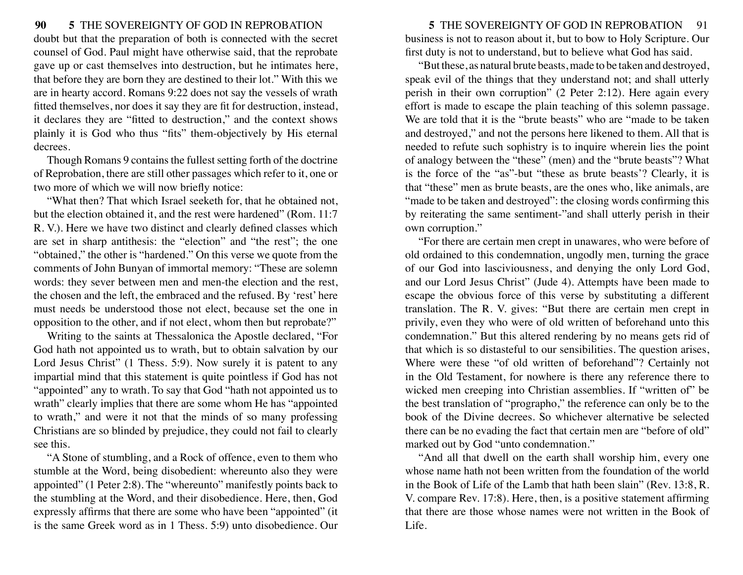doubt but that the preparation of both is connected with the secret counsel of God. Paul might have otherwise said, that the reprobate gave up or cast themselves into destruction, but he intimates here, that before they are born they are destined to their lot." With this we are in hearty accord. Romans 9:22 does not say the vessels of wrath fitted themselves, nor does it say they are fit for destruction, instead, it declares they are "fitted to destruction," and the context shows plainly it is God who thus "fits" them-objectively by His eternal decrees.

Though Romans 9 contains the fullest setting forth of the doctrine of Reprobation, there are still other passages which refer to it, one or two more of which we will now briefly notice:

"What then? That which Israel seeketh for, that he obtained not, but the election obtained it, and the rest were hardened" (Rom. 11:7 R. V.). Here we have two distinct and clearly defined classes which are set in sharp antithesis: the "election" and "the rest"; the one "obtained," the other is "hardened." On this verse we quote from the comments of John Bunyan of immortal memory: "These are solemn words: they sever between men and men-the election and the rest, the chosen and the left, the embraced and the refused. By 'rest' here must needs be understood those not elect, because set the one in opposition to the other, and if not elect, whom then but reprobate?"

Writing to the saints at Thessalonica the Apostle declared, "For God hath not appointed us to wrath, but to obtain salvation by our Lord Jesus Christ" (1 Thess. 5:9). Now surely it is patent to any impartial mind that this statement is quite pointless if God has not "appointed" any to wrath. To say that God "hath not appointed us to wrath" clearly implies that there are some whom He has "appointed to wrath," and were it not that the minds of so many professing Christians are so blinded by prejudice, they could not fail to clearly see this.

"A Stone of stumbling, and a Rock of offence, even to them who stumble at the Word, being disobedient: whereunto also they were appointed" (1 Peter 2:8). The "whereunto" manifestly points back to the stumbling at the Word, and their disobedience. Here, then, God expressly affirms that there are some who have been "appointed" (it is the same Greek word as in 1 Thess. 5:9) unto disobedience. Our business is not to reason about it, but to bow to Holy Scripture. Our first duty is not to understand, but to believe what God has said.

"But these, as natural brute beasts, made to be taken and destroyed, speak evil of the things that they understand not; and shall utterly perish in their own corruption" (2 Peter 2:12). Here again every effort is made to escape the plain teaching of this solemn passage. We are told that it is the "brute beasts" who are "made to be taken and destroyed," and not the persons here likened to them. All that is needed to refute such sophistry is to inquire wherein lies the point of analogy between the "these" (men) and the "brute beasts"? What is the force of the "as"-but "these as brute beasts'? Clearly, it is that "these" men as brute beasts, are the ones who, like animals, are "made to be taken and destroyed": the closing words confirming this by reiterating the same sentiment-"and shall utterly perish in their own corruption."

"For there are certain men crept in unawares, who were before of old ordained to this condemnation, ungodly men, turning the grace of our God into lasciviousness, and denying the only Lord God, and our Lord Jesus Christ" (Jude 4). Attempts have been made to escape the obvious force of this verse by substituting a different translation. The R. V. gives: "But there are certain men crept in privily, even they who were of old written of beforehand unto this condemnation." But this altered rendering by no means gets rid of that which is so distasteful to our sensibilities. The question arises, Where were these "of old written of beforehand"? Certainly not in the Old Testament, for nowhere is there any reference there to wicked men creeping into Christian assemblies. If "written of" be the best translation of "prographo," the reference can only be to the book of the Divine decrees. So whichever alternative be selected there can be no evading the fact that certain men are "before of old" marked out by God "unto condemnation."

"And all that dwell on the earth shall worship him, every one whose name hath not been written from the foundation of the world in the Book of Life of the Lamb that hath been slain" (Rev. 13:8, R. V. compare Rev. 17:8). Here, then, is a positive statement affirming that there are those whose names were not written in the Book of Life.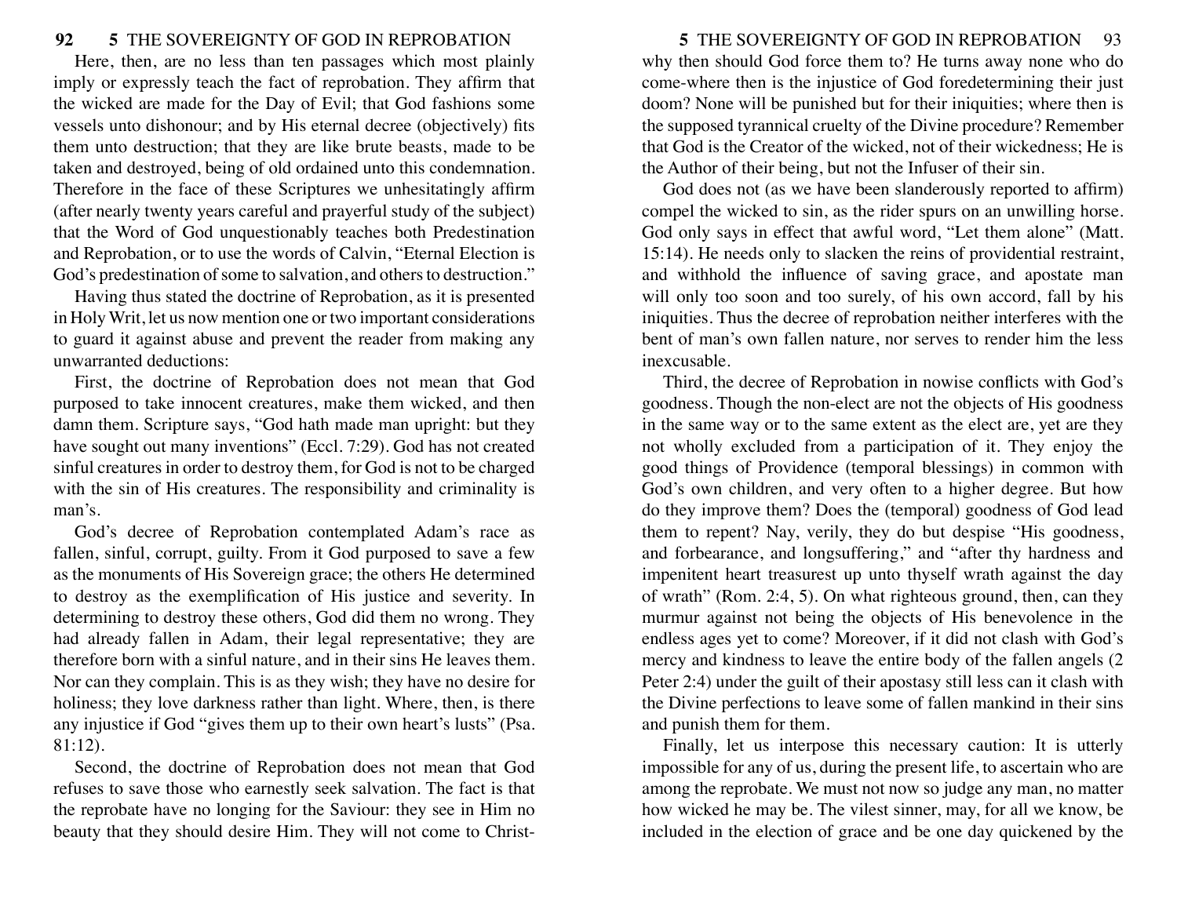Here, then, are no less than ten passages which most plainly imply or expressly teach the fact of reprobation. They affirm that the wicked are made for the Day of Evil; that God fashions some vessels unto dishonour; and by His eternal decree (objectively) fits them unto destruction; that they are like brute beasts, made to be taken and destroyed, being of old ordained unto this condemnation. Therefore in the face of these Scriptures we unhesitatingly affirm (after nearly twenty years careful and prayerful study of the subject) that the Word of God unquestionably teaches both Predestination and Reprobation, or to use the words of Calvin, "Eternal Election is God's predestination of some to salvation, and others to destruction."

Having thus stated the doctrine of Reprobation, as it is presented in Holy Writ, let us now mention one or two important considerations to guard it against abuse and prevent the reader from making any unwarranted deductions:

First, the doctrine of Reprobation does not mean that God purposed to take innocent creatures, make them wicked, and then damn them. Scripture says, "God hath made man upright: but they have sought out many inventions" (Eccl. 7:29). God has not created sinful creatures in order to destroy them, for God is not to be charged with the sin of His creatures. The responsibility and criminality is man's.

God's decree of Reprobation contemplated Adam's race as fallen, sinful, corrupt, guilty. From it God purposed to save a few as the monuments of His Sovereign grace; the others He determined to destroy as the exemplification of His justice and severity. In determining to destroy these others, God did them no wrong. They had already fallen in Adam, their legal representative; they are therefore born with a sinful nature, and in their sins He leaves them. Nor can they complain. This is as they wish; they have no desire for holiness; they love darkness rather than light. Where, then, is there any injustice if God "gives them up to their own heart's lusts" (Psa. 81:12).

Second, the doctrine of Reprobation does not mean that God refuses to save those who earnestly seek salvation. The fact is that the reprobate have no longing for the Saviour: they see in Him no beauty that they should desire Him. They will not come to Christ-why then should God force them to? He turns away none who do come-where then is the injustice of God foredetermining their just doom? None will be punished but for their iniquities; where then is the supposed tyrannical cruelty of the Divine procedure? Remember that God is the Creator of the wicked, not of their wickedness; He is the Author of their being, but not the Infuser of their sin.

God does not (as we have been slanderously reported to affirm) compel the wicked to sin, as the rider spurs on an unwilling horse. God only says in effect that awful word, "Let them alone" (Matt. 15:14). He needs only to slacken the reins of providential restraint, and withhold the influence of saving grace, and apostate man will only too soon and too surely, of his own accord, fall by his iniquities. Thus the decree of reprobation neither interferes with the bent of man's own fallen nature, nor serves to render him the less inexcusable.

Third, the decree of Reprobation in nowise conflicts with God's goodness. Though the non-elect are not the objects of His goodness in the same way or to the same extent as the elect are, yet are they not wholly excluded from a participation of it. They enjoy the good things of Providence (temporal blessings) in common with God's own children, and very often to a higher degree. But how do they improve them? Does the (temporal) goodness of God lead them to repent? Nay, verily, they do but despise "His goodness, and forbearance, and longsuffering," and "after thy hardness and impenitent heart treasurest up unto thyself wrath against the day of wrath" (Rom. 2:4, 5). On what righteous ground, then, can they murmur against not being the objects of His benevolence in the endless ages yet to come? Moreover, if it did not clash with God's mercy and kindness to leave the entire body of the fallen angels (2 Peter 2:4) under the guilt of their apostasy still less can it clash with the Divine perfections to leave some of fallen mankind in their sins and punish them for them.

Finally, let us interpose this necessary caution: It is utterly impossible for any of us, during the present life, to ascertain who are among the reprobate. We must not now so judge any man, no matter how wicked he may be. The vilest sinner, may, for all we know, be included in the election of grace and be one day quickened by the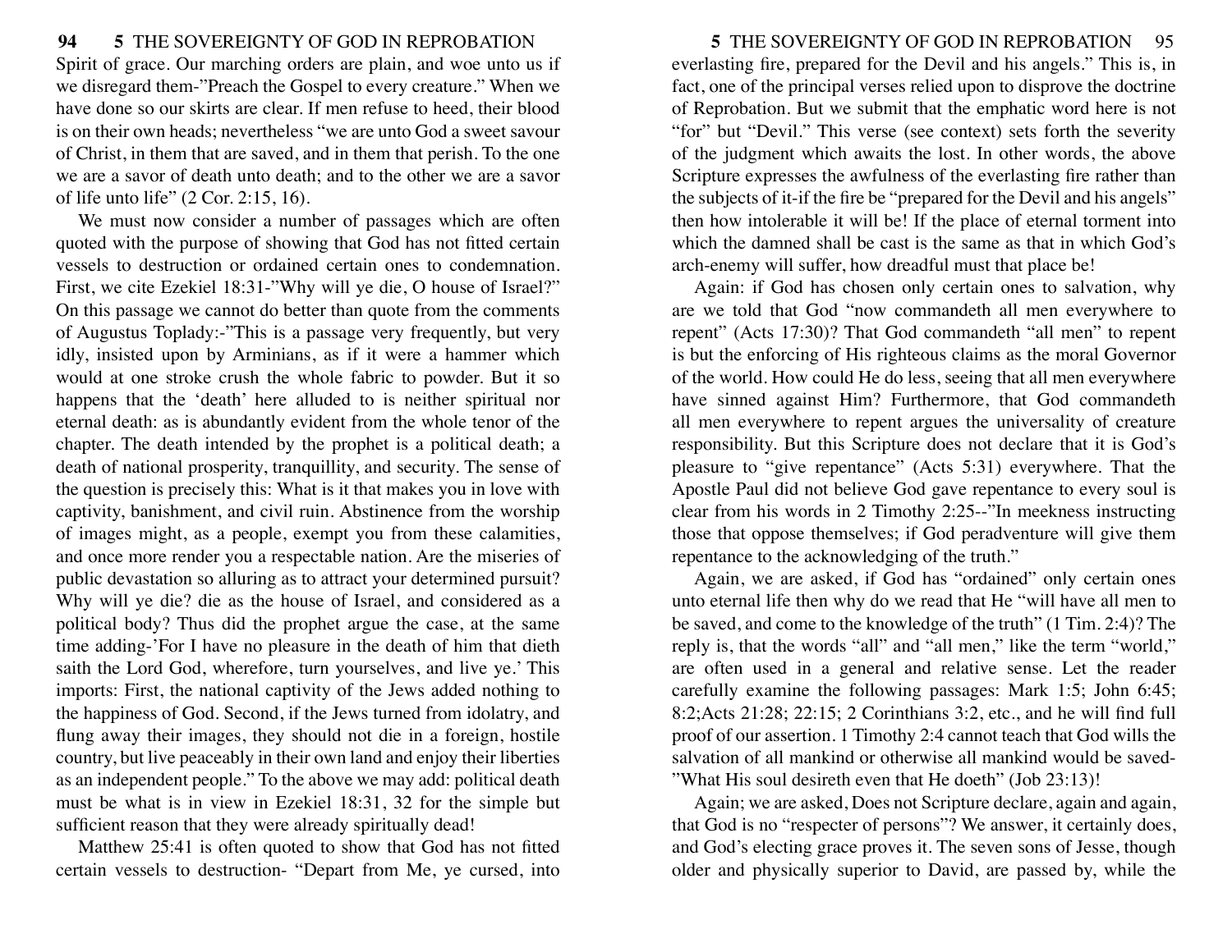Spirit of grace. Our marching orders are plain, and woe unto us if we disregard them-"Preach the Gospel to every creature." When we have done so our skirts are clear. If men refuse to heed, their blood is on their own heads; nevertheless "we are unto God a sweet savour of Christ, in them that are saved, and in them that perish. To the one we are a savor of death unto death; and to the other we are a savor of life unto life" (2 Cor. 2:15, 16).

We must now consider a number of passages which are often quoted with the purpose of showing that God has not fitted certain vessels to destruction or ordained certain ones to condemnation. First, we cite Ezekiel 18:31-"Why will ye die, O house of Israel?" On this passage we cannot do better than quote from the comments of Augustus Toplady:-"This is a passage very frequently, but very idly, insisted upon by Arminians, as if it were a hammer which would at one stroke crush the whole fabric to powder. But it so happens that the 'death' here alluded to is neither spiritual nor eternal death: as is abundantly evident from the whole tenor of the chapter. The death intended by the prophet is a political death; a death of national prosperity, tranquillity, and security. The sense of the question is precisely this: What is it that makes you in love with captivity, banishment, and civil ruin. Abstinence from the worship of images might, as a people, exempt you from these calamities, and once more render you a respectable nation. Are the miseries of public devastation so alluring as to attract your determined pursuit? Why will ye die? die as the house of Israel, and considered as a political body? Thus did the prophet argue the case, at the same time adding-'For I have no pleasure in the death of him that dieth saith the Lord God, wherefore, turn yourselves, and live ye.' This imports: First, the national captivity of the Jews added nothing to the happiness of God. Second, if the Jews turned from idolatry, and flung away their images, they should not die in a foreign, hostile country, but live peaceably in their own land and enjoy their liberties as an independent people." To the above we may add: political death must be what is in view in Ezekiel 18:31, 32 for the simple but sufficient reason that they were already spiritually dead!

Matthew 25:41 is often quoted to show that God has not fitted certain vessels to destruction- "Depart from Me, ye cursed, into everlasting fire, prepared for the Devil and his angels." This is, in fact, one of the principal verses relied upon to disprove the doctrine of Reprobation. But we submit that the emphatic word here is not "for" but "Devil." This verse (see context) sets forth the severity of the judgment which awaits the lost. In other words, the above Scripture expresses the awfulness of the everlasting fire rather than the subjects of it-if the fire be "prepared for the Devil and his angels" then how intolerable it will be! If the place of eternal torment into which the damned shall be cast is the same as that in which God's arch-enemy will suffer, how dreadful must that place be!

Again: if God has chosen only certain ones to salvation, why are we told that God "now commandeth all men everywhere to repent" (Acts 17:30)? That God commandeth "all men" to repent is but the enforcing of His righteous claims as the moral Governor of the world. How could He do less, seeing that all men everywhere have sinned against Him? Furthermore, that God commandeth all men everywhere to repent argues the universality of creature responsibility. But this Scripture does not declare that it is God's pleasure to "give repentance" (Acts 5:31) everywhere. That the Apostle Paul did not believe God gave repentance to every soul is clear from his words in 2 Timothy 2:25--"In meekness instructing those that oppose themselves; if God peradventure will give them repentance to the acknowledging of the truth."

Again, we are asked, if God has "ordained" only certain ones unto eternal life then why do we read that He "will have all men to be saved, and come to the knowledge of the truth" (1 Tim. 2:4)? The reply is, that the words "all" and "all men," like the term "world," are often used in a general and relative sense. Let the reader carefully examine the following passages: Mark 1:5; John 6:45; 8:2;Acts 21:28; 22:15; 2 Corinthians 3:2, etc., and he will find full proof of our assertion. 1 Timothy 2:4 cannot teach that God wills the salvation of all mankind or otherwise all mankind would be saved-"What His soul desireth even that He doeth" (Job 23:13)!

Again; we are asked, Does not Scripture declare, again and again, that God is no "respecter of persons"? We answer, it certainly does, and God's electing grace proves it. The seven sons of Jesse, though older and physically superior to David, are passed by, while the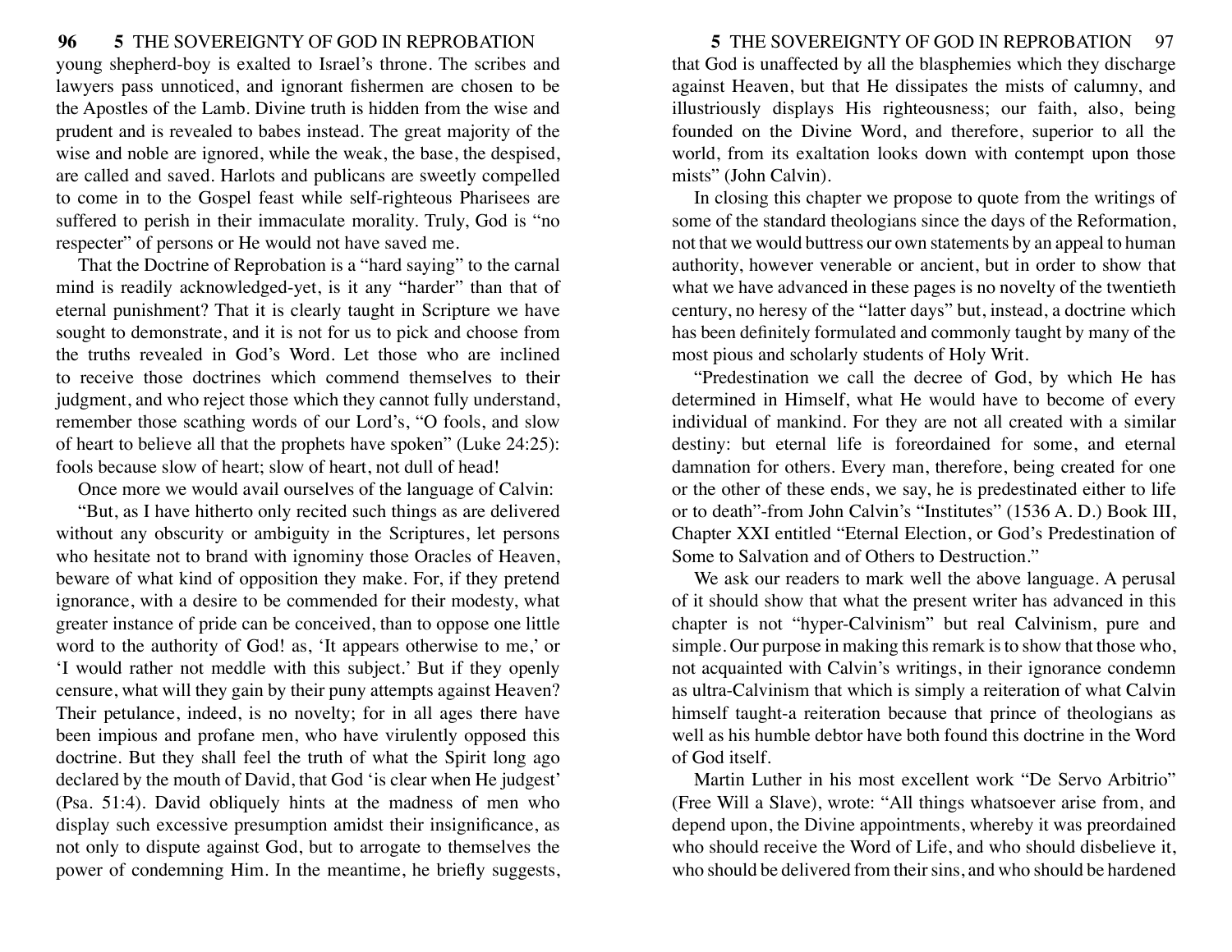young shepherd-boy is exalted to Israel's throne. The scribes and lawyers pass unnoticed, and ignorant fishermen are chosen to be the Apostles of the Lamb. Divine truth is hidden from the wise and prudent and is revealed to babes instead. The great majority of the wise and noble are ignored, while the weak, the base, the despised, are called and saved. Harlots and publicans are sweetly compelled to come in to the Gospel feast while self-righteous Pharisees are suffered to perish in their immaculate morality. Truly, God is "no respecter" of persons or He would not have saved me.

That the Doctrine of Reprobation is a "hard saying" to the carnal mind is readily acknowledged-yet, is it any "harder" than that of eternal punishment? That it is clearly taught in Scripture we have sought to demonstrate, and it is not for us to pick and choose from the truths revealed in God's Word. Let those who are inclined to receive those doctrines which commend themselves to their judgment, and who reject those which they cannot fully understand, remember those scathing words of our Lord's, "O fools, and slow of heart to believe all that the prophets have spoken" (Luke 24:25): fools because slow of heart; slow of heart, not dull of head!

Once more we would avail ourselves of the language of Calvin:

"But, as I have hitherto only recited such things as are delivered without any obscurity or ambiguity in the Scriptures, let persons who hesitate not to brand with ignominy those Oracles of Heaven, beware of what kind of opposition they make. For, if they pretend ignorance, with a desire to be commended for their modesty, what greater instance of pride can be conceived, than to oppose one little word to the authority of God! as, 'It appears otherwise to me,' or 'I would rather not meddle with this subject.' But if they openly censure, what will they gain by their puny attempts against Heaven? Their petulance, indeed, is no novelty; for in all ages there have been impious and profane men, who have virulently opposed this doctrine. But they shall feel the truth of what the Spirit long ago declared by the mouth of David, that God 'is clear when He judgest' (Psa. 51:4). David obliquely hints at the madness of men who display such excessive presumption amidst their insignificance, as not only to dispute against God, but to arrogate to themselves the power of condemning Him. In the meantime, he briefly suggests, that God is unaffected by all the blasphemies which they discharge against Heaven, but that He dissipates the mists of calumny, and illustriously displays His righteousness; our faith, also, being founded on the Divine Word, and therefore, superior to all the world, from its exaltation looks down with contempt upon those mists" (John Calvin).

In closing this chapter we propose to quote from the writings of some of the standard theologians since the days of the Reformation, not that we would buttress our own statements by an appeal to human authority, however venerable or ancient, but in order to show that what we have advanced in these pages is no novelty of the twentieth century, no heresy of the "latter days" but, instead, a doctrine which has been definitely formulated and commonly taught by many of the most pious and scholarly students of Holy Writ.

"Predestination we call the decree of God, by which He has determined in Himself, what He would have to become of every individual of mankind. For they are not all created with a similar destiny: but eternal life is foreordained for some, and eternal damnation for others. Every man, therefore, being created for one or the other of these ends, we say, he is predestinated either to life or to death"-from John Calvin's "Institutes" (1536 A. D.) Book III, Chapter XXI entitled "Eternal Election, or God's Predestination of Some to Salvation and of Others to Destruction."

We ask our readers to mark well the above language. A perusal of it should show that what the present writer has advanced in this chapter is not "hyper-Calvinism" but real Calvinism, pure and simple. Our purpose in making this remark is to show that those who, not acquainted with Calvin's writings, in their ignorance condemn as ultra-Calvinism that which is simply a reiteration of what Calvin himself taught-a reiteration because that prince of theologians as well as his humble debtor have both found this doctrine in the Word of God itself.

Martin Luther in his most excellent work "De Servo Arbitrio" (Free Will a Slave), wrote: "All things whatsoever arise from, and depend upon, the Divine appointments, whereby it was preordained who should receive the Word of Life, and who should disbelieve it, who should be delivered from their sins, and who should be hardened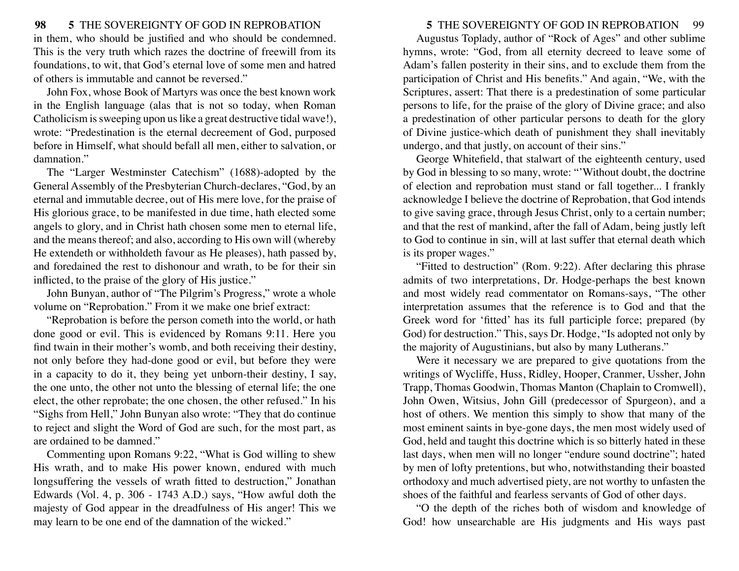in them, who should be justified and who should be condemned. This is the very truth which razes the doctrine of freewill from its foundations, to wit, that God's eternal love of some men and hatred of others is immutable and cannot be reversed."

John Fox, whose Book of Martyrs was once the best known work in the English language (alas that is not so today, when Roman Catholicism is sweeping upon us like a great destructive tidal wave!), wrote: "Predestination is the eternal decreement of God, purposed before in Himself, what should befall all men, either to salvation, or damnation."

The "Larger Westminster Catechism" (1688)-adopted by the General Assembly of the Presbyterian Church-declares, "God, by an eternal and immutable decree, out of His mere love, for the praise of His glorious grace, to be manifested in due time, hath elected some angels to glory, and in Christ hath chosen some men to eternal life, and the means thereof; and also, according to His own will (whereby He extendeth or withholdeth favour as He pleases), hath passed by, and foredained the rest to dishonour and wrath, to be for their sin inflicted, to the praise of the glory of His justice."

John Bunyan, author of "The Pilgrim's Progress," wrote a whole volume on "Reprobation." From it we make one brief extract:

"Reprobation is before the person cometh into the world, or hath done good or evil. This is evidenced by Romans 9:11. Here you find twain in their mother's womb, and both receiving their destiny, not only before they had-done good or evil, but before they were in a capacity to do it, they being yet unborn-their destiny, I say, the one unto, the other not unto the blessing of eternal life; the one elect, the other reprobate; the one chosen, the other refused." In his "Sighs from Hell," John Bunyan also wrote: "They that do continue to reject and slight the Word of God are such, for the most part, as are ordained to be damned."

Commenting upon Romans 9:22, "What is God willing to shew His wrath, and to make His power known, endured with much longsuffering the vessels of wrath fitted to destruction," Jonathan Edwards (Vol. 4, p. 306 - 1743 A.D.) says, "How awful doth the majesty of God appear in the dreadfulness of His anger! This we may learn to be one end of the damnation of the wicked."

Augustus Toplady, author of "Rock of Ages" and other sublime hymns, wrote: "God, from all eternity decreed to leave some of Adam's fallen posterity in their sins, and to exclude them from the participation of Christ and His benefits." And again, "We, with the Scriptures, assert: That there is a predestination of some particular persons to life, for the praise of the glory of Divine grace; and also a predestination of other particular persons to death for the glory of Divine justice-which death of punishment they shall inevitably undergo, and that justly, on account of their sins."

George Whitefield, that stalwart of the eighteenth century, used by God in blessing to so many, wrote: "'Without doubt, the doctrine of election and reprobation must stand or fall together... I frankly acknowledge I believe the doctrine of Reprobation, that God intends to give saving grace, through Jesus Christ, only to a certain number; and that the rest of mankind, after the fall of Adam, being justly left to God to continue in sin, will at last suffer that eternal death which is its proper wages."

"Fitted to destruction" (Rom. 9:22). After declaring this phrase admits of two interpretations, Dr. Hodge-perhaps the best known and most widely read commentator on Romans-says, "The other interpretation assumes that the reference is to God and that the Greek word for 'fitted' has its full participle force; prepared (by God) for destruction." This, says Dr. Hodge, "Is adopted not only by the majority of Augustinians, but also by many Lutherans."

Were it necessary we are prepared to give quotations from the writings of Wycliffe, Huss, Ridley, Hooper, Cranmer, Ussher, John Trapp, Thomas Goodwin, Thomas Manton (Chaplain to Cromwell), John Owen, Witsius, John Gill (predecessor of Spurgeon), and a host of others. We mention this simply to show that many of the most eminent saints in bye-gone days, the men most widely used of God, held and taught this doctrine which is so bitterly hated in these last days, when men will no longer "endure sound doctrine"; hated by men of lofty pretentions, but who, notwithstanding their boasted orthodoxy and much advertised piety, are not worthy to unfasten the shoes of the faithful and fearless servants of God of other days.

"O the depth of the riches both of wisdom and knowledge of God! how unsearchable are His judgments and His ways past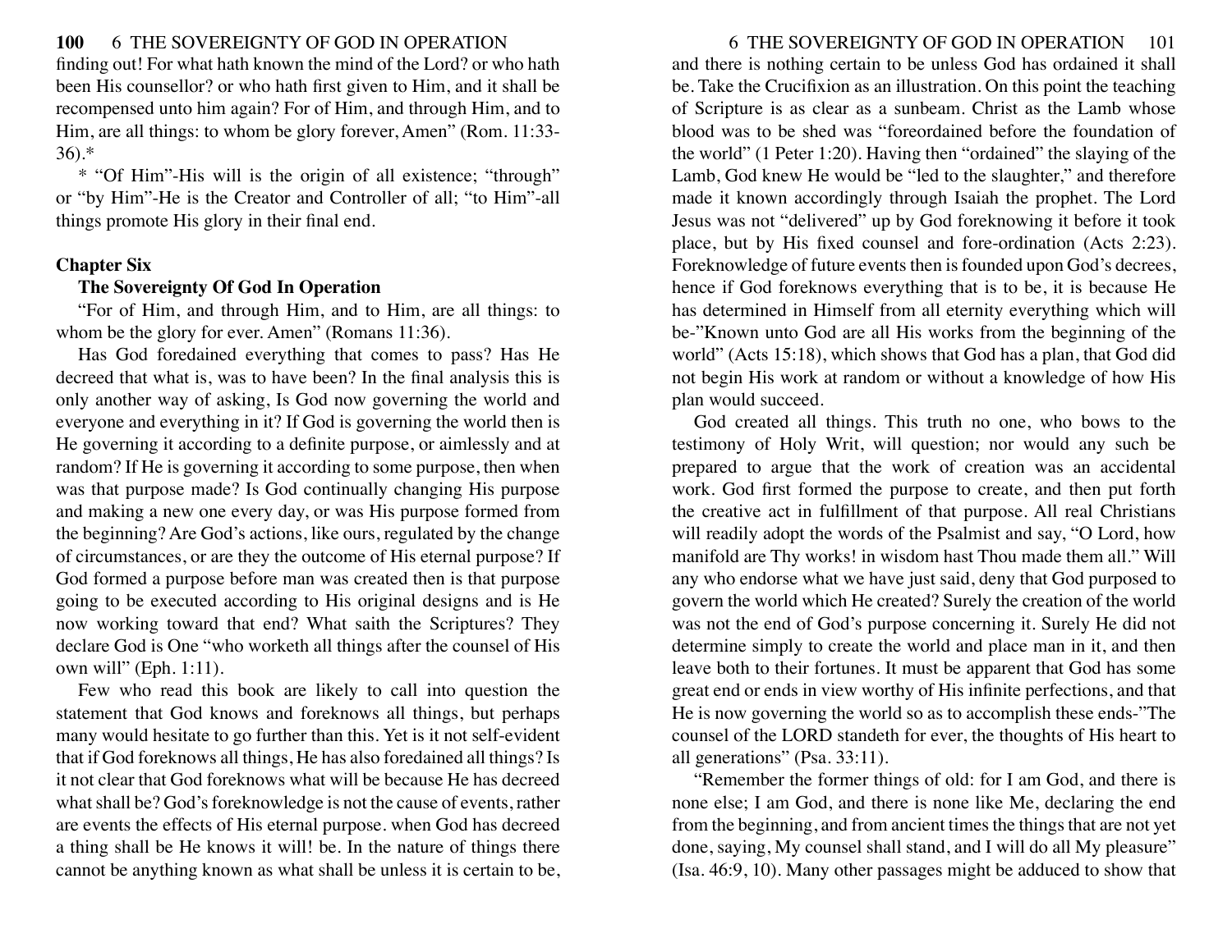finding out! For what hath known the mind of the Lord? or who hath been His counsellor? or who hath first given to Him, and it shall be recompensed unto him again? For of Him, and through Him, and to Him, are all things: to whom be glory forever, Amen" (Rom. 11:33-36).*

* "Of Him"-His will is the origin of all existence; "through" or "by Him"-He is the Creator and Controller of all; "to Him"-all things promote His glory in their final end.

## Chapter Six

### The Sovereignty Of God In Operation

"For of Him, and through Him, and to Him, are all things: to whom be the glory for ever. Amen" (Romans 11:36).

Has God foredained everything that comes to pass? Has He decreed that what is, was to have been? In the final analysis this is only another way of asking, Is God now governing the world and everyone and everything in it? If God is governing the world then is He governing it according to a definite purpose, or aimlessly and at random? If He is governing it according to some purpose, then when was that purpose made? Is God continually changing His purpose and making a new one every day, or was His purpose formed from the beginning? Are God's actions, like ours, regulated by the change of circumstances, or are they the outcome of His eternal purpose? If God formed a purpose before man was created then is that purpose going to be executed according to His original designs and is He now working toward that end? What saith the Scriptures? They declare God is One "who worketh all things after the counsel of His own will" (Eph. 1:11).

Few who read this book are likely to call into question the statement that God knows and foreknows all things, but perhaps many would hesitate to go further than this. Yet is it not self-evident that if God foreknows all things, He has also foredained all things? Is it not clear that God foreknows what will be because He has decreed what shall be? God's foreknowledge is not the cause of events, rather are events the effects of His eternal purpose. when God has decreed a thing shall be He knows it will! be. In the nature of things there cannot be anything known as what shall be unless it is certain to be, and there is nothing certain to be unless God has ordained it shall be. Take the Crucifixion as an illustration. On this point the teaching of Scripture is as clear as a sunbeam. Christ as the Lamb whose blood was to be shed was "foreordained before the foundation of the world" (1 Peter 1:20). Having then "ordained" the slaying of the Lamb, God knew He would be "led to the slaughter," and therefore made it known accordingly through Isaiah the prophet. The Lord Jesus was not "delivered" up by God foreknowing it before it took place, but by His fixed counsel and fore-ordination (Acts 2:23). Foreknowledge of future events then is founded upon God's decrees, hence if God foreknows everything that is to be, it is because He has determined in Himself from all eternity everything which will be-"Known unto God are all His works from the beginning of the world" (Acts 15:18), which shows that God has a plan, that God did not begin His work at random or without a knowledge of how His plan would succeed.

God created all things. This truth no one, who bows to the testimony of Holy Writ, will question; nor would any such be prepared to argue that the work of creation was an accidental work. God first formed the purpose to create, and then put forth the creative act in fulfillment of that purpose. All real Christians will readily adopt the words of the Psalmist and say, "O Lord, how manifold are Thy works! in wisdom hast Thou made them all." Will any who endorse what we have just said, deny that God purposed to govern the world which He created? Surely the creation of the world was not the end of God's purpose concerning it. Surely He did not determine simply to create the world and place man in it, and then leave both to their fortunes. It must be apparent that God has some great end or ends in view worthy of His infinite perfections, and that He is now governing the world so as to accomplish these ends-"The counsel of the LORD standeth for ever, the thoughts of His heart to all generations" (Psa. 33:11).

"Remember the former things of old: for I am God, and there is none else; I am God, and there is none like Me, declaring the end from the beginning, and from ancient times the things that are not yet done, saying, My counsel shall stand, and I will do all My pleasure" (Isa. 46:9, 10). Many other passages might be adduced to show that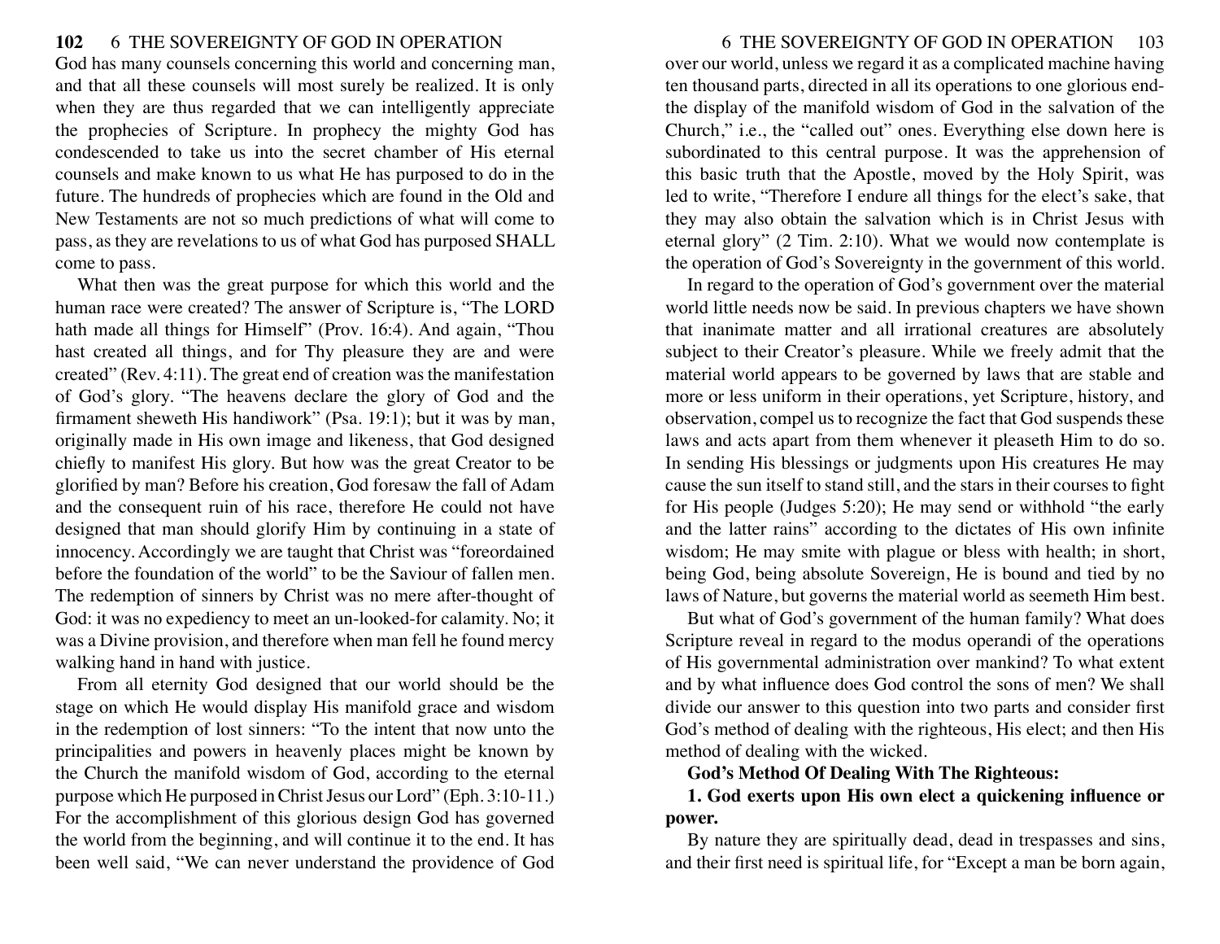God has many counsels concerning this world and concerning man, and that all these counsels will most surely be realized. It is only when they are thus regarded that we can intelligently appreciate the prophecies of Scripture. In prophecy the mighty God has condescended to take us into the secret chamber of His eternal counsels and make known to us what He has purposed to do in the future. The hundreds of prophecies which are found in the Old and New Testaments are not so much predictions of what will come to pass, as they are revelations to us of what God has purposed SHALL come to pass.

What then was the great purpose for which this world and the human race were created? The answer of Scripture is, "The LORD hath made all things for Himself" (Prov. 16:4). And again, "Thou hast created all things, and for Thy pleasure they are and were created" (Rev. 4:11). The great end of creation was the manifestation of God's glory. "The heavens declare the glory of God and the firmament sheweth His handiwork" (Psa. 19:1); but it was by man, originally made in His own image and likeness, that God designed chiefly to manifest His glory. But how was the great Creator to be glorified by man? Before his creation, God foresaw the fall of Adam and the consequent ruin of his race, therefore He could not have designed that man should glorify Him by continuing in a state of innocency. Accordingly we are taught that Christ was "foreordained before the foundation of the world" to be the Saviour of fallen men. The redemption of sinners by Christ was no mere after-thought of God: it was no expediency to meet an un-looked-for calamity. No; it was a Divine provision, and therefore when man fell he found mercy walking hand in hand with justice.

From all eternity God designed that our world should be the stage on which He would display His manifold grace and wisdom in the redemption of lost sinners: "To the intent that now unto the principalities and powers in heavenly places might be known by the Church the manifold wisdom of God, according to the eternal purpose which He purposed in Christ Jesus our Lord" (Eph. 3:10-11.) For the accomplishment of this glorious design God has governed the world from the beginning, and will continue it to the end. It has been well said, "We can never understand the providence of God over our world, unless we regard it as a complicated machine having ten thousand parts, directed in all its operations to one glorious end-the display of the manifold wisdom of God in the salvation of the Church," i.e., the "called out" ones. Everything else down here is subordinated to this central purpose. It was the apprehension of this basic truth that the Apostle, moved by the Holy Spirit, was led to write, "Therefore I endure all things for the elect's sake, that they may also obtain the salvation which is in Christ Jesus with eternal glory" (2 Tim. 2:10). What we would now contemplate is the operation of God's Sovereignty in the government of this world.

In regard to the operation of God's government over the material world little needs now be said. In previous chapters we have shown that inanimate matter and all irrational creatures are absolutely subject to their Creator's pleasure. While we freely admit that the material world appears to be governed by laws that are stable and more or less uniform in their operations, yet Scripture, history, and observation, compel us to recognize the fact that God suspends these laws and acts apart from them whenever it pleaseth Him to do so. In sending His blessings or judgments upon His creatures He may cause the sun itself to stand still, and the stars in their courses to fight for His people (Judges 5:20); He may send or withhold "the early and the latter rains" according to the dictates of His own infinite wisdom; He may smite with plague or bless with health; in short, being God, being absolute Sovereign, He is bound and tied by no laws of Nature, but governs the material world as seemeth Him best.

But what of God's government of the human family? What does Scripture reveal in regard to the modus operandi of the operations of His governmental administration over mankind? To what extent and by what influence does God control the sons of men? We shall divide our answer to this question into two parts and consider first God's method of dealing with the righteous, His elect; and then His method of dealing with the wicked.

**God's Method Of Dealing With The Righteous:**

**1. God exerts upon His own elect a quickening influence or power.**

By nature they are spiritually dead, dead in trespasses and sins, and their first need is spiritual life, for "Except a man be born again,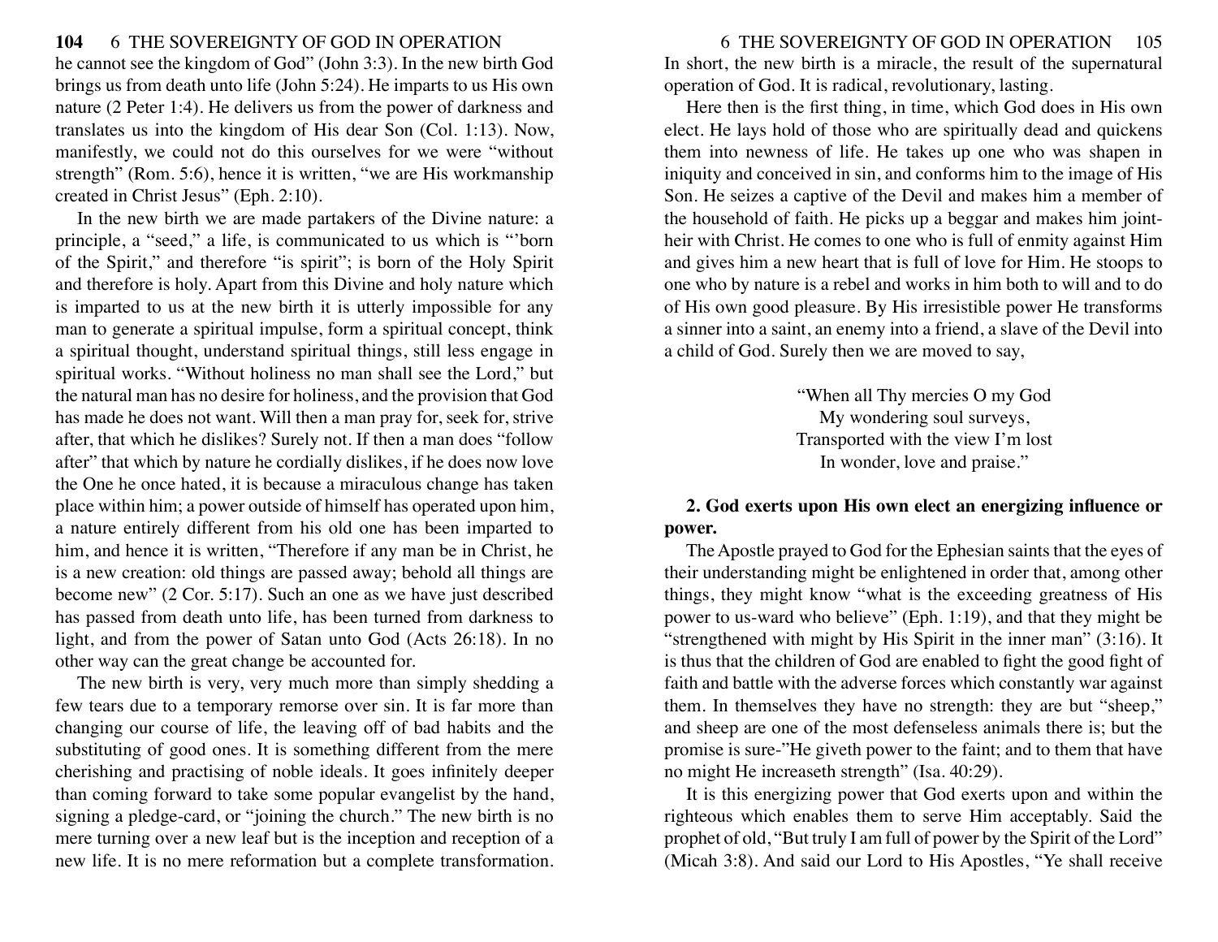he cannot see the kingdom of God" (John 3:3). In the new birth God brings us from death unto life (John 5:24). He imparts to us His own nature (2 Peter 1:4). He delivers us from the power of darkness and translates us into the kingdom of His dear Son (Col. 1:13). Now, manifestly, we could not do this ourselves for we were "without strength" (Rom. 5:6), hence it is written, "we are His workmanship created in Christ Jesus" (Eph. 2:10).

In the new birth we are made partakers of the Divine nature: a principle, a "seed," a life, is communicated to us which is "'born of the Spirit," and therefore "is spirit"; is born of the Holy Spirit and therefore is holy. Apart from this Divine and holy nature which is imparted to us at the new birth it is utterly impossible for any man to generate a spiritual impulse, form a spiritual concept, think a spiritual thought, understand spiritual things, still less engage in spiritual works. "Without holiness no man shall see the Lord," but the natural man has no desire for holiness, and the provision that God has made he does not want. Will then a man pray for, seek for, strive after, that which he dislikes? Surely not. If then a man does "follow after" that which by nature he cordially dislikes, if he does now love the One he once hated, it is because a miraculous change has taken place within him; a power outside of himself has operated upon him, a nature entirely different from his old one has been imparted to him, and hence it is written, "Therefore if any man be in Christ, he is a new creation: old things are passed away; behold all things are become new" (2 Cor. 5:17). Such an one as we have just described has passed from death unto life, has been turned from darkness to light, and from the power of Satan unto God (Acts 26:18). In no other way can the great change be accounted for.

The new birth is very, very much more than simply shedding a few tears due to a temporary remorse over sin. It is far more than changing our course of life, the leaving off of bad habits and the substituting of good ones. It is something different from the mere cherishing and practising of noble ideals. It goes infinitely deeper than coming forward to take some popular evangelist by the hand, signing a pledge-card, or "joining the church." The new birth is no mere turning over a new leaf but is the inception and reception of a new life. It is no mere reformation but a complete transformation. In short, the new birth is a miracle, the result of the supernatural operation of God. It is radical, revolutionary, lasting.

Here then is the first thing, in time, which God does in His own elect. He lays hold of those who are spiritually dead and quickens them into newness of life. He takes up one who was shapen in iniquity and conceived in sin, and conforms him to the image of His Son. He seizes a captive of the Devil and makes him a member of the household of faith. He picks up a beggar and makes him joint-heir with Christ. He comes to one who is full of enmity against Him and gives him a new heart that is full of love for Him. He stoops to one who by nature is a rebel and works in him both to will and to do of His own good pleasure. By His irresistible power He transforms a sinner into a saint, an enemy into a friend, a slave of the Devil into a child of God. Surely then we are moved to say,

> "When all Thy mercies O my God
> My wondering soul surveys,
> Transported with the view I'm lost
> In wonder, love and praise."

**2. God exerts upon His own elect an energizing influence or power.**

The Apostle prayed to God for the Ephesian saints that the eyes of their understanding might be enlightened in order that, among other things, they might know "what is the exceeding greatness of His power to us-ward who believe" (Eph. 1:19), and that they might be "strengthened with might by His Spirit in the inner man" (3:16). It is thus that the children of God are enabled to fight the good fight of faith and battle with the adverse forces which constantly war against them. In themselves they have no strength: they are but "sheep," and sheep are one of the most defenseless animals there is; but the promise is sure-"He giveth power to the faint; and to them that have no might He increaseth strength" (Isa. 40:29).

It is this energizing power that God exerts upon and within the righteous which enables them to serve Him acceptably. Said the prophet of old, "But truly I am full of power by the Spirit of the Lord" (Micah 3:8). And said our Lord to His Apostles, "Ye shall receive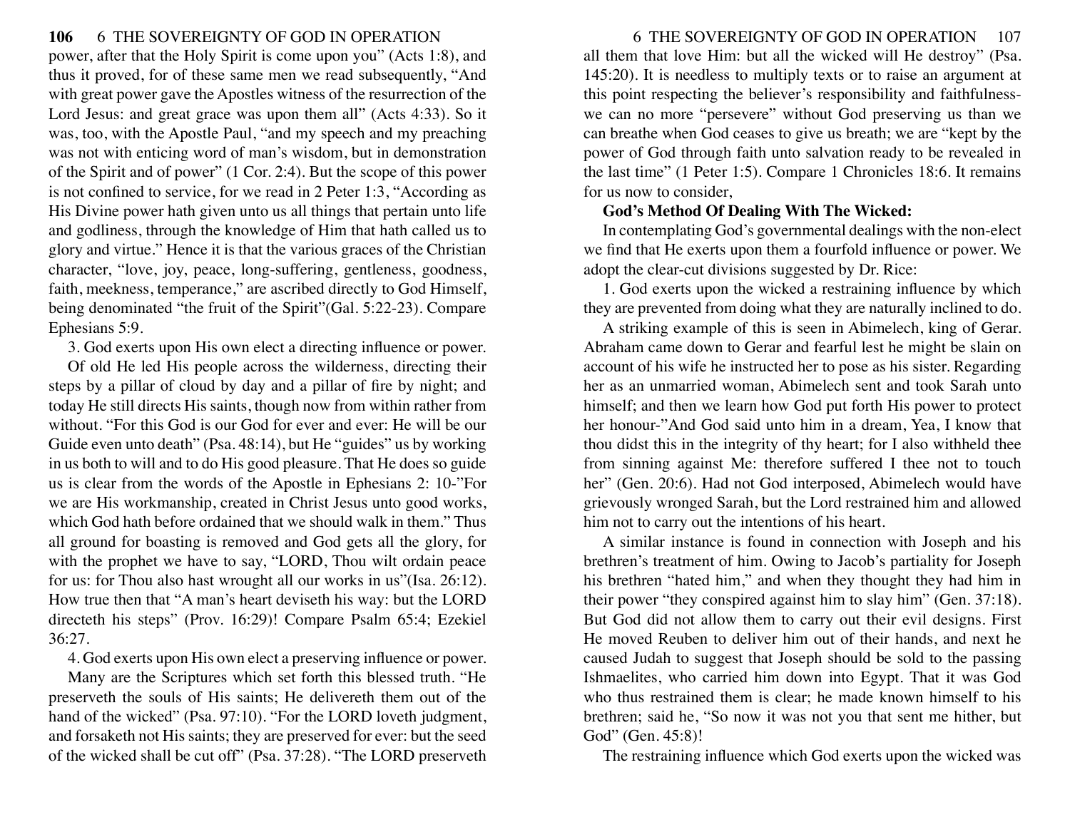power, after that the Holy Spirit is come upon you" (Acts 1:8), and thus it proved, for of these same men we read subsequently, "And with great power gave the Apostles witness of the resurrection of the Lord Jesus: and great grace was upon them all" (Acts 4:33). So it was, too, with the Apostle Paul, "and my speech and my preaching was not with enticing word of man's wisdom, but in demonstration of the Spirit and of power" (1 Cor. 2:4). But the scope of this power is not confined to service, for we read in 2 Peter 1:3, "According as His Divine power hath given unto us all things that pertain unto life and godliness, through the knowledge of Him that hath called us to glory and virtue." Hence it is that the various graces of the Christian character, "love, joy, peace, long-suffering, gentleness, goodness, faith, meekness, temperance," are ascribed directly to God Himself, being denominated "the fruit of the Spirit"(Gal. 5:22-23). Compare Ephesians 5:9.

3. God exerts upon His own elect a directing influence or power.

Of old He led His people across the wilderness, directing their steps by a pillar of cloud by day and a pillar of fire by night; and today He still directs His saints, though now from within rather from without. "For this God is our God for ever and ever: He will be our Guide even unto death" (Psa. 48:14), but He "guides" us by working in us both to will and to do His good pleasure. That He does so guide us is clear from the words of the Apostle in Ephesians 2: 10-"For we are His workmanship, created in Christ Jesus unto good works, which God hath before ordained that we should walk in them." Thus all ground for boasting is removed and God gets all the glory, for with the prophet we have to say, "LORD, Thou wilt ordain peace for us: for Thou also hast wrought all our works in us"(Isa. 26:12). How true then that "A man's heart deviseth his way: but the LORD directeth his steps" (Prov. 16:29)! Compare Psalm 65:4; Ezekiel 36:27.

4. God exerts upon His own elect a preserving influence or power.

Many are the Scriptures which set forth this blessed truth. "He preserveth the souls of His saints; He delivereth them out of the hand of the wicked" (Psa. 97:10). "For the LORD loveth judgment, and forsaketh not His saints; they are preserved for ever: but the seed of the wicked shall be cut off" (Psa. 37:28). "The LORD preserveth all them that love Him: but all the wicked will He destroy" (Psa. 145:20). It is needless to multiply texts or to raise an argument at this point respecting the believer's responsibility and faithfulness-we can no more "persevere" without God preserving us than we can breathe when God ceases to give us breath; we are "kept by the power of God through faith unto salvation ready to be revealed in the last time" (1 Peter 1:5). Compare 1 Chronicles 18:6. It remains for us now to consider,

**God's Method Of Dealing With The Wicked:**

In contemplating God's governmental dealings with the non-elect we find that He exerts upon them a fourfold influence or power. We adopt the clear-cut divisions suggested by Dr. Rice:

1. God exerts upon the wicked a restraining influence by which they are prevented from doing what they are naturally inclined to do.

A striking example of this is seen in Abimelech, king of Gerar. Abraham came down to Gerar and fearful lest he might be slain on account of his wife he instructed her to pose as his sister. Regarding her as an unmarried woman, Abimelech sent and took Sarah unto himself; and then we learn how God put forth His power to protect her honour-"And God said unto him in a dream, Yea, I know that thou didst this in the integrity of thy heart; for I also withheld thee from sinning against Me: therefore suffered I thee not to touch her" (Gen. 20:6). Had not God interposed, Abimelech would have grievously wronged Sarah, but the Lord restrained him and allowed him not to carry out the intentions of his heart.

A similar instance is found in connection with Joseph and his brethren's treatment of him. Owing to Jacob's partiality for Joseph his brethren "hated him," and when they thought they had him in their power "they conspired against him to slay him" (Gen. 37:18). But God did not allow them to carry out their evil designs. First He moved Reuben to deliver him out of their hands, and next he caused Judah to suggest that Joseph should be sold to the passing Ishmaelites, who carried him down into Egypt. That it was God who thus restrained them is clear; he made known himself to his brethren; said he, "So now it was not you that sent me hither, but God" (Gen. 45:8)!

The restraining influence which God exerts upon the wicked was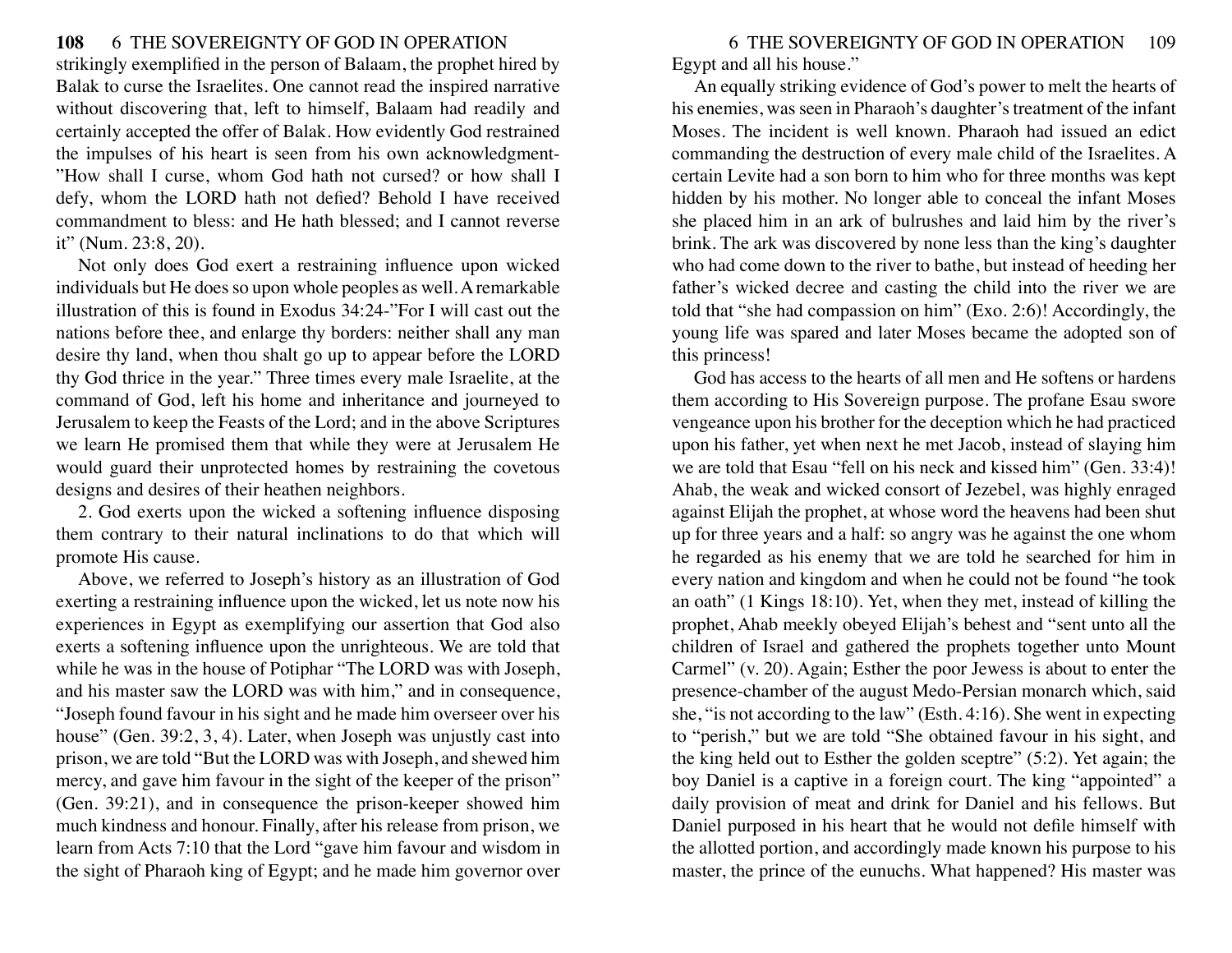strikingly exemplified in the person of Balaam, the prophet hired by Balak to curse the Israelites. One cannot read the inspired narrative without discovering that, left to himself, Balaam had readily and certainly accepted the offer of Balak. How evidently God restrained the impulses of his heart is seen from his own acknowledgment-"How shall I curse, whom God hath not cursed? or how shall I defy, whom the LORD hath not defied? Behold I have received commandment to bless: and He hath blessed; and I cannot reverse it" (Num. 23:8, 20).

Not only does God exert a restraining influence upon wicked individuals but He does so upon whole peoples as well. A remarkable illustration of this is found in Exodus 34:24-"For I will cast out the nations before thee, and enlarge thy borders: neither shall any man desire thy land, when thou shalt go up to appear before the LORD thy God thrice in the year." Three times every male Israelite, at the command of God, left his home and inheritance and journeyed to Jerusalem to keep the Feasts of the Lord; and in the above Scriptures we learn He promised them that while they were at Jerusalem He would guard their unprotected homes by restraining the covetous designs and desires of their heathen neighbors.

2. God exerts upon the wicked a softening influence disposing them contrary to their natural inclinations to do that which will promote His cause.

Above, we referred to Joseph's history as an illustration of God exerting a restraining influence upon the wicked, let us note now his experiences in Egypt as exemplifying our assertion that God also exerts a softening influence upon the unrighteous. We are told that while he was in the house of Potiphar "The LORD was with Joseph, and his master saw the LORD was with him," and in consequence, "Joseph found favour in his sight and he made him overseer over his house" (Gen. 39:2, 3, 4). Later, when Joseph was unjustly cast into prison, we are told "But the LORD was with Joseph, and shewed him mercy, and gave him favour in the sight of the keeper of the prison" (Gen. 39:21), and in consequence the prison-keeper showed him much kindness and honour. Finally, after his release from prison, we learn from Acts 7:10 that the Lord "gave him favour and wisdom in the sight of Pharaoh king of Egypt; and he made him governor over Egypt and all his house."

An equally striking evidence of God's power to melt the hearts of his enemies, was seen in Pharaoh's daughter's treatment of the infant Moses. The incident is well known. Pharaoh had issued an edict commanding the destruction of every male child of the Israelites. A certain Levite had a son born to him who for three months was kept hidden by his mother. No longer able to conceal the infant Moses she placed him in an ark of bulrushes and laid him by the river's brink. The ark was discovered by none less than the king's daughter who had come down to the river to bathe, but instead of heeding her father's wicked decree and casting the child into the river we are told that "she had compassion on him" (Exo. 2:6)! Accordingly, the young life was spared and later Moses became the adopted son of this princess!

God has access to the hearts of all men and He softens or hardens them according to His Sovereign purpose. The profane Esau swore vengeance upon his brother for the deception which he had practiced upon his father, yet when next he met Jacob, instead of slaying him we are told that Esau "fell on his neck and kissed him" (Gen. 33:4)! Ahab, the weak and wicked consort of Jezebel, was highly enraged against Elijah the prophet, at whose word the heavens had been shut up for three years and a half: so angry was he against the one whom he regarded as his enemy that we are told he searched for him in every nation and kingdom and when he could not be found "he took an oath" (1 Kings 18:10). Yet, when they met, instead of killing the prophet, Ahab meekly obeyed Elijah's behest and "sent unto all the children of Israel and gathered the prophets together unto Mount Carmel" (v. 20). Again; Esther the poor Jewess is about to enter the presence-chamber of the august Medo-Persian monarch which, said she, "is not according to the law" (Esth. 4:16). She went in expecting to "perish," but we are told "She obtained favour in his sight, and the king held out to Esther the golden sceptre" (5:2). Yet again; the boy Daniel is a captive in a foreign court. The king "appointed" a daily provision of meat and drink for Daniel and his fellows. But Daniel purposed in his heart that he would not defile himself with the allotted portion, and accordingly made known his purpose to his master, the prince of the eunuchs. What happened? His master was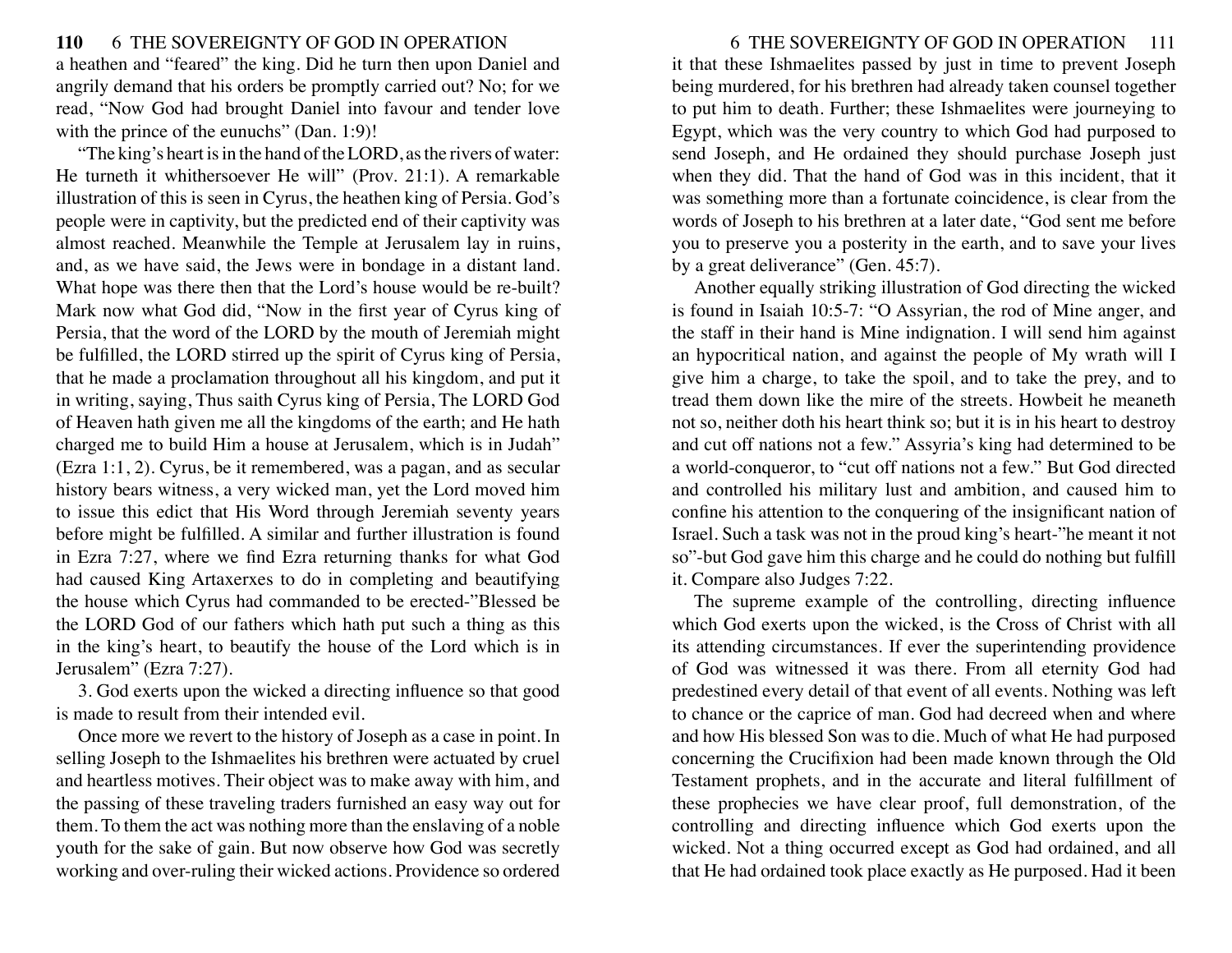a heathen and "feared" the king. Did he turn then upon Daniel and angrily demand that his orders be promptly carried out? No; for we read, "Now God had brought Daniel into favour and tender love with the prince of the eunuchs" (Dan. 1:9)!

"The king's heart is in the hand of the LORD, as the rivers of water: He turneth it whithersoever He will" (Prov. 21:1). A remarkable illustration of this is seen in Cyrus, the heathen king of Persia. God's people were in captivity, but the predicted end of their captivity was almost reached. Meanwhile the Temple at Jerusalem lay in ruins, and, as we have said, the Jews were in bondage in a distant land. What hope was there then that the Lord's house would be re-built? Mark now what God did, "Now in the first year of Cyrus king of Persia, that the word of the LORD by the mouth of Jeremiah might be fulfilled, the LORD stirred up the spirit of Cyrus king of Persia, that he made a proclamation throughout all his kingdom, and put it in writing, saying, Thus saith Cyrus king of Persia, The LORD God of Heaven hath given me all the kingdoms of the earth; and He hath charged me to build Him a house at Jerusalem, which is in Judah" (Ezra 1:1, 2). Cyrus, be it remembered, was a pagan, and as secular history bears witness, a very wicked man, yet the Lord moved him to issue this edict that His Word through Jeremiah seventy years before might be fulfilled. A similar and further illustration is found in Ezra 7:27, where we find Ezra returning thanks for what God had caused King Artaxerxes to do in completing and beautifying the house which Cyrus had commanded to be erected-"Blessed be the LORD God of our fathers which hath put such a thing as this in the king's heart, to beautify the house of the Lord which is in Jerusalem" (Ezra 7:27).

3. God exerts upon the wicked a directing influence so that good is made to result from their intended evil.

Once more we revert to the history of Joseph as a case in point. In selling Joseph to the Ishmaelites his brethren were actuated by cruel and heartless motives. Their object was to make away with him, and the passing of these traveling traders furnished an easy way out for them. To them the act was nothing more than the enslaving of a noble youth for the sake of gain. But now observe how God was secretly working and over-ruling their wicked actions. Providence so ordered it that these Ishmaelites passed by just in time to prevent Joseph being murdered, for his brethren had already taken counsel together to put him to death. Further; these Ishmaelites were journeying to Egypt, which was the very country to which God had purposed to send Joseph, and He ordained they should purchase Joseph just when they did. That the hand of God was in this incident, that it was something more than a fortunate coincidence, is clear from the words of Joseph to his brethren at a later date, "God sent me before you to preserve you a posterity in the earth, and to save your lives by a great deliverance" (Gen. 45:7).

Another equally striking illustration of God directing the wicked is found in Isaiah 10:5-7: "O Assyrian, the rod of Mine anger, and the staff in their hand is Mine indignation. I will send him against an hypocritical nation, and against the people of My wrath will I give him a charge, to take the spoil, and to take the prey, and to tread them down like the mire of the streets. Howbeit he meaneth not so, neither doth his heart think so; but it is in his heart to destroy and cut off nations not a few." Assyria's king had determined to be a world-conqueror, to "cut off nations not a few." But God directed and controlled his military lust and ambition, and caused him to confine his attention to the conquering of the insignificant nation of Israel. Such a task was not in the proud king's heart-"he meant it not so"-but God gave him this charge and he could do nothing but fulfill it. Compare also Judges 7:22.

The supreme example of the controlling, directing influence which God exerts upon the wicked, is the Cross of Christ with all its attending circumstances. If ever the superintending providence of God was witnessed it was there. From all eternity God had predestined every detail of that event of all events. Nothing was left to chance or the caprice of man. God had decreed when and where and how His blessed Son was to die. Much of what He had purposed concerning the Crucifixion had been made known through the Old Testament prophets, and in the accurate and literal fulfillment of these prophecies we have clear proof, full demonstration, of the controlling and directing influence which God exerts upon the wicked. Not a thing occurred except as God had ordained, and all that He had ordained took place exactly as He purposed. Had it been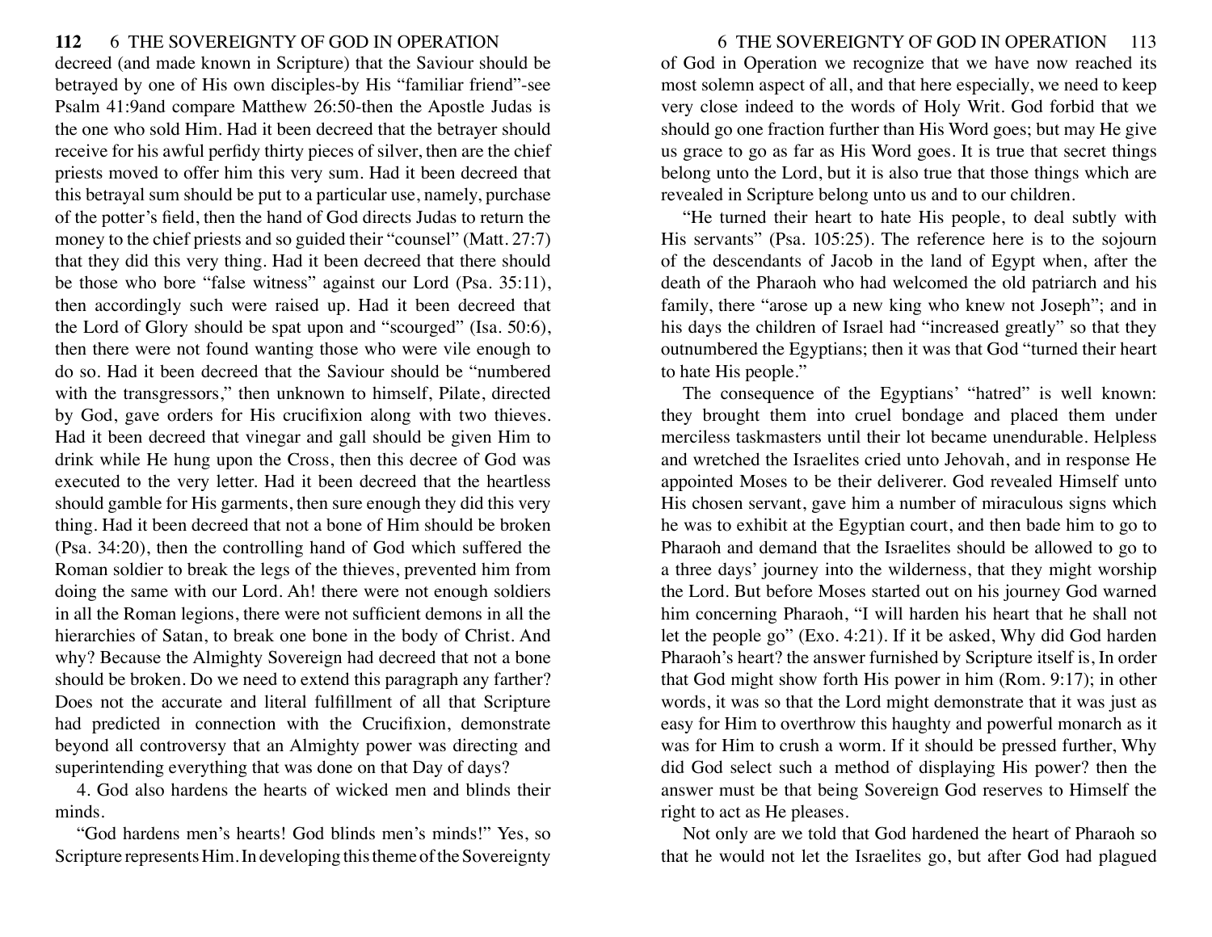decreed (and made known in Scripture) that the Saviour should be betrayed by one of His own disciples-by His "familiar friend"-see Psalm 41:9and compare Matthew 26:50-then the Apostle Judas is the one who sold Him. Had it been decreed that the betrayer should receive for his awful perfidy thirty pieces of silver, then are the chief priests moved to offer him this very sum. Had it been decreed that this betrayal sum should be put to a particular use, namely, purchase of the potter's field, then the hand of God directs Judas to return the money to the chief priests and so guided their "counsel" (Matt. 27:7) that they did this very thing. Had it been decreed that there should be those who bore "false witness" against our Lord (Psa. 35:11), then accordingly such were raised up. Had it been decreed that the Lord of Glory should be spat upon and "scourged" (Isa. 50:6), then there were not found wanting those who were vile enough to do so. Had it been decreed that the Saviour should be "numbered with the transgressors," then unknown to himself, Pilate, directed by God, gave orders for His crucifixion along with two thieves. Had it been decreed that vinegar and gall should be given Him to drink while He hung upon the Cross, then this decree of God was executed to the very letter. Had it been decreed that the heartless should gamble for His garments, then sure enough they did this very thing. Had it been decreed that not a bone of Him should be broken (Psa. 34:20), then the controlling hand of God which suffered the Roman soldier to break the legs of the thieves, prevented him from doing the same with our Lord. Ah! there were not enough soldiers in all the Roman legions, there were not sufficient demons in all the hierarchies of Satan, to break one bone in the body of Christ. And why? Because the Almighty Sovereign had decreed that not a bone should be broken. Do we need to extend this paragraph any farther? Does not the accurate and literal fulfillment of all that Scripture had predicted in connection with the Crucifixion, demonstrate beyond all controversy that an Almighty power was directing and superintending everything that was done on that Day of days?

4. God also hardens the hearts of wicked men and blinds their minds.

"God hardens men's hearts! God blinds men's minds!" Yes, so Scripture represents Him. In developing this theme of the Sovereignty of God in Operation we recognize that we have now reached its most solemn aspect of all, and that here especially, we need to keep very close indeed to the words of Holy Writ. God forbid that we should go one fraction further than His Word goes; but may He give us grace to go as far as His Word goes. It is true that secret things belong unto the Lord, but it is also true that those things which are revealed in Scripture belong unto us and to our children.

"He turned their heart to hate His people, to deal subtly with His servants" (Psa. 105:25). The reference here is to the sojourn of the descendants of Jacob in the land of Egypt when, after the death of the Pharaoh who had welcomed the old patriarch and his family, there "arose up a new king who knew not Joseph"; and in his days the children of Israel had "increased greatly" so that they outnumbered the Egyptians; then it was that God "turned their heart to hate His people."

The consequence of the Egyptians' "hatred" is well known: they brought them into cruel bondage and placed them under merciless taskmasters until their lot became unendurable. Helpless and wretched the Israelites cried unto Jehovah, and in response He appointed Moses to be their deliverer. God revealed Himself unto His chosen servant, gave him a number of miraculous signs which he was to exhibit at the Egyptian court, and then bade him to go to Pharaoh and demand that the Israelites should be allowed to go to a three days' journey into the wilderness, that they might worship the Lord. But before Moses started out on his journey God warned him concerning Pharaoh, "I will harden his heart that he shall not let the people go" (Exo. 4:21). If it be asked, Why did God harden Pharaoh's heart? the answer furnished by Scripture itself is, In order that God might show forth His power in him (Rom. 9:17); in other words, it was so that the Lord might demonstrate that it was just as easy for Him to overthrow this haughty and powerful monarch as it was for Him to crush a worm. If it should be pressed further, Why did God select such a method of displaying His power? then the answer must be that being Sovereign God reserves to Himself the right to act as He pleases.

Not only are we told that God hardened the heart of Pharaoh so that he would not let the Israelites go, but after God had plagued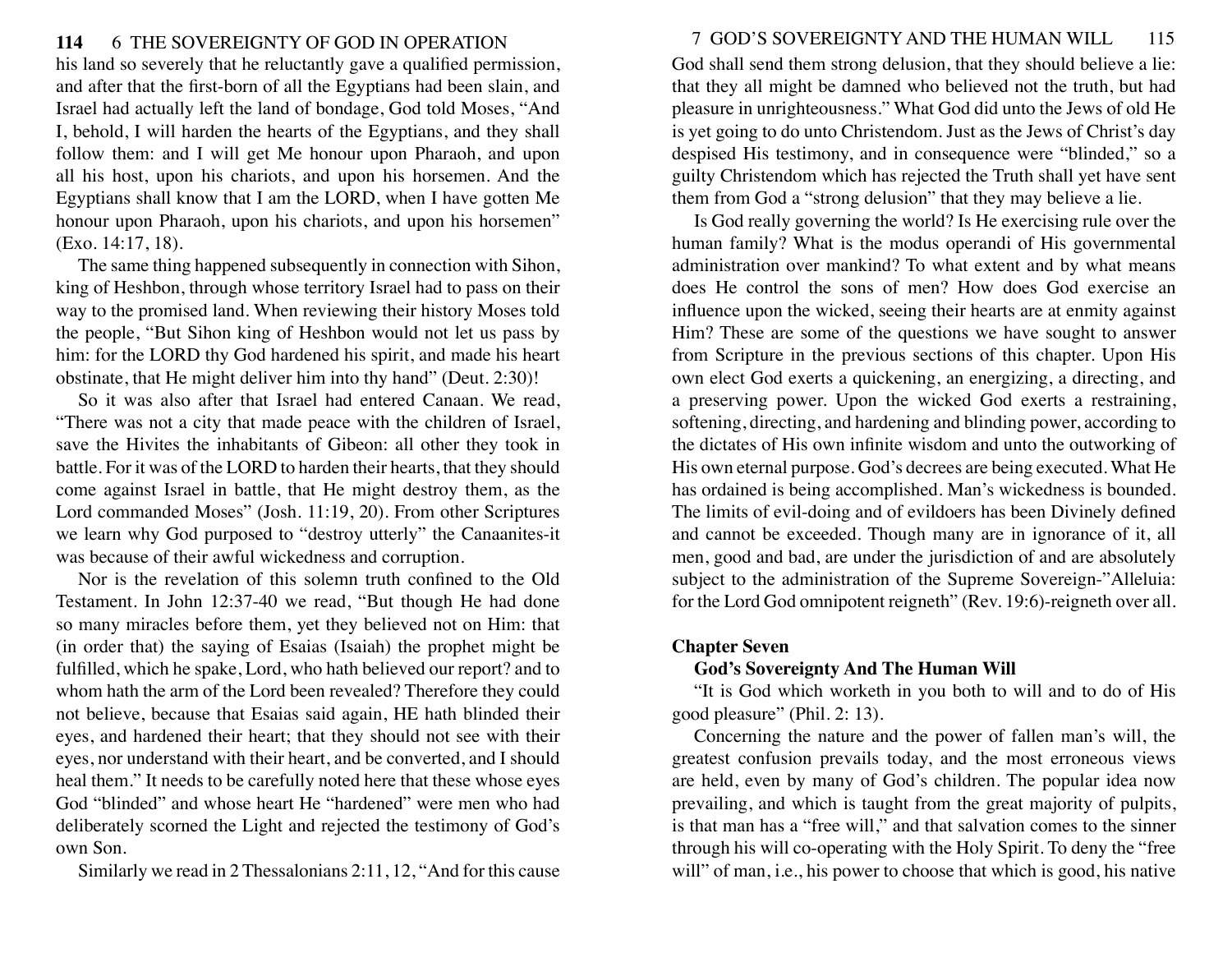his land so severely that he reluctantly gave a qualified permission, and after that the first-born of all the Egyptians had been slain, and Israel had actually left the land of bondage, God told Moses, "And I, behold, I will harden the hearts of the Egyptians, and they shall follow them: and I will get Me honour upon Pharaoh, and upon all his host, upon his chariots, and upon his horsemen. And the Egyptians shall know that I am the LORD, when I have gotten Me honour upon Pharaoh, upon his chariots, and upon his horsemen" (Exo. 14:17, 18).

The same thing happened subsequently in connection with Sihon, king of Heshbon, through whose territory Israel had to pass on their way to the promised land. When reviewing their history Moses told the people, "But Sihon king of Heshbon would not let us pass by him: for the LORD thy God hardened his spirit, and made his heart obstinate, that He might deliver him into thy hand" (Deut. 2:30)!

So it was also after that Israel had entered Canaan. We read, "There was not a city that made peace with the children of Israel, save the Hivites the inhabitants of Gibeon: all other they took in battle. For it was of the LORD to harden their hearts, that they should come against Israel in battle, that He might destroy them, as the Lord commanded Moses" (Josh. 11:19, 20). From other Scriptures we learn why God purposed to "destroy utterly" the Canaanites-it was because of their awful wickedness and corruption.

Nor is the revelation of this solemn truth confined to the Old Testament. In John 12:37-40 we read, "But though He had done so many miracles before them, yet they believed not on Him: that (in order that) the saying of Esaias (Isaiah) the prophet might be fulfilled, which he spake, Lord, who hath believed our report? and to whom hath the arm of the Lord been revealed? Therefore they could not believe, because that Esaias said again, HE hath blinded their eyes, and hardened their heart; that they should not see with their eyes, nor understand with their heart, and be converted, and I should heal them." It needs to be carefully noted here that these whose eyes God "blinded" and whose heart He "hardened" were men who had deliberately scorned the Light and rejected the testimony of God's own Son.

Similarly we read in 2 Thessalonians 2:11, 12, "And for this cause God shall send them strong delusion, that they should believe a lie: that they all might be damned who believed not the truth, but had pleasure in unrighteousness." What God did unto the Jews of old He is yet going to do unto Christendom. Just as the Jews of Christ's day despised His testimony, and in consequence were "blinded," so a guilty Christendom which has rejected the Truth shall yet have sent them from God a "strong delusion" that they may believe a lie.

Is God really governing the world? Is He exercising rule over the human family? What is the modus operandi of His governmental administration over mankind? To what extent and by what means does He control the sons of men? How does God exercise an influence upon the wicked, seeing their hearts are at enmity against Him? These are some of the questions we have sought to answer from Scripture in the previous sections of this chapter. Upon His own elect God exerts a quickening, an energizing, a directing, and a preserving power. Upon the wicked God exerts a restraining, softening, directing, and hardening and blinding power, according to the dictates of His own infinite wisdom and unto the outworking of His own eternal purpose. God's decrees are being executed. What He has ordained is being accomplished. Man's wickedness is bounded. The limits of evil-doing and of evildoers has been Divinely defined and cannot be exceeded. Though many are in ignorance of it, all men, good and bad, are under the jurisdiction of and are absolutely subject to the administration of the Supreme Sovereign-"Alleluia: for the Lord God omnipotent reigneth" (Rev. 19:6)-reigneth over all.

## Chapter Seven

### God's Sovereignty And The Human Will

"It is God which worketh in you both to will and to do of His good pleasure" (Phil. 2: 13).

Concerning the nature and the power of fallen man's will, the greatest confusion prevails today, and the most erroneous views are held, even by many of God's children. The popular idea now prevailing, and which is taught from the great majority of pulpits, is that man has a "free will," and that salvation comes to the sinner through his will co-operating with the Holy Spirit. To deny the "free will" of man, i.e., his power to choose that which is good, his native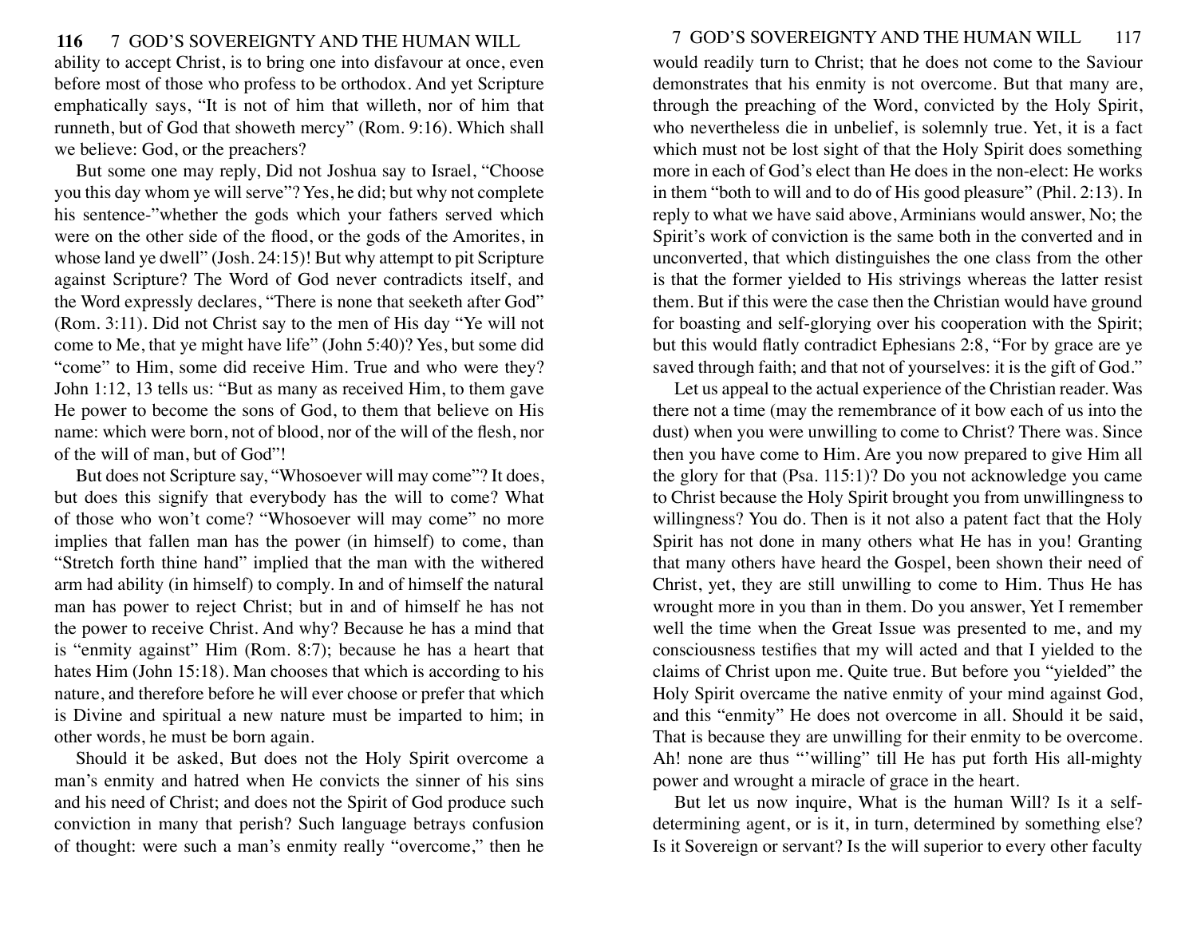ability to accept Christ, is to bring one into disfavour at once, even before most of those who profess to be orthodox. And yet Scripture emphatically says, "It is not of him that willeth, nor of him that runneth, but of God that showeth mercy" (Rom. 9:16). Which shall we believe: God, or the preachers?

But some one may reply, Did not Joshua say to Israel, "Choose you this day whom ye will serve"? Yes, he did; but why not complete his sentence-"whether the gods which your fathers served which were on the other side of the flood, or the gods of the Amorites, in whose land ye dwell" (Josh. 24:15)! But why attempt to pit Scripture against Scripture? The Word of God never contradicts itself, and the Word expressly declares, "There is none that seeketh after God" (Rom. 3:11). Did not Christ say to the men of His day "Ye will not come to Me, that ye might have life" (John 5:40)? Yes, but some did "come" to Him, some did receive Him. True and who were they? John 1:12, 13 tells us: "But as many as received Him, to them gave He power to become the sons of God, to them that believe on His name: which were born, not of blood, nor of the will of the flesh, nor of the will of man, but of God"!

But does not Scripture say, "Whosoever will may come"? It does, but does this signify that everybody has the will to come? What of those who won't come? "Whosoever will may come" no more implies that fallen man has the power (in himself) to come, than "Stretch forth thine hand" implied that the man with the withered arm had ability (in himself) to comply. In and of himself the natural man has power to reject Christ; but in and of himself he has not the power to receive Christ. And why? Because he has a mind that is "enmity against" Him (Rom. 8:7); because he has a heart that hates Him (John 15:18). Man chooses that which is according to his nature, and therefore before he will ever choose or prefer that which is Divine and spiritual a new nature must be imparted to him; in other words, he must be born again.

Should it be asked, But does not the Holy Spirit overcome a man's enmity and hatred when He convicts the sinner of his sins and his need of Christ; and does not the Spirit of God produce such conviction in many that perish? Such language betrays confusion of thought: were such a man's enmity really "overcome," then he would readily turn to Christ; that he does not come to the Saviour demonstrates that his enmity is not overcome. But that many are, through the preaching of the Word, convicted by the Holy Spirit, who nevertheless die in unbelief, is solemnly true. Yet, it is a fact which must not be lost sight of that the Holy Spirit does something more in each of God's elect than He does in the non-elect: He works in them "both to will and to do of His good pleasure" (Phil. 2:13). In reply to what we have said above, Arminians would answer, No; the Spirit's work of conviction is the same both in the converted and in unconverted, that which distinguishes the one class from the other is that the former yielded to His strivings whereas the latter resist them. But if this were the case then the Christian would have ground for boasting and self-glorying over his cooperation with the Spirit; but this would flatly contradict Ephesians 2:8, "For by grace are ye saved through faith; and that not of yourselves: it is the gift of God."

Let us appeal to the actual experience of the Christian reader. Was there not a time (may the remembrance of it bow each of us into the dust) when you were unwilling to come to Christ? There was. Since then you have come to Him. Are you now prepared to give Him all the glory for that (Psa. 115:1)? Do you not acknowledge you came to Christ because the Holy Spirit brought you from unwillingness to willingness? You do. Then is it not also a patent fact that the Holy Spirit has not done in many others what He has in you! Granting that many others have heard the Gospel, been shown their need of Christ, yet, they are still unwilling to come to Him. Thus He has wrought more in you than in them. Do you answer, Yet I remember well the time when the Great Issue was presented to me, and my consciousness testifies that my will acted and that I yielded to the claims of Christ upon me. Quite true. But before you "yielded" the Holy Spirit overcame the native enmity of your mind against God, and this "enmity" He does not overcome in all. Should it be said, That is because they are unwilling for their enmity to be overcome. Ah! none are thus "'willing" till He has put forth His all-mighty power and wrought a miracle of grace in the heart.

But let us now inquire, What is the human Will? Is it a self-determining agent, or is it, in turn, determined by something else? Is it Sovereign or servant? Is the will superior to every other faculty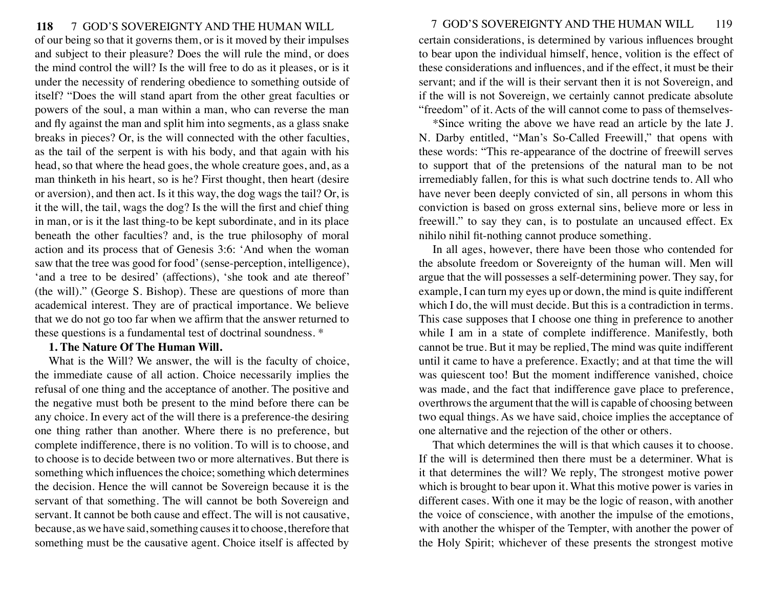of our being so that it governs them, or is it moved by their impulses and subject to their pleasure? Does the will rule the mind, or does the mind control the will? Is the will free to do as it pleases, or is it under the necessity of rendering obedience to something outside of itself? "Does the will stand apart from the other great faculties or powers of the soul, a man within a man, who can reverse the man and fly against the man and split him into segments, as a glass snake breaks in pieces? Or, is the will connected with the other faculties, as the tail of the serpent is with his body, and that again with his head, so that where the head goes, the whole creature goes, and, as a man thinketh in his heart, so is he? First thought, then heart (desire or aversion), and then act. Is it this way, the dog wags the tail? Or, is it the will, the tail, wags the dog? Is the will the first and chief thing in man, or is it the last thing-to be kept subordinate, and in its place beneath the other faculties? and, is the true philosophy of moral action and its process that of Genesis 3:6: 'And when the woman saw that the tree was good for food' (sense-perception, intelligence), 'and a tree to be desired' (affections), 'she took and ate thereof' (the will)." (George S. Bishop). These are questions of more than academical interest. They are of practical importance. We believe that we do not go too far when we affirm that the answer returned to these questions is a fundamental test of doctrinal soundness. *

**1. The Nature Of The Human Will.**

What is the Will? We answer, the will is the faculty of choice, the immediate cause of all action. Choice necessarily implies the refusal of one thing and the acceptance of another. The positive and the negative must both be present to the mind before there can be any choice. In every act of the will there is a preference-the desiring one thing rather than another. Where there is no preference, but complete indifference, there is no volition. To will is to choose, and to choose is to decide between two or more alternatives. But there is something which influences the choice; something which determines the decision. Hence the will cannot be Sovereign because it is the servant of that something. The will cannot be both Sovereign and servant. It cannot be both cause and effect. The will is not causative, because, as we have said, something causes it to choose, therefore that something must be the causative agent. Choice itself is affected by certain considerations, is determined by various influences brought to bear upon the individual himself, hence, volition is the effect of these considerations and influences, and if the effect, it must be their servant; and if the will is their servant then it is not Sovereign, and if the will is not Sovereign, we certainly cannot predicate absolute "freedom" of it. Acts of the will cannot come to pass of themselves-

*Since writing the above we have read an article by the late J. N. Darby entitled, "Man's So-Called Freewill," that opens with these words: "This re-appearance of the doctrine of freewill serves to support that of the pretensions of the natural man to be not irremediably fallen, for this is what such doctrine tends to. All who have never been deeply convicted of sin, all persons in whom this conviction is based on gross external sins, believe more or less in freewill." to say they can, is to postulate an uncaused effect. Ex nihilo nihil fit-nothing cannot produce something.

In all ages, however, there have been those who contended for the absolute freedom or Sovereignty of the human will. Men will argue that the will possesses a self-determining power. They say, for example, I can turn my eyes up or down, the mind is quite indifferent which I do, the will must decide. But this is a contradiction in terms. This case supposes that I choose one thing in preference to another while I am in a state of complete indifference. Manifestly, both cannot be true. But it may be replied, The mind was quite indifferent until it came to have a preference. Exactly; and at that time the will was quiescent too! But the moment indifference vanished, choice was made, and the fact that indifference gave place to preference, overthrows the argument that the will is capable of choosing between two equal things. As we have said, choice implies the acceptance of one alternative and the rejection of the other or others.

That which determines the will is that which causes it to choose. If the will is determined then there must be a determiner. What is it that determines the will? We reply, The strongest motive power which is brought to bear upon it. What this motive power is varies in different cases. With one it may be the logic of reason, with another the voice of conscience, with another the impulse of the emotions, with another the whisper of the Tempter, with another the power of the Holy Spirit; whichever of these presents the strongest motive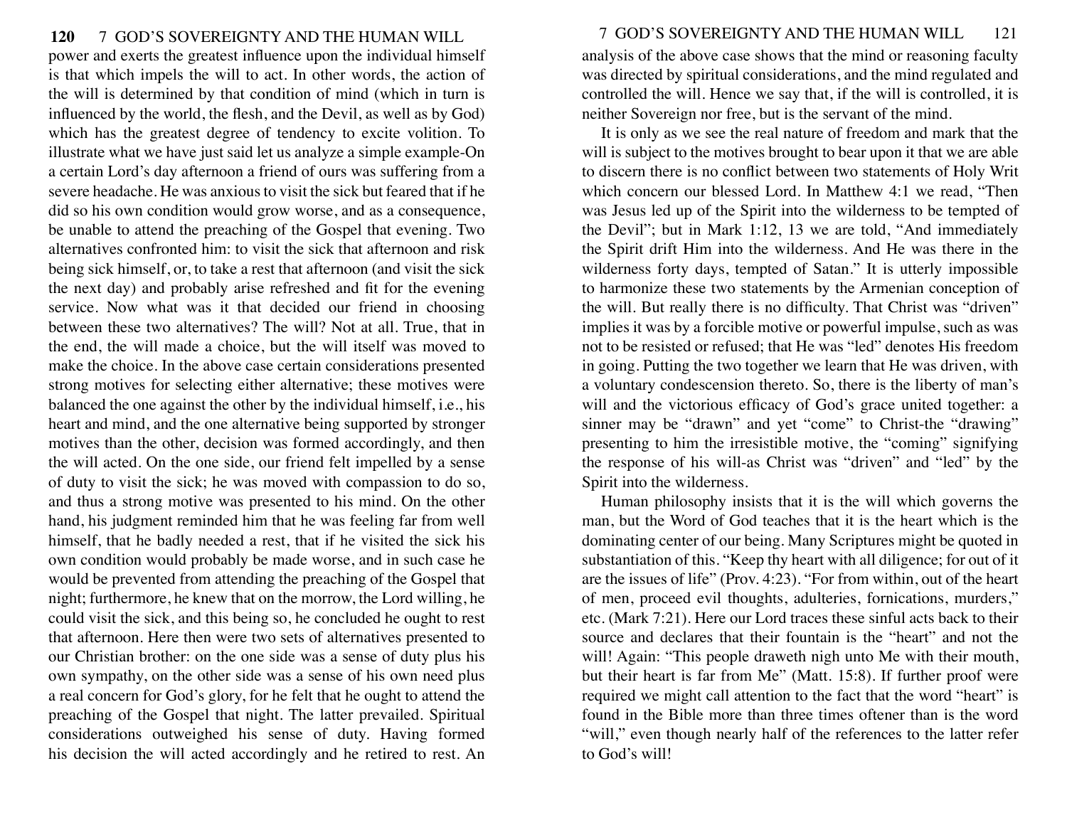power and exerts the greatest influence upon the individual himself is that which impels the will to act. In other words, the action of the will is determined by that condition of mind (which in turn is influenced by the world, the flesh, and the Devil, as well as by God) which has the greatest degree of tendency to excite volition. To illustrate what we have just said let us analyze a simple example-On a certain Lord's day afternoon a friend of ours was suffering from a severe headache. He was anxious to visit the sick but feared that if he did so his own condition would grow worse, and as a consequence, be unable to attend the preaching of the Gospel that evening. Two alternatives confronted him: to visit the sick that afternoon and risk being sick himself, or, to take a rest that afternoon (and visit the sick the next day) and probably arise refreshed and fit for the evening service. Now what was it that decided our friend in choosing between these two alternatives? The will? Not at all. True, that in the end, the will made a choice, but the will itself was moved to make the choice. In the above case certain considerations presented strong motives for selecting either alternative; these motives were balanced the one against the other by the individual himself, i.e., his heart and mind, and the one alternative being supported by stronger motives than the other, decision was formed accordingly, and then the will acted. On the one side, our friend felt impelled by a sense of duty to visit the sick; he was moved with compassion to do so, and thus a strong motive was presented to his mind. On the other hand, his judgment reminded him that he was feeling far from well himself, that he badly needed a rest, that if he visited the sick his own condition would probably be made worse, and in such case he would be prevented from attending the preaching of the Gospel that night; furthermore, he knew that on the morrow, the Lord willing, he could visit the sick, and this being so, he concluded he ought to rest that afternoon. Here then were two sets of alternatives presented to our Christian brother: on the one side was a sense of duty plus his own sympathy, on the other side was a sense of his own need plus a real concern for God's glory, for he felt that he ought to attend the preaching of the Gospel that night. The latter prevailed. Spiritual considerations outweighed his sense of duty. Having formed his decision the will acted accordingly and he retired to rest. An analysis of the above case shows that the mind or reasoning faculty was directed by spiritual considerations, and the mind regulated and controlled the will. Hence we say that, if the will is controlled, it is neither Sovereign nor free, but is the servant of the mind.

It is only as we see the real nature of freedom and mark that the will is subject to the motives brought to bear upon it that we are able to discern there is no conflict between two statements of Holy Writ which concern our blessed Lord. In Matthew 4:1 we read, "Then was Jesus led up of the Spirit into the wilderness to be tempted of the Devil"; but in Mark 1:12, 13 we are told, "And immediately the Spirit drift Him into the wilderness. And He was there in the wilderness forty days, tempted of Satan." It is utterly impossible to harmonize these two statements by the Armenian conception of the will. But really there is no difficulty. That Christ was "driven" implies it was by a forcible motive or powerful impulse, such as was not to be resisted or refused; that He was "led" denotes His freedom in going. Putting the two together we learn that He was driven, with a voluntary condescension thereto. So, there is the liberty of man's will and the victorious efficacy of God's grace united together: a sinner may be "drawn" and yet "come" to Christ-the "drawing" presenting to him the irresistible motive, the "coming" signifying the response of his will-as Christ was "driven" and "led" by the Spirit into the wilderness.

Human philosophy insists that it is the will which governs the man, but the Word of God teaches that it is the heart which is the dominating center of our being. Many Scriptures might be quoted in substantiation of this. "Keep thy heart with all diligence; for out of it are the issues of life" (Prov. 4:23). "For from within, out of the heart of men, proceed evil thoughts, adulteries, fornications, murders," etc. (Mark 7:21). Here our Lord traces these sinful acts back to their source and declares that their fountain is the "heart" and not the will! Again: "This people draweth nigh unto Me with their mouth, but their heart is far from Me" (Matt. 15:8). If further proof were required we might call attention to the fact that the word "heart" is found in the Bible more than three times oftener than is the word "will," even though nearly half of the references to the latter refer to God's will!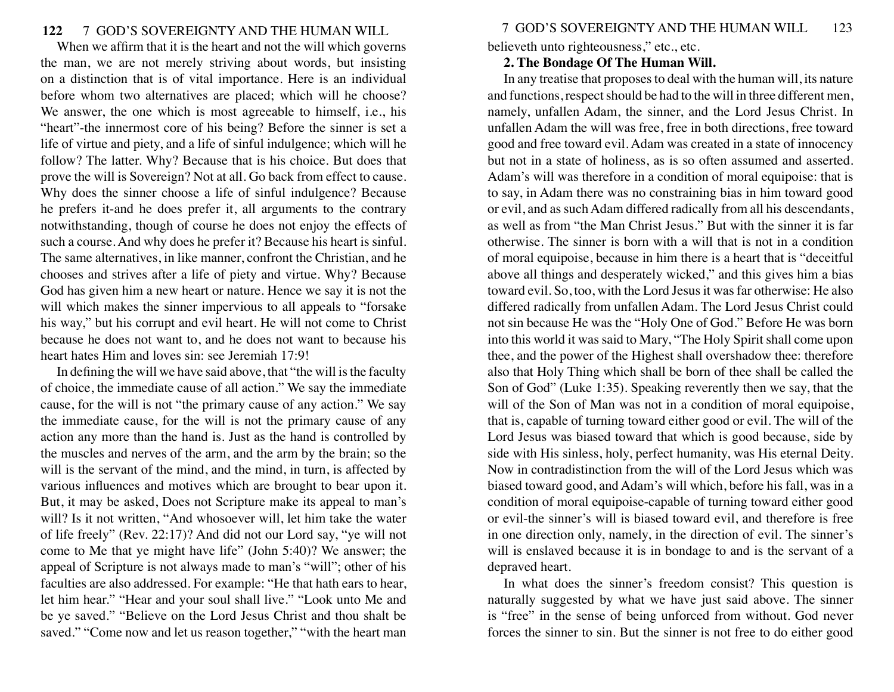When we affirm that it is the heart and not the will which governs the man, we are not merely striving about words, but insisting on a distinction that is of vital importance. Here is an individual before whom two alternatives are placed; which will he choose? We answer, the one which is most agreeable to himself, i.e., his "heart"-the innermost core of his being? Before the sinner is set a life of virtue and piety, and a life of sinful indulgence; which will he follow? The latter. Why? Because that is his choice. But does that prove the will is Sovereign? Not at all. Go back from effect to cause. Why does the sinner choose a life of sinful indulgence? Because he prefers it-and he does prefer it, all arguments to the contrary notwithstanding, though of course he does not enjoy the effects of such a course. And why does he prefer it? Because his heart is sinful. The same alternatives, in like manner, confront the Christian, and he chooses and strives after a life of piety and virtue. Why? Because God has given him a new heart or nature. Hence we say it is not the will which makes the sinner impervious to all appeals to "forsake his way," but his corrupt and evil heart. He will not come to Christ because he does not want to, and he does not want to because his heart hates Him and loves sin: see Jeremiah 17:9!

In defining the will we have said above, that "the will is the faculty of choice, the immediate cause of all action." We say the immediate cause, for the will is not "the primary cause of any action." We say the immediate cause, for the will is not the primary cause of any action any more than the hand is. Just as the hand is controlled by the muscles and nerves of the arm, and the arm by the brain; so the will is the servant of the mind, and the mind, in turn, is affected by various influences and motives which are brought to bear upon it. But, it may be asked, Does not Scripture make its appeal to man's will? Is it not written, "And whosoever will, let him take the water of life freely" (Rev. 22:17)? And did not our Lord say, "ye will not come to Me that ye might have life" (John 5:40)? We answer; the appeal of Scripture is not always made to man's "will"; other of his faculties are also addressed. For example: "He that hath ears to hear, let him hear." "Hear and your soul shall live." "Look unto Me and be ye saved." "Believe on the Lord Jesus Christ and thou shalt be saved." "Come now and let us reason together," "with the heart man believeth unto righteousness," etc., etc.

**2. The Bondage Of The Human Will.**

In any treatise that proposes to deal with the human will, its nature and functions, respect should be had to the will in three different men, namely, unfallen Adam, the sinner, and the Lord Jesus Christ. In unfallen Adam the will was free, free in both directions, free toward good and free toward evil. Adam was created in a state of innocency but not in a state of holiness, as is so often assumed and asserted. Adam's will was therefore in a condition of moral equipoise: that is to say, in Adam there was no constraining bias in him toward good or evil, and as such Adam differed radically from all his descendants, as well as from "the Man Christ Jesus." But with the sinner it is far otherwise. The sinner is born with a will that is not in a condition of moral equipoise, because in him there is a heart that is "deceitful above all things and desperately wicked," and this gives him a bias toward evil. So, too, with the Lord Jesus it was far otherwise: He also differed radically from unfallen Adam. The Lord Jesus Christ could not sin because He was the "Holy One of God." Before He was born into this world it was said to Mary, "The Holy Spirit shall come upon thee, and the power of the Highest shall overshadow thee: therefore also that Holy Thing which shall be born of thee shall be called the Son of God" (Luke 1:35). Speaking reverently then we say, that the will of the Son of Man was not in a condition of moral equipoise, that is, capable of turning toward either good or evil. The will of the Lord Jesus was biased toward that which is good because, side by side with His sinless, holy, perfect humanity, was His eternal Deity. Now in contradistinction from the will of the Lord Jesus which was biased toward good, and Adam's will which, before his fall, was in a condition of moral equipoise-capable of turning toward either good or evil-the sinner's will is biased toward evil, and therefore is free in one direction only, namely, in the direction of evil. The sinner's will is enslaved because it is in bondage to and is the servant of a depraved heart.

In what does the sinner's freedom consist? This question is naturally suggested by what we have just said above. The sinner is "free" in the sense of being unforced from without. God never forces the sinner to sin. But the sinner is not free to do either good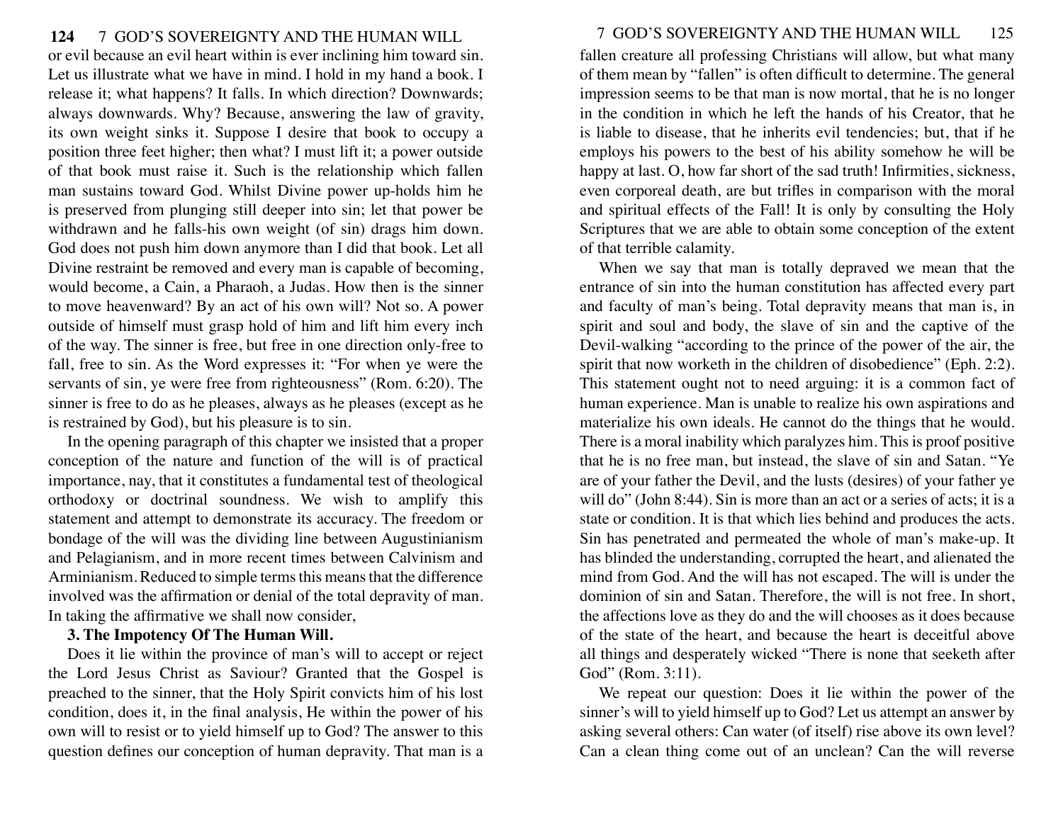or evil because an evil heart within is ever inclining him toward sin. Let us illustrate what we have in mind. I hold in my hand a book. I release it; what happens? It falls. In which direction? Downwards; always downwards. Why? Because, answering the law of gravity, its own weight sinks it. Suppose I desire that book to occupy a position three feet higher; then what? I must lift it; a power outside of that book must raise it. Such is the relationship which fallen man sustains toward God. Whilst Divine power up-holds him he is preserved from plunging still deeper into sin; let that power be withdrawn and he falls-his own weight (of sin) drags him down. God does not push him down anymore than I did that book. Let all Divine restraint be removed and every man is capable of becoming, would become, a Cain, a Pharaoh, a Judas. How then is the sinner to move heavenward? By an act of his own will? Not so. A power outside of himself must grasp hold of him and lift him every inch of the way. The sinner is free, but free in one direction only-free to fall, free to sin. As the Word expresses it: "For when ye were the servants of sin, ye were free from righteousness" (Rom. 6:20). The sinner is free to do as he pleases, always as he pleases (except as he is restrained by God), but his pleasure is to sin.

In the opening paragraph of this chapter we insisted that a proper conception of the nature and function of the will is of practical importance, nay, that it constitutes a fundamental test of theological orthodoxy or doctrinal soundness. We wish to amplify this statement and attempt to demonstrate its accuracy. The freedom or bondage of the will was the dividing line between Augustinianism and Pelagianism, and in more recent times between Calvinism and Arminianism. Reduced to simple terms this means that the difference involved was the affirmation or denial of the total depravity of man. In taking the affirmative we shall now consider,

**3. The Impotency Of The Human Will.**

Does it lie within the province of man's will to accept or reject the Lord Jesus Christ as Saviour? Granted that the Gospel is preached to the sinner, that the Holy Spirit convicts him of his lost condition, does it, in the final analysis, He within the power of his own will to resist or to yield himself up to God? The answer to this question defines our conception of human depravity. That man is a fallen creature all professing Christians will allow, but what many of them mean by "fallen" is often difficult to determine. The general impression seems to be that man is now mortal, that he is no longer in the condition in which he left the hands of his Creator, that he is liable to disease, that he inherits evil tendencies; but, that if he employs his powers to the best of his ability somehow he will be happy at last. O, how far short of the sad truth! Infirmities, sickness, even corporeal death, are but trifles in comparison with the moral and spiritual effects of the Fall! It is only by consulting the Holy Scriptures that we are able to obtain some conception of the extent of that terrible calamity.

When we say that man is totally depraved we mean that the entrance of sin into the human constitution has affected every part and faculty of man's being. Total depravity means that man is, in spirit and soul and body, the slave of sin and the captive of the Devil-walking "according to the prince of the power of the air, the spirit that now worketh in the children of disobedience" (Eph. 2:2). This statement ought not to need arguing: it is a common fact of human experience. Man is unable to realize his own aspirations and materialize his own ideals. He cannot do the things that he would. There is a moral inability which paralyzes him. This is proof positive that he is no free man, but instead, the slave of sin and Satan. "Ye are of your father the Devil, and the lusts (desires) of your father ye will do" (John 8:44). Sin is more than an act or a series of acts; it is a state or condition. It is that which lies behind and produces the acts. Sin has penetrated and permeated the whole of man's make-up. It has blinded the understanding, corrupted the heart, and alienated the mind from God. And the will has not escaped. The will is under the dominion of sin and Satan. Therefore, the will is not free. In short, the affections love as they do and the will chooses as it does because of the state of the heart, and because the heart is deceitful above all things and desperately wicked "There is none that seeketh after God" (Rom. 3:11).

We repeat our question: Does it lie within the power of the sinner's will to yield himself up to God? Let us attempt an answer by asking several others: Can water (of itself) rise above its own level? Can a clean thing come out of an unclean? Can the will reverse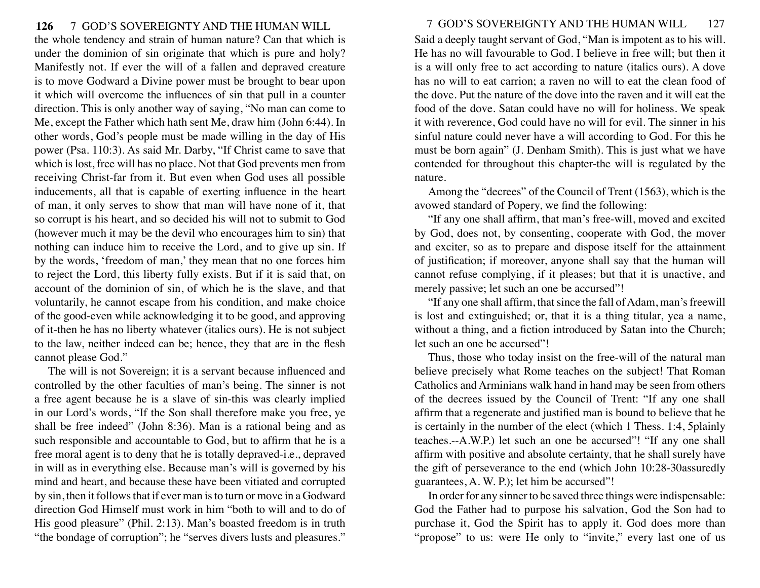the whole tendency and strain of human nature? Can that which is under the dominion of sin originate that which is pure and holy? Manifestly not. If ever the will of a fallen and depraved creature is to move Godward a Divine power must be brought to bear upon it which will overcome the influences of sin that pull in a counter direction. This is only another way of saying, "No man can come to Me, except the Father which hath sent Me, draw him (John 6:44). In other words, God's people must be made willing in the day of His power (Psa. 110:3). As said Mr. Darby, "If Christ came to save that which is lost, free will has no place. Not that God prevents men from receiving Christ-far from it. But even when God uses all possible inducements, all that is capable of exerting influence in the heart of man, it only serves to show that man will have none of it, that so corrupt is his heart, and so decided his will not to submit to God (however much it may be the devil who encourages him to sin) that nothing can induce him to receive the Lord, and to give up sin. If by the words, 'freedom of man,' they mean that no one forces him to reject the Lord, this liberty fully exists. But if it is said that, on account of the dominion of sin, of which he is the slave, and that voluntarily, he cannot escape from his condition, and make choice of the good-even while acknowledging it to be good, and approving of it-then he has no liberty whatever (italics ours). He is not subject to the law, neither indeed can be; hence, they that are in the flesh cannot please God."

The will is not Sovereign; it is a servant because influenced and controlled by the other faculties of man's being. The sinner is not a free agent because he is a slave of sin-this was clearly implied in our Lord's words, "If the Son shall therefore make you free, ye shall be free indeed" (John 8:36). Man is a rational being and as such responsible and accountable to God, but to affirm that he is a free moral agent is to deny that he is totally depraved-i.e., depraved in will as in everything else. Because man's will is governed by his mind and heart, and because these have been vitiated and corrupted by sin, then it follows that if ever man is to turn or move in a Godward direction God Himself must work in him "both to will and to do of His good pleasure" (Phil. 2:13). Man's boasted freedom is in truth "the bondage of corruption"; he "serves divers lusts and pleasures."

Said a deeply taught servant of God, "Man is impotent as to his will. He has no will favourable to God. I believe in free will; but then it is a will only free to act according to nature (italics ours). A dove has no will to eat carrion; a raven no will to eat the clean food of the dove. Put the nature of the dove into the raven and it will eat the food of the dove. Satan could have no will for holiness. We speak it with reverence, God could have no will for evil. The sinner in his sinful nature could never have a will according to God. For this he must be born again" (J. Denham Smith). This is just what we have contended for throughout this chapter-the will is regulated by the nature.

Among the "decrees" of the Council of Trent (1563), which is the avowed standard of Popery, we find the following:

"If any one shall affirm, that man's free-will, moved and excited by God, does not, by consenting, cooperate with God, the mover and exciter, so as to prepare and dispose itself for the attainment of justification; if moreover, anyone shall say that the human will cannot refuse complying, if it pleases; but that it is unactive, and merely passive; let such an one be accursed"!

"If any one shall affirm, that since the fall of Adam, man's freewill is lost and extinguished; or, that it is a thing titular, yea a name, without a thing, and a fiction introduced by Satan into the Church; let such an one be accursed"!

Thus, those who today insist on the free-will of the natural man believe precisely what Rome teaches on the subject! That Roman Catholics and Arminians walk hand in hand may be seen from others of the decrees issued by the Council of Trent: "If any one shall affirm that a regenerate and justified man is bound to believe that he is certainly in the number of the elect (which 1 Thess. 1:4, 5plainly teaches.--A.W.P.) let such an one be accursed"! "If any one shall affirm with positive and absolute certainty, that he shall surely have the gift of perseverance to the end (which John 10:28-30assuredly guarantees, A. W. P.); let him be accursed"!

In order for any sinner to be saved three things were indispensable: God the Father had to purpose his salvation, God the Son had to purchase it, God the Spirit has to apply it. God does more than "propose" to us: were He only to "invite," every last one of us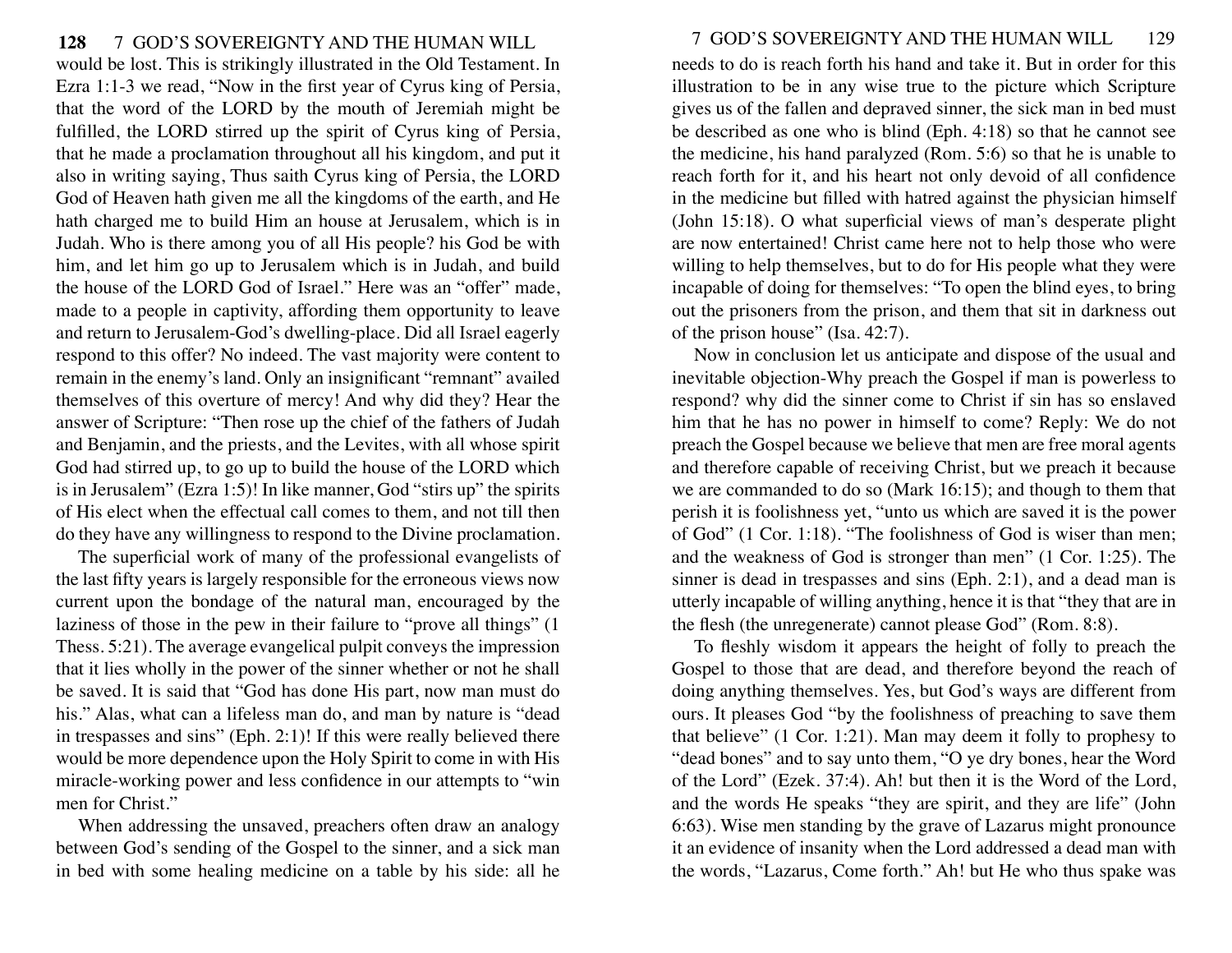would be lost. This is strikingly illustrated in the Old Testament. In Ezra 1:1-3 we read, "Now in the first year of Cyrus king of Persia, that the word of the LORD by the mouth of Jeremiah might be fulfilled, the LORD stirred up the spirit of Cyrus king of Persia, that he made a proclamation throughout all his kingdom, and put it also in writing saying, Thus saith Cyrus king of Persia, the LORD God of Heaven hath given me all the kingdoms of the earth, and He hath charged me to build Him an house at Jerusalem, which is in Judah. Who is there among you of all His people? his God be with him, and let him go up to Jerusalem which is in Judah, and build the house of the LORD God of Israel." Here was an "offer" made, made to a people in captivity, affording them opportunity to leave and return to Jerusalem-God's dwelling-place. Did all Israel eagerly respond to this offer? No indeed. The vast majority were content to remain in the enemy's land. Only an insignificant "remnant" availed themselves of this overture of mercy! And why did they? Hear the answer of Scripture: "Then rose up the chief of the fathers of Judah and Benjamin, and the priests, and the Levites, with all whose spirit God had stirred up, to go up to build the house of the LORD which is in Jerusalem" (Ezra 1:5)! In like manner, God "stirs up" the spirits of His elect when the effectual call comes to them, and not till then do they have any willingness to respond to the Divine proclamation.

The superficial work of many of the professional evangelists of the last fifty years is largely responsible for the erroneous views now current upon the bondage of the natural man, encouraged by the laziness of those in the pew in their failure to "prove all things" (1 Thess. 5:21). The average evangelical pulpit conveys the impression that it lies wholly in the power of the sinner whether or not he shall be saved. It is said that "God has done His part, now man must do his." Alas, what can a lifeless man do, and man by nature is "dead in trespasses and sins" (Eph. 2:1)! If this were really believed there would be more dependence upon the Holy Spirit to come in with His miracle-working power and less confidence in our attempts to "win men for Christ."

When addressing the unsaved, preachers often draw an analogy between God's sending of the Gospel to the sinner, and a sick man in bed with some healing medicine on a table by his side: all he needs to do is reach forth his hand and take it. But in order for this illustration to be in any wise true to the picture which Scripture gives us of the fallen and depraved sinner, the sick man in bed must be described as one who is blind (Eph. 4:18) so that he cannot see the medicine, his hand paralyzed (Rom. 5:6) so that he is unable to reach forth for it, and his heart not only devoid of all confidence in the medicine but filled with hatred against the physician himself (John 15:18). O what superficial views of man's desperate plight are now entertained! Christ came here not to help those who were willing to help themselves, but to do for His people what they were incapable of doing for themselves: "To open the blind eyes, to bring out the prisoners from the prison, and them that sit in darkness out of the prison house" (Isa. 42:7).

Now in conclusion let us anticipate and dispose of the usual and inevitable objection-Why preach the Gospel if man is powerless to respond? why did the sinner come to Christ if sin has so enslaved him that he has no power in himself to come? Reply: We do not preach the Gospel because we believe that men are free moral agents and therefore capable of receiving Christ, but we preach it because we are commanded to do so (Mark 16:15); and though to them that perish it is foolishness yet, "unto us which are saved it is the power of God" (1 Cor. 1:18). "The foolishness of God is wiser than men; and the weakness of God is stronger than men" (1 Cor. 1:25). The sinner is dead in trespasses and sins (Eph. 2:1), and a dead man is utterly incapable of willing anything, hence it is that "they that are in the flesh (the unregenerate) cannot please God" (Rom. 8:8).

To fleshly wisdom it appears the height of folly to preach the Gospel to those that are dead, and therefore beyond the reach of doing anything themselves. Yes, but God's ways are different from ours. It pleases God "by the foolishness of preaching to save them that believe" (1 Cor. 1:21). Man may deem it folly to prophesy to "dead bones" and to say unto them, "O ye dry bones, hear the Word of the Lord" (Ezek. 37:4). Ah! but then it is the Word of the Lord, and the words He speaks "they are spirit, and they are life" (John 6:63). Wise men standing by the grave of Lazarus might pronounce it an evidence of insanity when the Lord addressed a dead man with the words, "Lazarus, Come forth." Ah! but He who thus spake was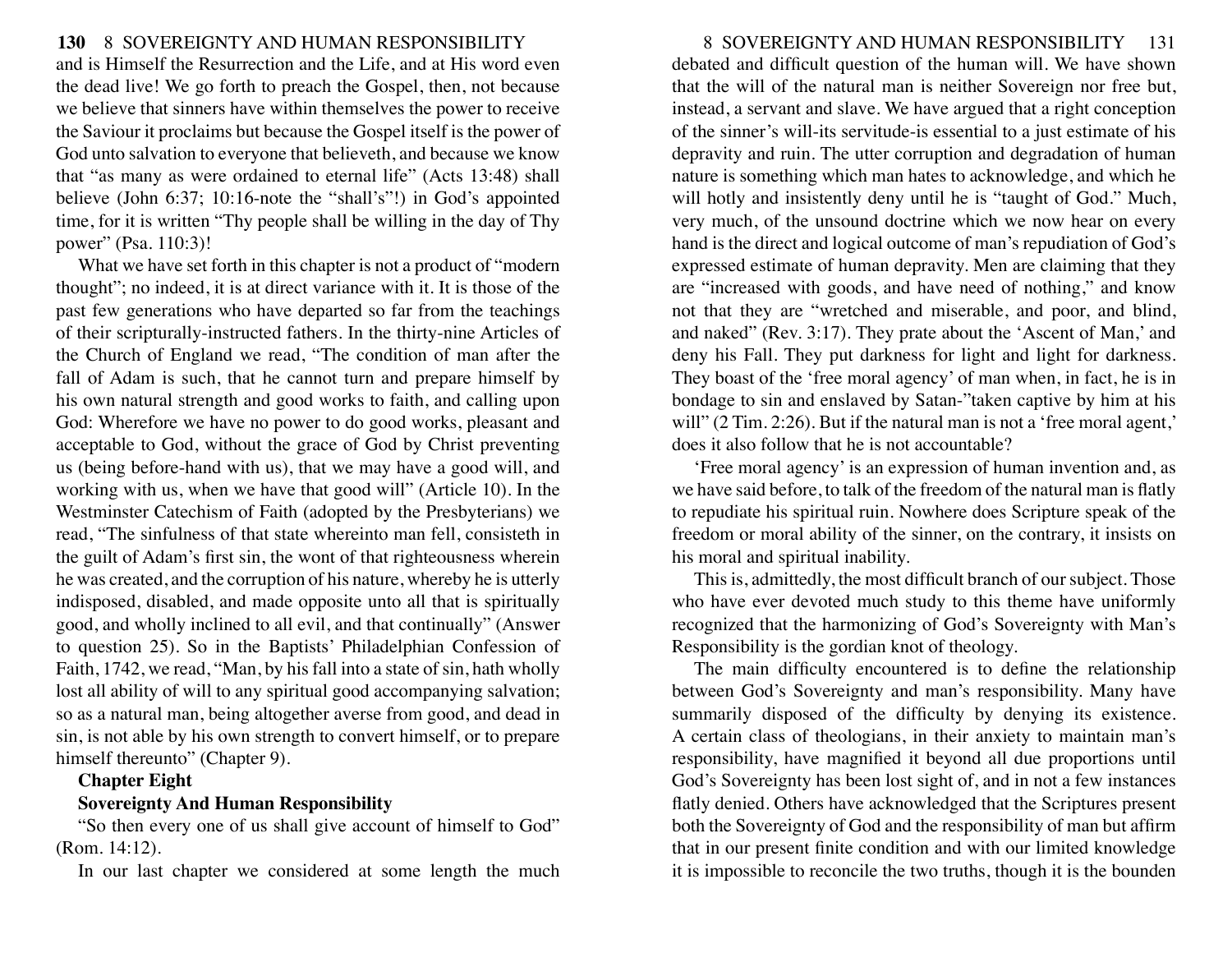and is Himself the Resurrection and the Life, and at His word even the dead live! We go forth to preach the Gospel, then, not because we believe that sinners have within themselves the power to receive the Saviour it proclaims but because the Gospel itself is the power of God unto salvation to everyone that believeth, and because we know that "as many as were ordained to eternal life" (Acts 13:48) shall believe (John 6:37; 10:16-note the "shall's"!) in God's appointed time, for it is written "Thy people shall be willing in the day of Thy power" (Psa. 110:3)!

What we have set forth in this chapter is not a product of "modern thought"; no indeed, it is at direct variance with it. It is those of the past few generations who have departed so far from the teachings of their scripturally-instructed fathers. In the thirty-nine Articles of the Church of England we read, "The condition of man after the fall of Adam is such, that he cannot turn and prepare himself by his own natural strength and good works to faith, and calling upon God: Wherefore we have no power to do good works, pleasant and acceptable to God, without the grace of God by Christ preventing us (being before-hand with us), that we may have a good will, and working with us, when we have that good will" (Article 10). In the Westminster Catechism of Faith (adopted by the Presbyterians) we read, "The sinfulness of that state whereinto man fell, consisteth in the guilt of Adam's first sin, the wont of that righteousness wherein he was created, and the corruption of his nature, whereby he is utterly indisposed, disabled, and made opposite unto all that is spiritually good, and wholly inclined to all evil, and that continually" (Answer to question 25). So in the Baptists' Philadelphian Confession of Faith, 1742, we read, "Man, by his fall into a state of sin, hath wholly lost all ability of will to any spiritual good accompanying salvation; so as a natural man, being altogether averse from good, and dead in sin, is not able by his own strength to convert himself, or to prepare himself thereunto" (Chapter 9).

## Chapter Eight

## Sovereignty And Human Responsibility

"So then every one of us shall give account of himself to God" (Rom. 14:12).

In our last chapter we considered at some length the much debated and difficult question of the human will. We have shown that the will of the natural man is neither Sovereign nor free but, instead, a servant and slave. We have argued that a right conception of the sinner's will-its servitude-is essential to a just estimate of his depravity and ruin. The utter corruption and degradation of human nature is something which man hates to acknowledge, and which he will hotly and insistently deny until he is "taught of God." Much, very much, of the unsound doctrine which we now hear on every hand is the direct and logical outcome of man's repudiation of God's expressed estimate of human depravity. Men are claiming that they are "increased with goods, and have need of nothing," and know not that they are "wretched and miserable, and poor, and blind, and naked" (Rev. 3:17). They prate about the 'Ascent of Man,' and deny his Fall. They put darkness for light and light for darkness. They boast of the 'free moral agency' of man when, in fact, he is in bondage to sin and enslaved by Satan-"taken captive by him at his will" (2 Tim. 2:26). But if the natural man is not a 'free moral agent,' does it also follow that he is not accountable?

'Free moral agency' is an expression of human invention and, as we have said before, to talk of the freedom of the natural man is flatly to repudiate his spiritual ruin. Nowhere does Scripture speak of the freedom or moral ability of the sinner, on the contrary, it insists on his moral and spiritual inability.

This is, admittedly, the most difficult branch of our subject. Those who have ever devoted much study to this theme have uniformly recognized that the harmonizing of God's Sovereignty with Man's Responsibility is the gordian knot of theology.

The main difficulty encountered is to define the relationship between God's Sovereignty and man's responsibility. Many have summarily disposed of the difficulty by denying its existence. A certain class of theologians, in their anxiety to maintain man's responsibility, have magnified it beyond all due proportions until God's Sovereignty has been lost sight of, and in not a few instances flatly denied. Others have acknowledged that the Scriptures present both the Sovereignty of God and the responsibility of man but affirm that in our present finite condition and with our limited knowledge it is impossible to reconcile the two truths, though it is the bounden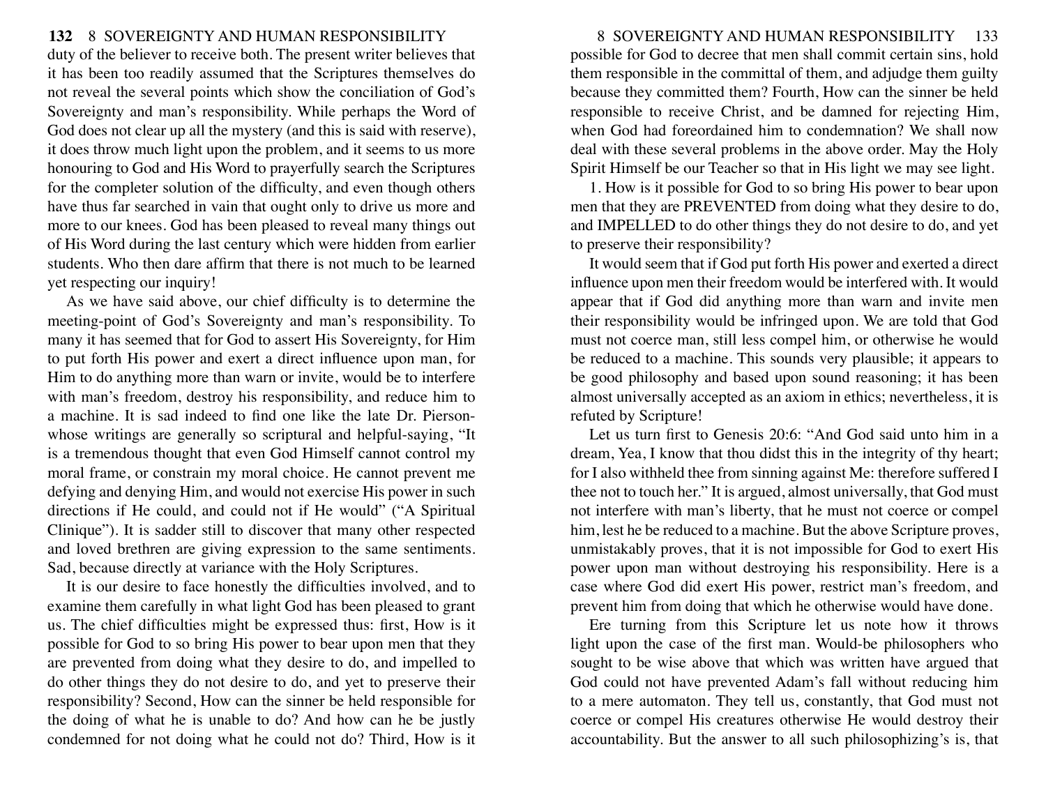duty of the believer to receive both. The present writer believes that it has been too readily assumed that the Scriptures themselves do not reveal the several points which show the conciliation of God's Sovereignty and man's responsibility. While perhaps the Word of God does not clear up all the mystery (and this is said with reserve), it does throw much light upon the problem, and it seems to us more honouring to God and His Word to prayerfully search the Scriptures for the completer solution of the difficulty, and even though others have thus far searched in vain that ought only to drive us more and more to our knees. God has been pleased to reveal many things out of His Word during the last century which were hidden from earlier students. Who then dare affirm that there is not much to be learned yet respecting our inquiry!

As we have said above, our chief difficulty is to determine the meeting-point of God's Sovereignty and man's responsibility. To many it has seemed that for God to assert His Sovereignty, for Him to put forth His power and exert a direct influence upon man, for Him to do anything more than warn or invite, would be to interfere with man's freedom, destroy his responsibility, and reduce him to a machine. It is sad indeed to find one like the late Dr. Pierson-whose writings are generally so scriptural and helpful-saying, "It is a tremendous thought that even God Himself cannot control my moral frame, or constrain my moral choice. He cannot prevent me defying and denying Him, and would not exercise His power in such directions if He could, and could not if He would" ("A Spiritual Clinique"). It is sadder still to discover that many other respected and loved brethren are giving expression to the same sentiments. Sad, because directly at variance with the Holy Scriptures.

It is our desire to face honestly the difficulties involved, and to examine them carefully in what light God has been pleased to grant us. The chief difficulties might be expressed thus: first, How is it possible for God to so bring His power to bear upon men that they are prevented from doing what they desire to do, and impelled to do other things they do not desire to do, and yet to preserve their responsibility? Second, How can the sinner be held responsible for the doing of what he is unable to do? And how can he be justly condemned for not doing what he could not do? Third, How is it possible for God to decree that men shall commit certain sins, hold them responsible in the committal of them, and adjudge them guilty because they committed them? Fourth, How can the sinner be held responsible to receive Christ, and be damned for rejecting Him, when God had foreordained him to condemnation? We shall now deal with these several problems in the above order. May the Holy Spirit Himself be our Teacher so that in His light we may see light.

1. How is it possible for God to so bring His power to bear upon men that they are PREVENTED from doing what they desire to do, and IMPELLED to do other things they do not desire to do, and yet to preserve their responsibility?

It would seem that if God put forth His power and exerted a direct influence upon men their freedom would be interfered with. It would appear that if God did anything more than warn and invite men their responsibility would be infringed upon. We are told that God must not coerce man, still less compel him, or otherwise he would be reduced to a machine. This sounds very plausible; it appears to be good philosophy and based upon sound reasoning; it has been almost universally accepted as an axiom in ethics; nevertheless, it is refuted by Scripture!

Let us turn first to Genesis 20:6: "And God said unto him in a dream, Yea, I know that thou didst this in the integrity of thy heart; for I also withheld thee from sinning against Me: therefore suffered I thee not to touch her." It is argued, almost universally, that God must not interfere with man's liberty, that he must not coerce or compel him, lest he be reduced to a machine. But the above Scripture proves, unmistakably proves, that it is not impossible for God to exert His power upon man without destroying his responsibility. Here is a case where God did exert His power, restrict man's freedom, and prevent him from doing that which he otherwise would have done.

Ere turning from this Scripture let us note how it throws light upon the case of the first man. Would-be philosophers who sought to be wise above that which was written have argued that God could not have prevented Adam's fall without reducing him to a mere automaton. They tell us, constantly, that God must not coerce or compel His creatures otherwise He would destroy their accountability. But the answer to all such philosophizing's is, that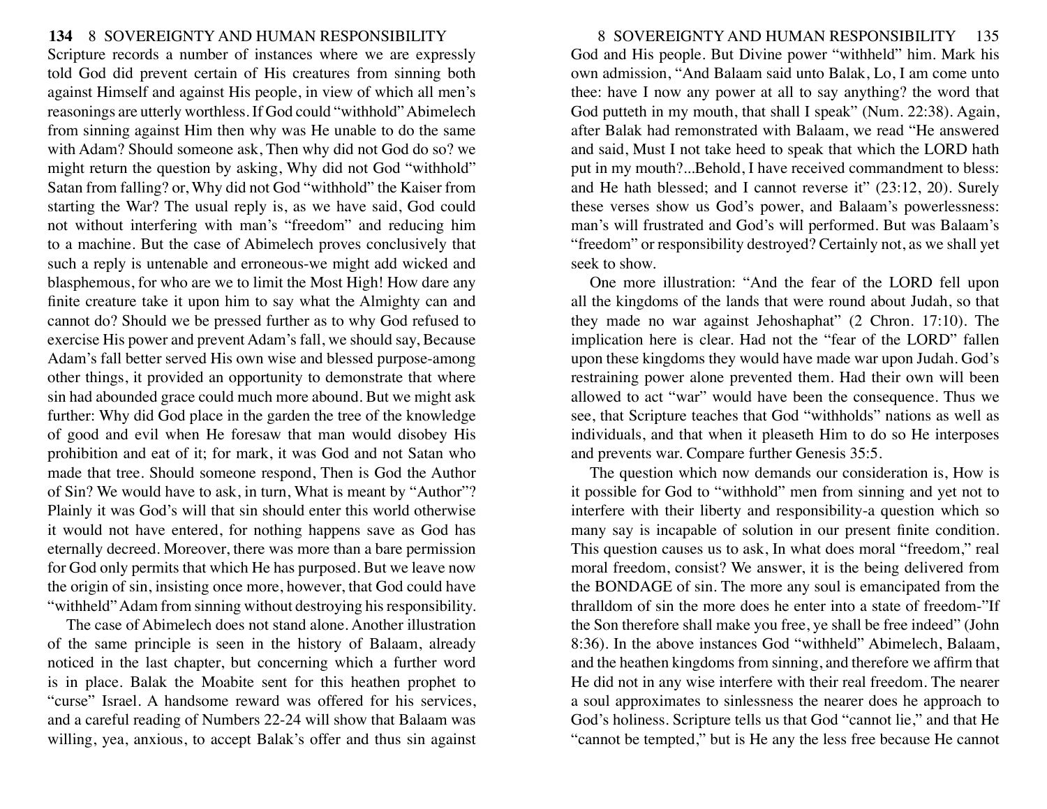Scripture records a number of instances where we are expressly told God did prevent certain of His creatures from sinning both against Himself and against His people, in view of which all men's reasonings are utterly worthless. If God could "withhold" Abimelech from sinning against Him then why was He unable to do the same with Adam? Should someone ask, Then why did not God do so? we might return the question by asking, Why did not God "withhold" Satan from falling? or, Why did not God "withhold" the Kaiser from starting the War? The usual reply is, as we have said, God could not without interfering with man's "freedom" and reducing him to a machine. But the case of Abimelech proves conclusively that such a reply is untenable and erroneous-we might add wicked and blasphemous, for who are we to limit the Most High! How dare any finite creature take it upon him to say what the Almighty can and cannot do? Should we be pressed further as to why God refused to exercise His power and prevent Adam's fall, we should say, Because Adam's fall better served His own wise and blessed purpose-among other things, it provided an opportunity to demonstrate that where sin had abounded grace could much more abound. But we might ask further: Why did God place in the garden the tree of the knowledge of good and evil when He foresaw that man would disobey His prohibition and eat of it; for mark, it was God and not Satan who made that tree. Should someone respond, Then is God the Author of Sin? We would have to ask, in turn, What is meant by "Author"? Plainly it was God's will that sin should enter this world otherwise it would not have entered, for nothing happens save as God has eternally decreed. Moreover, there was more than a bare permission for God only permits that which He has purposed. But we leave now the origin of sin, insisting once more, however, that God could have "withheld" Adam from sinning without destroying his responsibility.

The case of Abimelech does not stand alone. Another illustration of the same principle is seen in the history of Balaam, already noticed in the last chapter, but concerning which a further word is in place. Balak the Moabite sent for this heathen prophet to "curse" Israel. A handsome reward was offered for his services, and a careful reading of Numbers 22-24 will show that Balaam was willing, yea, anxious, to accept Balak's offer and thus sin against God and His people. But Divine power "withheld" him. Mark his own admission, "And Balaam said unto Balak, Lo, I am come unto thee: have I now any power at all to say anything? the word that God putteth in my mouth, that shall I speak" (Num. 22:38). Again, after Balak had remonstrated with Balaam, we read "He answered and said, Must I not take heed to speak that which the LORD hath put in my mouth?...Behold, I have received commandment to bless: and He hath blessed; and I cannot reverse it" (23:12, 20). Surely these verses show us God's power, and Balaam's powerlessness: man's will frustrated and God's will performed. But was Balaam's "freedom" or responsibility destroyed? Certainly not, as we shall yet seek to show.

One more illustration: "And the fear of the LORD fell upon all the kingdoms of the lands that were round about Judah, so that they made no war against Jehoshaphat" (2 Chron. 17:10). The implication here is clear. Had not the "fear of the LORD" fallen upon these kingdoms they would have made war upon Judah. God's restraining power alone prevented them. Had their own will been allowed to act "war" would have been the consequence. Thus we see, that Scripture teaches that God "withholds" nations as well as individuals, and that when it pleaseth Him to do so He interposes and prevents war. Compare further Genesis 35:5.

The question which now demands our consideration is, How is it possible for God to "withhold" men from sinning and yet not to interfere with their liberty and responsibility-a question which so many say is incapable of solution in our present finite condition. This question causes us to ask, In what does moral "freedom," real moral freedom, consist? We answer, it is the being delivered from the BONDAGE of sin. The more any soul is emancipated from the thralldom of sin the more does he enter into a state of freedom-"If the Son therefore shall make you free, ye shall be free indeed" (John 8:36). In the above instances God "withheld" Abimelech, Balaam, and the heathen kingdoms from sinning, and therefore we affirm that He did not in any wise interfere with their real freedom. The nearer a soul approximates to sinlessness the nearer does he approach to God's holiness. Scripture tells us that God "cannot lie," and that He "cannot be tempted," but is He any the less free because He cannot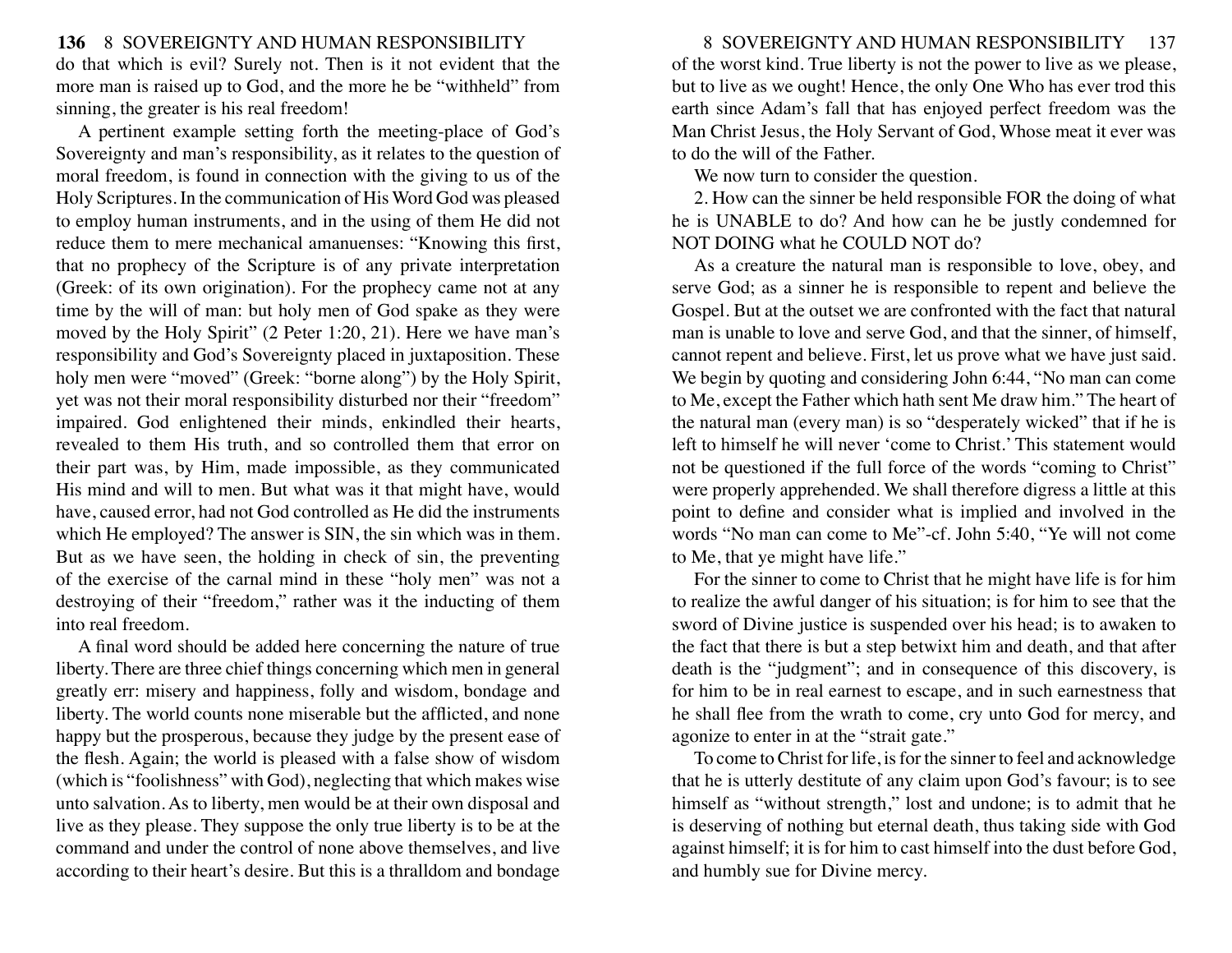do that which is evil? Surely not. Then is it not evident that the more man is raised up to God, and the more he be "withheld" from sinning, the greater is his real freedom!

A pertinent example setting forth the meeting-place of God's Sovereignty and man's responsibility, as it relates to the question of moral freedom, is found in connection with the giving to us of the Holy Scriptures. In the communication of His Word God was pleased to employ human instruments, and in the using of them He did not reduce them to mere mechanical amanuenses: "Knowing this first, that no prophecy of the Scripture is of any private interpretation (Greek: of its own origination). For the prophecy came not at any time by the will of man: but holy men of God spake as they were moved by the Holy Spirit" (2 Peter 1:20, 21). Here we have man's responsibility and God's Sovereignty placed in juxtaposition. These holy men were "moved" (Greek: "borne along") by the Holy Spirit, yet was not their moral responsibility disturbed nor their "freedom" impaired. God enlightened their minds, enkindled their hearts, revealed to them His truth, and so controlled them that error on their part was, by Him, made impossible, as they communicated His mind and will to men. But what was it that might have, would have, caused error, had not God controlled as He did the instruments which He employed? The answer is SIN, the sin which was in them. But as we have seen, the holding in check of sin, the preventing of the exercise of the carnal mind in these "holy men" was not a destroying of their "freedom," rather was it the inducting of them into real freedom.

A final word should be added here concerning the nature of true liberty. There are three chief things concerning which men in general greatly err: misery and happiness, folly and wisdom, bondage and liberty. The world counts none miserable but the afflicted, and none happy but the prosperous, because they judge by the present ease of the flesh. Again; the world is pleased with a false show of wisdom (which is "foolishness" with God), neglecting that which makes wise unto salvation. As to liberty, men would be at their own disposal and live as they please. They suppose the only true liberty is to be at the command and under the control of none above themselves, and live according to their heart's desire. But this is a thralldom and bondage of the worst kind. True liberty is not the power to live as we please, but to live as we ought! Hence, the only One Who has ever trod this earth since Adam's fall that has enjoyed perfect freedom was the Man Christ Jesus, the Holy Servant of God, Whose meat it ever was to do the will of the Father.

We now turn to consider the question.

2. How can the sinner be held responsible FOR the doing of what he is UNABLE to do? And how can he be justly condemned for NOT DOING what he COULD NOT do?

As a creature the natural man is responsible to love, obey, and serve God; as a sinner he is responsible to repent and believe the Gospel. But at the outset we are confronted with the fact that natural man is unable to love and serve God, and that the sinner, of himself, cannot repent and believe. First, let us prove what we have just said. We begin by quoting and considering John 6:44, "No man can come to Me, except the Father which hath sent Me draw him." The heart of the natural man (every man) is so "desperately wicked" that if he is left to himself he will never 'come to Christ.' This statement would not be questioned if the full force of the words "coming to Christ" were properly apprehended. We shall therefore digress a little at this point to define and consider what is implied and involved in the words "No man can come to Me"-cf. John 5:40, "Ye will not come to Me, that ye might have life."

For the sinner to come to Christ that he might have life is for him to realize the awful danger of his situation; is for him to see that the sword of Divine justice is suspended over his head; is to awaken to the fact that there is but a step betwixt him and death, and that after death is the "judgment"; and in consequence of this discovery, is for him to be in real earnest to escape, and in such earnestness that he shall flee from the wrath to come, cry unto God for mercy, and agonize to enter in at the "strait gate."

To come to Christ for life, is for the sinner to feel and acknowledge that he is utterly destitute of any claim upon God's favour; is to see himself as "without strength," lost and undone; is to admit that he is deserving of nothing but eternal death, thus taking side with God against himself; it is for him to cast himself into the dust before God, and humbly sue for Divine mercy.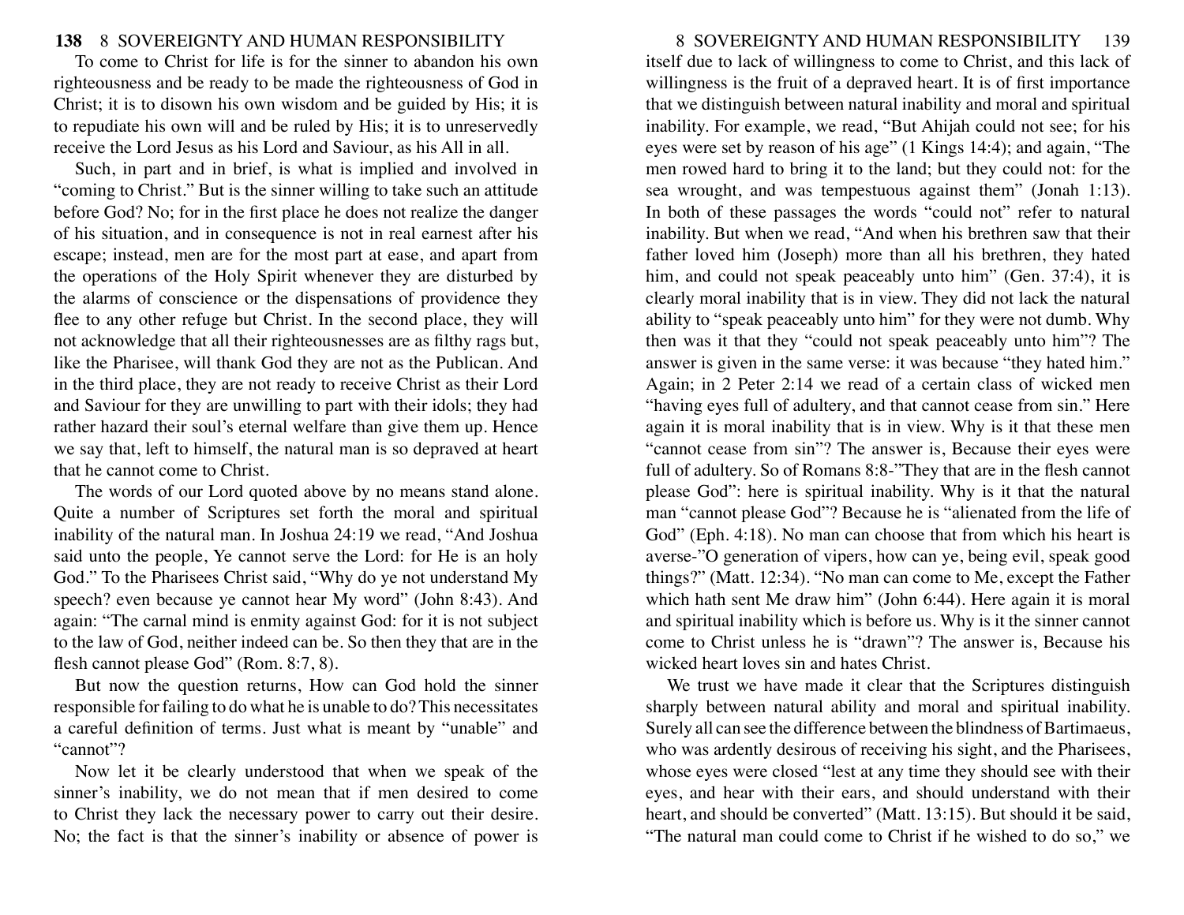To come to Christ for life is for the sinner to abandon his own righteousness and be ready to be made the righteousness of God in Christ; it is to disown his own wisdom and be guided by His; it is to repudiate his own will and be ruled by His; it is to unreservedly receive the Lord Jesus as his Lord and Saviour, as his All in all.

Such, in part and in brief, is what is implied and involved in "coming to Christ." But is the sinner willing to take such an attitude before God? No; for in the first place he does not realize the danger of his situation, and in consequence is not in real earnest after his escape; instead, men are for the most part at ease, and apart from the operations of the Holy Spirit whenever they are disturbed by the alarms of conscience or the dispensations of providence they flee to any other refuge but Christ. In the second place, they will not acknowledge that all their righteousnesses are as filthy rags but, like the Pharisee, will thank God they are not as the Publican. And in the third place, they are not ready to receive Christ as their Lord and Saviour for they are unwilling to part with their idols; they had rather hazard their soul's eternal welfare than give them up. Hence we say that, left to himself, the natural man is so depraved at heart that he cannot come to Christ.

The words of our Lord quoted above by no means stand alone. Quite a number of Scriptures set forth the moral and spiritual inability of the natural man. In Joshua 24:19 we read, "And Joshua said unto the people, Ye cannot serve the Lord: for He is an holy God." To the Pharisees Christ said, "Why do ye not understand My speech? even because ye cannot hear My word" (John 8:43). And again: "The carnal mind is enmity against God: for it is not subject to the law of God, neither indeed can be. So then they that are in the flesh cannot please God" (Rom. 8:7, 8).

But now the question returns, How can God hold the sinner responsible for failing to do what he is unable to do? This necessitates a careful definition of terms. Just what is meant by "unable" and "cannot"?

Now let it be clearly understood that when we speak of the sinner's inability, we do not mean that if men desired to come to Christ they lack the necessary power to carry out their desire. No; the fact is that the sinner's inability or absence of power is itself due to lack of willingness to come to Christ, and this lack of willingness is the fruit of a depraved heart. It is of first importance that we distinguish between natural inability and moral and spiritual inability. For example, we read, "But Ahijah could not see; for his eyes were set by reason of his age" (1 Kings 14:4); and again, "The men rowed hard to bring it to the land; but they could not: for the sea wrought, and was tempestuous against them" (Jonah 1:13). In both of these passages the words "could not" refer to natural inability. But when we read, "And when his brethren saw that their father loved him (Joseph) more than all his brethren, they hated him, and could not speak peaceably unto him" (Gen. 37:4), it is clearly moral inability that is in view. They did not lack the natural ability to "speak peaceably unto him" for they were not dumb. Why then was it that they "could not speak peaceably unto him"? The answer is given in the same verse: it was because "they hated him." Again; in 2 Peter 2:14 we read of a certain class of wicked men "having eyes full of adultery, and that cannot cease from sin." Here again it is moral inability that is in view. Why is it that these men "cannot cease from sin"? The answer is, Because their eyes were full of adultery. So of Romans 8:8-"They that are in the flesh cannot please God": here is spiritual inability. Why is it that the natural man "cannot please God"? Because he is "alienated from the life of God" (Eph. 4:18). No man can choose that from which his heart is averse-"O generation of vipers, how can ye, being evil, speak good things?" (Matt. 12:34). "No man can come to Me, except the Father which hath sent Me draw him" (John 6:44). Here again it is moral and spiritual inability which is before us. Why is it the sinner cannot come to Christ unless he is "drawn"? The answer is, Because his wicked heart loves sin and hates Christ.

We trust we have made it clear that the Scriptures distinguish sharply between natural ability and moral and spiritual inability. Surely all can see the difference between the blindness of Bartimaeus, who was ardently desirous of receiving his sight, and the Pharisees, whose eyes were closed "lest at any time they should see with their eyes, and hear with their ears, and should understand with their heart, and should be converted" (Matt. 13:15). But should it be said, "The natural man could come to Christ if he wished to do so," we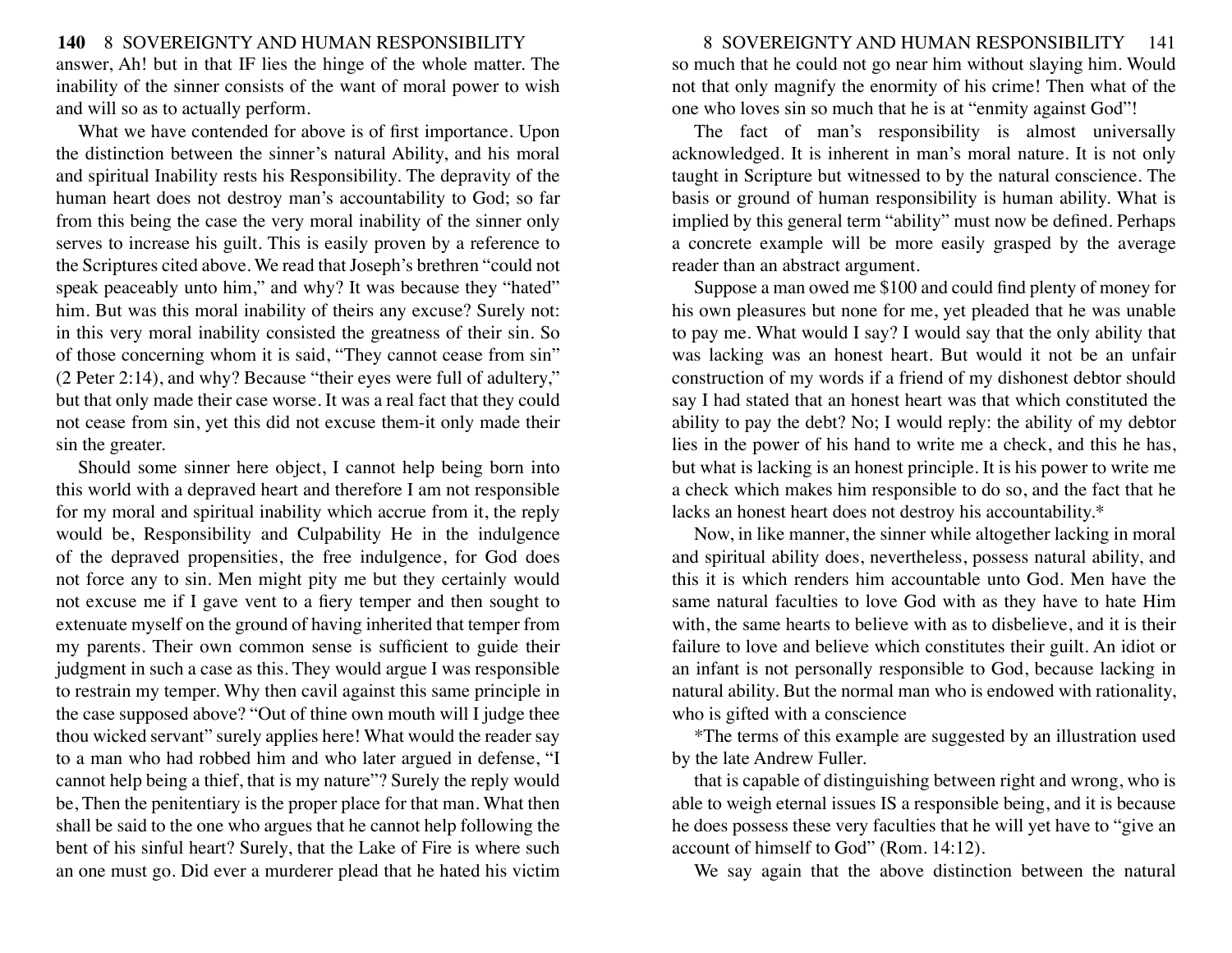answer, Ah! but in that IF lies the hinge of the whole matter. The inability of the sinner consists of the want of moral power to wish and will so as to actually perform.

What we have contended for above is of first importance. Upon the distinction between the sinner's natural Ability, and his moral and spiritual Inability rests his Responsibility. The depravity of the human heart does not destroy man's accountability to God; so far from this being the case the very moral inability of the sinner only serves to increase his guilt. This is easily proven by a reference to the Scriptures cited above. We read that Joseph's brethren "could not speak peaceably unto him," and why? It was because they "hated" him. But was this moral inability of theirs any excuse? Surely not: in this very moral inability consisted the greatness of their sin. So of those concerning whom it is said, "They cannot cease from sin" (2 Peter 2:14), and why? Because "their eyes were full of adultery," but that only made their case worse. It was a real fact that they could not cease from sin, yet this did not excuse them-it only made their sin the greater.

Should some sinner here object, I cannot help being born into this world with a depraved heart and therefore I am not responsible for my moral and spiritual inability which accrue from it, the reply would be, Responsibility and Culpability He in the indulgence of the depraved propensities, the free indulgence, for God does not force any to sin. Men might pity me but they certainly would not excuse me if I gave vent to a fiery temper and then sought to extenuate myself on the ground of having inherited that temper from my parents. Their own common sense is sufficient to guide their judgment in such a case as this. They would argue I was responsible to restrain my temper. Why then cavil against this same principle in the case supposed above? "Out of thine own mouth will I judge thee thou wicked servant" surely applies here! What would the reader say to a man who had robbed him and who later argued in defense, "I cannot help being a thief, that is my nature"? Surely the reply would be, Then the penitentiary is the proper place for that man. What then shall be said to the one who argues that he cannot help following the bent of his sinful heart? Surely, that the Lake of Fire is where such an one must go. Did ever a murderer plead that he hated his victim so much that he could not go near him without slaying him. Would not that only magnify the enormity of his crime! Then what of the one who loves sin so much that he is at "enmity against God"!

The fact of man's responsibility is almost universally acknowledged. It is inherent in man's moral nature. It is not only taught in Scripture but witnessed to by the natural conscience. The basis or ground of human responsibility is human ability. What is implied by this general term "ability" must now be defined. Perhaps a concrete example will be more easily grasped by the average reader than an abstract argument.

Suppose a man owed me $100 and could find plenty of money for his own pleasures but none for me, yet pleaded that he was unable to pay me. What would I say? I would say that the only ability that was lacking was an honest heart. But would it not be an unfair construction of my words if a friend of my dishonest debtor should say I had stated that an honest heart was that which constituted the ability to pay the debt? No; I would reply: the ability of my debtor lies in the power of his hand to write me a check, and this he has, but what is lacking is an honest principle. It is his power to write me a check which makes him responsible to do so, and the fact that he lacks an honest heart does not destroy his accountability.*

Now, in like manner, the sinner while altogether lacking in moral and spiritual ability does, nevertheless, possess natural ability, and this it is which renders him accountable unto God. Men have the same natural faculties to love God with as they have to hate Him with, the same hearts to believe with as to disbelieve, and it is their failure to love and believe which constitutes their guilt. An idiot or an infant is not personally responsible to God, because lacking in natural ability. But the normal man who is endowed with rationality, who is gifted with a conscience that is capable of distinguishing between right and wrong, who is able to weigh eternal issues IS a responsible being, and it is because he does possess these very faculties that he will yet have to "give an account of himself to God" (Rom. 14:12).

We say again that the above distinction between the natural

*The terms of this example are suggested by an illustration used by the late Andrew Fuller.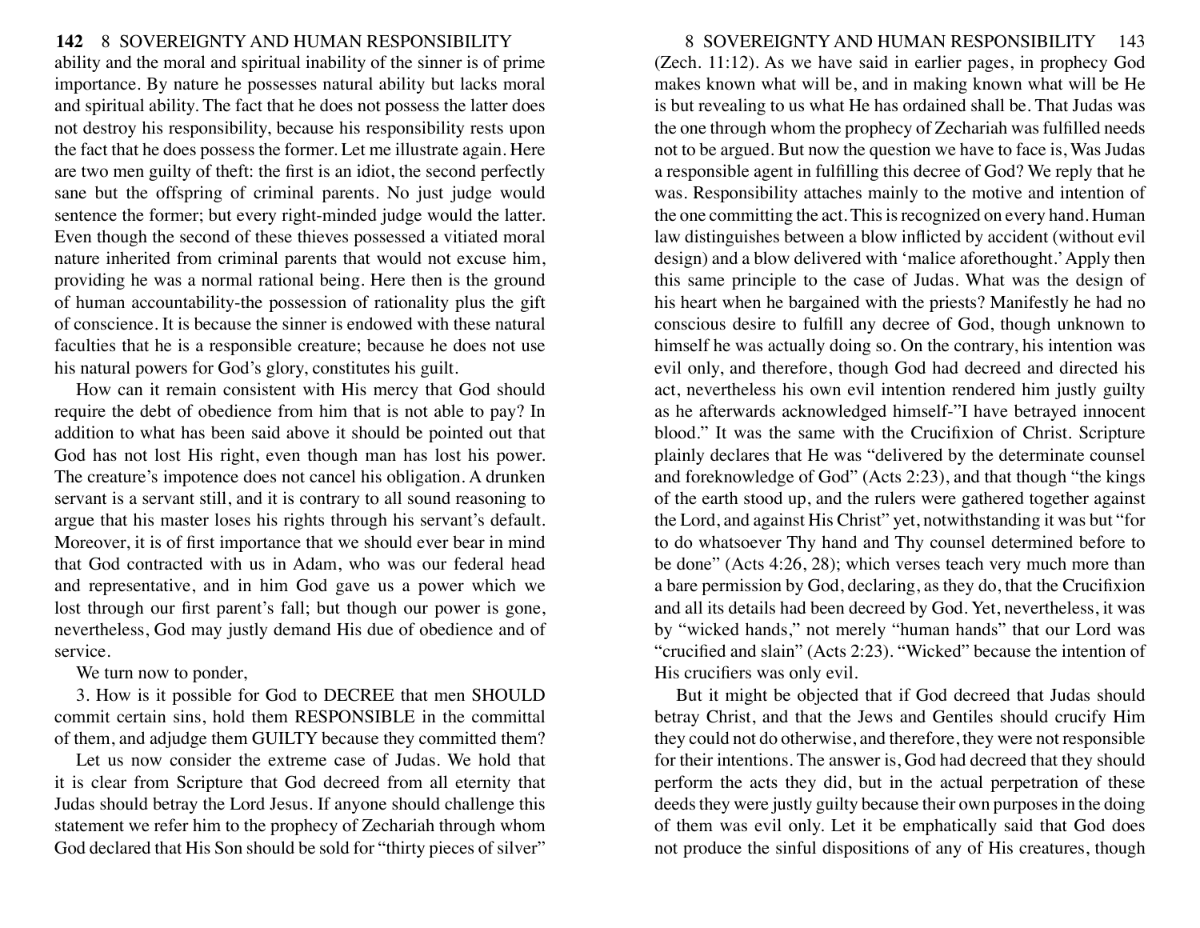ability and the moral and spiritual inability of the sinner is of prime importance. By nature he possesses natural ability but lacks moral and spiritual ability. The fact that he does not possess the latter does not destroy his responsibility, because his responsibility rests upon the fact that he does possess the former. Let me illustrate again. Here are two men guilty of theft: the first is an idiot, the second perfectly sane but the offspring of criminal parents. No just judge would sentence the former; but every right-minded judge would the latter. Even though the second of these thieves possessed a vitiated moral nature inherited from criminal parents that would not excuse him, providing he was a normal rational being. Here then is the ground of human accountability-the possession of rationality plus the gift of conscience. It is because the sinner is endowed with these natural faculties that he is a responsible creature; because he does not use his natural powers for God's glory, constitutes his guilt.

How can it remain consistent with His mercy that God should require the debt of obedience from him that is not able to pay? In addition to what has been said above it should be pointed out that God has not lost His right, even though man has lost his power. The creature's impotence does not cancel his obligation. A drunken servant is a servant still, and it is contrary to all sound reasoning to argue that his master loses his rights through his servant's default. Moreover, it is of first importance that we should ever bear in mind that God contracted with us in Adam, who was our federal head and representative, and in him God gave us a power which we lost through our first parent's fall; but though our power is gone, nevertheless, God may justly demand His due of obedience and of service.

We turn now to ponder,

3. How is it possible for God to DECREE that men SHOULD commit certain sins, hold them RESPONSIBLE in the committal of them, and adjudge them GUILTY because they committed them?

Let us now consider the extreme case of Judas. We hold that it is clear from Scripture that God decreed from all eternity that Judas should betray the Lord Jesus. If anyone should challenge this statement we refer him to the prophecy of Zechariah through whom God declared that His Son should be sold for "thirty pieces of silver" (Zech. 11:12). As we have said in earlier pages, in prophecy God makes known what will be, and in making known what will be He is but revealing to us what He has ordained shall be. That Judas was the one through whom the prophecy of Zechariah was fulfilled needs not to be argued. But now the question we have to face is, Was Judas a responsible agent in fulfilling this decree of God? We reply that he was. Responsibility attaches mainly to the motive and intention of the one committing the act. This is recognized on every hand. Human law distinguishes between a blow inflicted by accident (without evil design) and a blow delivered with 'malice aforethought.' Apply then this same principle to the case of Judas. What was the design of his heart when he bargained with the priests? Manifestly he had no conscious desire to fulfill any decree of God, though unknown to himself he was actually doing so. On the contrary, his intention was evil only, and therefore, though God had decreed and directed his act, nevertheless his own evil intention rendered him justly guilty as he afterwards acknowledged himself-"I have betrayed innocent blood." It was the same with the Crucifixion of Christ. Scripture plainly declares that He was "delivered by the determinate counsel and foreknowledge of God" (Acts 2:23), and that though "the kings of the earth stood up, and the rulers were gathered together against the Lord, and against His Christ" yet, notwithstanding it was but "for to do whatsoever Thy hand and Thy counsel determined before to be done" (Acts 4:26, 28); which verses teach very much more than a bare permission by God, declaring, as they do, that the Crucifixion and all its details had been decreed by God. Yet, nevertheless, it was by "wicked hands," not merely "human hands" that our Lord was "crucified and slain" (Acts 2:23). "Wicked" because the intention of His crucifiers was only evil.

But it might be objected that if God decreed that Judas should betray Christ, and that the Jews and Gentiles should crucify Him they could not do otherwise, and therefore, they were not responsible for their intentions. The answer is, God had decreed that they should perform the acts they did, but in the actual perpetration of these deeds they were justly guilty because their own purposes in the doing of them was evil only. Let it be emphatically said that God does not produce the sinful dispositions of any of His creatures, though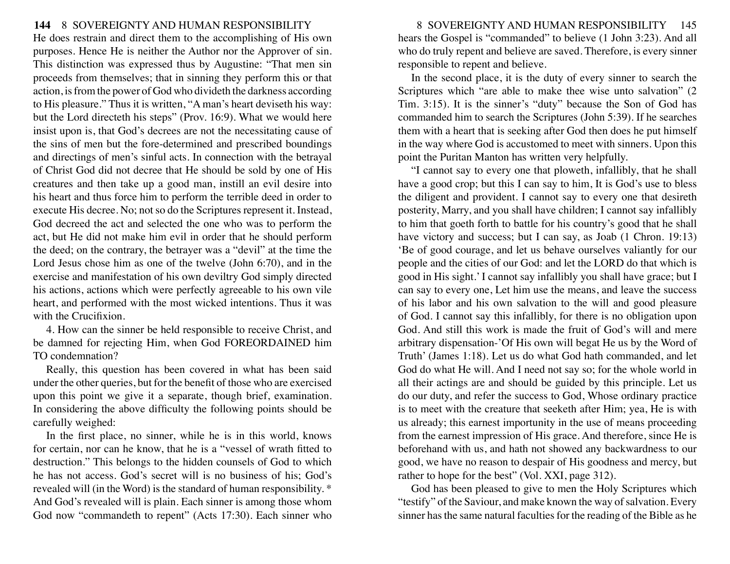He does restrain and direct them to the accomplishing of His own purposes. Hence He is neither the Author nor the Approver of sin. This distinction was expressed thus by Augustine: "That men sin proceeds from themselves; that in sinning they perform this or that action, is from the power of God who divideth the darkness according to His pleasure." Thus it is written, "A man's heart deviseth his way: but the Lord directeth his steps" (Prov. 16:9). What we would here insist upon is, that God's decrees are not the necessitating cause of the sins of men but the fore-determined and prescribed boundings and directings of men's sinful acts. In connection with the betrayal of Christ God did not decree that He should be sold by one of His creatures and then take up a good man, instill an evil desire into his heart and thus force him to perform the terrible deed in order to execute His decree. No; not so do the Scriptures represent it. Instead, God decreed the act and selected the one who was to perform the act, but He did not make him evil in order that he should perform the deed; on the contrary, the betrayer was a "devil" at the time the Lord Jesus chose him as one of the twelve (John 6:70), and in the exercise and manifestation of his own deviltry God simply directed his actions, actions which were perfectly agreeable to his own vile heart, and performed with the most wicked intentions. Thus it was with the Crucifixion.

4. How can the sinner be held responsible to receive Christ, and be damned for rejecting Him, when God FOREORDAINED him TO condemnation?

Really, this question has been covered in what has been said under the other queries, but for the benefit of those who are exercised upon this point we give it a separate, though brief, examination. In considering the above difficulty the following points should be carefully weighed:

In the first place, no sinner, while he is in this world, knows for certain, nor can he know, that he is a "vessel of wrath fitted to destruction." This belongs to the hidden counsels of God to which he has not access. God's secret will is no business of his; God's revealed will (in the Word) is the standard of human responsibility. * And God's revealed will is plain. Each sinner is among those whom God now "commandeth to repent" (Acts 17:30). Each sinner who hears the Gospel is "commanded" to believe (1 John 3:23). And all who do truly repent and believe are saved. Therefore, is every sinner responsible to repent and believe.

In the second place, it is the duty of every sinner to search the Scriptures which "are able to make thee wise unto salvation" (2 Tim. 3:15). It is the sinner's "duty" because the Son of God has commanded him to search the Scriptures (John 5:39). If he searches them with a heart that is seeking after God then does he put himself in the way where God is accustomed to meet with sinners. Upon this point the Puritan Manton has written very helpfully.

"I cannot say to every one that ploweth, infallibly, that he shall have a good crop; but this I can say to him, It is God's use to bless the diligent and provident. I cannot say to every one that desireth posterity, Marry, and you shall have children; I cannot say infallibly to him that goeth forth to battle for his country's good that he shall have victory and success; but I can say, as Joab (1 Chron. 19:13) 'Be of good courage, and let us behave ourselves valiantly for our people and the cities of our God: and let the LORD do that which is good in His sight.' I cannot say infallibly you shall have grace; but I can say to every one, Let him use the means, and leave the success of his labor and his own salvation to the will and good pleasure of God. I cannot say this infallibly, for there is no obligation upon God. And still this work is made the fruit of God's will and mere arbitrary dispensation-'Of His own will begat He us by the Word of Truth' (James 1:18). Let us do what God hath commanded, and let God do what He will. And I need not say so; for the whole world in all their actings are and should be guided by this principle. Let us do our duty, and refer the success to God, Whose ordinary practice is to meet with the creature that seeketh after Him; yea, He is with us already; this earnest importunity in the use of means proceeding from the earnest impression of His grace. And therefore, since He is beforehand with us, and hath not showed any backwardness to our good, we have no reason to despair of His goodness and mercy, but rather to hope for the best" (Vol. XXI, page 312).

God has been pleased to give to men the Holy Scriptures which "testify" of the Saviour, and make known the way of salvation. Every sinner has the same natural faculties for the reading of the Bible as he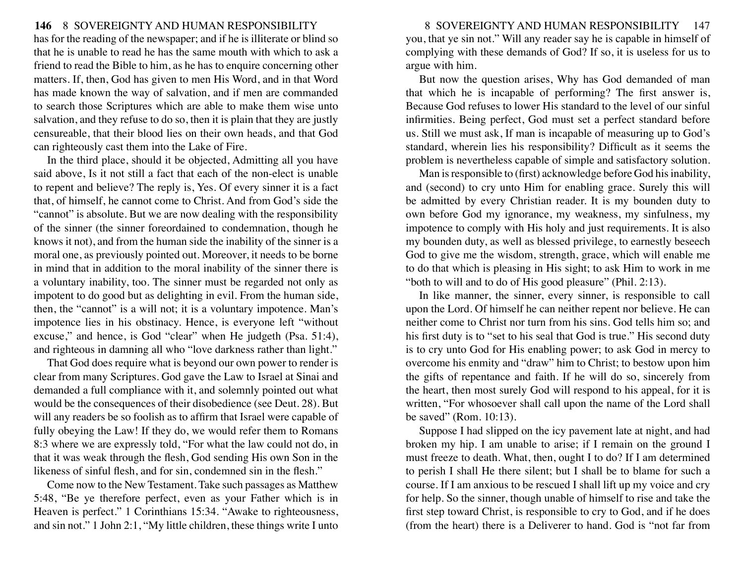has for the reading of the newspaper; and if he is illiterate or blind so that he is unable to read he has the same mouth with which to ask a friend to read the Bible to him, as he has to enquire concerning other matters. If, then, God has given to men His Word, and in that Word has made known the way of salvation, and if men are commanded to search those Scriptures which are able to make them wise unto salvation, and they refuse to do so, then it is plain that they are justly censureable, that their blood lies on their own heads, and that God can righteously cast them into the Lake of Fire.

In the third place, should it be objected, Admitting all you have said above, Is it not still a fact that each of the non-elect is unable to repent and believe? The reply is, Yes. Of every sinner it is a fact that, of himself, he cannot come to Christ. And from God's side the "cannot" is absolute. But we are now dealing with the responsibility of the sinner (the sinner foreordained to condemnation, though he knows it not), and from the human side the inability of the sinner is a moral one, as previously pointed out. Moreover, it needs to be borne in mind that in addition to the moral inability of the sinner there is a voluntary inability, too. The sinner must be regarded not only as impotent to do good but as delighting in evil. From the human side, then, the "cannot" is a will not; it is a voluntary impotence. Man's impotence lies in his obstinacy. Hence, is everyone left "without excuse," and hence, is God "clear" when He judgeth (Psa. 51:4), and righteous in damning all who "love darkness rather than light."

That God does require what is beyond our own power to render is clear from many Scriptures. God gave the Law to Israel at Sinai and demanded a full compliance with it, and solemnly pointed out what would be the consequences of their disobedience (see Deut. 28). But will any readers be so foolish as to affirm that Israel were capable of fully obeying the Law! If they do, we would refer them to Romans 8:3 where we are expressly told, "For what the law could not do, in that it was weak through the flesh, God sending His own Son in the likeness of sinful flesh, and for sin, condemned sin in the flesh."

Come now to the New Testament. Take such passages as Matthew 5:48, "Be ye therefore perfect, even as your Father which is in Heaven is perfect." 1 Corinthians 15:34. "Awake to righteousness, and sin not." 1 John 2:1, "My little children, these things write I unto you, that ye sin not." Will any reader say he is capable in himself of complying with these demands of God? If so, it is useless for us to argue with him.

But now the question arises, Why has God demanded of man that which he is incapable of performing? The first answer is, Because God refuses to lower His standard to the level of our sinful infirmities. Being perfect, God must set a perfect standard before us. Still we must ask, If man is incapable of measuring up to God's standard, wherein lies his responsibility? Difficult as it seems the problem is nevertheless capable of simple and satisfactory solution.

Man is responsible to (first) acknowledge before God his inability, and (second) to cry unto Him for enabling grace. Surely this will be admitted by every Christian reader. It is my bounden duty to own before God my ignorance, my weakness, my sinfulness, my impotence to comply with His holy and just requirements. It is also my bounden duty, as well as blessed privilege, to earnestly beseech God to give me the wisdom, strength, grace, which will enable me to do that which is pleasing in His sight; to ask Him to work in me "both to will and to do of His good pleasure" (Phil. 2:13).

In like manner, the sinner, every sinner, is responsible to call upon the Lord. Of himself he can neither repent nor believe. He can neither come to Christ nor turn from his sins. God tells him so; and his first duty is to "set to his seal that God is true." His second duty is to cry unto God for His enabling power; to ask God in mercy to overcome his enmity and "draw" him to Christ; to bestow upon him the gifts of repentance and faith. If he will do so, sincerely from the heart, then most surely God will respond to his appeal, for it is written, "For whosoever shall call upon the name of the Lord shall be saved" (Rom. 10:13).

Suppose I had slipped on the icy pavement late at night, and had broken my hip. I am unable to arise; if I remain on the ground I must freeze to death. What, then, ought I to do? If I am determined to perish I shall He there silent; but I shall be to blame for such a course. If I am anxious to be rescued I shall lift up my voice and cry for help. So the sinner, though unable of himself to rise and take the first step toward Christ, is responsible to cry to God, and if he does (from the heart) there is a Deliverer to hand. God is "not far from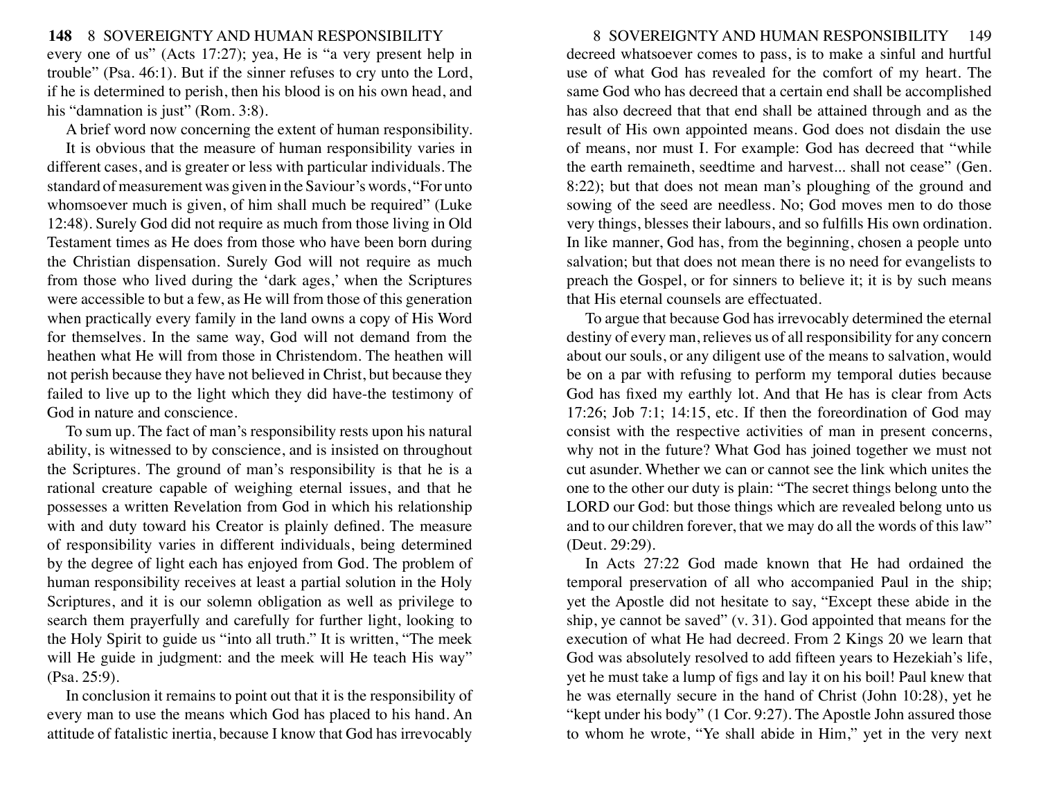every one of us" (Acts 17:27); yea, He is "a very present help in trouble" (Psa. 46:1). But if the sinner refuses to cry unto the Lord, if he is determined to perish, then his blood is on his own head, and his "damnation is just" (Rom. 3:8).

A brief word now concerning the extent of human responsibility.

It is obvious that the measure of human responsibility varies in different cases, and is greater or less with particular individuals. The standard of measurement was given in the Saviour's words, "For unto whomsoever much is given, of him shall much be required" (Luke 12:48). Surely God did not require as much from those living in Old Testament times as He does from those who have been born during the Christian dispensation. Surely God will not require as much from those who lived during the 'dark ages,' when the Scriptures were accessible to but a few, as He will from those of this generation when practically every family in the land owns a copy of His Word for themselves. In the same way, God will not demand from the heathen what He will from those in Christendom. The heathen will not perish because they have not believed in Christ, but because they failed to live up to the light which they did have-the testimony of God in nature and conscience.

To sum up. The fact of man's responsibility rests upon his natural ability, is witnessed to by conscience, and is insisted on throughout the Scriptures. The ground of man's responsibility is that he is a rational creature capable of weighing eternal issues, and that he possesses a written Revelation from God in which his relationship with and duty toward his Creator is plainly defined. The measure of responsibility varies in different individuals, being determined by the degree of light each has enjoyed from God. The problem of human responsibility receives at least a partial solution in the Holy Scriptures, and it is our solemn obligation as well as privilege to search them prayerfully and carefully for further light, looking to the Holy Spirit to guide us "into all truth." It is written, "The meek will He guide in judgment: and the meek will He teach His way" (Psa. 25:9).

In conclusion it remains to point out that it is the responsibility of every man to use the means which God has placed to his hand. An attitude of fatalistic inertia, because I know that God has irrevocably decreed whatsoever comes to pass, is to make a sinful and hurtful use of what God has revealed for the comfort of my heart. The same God who has decreed that a certain end shall be accomplished has also decreed that that end shall be attained through and as the result of His own appointed means. God does not disdain the use of means, nor must I. For example: God has decreed that "while the earth remaineth, seedtime and harvest... shall not cease" (Gen. 8:22); but that does not mean man's ploughing of the ground and sowing of the seed are needless. No; God moves men to do those very things, blesses their labours, and so fulfills His own ordination. In like manner, God has, from the beginning, chosen a people unto salvation; but that does not mean there is no need for evangelists to preach the Gospel, or for sinners to believe it; it is by such means that His eternal counsels are effectuated.

To argue that because God has irrevocably determined the eternal destiny of every man, relieves us of all responsibility for any concern about our souls, or any diligent use of the means to salvation, would be on a par with refusing to perform my temporal duties because God has fixed my earthly lot. And that He has is clear from Acts 17:26; Job 7:1; 14:15, etc. If then the foreordination of God may consist with the respective activities of man in present concerns, why not in the future? What God has joined together we must not cut asunder. Whether we can or cannot see the link which unites the one to the other our duty is plain: "The secret things belong unto the LORD our God: but those things which are revealed belong unto us and to our children forever, that we may do all the words of this law" (Deut. 29:29).

In Acts 27:22 God made known that He had ordained the temporal preservation of all who accompanied Paul in the ship; yet the Apostle did not hesitate to say, "Except these abide in the ship, ye cannot be saved" (v. 31). God appointed that means for the execution of what He had decreed. From 2 Kings 20 we learn that God was absolutely resolved to add fifteen years to Hezekiah's life, yet he must take a lump of figs and lay it on his boil! Paul knew that he was eternally secure in the hand of Christ (John 10:28), yet he "kept under his body" (1 Cor. 9:27). The Apostle John assured those to whom he wrote, "Ye shall abide in Him," yet in the very next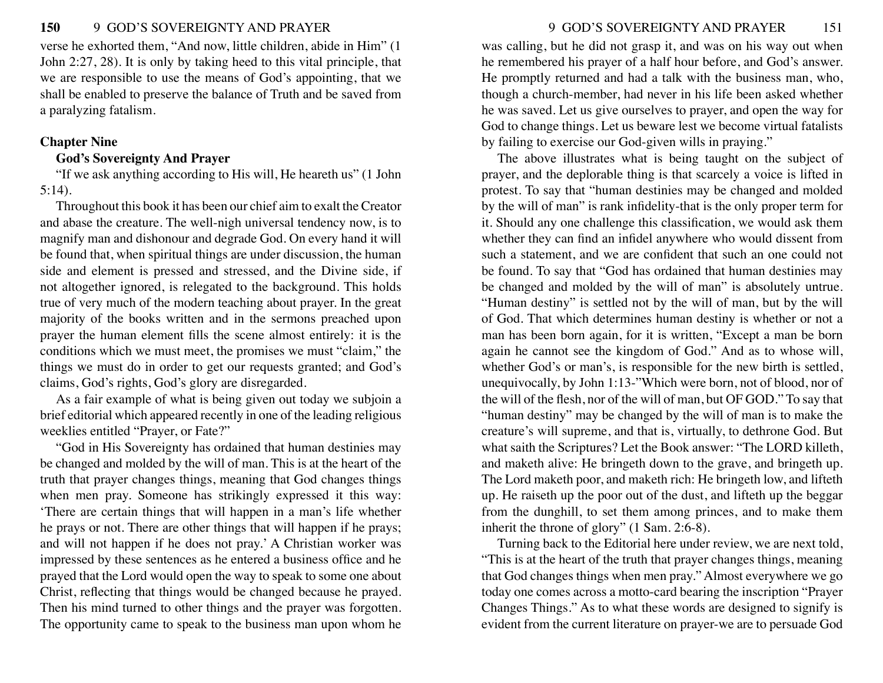verse he exhorted them, "And now, little children, abide in Him" (1 John 2:27, 28). It is only by taking heed to this vital principle, that we are responsible to use the means of God's appointing, that we shall be enabled to preserve the balance of Truth and be saved from a paralyzing fatalism.

## Chapter Nine

### God's Sovereignty And Prayer

"If we ask anything according to His will, He heareth us" (1 John 5:14).

Throughout this book it has been our chief aim to exalt the Creator and abase the creature. The well-nigh universal tendency now, is to magnify man and dishonour and degrade God. On every hand it will be found that, when spiritual things are under discussion, the human side and element is pressed and stressed, and the Divine side, if not altogether ignored, is relegated to the background. This holds true of very much of the modern teaching about prayer. In the great majority of the books written and in the sermons preached upon prayer the human element fills the scene almost entirely: it is the conditions which we must meet, the promises we must "claim," the things we must do in order to get our requests granted; and God's claims, God's rights, God's glory are disregarded.

As a fair example of what is being given out today we subjoin a brief editorial which appeared recently in one of the leading religious weeklies entitled "Prayer, or Fate?"

"God in His Sovereignty has ordained that human destinies may be changed and molded by the will of man. This is at the heart of the truth that prayer changes things, meaning that God changes things when men pray. Someone has strikingly expressed it this way: 'There are certain things that will happen in a man's life whether he prays or not. There are other things that will happen if he prays; and will not happen if he does not pray.' A Christian worker was impressed by these sentences as he entered a business office and he prayed that the Lord would open the way to speak to some one about Christ, reflecting that things would be changed because he prayed. Then his mind turned to other things and the prayer was forgotten. The opportunity came to speak to the business man upon whom he was calling, but he did not grasp it, and was on his way out when he remembered his prayer of a half hour before, and God's answer. He promptly returned and had a talk with the business man, who, though a church-member, had never in his life been asked whether he was saved. Let us give ourselves to prayer, and open the way for God to change things. Let us beware lest we become virtual fatalists by failing to exercise our God-given wills in praying."

The above illustrates what is being taught on the subject of prayer, and the deplorable thing is that scarcely a voice is lifted in protest. To say that "human destinies may be changed and molded by the will of man" is rank infidelity-that is the only proper term for it. Should any one challenge this classification, we would ask them whether they can find an infidel anywhere who would dissent from such a statement, and we are confident that such an one could not be found. To say that "God has ordained that human destinies may be changed and molded by the will of man" is absolutely untrue. "Human destiny" is settled not by the will of man, but by the will of God. That which determines human destiny is whether or not a man has been born again, for it is written, "Except a man be born again he cannot see the kingdom of God." And as to whose will, whether God's or man's, is responsible for the new birth is settled, unequivocally, by John 1:13-"Which were born, not of blood, nor of the will of the flesh, nor of the will of man, but OF GOD." To say that "human destiny" may be changed by the will of man is to make the creature's will supreme, and that is, virtually, to dethrone God. But what saith the Scriptures? Let the Book answer: "The LORD killeth, and maketh alive: He bringeth down to the grave, and bringeth up. The Lord maketh poor, and maketh rich: He bringeth low, and lifteth up. He raiseth up the poor out of the dust, and lifteth up the beggar from the dunghill, to set them among princes, and to make them inherit the throne of glory" (1 Sam. 2:6-8).

Turning back to the Editorial here under review, we are next told, "This is at the heart of the truth that prayer changes things, meaning that God changes things when men pray." Almost everywhere we go today one comes across a motto-card bearing the inscription "Prayer Changes Things." As to what these words are designed to signify is evident from the current literature on prayer-we are to persuade God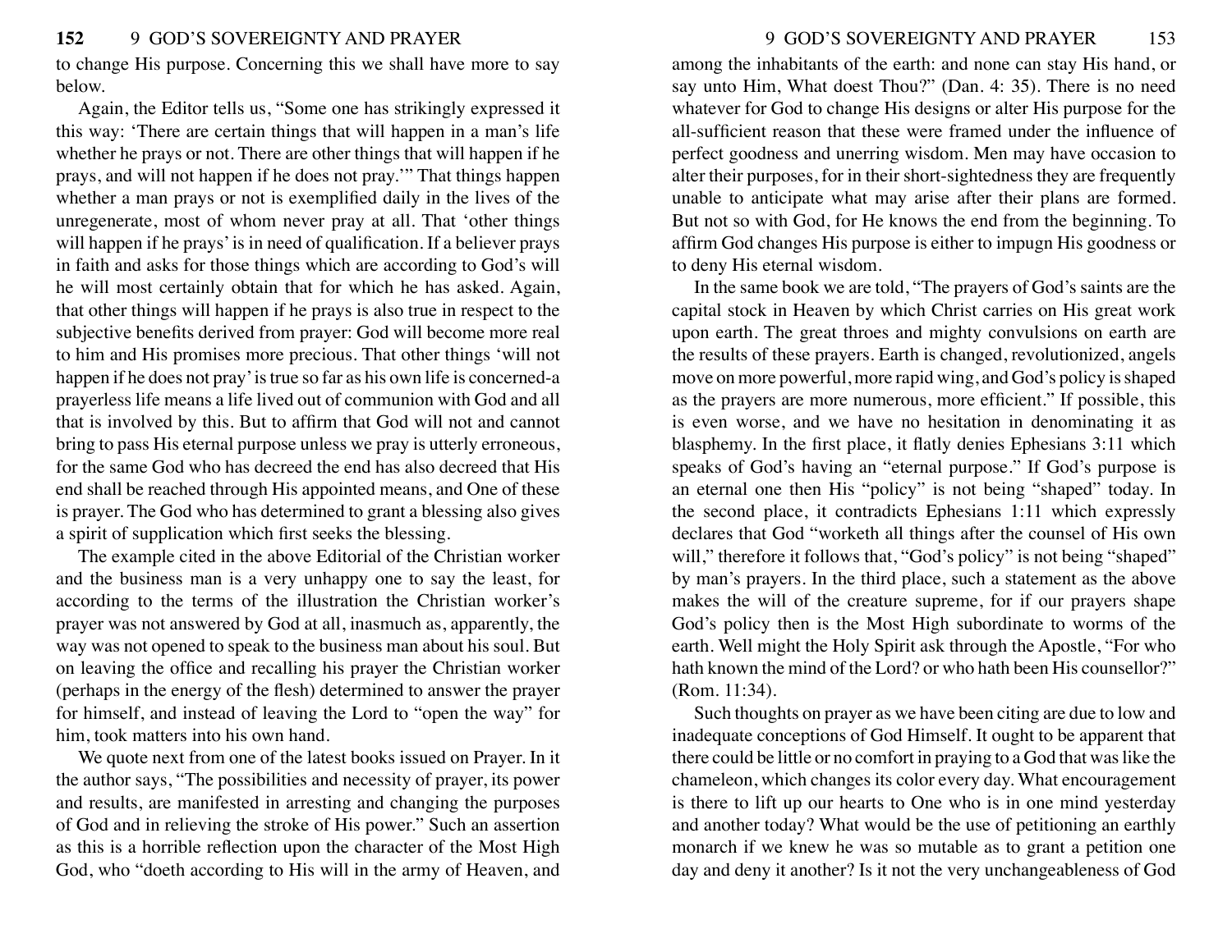to change His purpose. Concerning this we shall have more to say below.

Again, the Editor tells us, "Some one has strikingly expressed it this way: 'There are certain things that will happen in a man's life whether he prays or not. There are other things that will happen if he prays, and will not happen if he does not pray.'" That things happen whether a man prays or not is exemplified daily in the lives of the unregenerate, most of whom never pray at all. That 'other things will happen if he prays' is in need of qualification. If a believer prays in faith and asks for those things which are according to God's will he will most certainly obtain that for which he has asked. Again, that other things will happen if he prays is also true in respect to the subjective benefits derived from prayer: God will become more real to him and His promises more precious. That other things 'will not happen if he does not pray' is true so far as his own life is concerned-a prayerless life means a life lived out of communion with God and all that is involved by this. But to affirm that God will not and cannot bring to pass His eternal purpose unless we pray is utterly erroneous, for the same God who has decreed the end has also decreed that His end shall be reached through His appointed means, and One of these is prayer. The God who has determined to grant a blessing also gives a spirit of supplication which first seeks the blessing.

The example cited in the above Editorial of the Christian worker and the business man is a very unhappy one to say the least, for according to the terms of the illustration the Christian worker's prayer was not answered by God at all, inasmuch as, apparently, the way was not opened to speak to the business man about his soul. But on leaving the office and recalling his prayer the Christian worker (perhaps in the energy of the flesh) determined to answer the prayer for himself, and instead of leaving the Lord to "open the way" for him, took matters into his own hand.

We quote next from one of the latest books issued on Prayer. In it the author says, "The possibilities and necessity of prayer, its power and results, are manifested in arresting and changing the purposes of God and in relieving the stroke of His power." Such an assertion as this is a horrible reflection upon the character of the Most High God, who "doeth according to His will in the army of Heaven, and among the inhabitants of the earth: and none can stay His hand, or say unto Him, What doest Thou?" (Dan. 4: 35). There is no need whatever for God to change His designs or alter His purpose for the all-sufficient reason that these were framed under the influence of perfect goodness and unerring wisdom. Men may have occasion to alter their purposes, for in their short-sightedness they are frequently unable to anticipate what may arise after their plans are formed. But not so with God, for He knows the end from the beginning. To affirm God changes His purpose is either to impugn His goodness or to deny His eternal wisdom.

In the same book we are told, "The prayers of God's saints are the capital stock in Heaven by which Christ carries on His great work upon earth. The great throes and mighty convulsions on earth are the results of these prayers. Earth is changed, revolutionized, angels move on more powerful, more rapid wing, and God's policy is shaped as the prayers are more numerous, more efficient." If possible, this is even worse, and we have no hesitation in denominating it as blasphemy. In the first place, it flatly denies Ephesians 3:11 which speaks of God's having an "eternal purpose." If God's purpose is an eternal one then His "policy" is not being "shaped" today. In the second place, it contradicts Ephesians 1:11 which expressly declares that God "worketh all things after the counsel of His own will," therefore it follows that, "God's policy" is not being "shaped" by man's prayers. In the third place, such a statement as the above makes the will of the creature supreme, for if our prayers shape God's policy then is the Most High subordinate to worms of the earth. Well might the Holy Spirit ask through the Apostle, "For who hath known the mind of the Lord? or who hath been His counsellor?" (Rom. 11:34).

Such thoughts on prayer as we have been citing are due to low and inadequate conceptions of God Himself. It ought to be apparent that there could be little or no comfort in praying to a God that was like the chameleon, which changes its color every day. What encouragement is there to lift up our hearts to One who is in one mind yesterday and another today? What would be the use of petitioning an earthly monarch if we knew he was so mutable as to grant a petition one day and deny it another? Is it not the very unchangeableness of God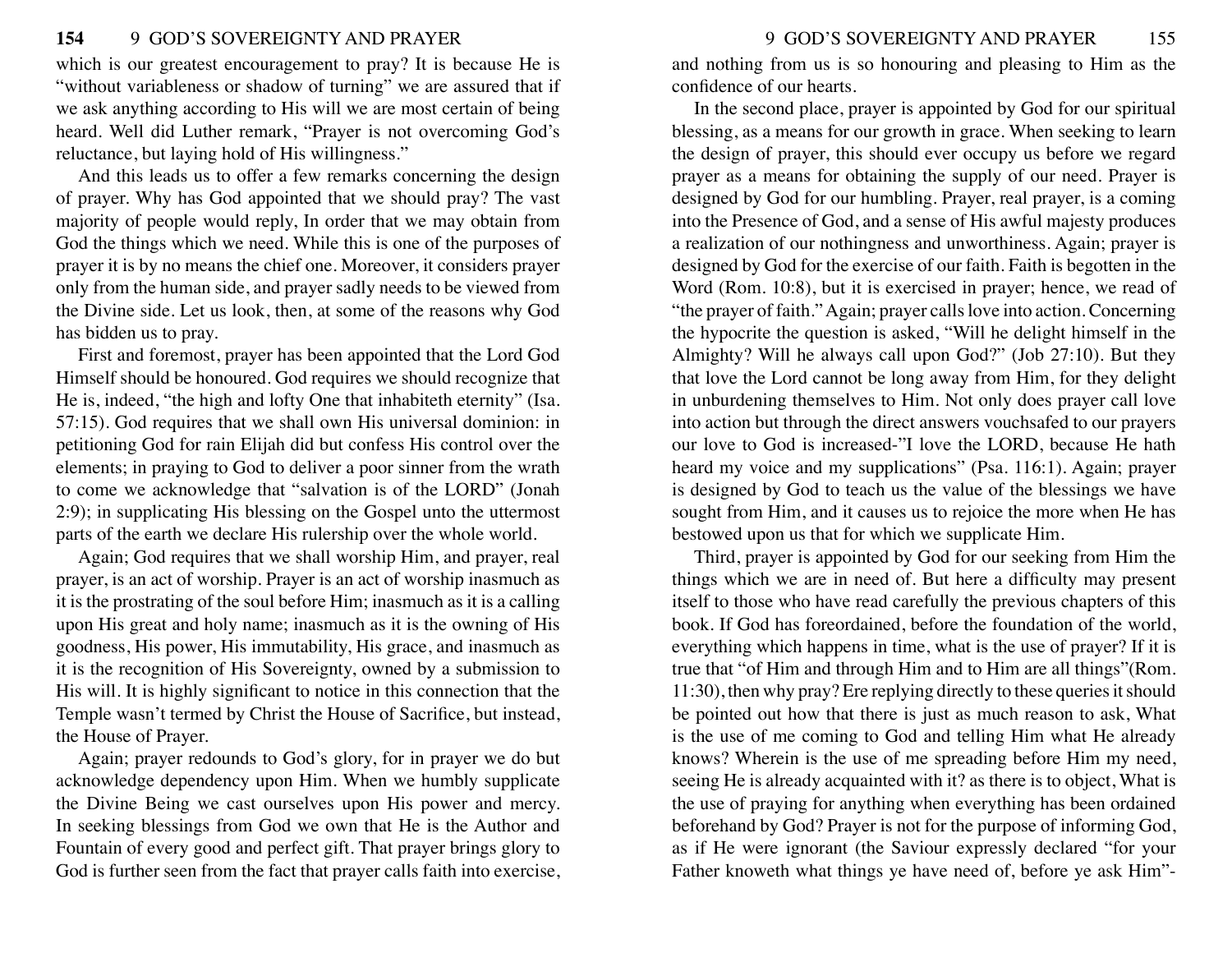which is our greatest encouragement to pray? It is because He is "without variableness or shadow of turning" we are assured that if we ask anything according to His will we are most certain of being heard. Well did Luther remark, "Prayer is not overcoming God's reluctance, but laying hold of His willingness."

And this leads us to offer a few remarks concerning the design of prayer. Why has God appointed that we should pray? The vast majority of people would reply, In order that we may obtain from God the things which we need. While this is one of the purposes of prayer it is by no means the chief one. Moreover, it considers prayer only from the human side, and prayer sadly needs to be viewed from the Divine side. Let us look, then, at some of the reasons why God has bidden us to pray.

First and foremost, prayer has been appointed that the Lord God Himself should be honoured. God requires we should recognize that He is, indeed, "the high and lofty One that inhabiteth eternity" (Isa. 57:15). God requires that we shall own His universal dominion: in petitioning God for rain Elijah did but confess His control over the elements; in praying to God to deliver a poor sinner from the wrath to come we acknowledge that "salvation is of the LORD" (Jonah 2:9); in supplicating His blessing on the Gospel unto the uttermost parts of the earth we declare His rulership over the whole world.

Again; God requires that we shall worship Him, and prayer, real prayer, is an act of worship. Prayer is an act of worship inasmuch as it is the prostrating of the soul before Him; inasmuch as it is a calling upon His great and holy name; inasmuch as it is the owning of His goodness, His power, His immutability, His grace, and inasmuch as it is the recognition of His Sovereignty, owned by a submission to His will. It is highly significant to notice in this connection that the Temple wasn't termed by Christ the House of Sacrifice, but instead, the House of Prayer.

Again; prayer redounds to God's glory, for in prayer we do but acknowledge dependency upon Him. When we humbly supplicate the Divine Being we cast ourselves upon His power and mercy. In seeking blessings from God we own that He is the Author and Fountain of every good and perfect gift. That prayer brings glory to God is further seen from the fact that prayer calls faith into exercise, and nothing from us is so honouring and pleasing to Him as the confidence of our hearts.

In the second place, prayer is appointed by God for our spiritual blessing, as a means for our growth in grace. When seeking to learn the design of prayer, this should ever occupy us before we regard prayer as a means for obtaining the supply of our need. Prayer is designed by God for our humbling. Prayer, real prayer, is a coming into the Presence of God, and a sense of His awful majesty produces a realization of our nothingness and unworthiness. Again; prayer is designed by God for the exercise of our faith. Faith is begotten in the Word (Rom. 10:8), but it is exercised in prayer; hence, we read of "the prayer of faith." Again; prayer calls love into action. Concerning the hypocrite the question is asked, "Will he delight himself in the Almighty? Will he always call upon God?" (Job 27:10). But they that love the Lord cannot be long away from Him, for they delight in unburdening themselves to Him. Not only does prayer call love into action but through the direct answers vouchsafed to our prayers our love to God is increased-"I love the LORD, because He hath heard my voice and my supplications" (Psa. 116:1). Again; prayer is designed by God to teach us the value of the blessings we have sought from Him, and it causes us to rejoice the more when He has bestowed upon us that for which we supplicate Him.

Third, prayer is appointed by God for our seeking from Him the things which we are in need of. But here a difficulty may present itself to those who have read carefully the previous chapters of this book. If God has foreordained, before the foundation of the world, everything which happens in time, what is the use of prayer? If it is true that "of Him and through Him and to Him are all things"(Rom. 11:30), then why pray? Ere replying directly to these queries it should be pointed out how that there is just as much reason to ask, What is the use of me coming to God and telling Him what He already knows? Wherein is the use of me spreading before Him my need, seeing He is already acquainted with it? as there is to object, What is the use of praying for anything when everything has been ordained beforehand by God? Prayer is not for the purpose of informing God, as if He were ignorant (the Saviour expressly declared "for your Father knoweth what things ye have need of, before ye ask Him"-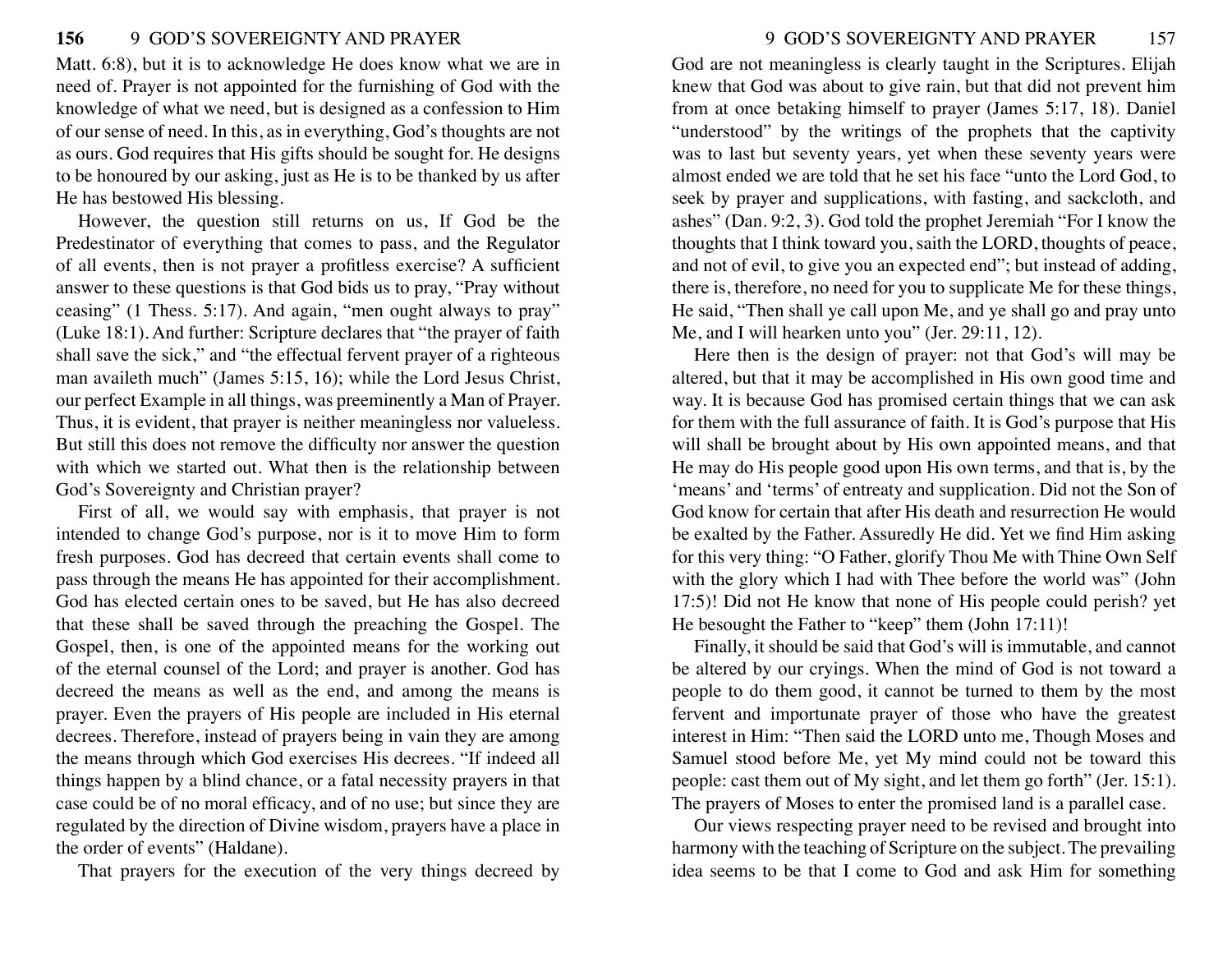Matt. 6:8), but it is to acknowledge He does know what we are in need of. Prayer is not appointed for the furnishing of God with the knowledge of what we need, but is designed as a confession to Him of our sense of need. In this, as in everything, God's thoughts are not as ours. God requires that His gifts should be sought for. He designs to be honoured by our asking, just as He is to be thanked by us after He has bestowed His blessing.

However, the question still returns on us, If God be the Predestinator of everything that comes to pass, and the Regulator of all events, then is not prayer a profitless exercise? A sufficient answer to these questions is that God bids us to pray, "Pray without ceasing" (1 Thess. 5:17). And again, "men ought always to pray" (Luke 18:1). And further: Scripture declares that "the prayer of faith shall save the sick," and "the effectual fervent prayer of a righteous man availeth much" (James 5:15, 16); while the Lord Jesus Christ, our perfect Example in all things, was preeminently a Man of Prayer. Thus, it is evident, that prayer is neither meaningless nor valueless. But still this does not remove the difficulty nor answer the question with which we started out. What then is the relationship between God's Sovereignty and Christian prayer?

First of all, we would say with emphasis, that prayer is not intended to change God's purpose, nor is it to move Him to form fresh purposes. God has decreed that certain events shall come to pass through the means He has appointed for their accomplishment. God has elected certain ones to be saved, but He has also decreed that these shall be saved through the preaching the Gospel. The Gospel, then, is one of the appointed means for the working out of the eternal counsel of the Lord; and prayer is another. God has decreed the means as well as the end, and among the means is prayer. Even the prayers of His people are included in His eternal decrees. Therefore, instead of prayers being in vain they are among the means through which God exercises His decrees. "If indeed all things happen by a blind chance, or a fatal necessity prayers in that case could be of no moral efficacy, and of no use; but since they are regulated by the direction of Divine wisdom, prayers have a place in the order of events" (Haldane).

That prayers for the execution of the very things decreed by God are not meaningless is clearly taught in the Scriptures. Elijah knew that God was about to give rain, but that did not prevent him from at once betaking himself to prayer (James 5:17, 18). Daniel "understood" by the writings of the prophets that the captivity was to last but seventy years, yet when these seventy years were almost ended we are told that he set his face "unto the Lord God, to seek by prayer and supplications, with fasting, and sackcloth, and ashes" (Dan. 9:2, 3). God told the prophet Jeremiah "For I know the thoughts that I think toward you, saith the LORD, thoughts of peace, and not of evil, to give you an expected end"; but instead of adding, there is, therefore, no need for you to supplicate Me for these things, He said, "Then shall ye call upon Me, and ye shall go and pray unto Me, and I will hearken unto you" (Jer. 29:11, 12).

Here then is the design of prayer: not that God's will may be altered, but that it may be accomplished in His own good time and way. It is because God has promised certain things that we can ask for them with the full assurance of faith. It is God's purpose that His will shall be brought about by His own appointed means, and that He may do His people good upon His own terms, and that is, by the 'means' and 'terms' of entreaty and supplication. Did not the Son of God know for certain that after His death and resurrection He would be exalted by the Father. Assuredly He did. Yet we find Him asking for this very thing: "O Father, glorify Thou Me with Thine Own Self with the glory which I had with Thee before the world was" (John 17:5)! Did not He know that none of His people could perish? yet He besought the Father to "keep" them (John 17:11)!

Finally, it should be said that God's will is immutable, and cannot be altered by our cryings. When the mind of God is not toward a people to do them good, it cannot be turned to them by the most fervent and importunate prayer of those who have the greatest interest in Him: "Then said the LORD unto me, Though Moses and Samuel stood before Me, yet My mind could not be toward this people: cast them out of My sight, and let them go forth" (Jer. 15:1). The prayers of Moses to enter the promised land is a parallel case.

Our views respecting prayer need to be revised and brought into harmony with the teaching of Scripture on the subject. The prevailing idea seems to be that I come to God and ask Him for something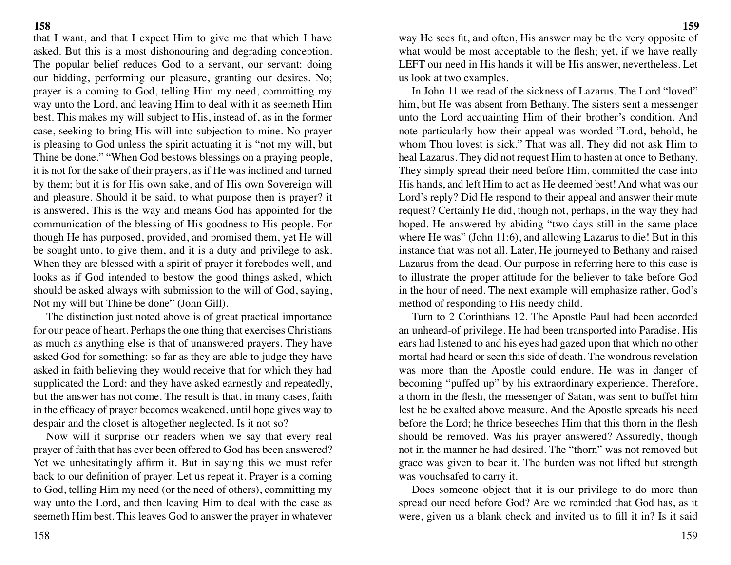that I want, and that I expect Him to give me that which I have asked. But this is a most dishonouring and degrading conception. The popular belief reduces God to a servant, our servant: doing our bidding, performing our pleasure, granting our desires. No; prayer is a coming to God, telling Him my need, committing my way unto the Lord, and leaving Him to deal with it as seemeth Him best. This makes my will subject to His, instead of, as in the former case, seeking to bring His will into subjection to mine. No prayer is pleasing to God unless the spirit actuating it is "not my will, but Thine be done." "When God bestows blessings on a praying people, it is not for the sake of their prayers, as if He was inclined and turned by them; but it is for His own sake, and of His own Sovereign will and pleasure. Should it be said, to what purpose then is prayer? it is answered, This is the way and means God has appointed for the communication of the blessing of His goodness to His people. For though He has purposed, provided, and promised them, yet He will be sought unto, to give them, and it is a duty and privilege to ask. When they are blessed with a spirit of prayer it forebodes well, and looks as if God intended to bestow the good things asked, which should be asked always with submission to the will of God, saying, Not my will but Thine be done" (John Gill).

The distinction just noted above is of great practical importance for our peace of heart. Perhaps the one thing that exercises Christians as much as anything else is that of unanswered prayers. They have asked God for something: so far as they are able to judge they have asked in faith believing they would receive that for which they had supplicated the Lord: and they have asked earnestly and repeatedly, but the answer has not come. The result is that, in many cases, faith in the efficacy of prayer becomes weakened, until hope gives way to despair and the closet is altogether neglected. Is it not so?

Now will it surprise our readers when we say that every real prayer of faith that has ever been offered to God has been answered? Yet we unhesitatingly affirm it. But in saying this we must refer back to our definition of prayer. Let us repeat it. Prayer is a coming to God, telling Him my need (or the need of others), committing my way unto the Lord, and then leaving Him to deal with the case as seemeth Him best. This leaves God to answer the prayer in whatever way He sees fit, and often, His answer may be the very opposite of what would be most acceptable to the flesh; yet, if we have really LEFT our need in His hands it will be His answer, nevertheless. Let us look at two examples.

In John 11 we read of the sickness of Lazarus. The Lord "loved" him, but He was absent from Bethany. The sisters sent a messenger unto the Lord acquainting Him of their brother's condition. And note particularly how their appeal was worded-"Lord, behold, he whom Thou lovest is sick." That was all. They did not ask Him to heal Lazarus. They did not request Him to hasten at once to Bethany. They simply spread their need before Him, committed the case into His hands, and left Him to act as He deemed best! And what was our Lord's reply? Did He respond to their appeal and answer their mute request? Certainly He did, though not, perhaps, in the way they had hoped. He answered by abiding "two days still in the same place where He was" (John 11:6), and allowing Lazarus to die! But in this instance that was not all. Later, He journeyed to Bethany and raised Lazarus from the dead. Our purpose in referring here to this case is to illustrate the proper attitude for the believer to take before God in the hour of need. The next example will emphasize rather, God's method of responding to His needy child.

Turn to 2 Corinthians 12. The Apostle Paul had been accorded an unheard-of privilege. He had been transported into Paradise. His ears had listened to and his eyes had gazed upon that which no other mortal had heard or seen this side of death. The wondrous revelation was more than the Apostle could endure. He was in danger of becoming "puffed up" by his extraordinary experience. Therefore, a thorn in the flesh, the messenger of Satan, was sent to buffet him lest he be exalted above measure. And the Apostle spreads his need before the Lord; he thrice beseeches Him that this thorn in the flesh should be removed. Was his prayer answered? Assuredly, though not in the manner he had desired. The "thorn" was not removed but grace was given to bear it. The burden was not lifted but strength was vouchsafed to carry it.

Does someone object that it is our privilege to do more than spread our need before God? Are we reminded that God has, as it were, given us a blank check and invited us to fill it in? Is it said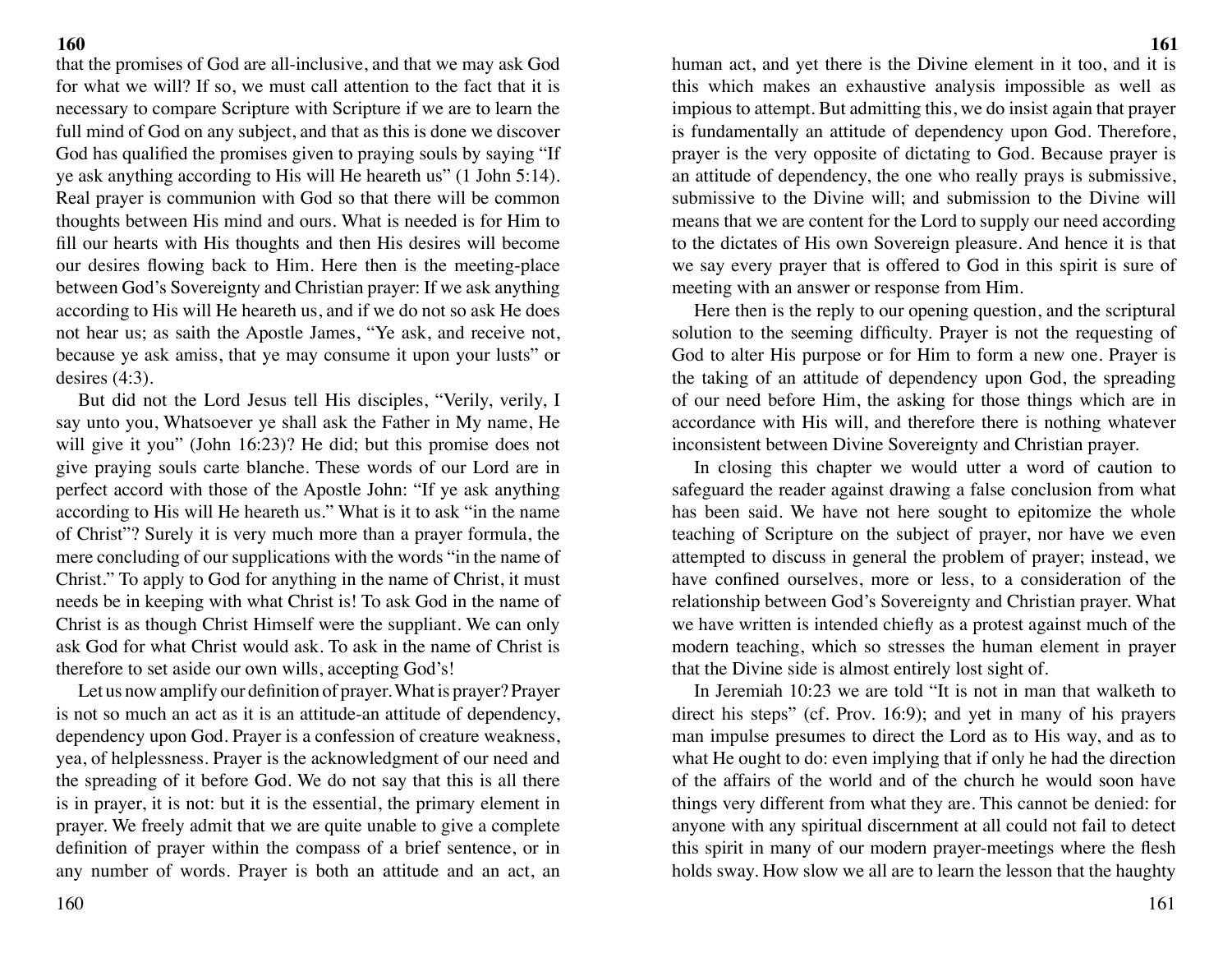that the promises of God are all-inclusive, and that we may ask God for what we will? If so, we must call attention to the fact that it is necessary to compare Scripture with Scripture if we are to learn the full mind of God on any subject, and that as this is done we discover God has qualified the promises given to praying souls by saying "If ye ask anything according to His will He heareth us" (1 John 5:14). Real prayer is communion with God so that there will be common thoughts between His mind and ours. What is needed is for Him to fill our hearts with His thoughts and then His desires will become our desires flowing back to Him. Here then is the meeting-place between God's Sovereignty and Christian prayer: If we ask anything according to His will He heareth us, and if we do not so ask He does not hear us; as saith the Apostle James, "Ye ask, and receive not, because ye ask amiss, that ye may consume it upon your lusts" or desires (4:3).

But did not the Lord Jesus tell His disciples, "Verily, verily, I say unto you, Whatsoever ye shall ask the Father in My name, He will give it you" (John 16:23)? He did; but this promise does not give praying souls carte blanche. These words of our Lord are in perfect accord with those of the Apostle John: "If ye ask anything according to His will He heareth us." What is it to ask "in the name of Christ"? Surely it is very much more than a prayer formula, the mere concluding of our supplications with the words "in the name of Christ." To apply to God for anything in the name of Christ, it must needs be in keeping with what Christ is! To ask God in the name of Christ is as though Christ Himself were the suppliant. We can only ask God for what Christ would ask. To ask in the name of Christ is therefore to set aside our own wills, accepting God's!

Let us now amplify our definition of prayer. What is prayer? Prayer is not so much an act as it is an attitude-an attitude of dependency, dependency upon God. Prayer is a confession of creature weakness, yea, of helplessness. Prayer is the acknowledgment of our need and the spreading of it before God. We do not say that this is all there is in prayer, it is not: but it is the essential, the primary element in prayer. We freely admit that we are quite unable to give a complete definition of prayer within the compass of a brief sentence, or in any number of words. Prayer is both an attitude and an act, an human act, and yet there is the Divine element in it too, and it is this which makes an exhaustive analysis impossible as well as impious to attempt. But admitting this, we do insist again that prayer is fundamentally an attitude of dependency upon God. Therefore, prayer is the very opposite of dictating to God. Because prayer is an attitude of dependency, the one who really prays is submissive, submissive to the Divine will; and submission to the Divine will means that we are content for the Lord to supply our need according to the dictates of His own Sovereign pleasure. And hence it is that we say every prayer that is offered to God in this spirit is sure of meeting with an answer or response from Him.

Here then is the reply to our opening question, and the scriptural solution to the seeming difficulty. Prayer is not the requesting of God to alter His purpose or for Him to form a new one. Prayer is the taking of an attitude of dependency upon God, the spreading of our need before Him, the asking for those things which are in accordance with His will, and therefore there is nothing whatever inconsistent between Divine Sovereignty and Christian prayer.

In closing this chapter we would utter a word of caution to safeguard the reader against drawing a false conclusion from what has been said. We have not here sought to epitomize the whole teaching of Scripture on the subject of prayer, nor have we even attempted to discuss in general the problem of prayer; instead, we have confined ourselves, more or less, to a consideration of the relationship between God's Sovereignty and Christian prayer. What we have written is intended chiefly as a protest against much of the modern teaching, which so stresses the human element in prayer that the Divine side is almost entirely lost sight of.

In Jeremiah 10:23 we are told "It is not in man that walketh to direct his steps" (cf. Prov. 16:9); and yet in many of his prayers man impulse presumes to direct the Lord as to His way, and as to what He ought to do: even implying that if only he had the direction of the affairs of the world and of the church he would soon have things very different from what they are. This cannot be denied: for anyone with any spiritual discernment at all could not fail to detect this spirit in many of our modern prayer-meetings where the flesh holds sway. How slow we all are to learn the lesson that the haughty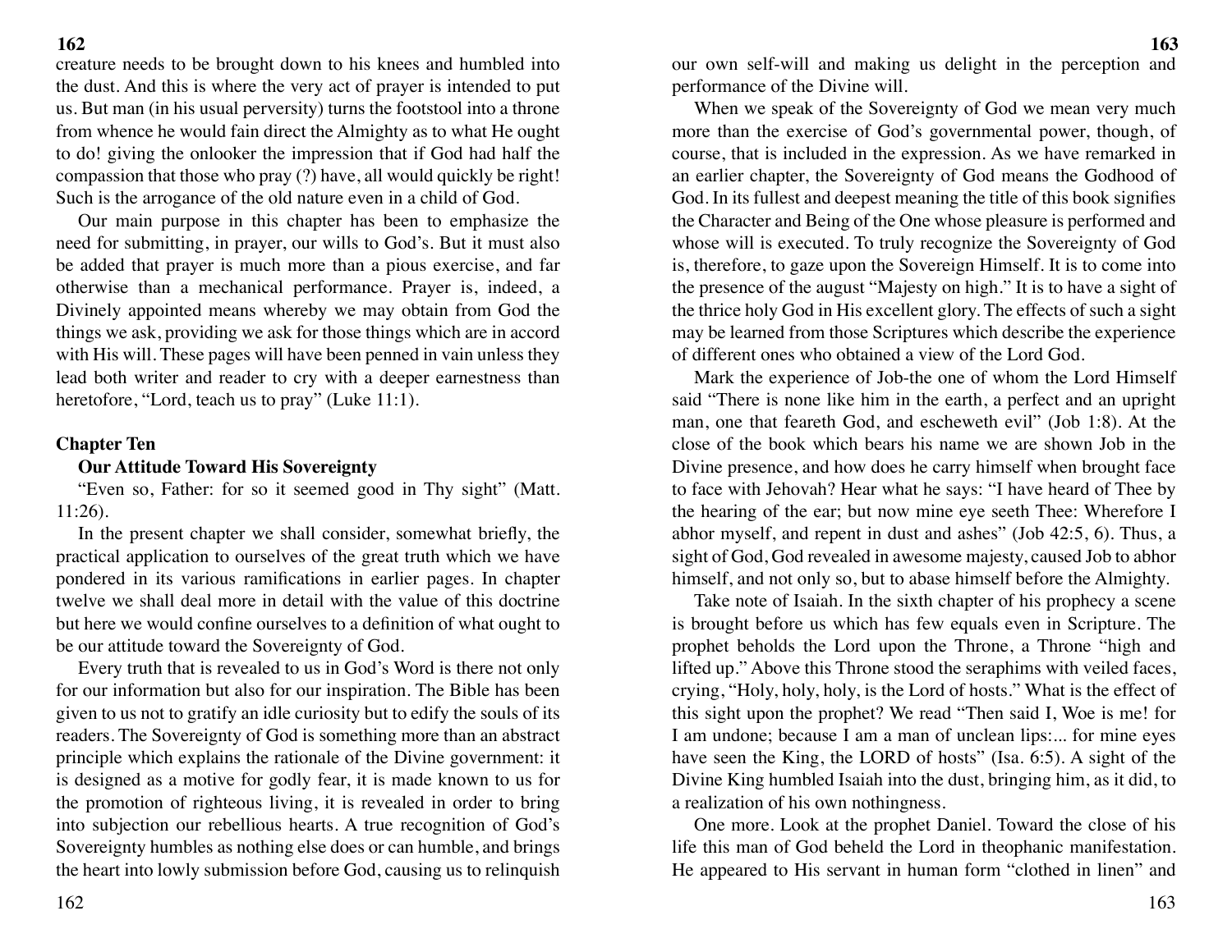creature needs to be brought down to his knees and humbled into the dust. And this is where the very act of prayer is intended to put us. But man (in his usual perversity) turns the footstool into a throne from whence he would fain direct the Almighty as to what He ought to do! giving the onlooker the impression that if God had half the compassion that those who pray (?) have, all would quickly be right! Such is the arrogance of the old nature even in a child of God.

Our main purpose in this chapter has been to emphasize the need for submitting, in prayer, our wills to God's. But it must also be added that prayer is much more than a pious exercise, and far otherwise than a mechanical performance. Prayer is, indeed, a Divinely appointed means whereby we may obtain from God the things we ask, providing we ask for those things which are in accord with His will. These pages will have been penned in vain unless they lead both writer and reader to cry with a deeper earnestness than heretofore, "Lord, teach us to pray" (Luke 11:1).

## Chapter Ten

### Our Attitude Toward His Sovereignty

"Even so, Father: for so it seemed good in Thy sight" (Matt. 11:26).

In the present chapter we shall consider, somewhat briefly, the practical application to ourselves of the great truth which we have pondered in its various ramifications in earlier pages. In chapter twelve we shall deal more in detail with the value of this doctrine but here we would confine ourselves to a definition of what ought to be our attitude toward the Sovereignty of God.

Every truth that is revealed to us in God's Word is there not only for our information but also for our inspiration. The Bible has been given to us not to gratify an idle curiosity but to edify the souls of its readers. The Sovereignty of God is something more than an abstract principle which explains the rationale of the Divine government: it is designed as a motive for godly fear, it is made known to us for the promotion of righteous living, it is revealed in order to bring into subjection our rebellious hearts. A true recognition of God's Sovereignty humbles as nothing else does or can humble, and brings the heart into lowly submission before God, causing us to relinquish our own self-will and making us delight in the perception and performance of the Divine will.

When we speak of the Sovereignty of God we mean very much more than the exercise of God's governmental power, though, of course, that is included in the expression. As we have remarked in an earlier chapter, the Sovereignty of God means the Godhood of God. In its fullest and deepest meaning the title of this book signifies the Character and Being of the One whose pleasure is performed and whose will is executed. To truly recognize the Sovereignty of God is, therefore, to gaze upon the Sovereign Himself. It is to come into the presence of the august "Majesty on high." It is to have a sight of the thrice holy God in His excellent glory. The effects of such a sight may be learned from those Scriptures which describe the experience of different ones who obtained a view of the Lord God.

Mark the experience of Job-the one of whom the Lord Himself said "There is none like him in the earth, a perfect and an upright man, one that feareth God, and escheweth evil" (Job 1:8). At the close of the book which bears his name we are shown Job in the Divine presence, and how does he carry himself when brought face to face with Jehovah? Hear what he says: "I have heard of Thee by the hearing of the ear; but now mine eye seeth Thee: Wherefore I abhor myself, and repent in dust and ashes" (Job 42:5, 6). Thus, a sight of God, God revealed in awesome majesty, caused Job to abhor himself, and not only so, but to abase himself before the Almighty.

Take note of Isaiah. In the sixth chapter of his prophecy a scene is brought before us which has few equals even in Scripture. The prophet beholds the Lord upon the Throne, a Throne "high and lifted up." Above this Throne stood the seraphims with veiled faces, crying, "Holy, holy, holy, is the Lord of hosts." What is the effect of this sight upon the prophet? We read "Then said I, Woe is me! for I am undone; because I am a man of unclean lips:... for mine eyes have seen the King, the LORD of hosts" (Isa. 6:5). A sight of the Divine King humbled Isaiah into the dust, bringing him, as it did, to a realization of his own nothingness.

One more. Look at the prophet Daniel. Toward the close of his life this man of God beheld the Lord in theophanic manifestation. He appeared to His servant in human form "clothed in linen" and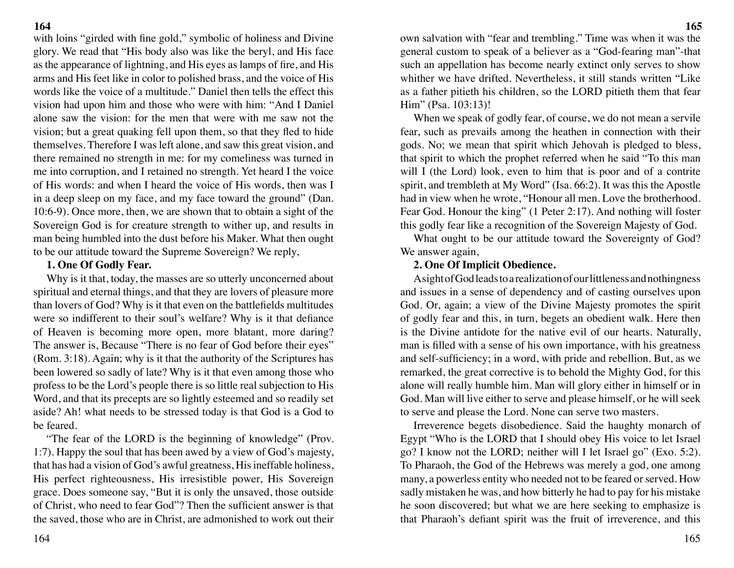with loins "girded with fine gold," symbolic of holiness and Divine glory. We read that "His body also was like the beryl, and His face as the appearance of lightning, and His eyes as lamps of fire, and His arms and His feet like in color to polished brass, and the voice of His words like the voice of a multitude." Daniel then tells the effect this vision had upon him and those who were with him: "And I Daniel alone saw the vision: for the men that were with me saw not the vision; but a great quaking fell upon them, so that they fled to hide themselves. Therefore I was left alone, and saw this great vision, and there remained no strength in me: for my comeliness was turned in me into corruption, and I retained no strength. Yet heard I the voice of His words: and when I heard the voice of His words, then was I in a deep sleep on my face, and my face toward the ground" (Dan. 10:6-9). Once more, then, we are shown that to obtain a sight of the Sovereign God is for creature strength to wither up, and results in man being humbled into the dust before his Maker. What then ought to be our attitude toward the Supreme Sovereign? We reply,

**1. One Of Godly Fear.**

Why is it that, today, the masses are so utterly unconcerned about spiritual and eternal things, and that they are lovers of pleasure more than lovers of God? Why is it that even on the battlefields multitudes were so indifferent to their soul's welfare? Why is it that defiance of Heaven is becoming more open, more blatant, more daring? The answer is, Because "There is no fear of God before their eyes" (Rom. 3:18). Again; why is it that the authority of the Scriptures has been lowered so sadly of late? Why is it that even among those who profess to be the Lord's people there is so little real subjection to His Word, and that its precepts are so lightly esteemed and so readily set aside? Ah! what needs to be stressed today is that God is a God to be feared.

"The fear of the LORD is the beginning of knowledge" (Prov. 1:7). Happy the soul that has been awed by a view of God's majesty, that has had a vision of God's awful greatness, His ineffable holiness, His perfect righteousness, His irresistible power, His Sovereign grace. Does someone say, "But it is only the unsaved, those outside of Christ, who need to fear God"? Then the sufficient answer is that the saved, those who are in Christ, are admonished to work out their own salvation with "fear and trembling." Time was when it was the general custom to speak of a believer as a "God-fearing man"-that such an appellation has become nearly extinct only serves to show whither we have drifted. Nevertheless, it still stands written "Like as a father pitieth his children, so the LORD pitieth them that fear Him" (Psa. 103:13)!

When we speak of godly fear, of course, we do not mean a servile fear, such as prevails among the heathen in connection with their gods. No; we mean that spirit which Jehovah is pledged to bless, that spirit to which the prophet referred when he said "To this man will I (the Lord) look, even to him that is poor and of a contrite spirit, and trembleth at My Word" (Isa. 66:2). It was this the Apostle had in view when he wrote, "Honour all men. Love the brotherhood. Fear God. Honour the king" (1 Peter 2:17). And nothing will foster this godly fear like a recognition of the Sovereign Majesty of God.

What ought to be our attitude toward the Sovereignty of God? We answer again,

**2. One Of Implicit Obedience.**

A sight of God leads to a realization of our littleness and nothingness and issues in a sense of dependency and of casting ourselves upon God. Or, again; a view of the Divine Majesty promotes the spirit of godly fear and this, in turn, begets an obedient walk. Here then is the Divine antidote for the native evil of our hearts. Naturally, man is filled with a sense of his own importance, with his greatness and self-sufficiency; in a word, with pride and rebellion. But, as we remarked, the great corrective is to behold the Mighty God, for this alone will really humble him. Man will glory either in himself or in God. Man will live either to serve and please himself, or he will seek to serve and please the Lord. None can serve two masters.

Irreverence begets disobedience. Said the haughty monarch of Egypt "Who is the LORD that I should obey His voice to let Israel go? I know not the LORD; neither will I let Israel go" (Exo. 5:2). To Pharaoh, the God of the Hebrews was merely a god, one among many, a powerless entity who needed not to be feared or served. How sadly mistaken he was, and how bitterly he had to pay for his mistake he soon discovered; but what we are here seeking to emphasize is that Pharaoh's defiant spirit was the fruit of irreverence, and this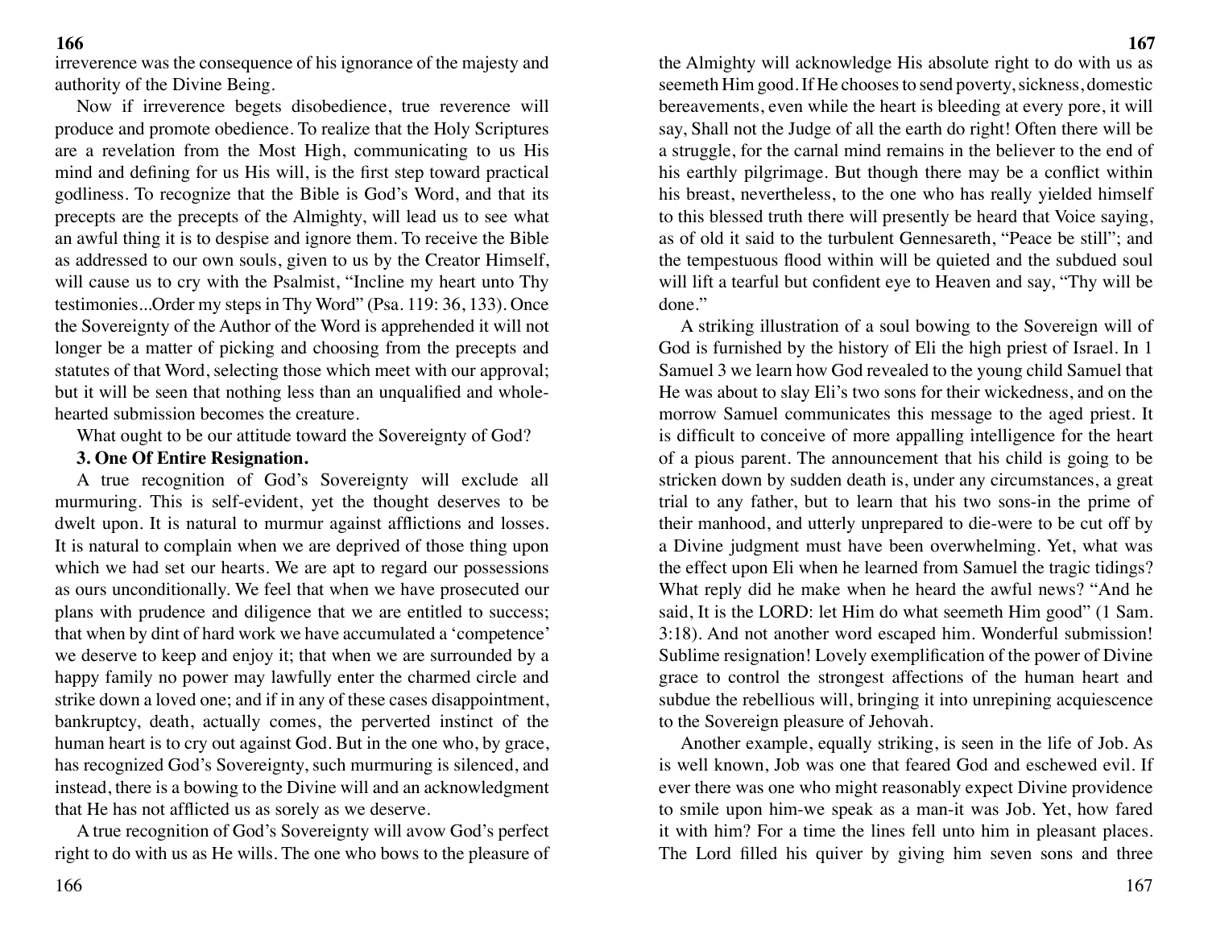irreverence was the consequence of his ignorance of the majesty and authority of the Divine Being.

Now if irreverence begets disobedience, true reverence will produce and promote obedience. To realize that the Holy Scriptures are a revelation from the Most High, communicating to us His mind and defining for us His will, is the first step toward practical godliness. To recognize that the Bible is God's Word, and that its precepts are the precepts of the Almighty, will lead us to see what an awful thing it is to despise and ignore them. To receive the Bible as addressed to our own souls, given to us by the Creator Himself, will cause us to cry with the Psalmist, "Incline my heart unto Thy testimonies...Order my steps in Thy Word" (Psa. 119: 36, 133). Once the Sovereignty of the Author of the Word is apprehended it will not longer be a matter of picking and choosing from the precepts and statutes of that Word, selecting those which meet with our approval; but it will be seen that nothing less than an unqualified and whole-hearted submission becomes the creature.

What ought to be our attitude toward the Sovereignty of God?

**3. One Of Entire Resignation.**

A true recognition of God's Sovereignty will exclude all murmuring. This is self-evident, yet the thought deserves to be dwelt upon. It is natural to murmur against afflictions and losses. It is natural to complain when we are deprived of those thing upon which we had set our hearts. We are apt to regard our possessions as ours unconditionally. We feel that when we have prosecuted our plans with prudence and diligence that we are entitled to success; that when by dint of hard work we have accumulated a 'competence' we deserve to keep and enjoy it; that when we are surrounded by a happy family no power may lawfully enter the charmed circle and strike down a loved one; and if in any of these cases disappointment, bankruptcy, death, actually comes, the perverted instinct of the human heart is to cry out against God. But in the one who, by grace, has recognized God's Sovereignty, such murmuring is silenced, and instead, there is a bowing to the Divine will and an acknowledgment that He has not afflicted us as sorely as we deserve.

A true recognition of God's Sovereignty will avow God's perfect right to do with us as He wills. The one who bows to the pleasure of the Almighty will acknowledge His absolute right to do with us as seemeth Him good. If He chooses to send poverty, sickness, domestic bereavements, even while the heart is bleeding at every pore, it will say, Shall not the Judge of all the earth do right! Often there will be a struggle, for the carnal mind remains in the believer to the end of his earthly pilgrimage. But though there may be a conflict within his breast, nevertheless, to the one who has really yielded himself to this blessed truth there will presently be heard that Voice saying, as of old it said to the turbulent Gennesareth, "Peace be still"; and the tempestuous flood within will be quieted and the subdued soul will lift a tearful but confident eye to Heaven and say, "Thy will be done."

A striking illustration of a soul bowing to the Sovereign will of God is furnished by the history of Eli the high priest of Israel. In 1 Samuel 3 we learn how God revealed to the young child Samuel that He was about to slay Eli's two sons for their wickedness, and on the morrow Samuel communicates this message to the aged priest. It is difficult to conceive of more appalling intelligence for the heart of a pious parent. The announcement that his child is going to be stricken down by sudden death is, under any circumstances, a great trial to any father, but to learn that his two sons-in the prime of their manhood, and utterly unprepared to die-were to be cut off by a Divine judgment must have been overwhelming. Yet, what was the effect upon Eli when he learned from Samuel the tragic tidings? What reply did he make when he heard the awful news? "And he said, It is the LORD: let Him do what seemeth Him good" (1 Sam. 3:18). And not another word escaped him. Wonderful submission! Sublime resignation! Lovely exemplification of the power of Divine grace to control the strongest affections of the human heart and subdue the rebellious will, bringing it into unrepining acquiescence to the Sovereign pleasure of Jehovah.

Another example, equally striking, is seen in the life of Job. As is well known, Job was one that feared God and eschewed evil. If ever there was one who might reasonably expect Divine providence to smile upon him-we speak as a man-it was Job. Yet, how fared it with him? For a time the lines fell unto him in pleasant places. The Lord filled his quiver by giving him seven sons and three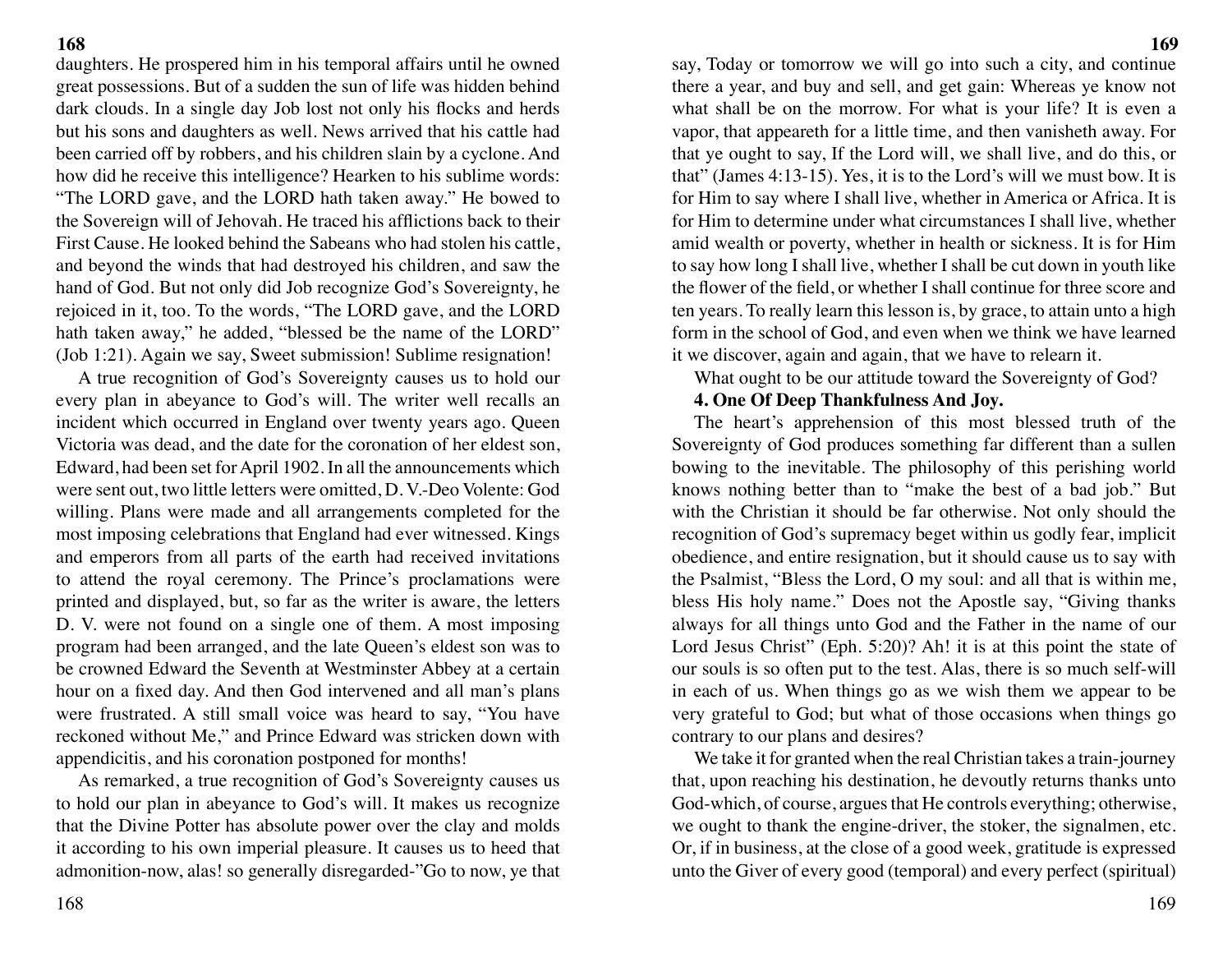daughters. He prospered him in his temporal affairs until he owned great possessions. But of a sudden the sun of life was hidden behind dark clouds. In a single day Job lost not only his flocks and herds but his sons and daughters as well. News arrived that his cattle had been carried off by robbers, and his children slain by a cyclone. And how did he receive this intelligence? Hearken to his sublime words: "The LORD gave, and the LORD hath taken away." He bowed to the Sovereign will of Jehovah. He traced his afflictions back to their First Cause. He looked behind the Sabeans who had stolen his cattle, and beyond the winds that had destroyed his children, and saw the hand of God. But not only did Job recognize God's Sovereignty, he rejoiced in it, too. To the words, "The LORD gave, and the LORD hath taken away," he added, "blessed be the name of the LORD" (Job 1:21). Again we say, Sweet submission! Sublime resignation!

A true recognition of God's Sovereignty causes us to hold our every plan in abeyance to God's will. The writer well recalls an incident which occurred in England over twenty years ago. Queen Victoria was dead, and the date for the coronation of her eldest son, Edward, had been set for April 1902. In all the announcements which were sent out, two little letters were omitted, D. V.-Deo Volente: God willing. Plans were made and all arrangements completed for the most imposing celebrations that England had ever witnessed. Kings and emperors from all parts of the earth had received invitations to attend the royal ceremony. The Prince's proclamations were printed and displayed, but, so far as the writer is aware, the letters D. V. were not found on a single one of them. A most imposing program had been arranged, and the late Queen's eldest son was to be crowned Edward the Seventh at Westminster Abbey at a certain hour on a fixed day. And then God intervened and all man's plans were frustrated. A still small voice was heard to say, "You have reckoned without Me," and Prince Edward was stricken down with appendicitis, and his coronation postponed for months!

As remarked, a true recognition of God's Sovereignty causes us to hold our plan in abeyance to God's will. It makes us recognize that the Divine Potter has absolute power over the clay and molds it according to his own imperial pleasure. It causes us to heed that admonition-now, alas! so generally disregarded-"Go to now, ye that say, Today or tomorrow we will go into such a city, and continue there a year, and buy and sell, and get gain: Whereas ye know not what shall be on the morrow. For what is your life? It is even a vapor, that appeareth for a little time, and then vanisheth away. For that ye ought to say, If the Lord will, we shall live, and do this, or that" (James 4:13-15). Yes, it is to the Lord's will we must bow. It is for Him to say where I shall live, whether in America or Africa. It is for Him to determine under what circumstances I shall live, whether amid wealth or poverty, whether in health or sickness. It is for Him to say how long I shall live, whether I shall be cut down in youth like the flower of the field, or whether I shall continue for three score and ten years. To really learn this lesson is, by grace, to attain unto a high form in the school of God, and even when we think we have learned it we discover, again and again, that we have to relearn it.

What ought to be our attitude toward the Sovereignty of God?

**4. One Of Deep Thankfulness And Joy.**

The heart's apprehension of this most blessed truth of the Sovereignty of God produces something far different than a sullen bowing to the inevitable. The philosophy of this perishing world knows nothing better than to "make the best of a bad job." But with the Christian it should be far otherwise. Not only should the recognition of God's supremacy beget within us godly fear, implicit obedience, and entire resignation, but it should cause us to say with the Psalmist, "Bless the Lord, O my soul: and all that is within me, bless His holy name." Does not the Apostle say, "Giving thanks always for all things unto God and the Father in the name of our Lord Jesus Christ" (Eph. 5:20)? Ah! it is at this point the state of our souls is so often put to the test. Alas, there is so much self-will in each of us. When things go as we wish them we appear to be very grateful to God; but what of those occasions when things go contrary to our plans and desires?

We take it for granted when the real Christian takes a train-journey that, upon reaching his destination, he devoutly returns thanks unto God-which, of course, argues that He controls everything; otherwise, we ought to thank the engine-driver, the stoker, the signalmen, etc. Or, if in business, at the close of a good week, gratitude is expressed unto the Giver of every good (temporal) and every perfect (spiritual)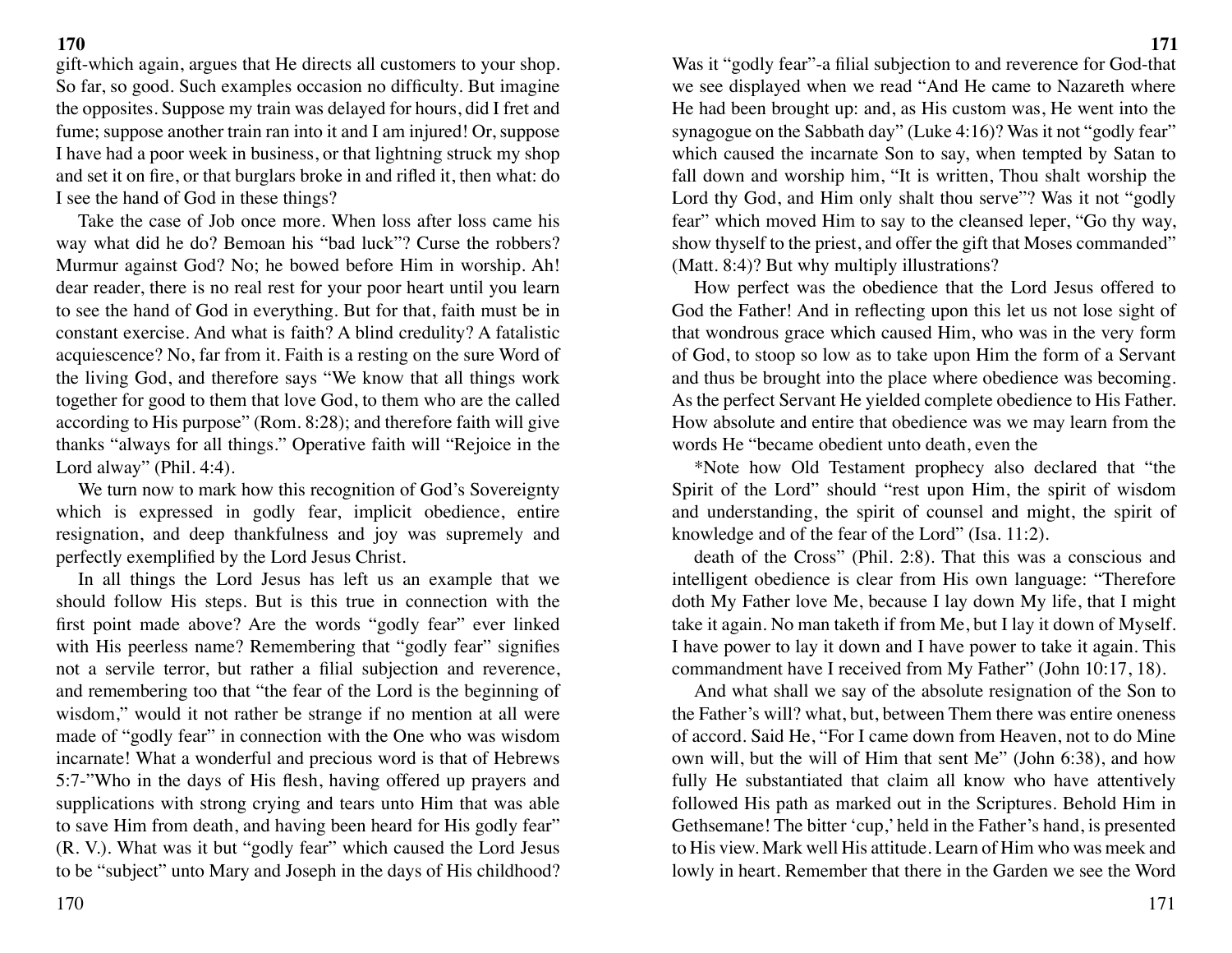gift-which again, argues that He directs all customers to your shop. So far, so good. Such examples occasion no difficulty. But imagine the opposites. Suppose my train was delayed for hours, did I fret and fume; suppose another train ran into it and I am injured! Or, suppose I have had a poor week in business, or that lightning struck my shop and set it on fire, or that burglars broke in and rifled it, then what: do I see the hand of God in these things?

Take the case of Job once more. When loss after loss came his way what did he do? Bemoan his "bad luck"? Curse the robbers? Murmur against God? No; he bowed before Him in worship. Ah! dear reader, there is no real rest for your poor heart until you learn to see the hand of God in everything. But for that, faith must be in constant exercise. And what is faith? A blind credulity? A fatalistic acquiescence? No, far from it. Faith is a resting on the sure Word of the living God, and therefore says "We know that all things work together for good to them that love God, to them who are the called according to His purpose" (Rom. 8:28); and therefore faith will give thanks "always for all things." Operative faith will "Rejoice in the Lord alway" (Phil. 4:4).

We turn now to mark how this recognition of God's Sovereignty which is expressed in godly fear, implicit obedience, entire resignation, and deep thankfulness and joy was supremely and perfectly exemplified by the Lord Jesus Christ.

In all things the Lord Jesus has left us an example that we should follow His steps. But is this true in connection with the first point made above? Are the words "godly fear" ever linked with His peerless name? Remembering that "godly fear" signifies not a servile terror, but rather a filial subjection and reverence, and remembering too that "the fear of the Lord is the beginning of wisdom," would it not rather be strange if no mention at all were made of "godly fear" in connection with the One who was wisdom incarnate! What a wonderful and precious word is that of Hebrews 5:7-"Who in the days of His flesh, having offered up prayers and supplications with strong crying and tears unto Him that was able to save Him from death, and having been heard for His godly fear" (R. V.). What was it but "godly fear" which caused the Lord Jesus to be "subject" unto Mary and Joseph in the days of His childhood? Was it "godly fear"-a filial subjection to and reverence for God-that we see displayed when we read "And He came to Nazareth where He had been brought up: and, as His custom was, He went into the synagogue on the Sabbath day" (Luke 4:16)? Was it not "godly fear" which caused the incarnate Son to say, when tempted by Satan to fall down and worship him, "It is written, Thou shalt worship the Lord thy God, and Him only shalt thou serve"? Was it not "godly fear" which moved Him to say to the cleansed leper, "Go thy way, show thyself to the priest, and offer the gift that Moses commanded" (Matt. 8:4)? But why multiply illustrations?

How perfect was the obedience that the Lord Jesus offered to God the Father! And in reflecting upon this let us not lose sight of that wondrous grace which caused Him, who was in the very form of God, to stoop so low as to take upon Him the form of a Servant and thus be brought into the place where obedience was becoming. As the perfect Servant He yielded complete obedience to His Father. How absolute and entire that obedience was we may learn from the words He "became obedient unto death, even the death of the Cross" (Phil. 2:8). That this was a conscious and intelligent obedience is clear from His own language: "Therefore doth My Father love Me, because I lay down My life, that I might take it again. No man taketh if from Me, but I lay it down of Myself. I have power to lay it down and I have power to take it again. This commandment have I received from My Father" (John 10:17, 18).

And what shall we say of the absolute resignation of the Son to the Father's will? what, but, between Them there was entire oneness of accord. Said He, "For I came down from Heaven, not to do Mine own will, but the will of Him that sent Me" (John 6:38), and how fully He substantiated that claim all know who have attentively followed His path as marked out in the Scriptures. Behold Him in Gethsemane! The bitter 'cup,' held in the Father's hand, is presented to His view. Mark well His attitude. Learn of Him who was meek and lowly in heart. Remember that there in the Garden we see the Word

*Note how Old Testament prophecy also declared that "the Spirit of the Lord" should "rest upon Him, the spirit of wisdom and understanding, the spirit of counsel and might, the spirit of knowledge and of the fear of the Lord" (Isa. 11:2).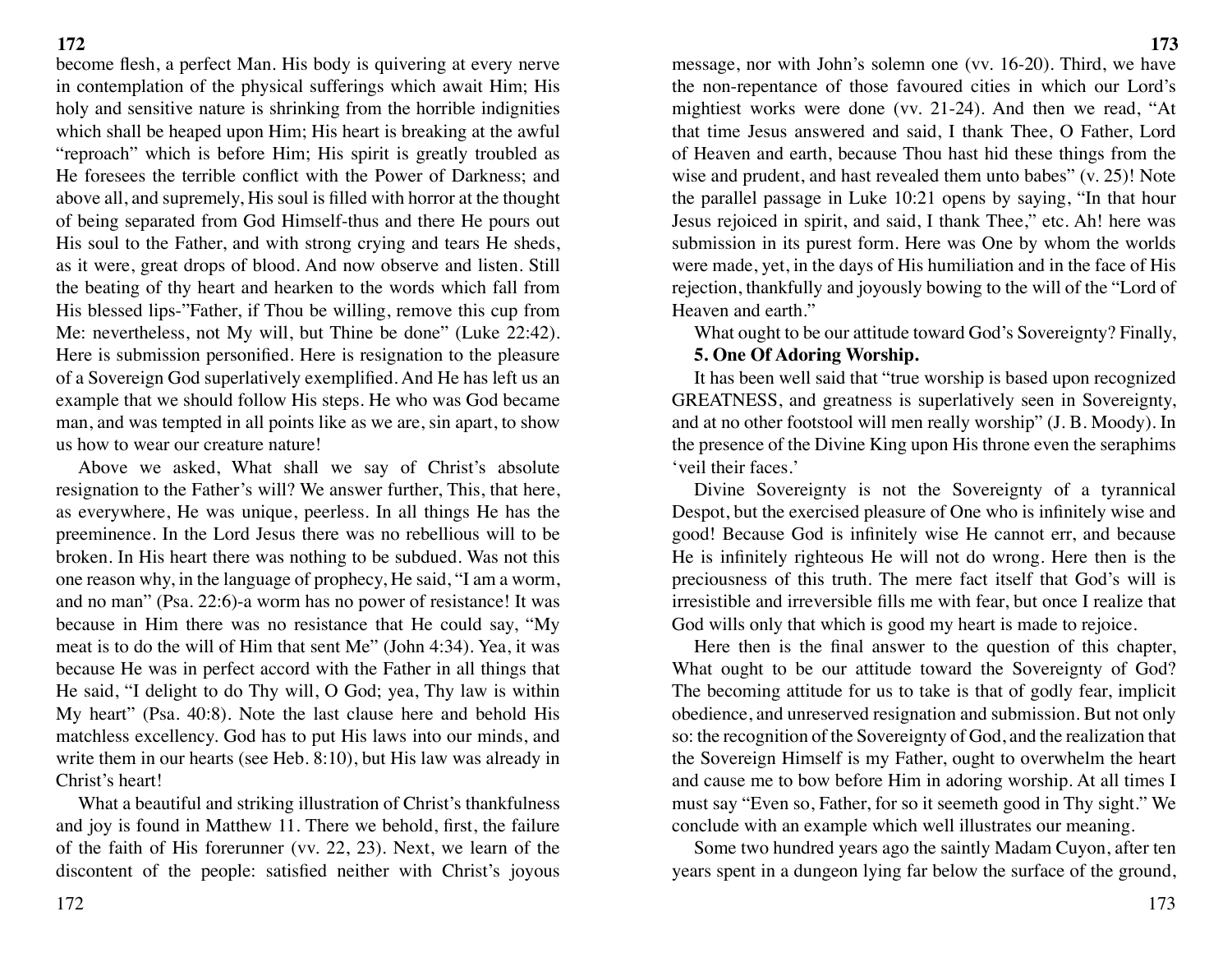become flesh, a perfect Man. His body is quivering at every nerve in contemplation of the physical sufferings which await Him; His holy and sensitive nature is shrinking from the horrible indignities which shall be heaped upon Him; His heart is breaking at the awful "reproach" which is before Him; His spirit is greatly troubled as He foresees the terrible conflict with the Power of Darkness; and above all, and supremely, His soul is filled with horror at the thought of being separated from God Himself-thus and there He pours out His soul to the Father, and with strong crying and tears He sheds, as it were, great drops of blood. And now observe and listen. Still the beating of thy heart and hearken to the words which fall from His blessed lips-"Father, if Thou be willing, remove this cup from Me: nevertheless, not My will, but Thine be done" (Luke 22:42). Here is submission personified. Here is resignation to the pleasure of a Sovereign God superlatively exemplified. And He has left us an example that we should follow His steps. He who was God became man, and was tempted in all points like as we are, sin apart, to show us how to wear our creature nature!

Above we asked, What shall we say of Christ's absolute resignation to the Father's will? We answer further, This, that here, as everywhere, He was unique, peerless. In all things He has the preeminence. In the Lord Jesus there was no rebellious will to be broken. In His heart there was nothing to be subdued. Was not this one reason why, in the language of prophecy, He said, "I am a worm, and no man" (Psa. 22:6)-a worm has no power of resistance! It was because in Him there was no resistance that He could say, "My meat is to do the will of Him that sent Me" (John 4:34). Yea, it was because He was in perfect accord with the Father in all things that He said, "I delight to do Thy will, O God; yea, Thy law is within My heart" (Psa. 40:8). Note the last clause here and behold His matchless excellency. God has to put His laws into our minds, and write them in our hearts (see Heb. 8:10), but His law was already in Christ's heart!

What a beautiful and striking illustration of Christ's thankfulness and joy is found in Matthew 11. There we behold, first, the failure of the faith of His forerunner (vv. 22, 23). Next, we learn of the discontent of the people: satisfied neither with Christ's joyous message, nor with John's solemn one (vv. 16-20). Third, we have the non-repentance of those favoured cities in which our Lord's mightiest works were done (vv. 21-24). And then we read, "At that time Jesus answered and said, I thank Thee, O Father, Lord of Heaven and earth, because Thou hast hid these things from the wise and prudent, and hast revealed them unto babes" (v. 25)! Note the parallel passage in Luke 10:21 opens by saying, "In that hour Jesus rejoiced in spirit, and said, I thank Thee," etc. Ah! here was submission in its purest form. Here was One by whom the worlds were made, yet, in the days of His humiliation and in the face of His rejection, thankfully and joyously bowing to the will of the "Lord of Heaven and earth."

What ought to be our attitude toward God's Sovereignty? Finally,

**5. One Of Adoring Worship.**

It has been well said that "true worship is based upon recognized GREATNESS, and greatness is superlatively seen in Sovereignty, and at no other footstool will men really worship" (J. B. Moody). In the presence of the Divine King upon His throne even the seraphims 'veil their faces.'

Divine Sovereignty is not the Sovereignty of a tyrannical Despot, but the exercised pleasure of One who is infinitely wise and good! Because God is infinitely wise He cannot err, and because He is infinitely righteous He will not do wrong. Here then is the preciousness of this truth. The mere fact itself that God's will is irresistible and irreversible fills me with fear, but once I realize that God wills only that which is good my heart is made to rejoice.

Here then is the final answer to the question of this chapter, What ought to be our attitude toward the Sovereignty of God? The becoming attitude for us to take is that of godly fear, implicit obedience, and unreserved resignation and submission. But not only so: the recognition of the Sovereignty of God, and the realization that the Sovereign Himself is my Father, ought to overwhelm the heart and cause me to bow before Him in adoring worship. At all times I must say "Even so, Father, for so it seemeth good in Thy sight." We conclude with an example which well illustrates our meaning.

Some two hundred years ago the saintly Madam Cuyon, after ten years spent in a dungeon lying far below the surface of the ground,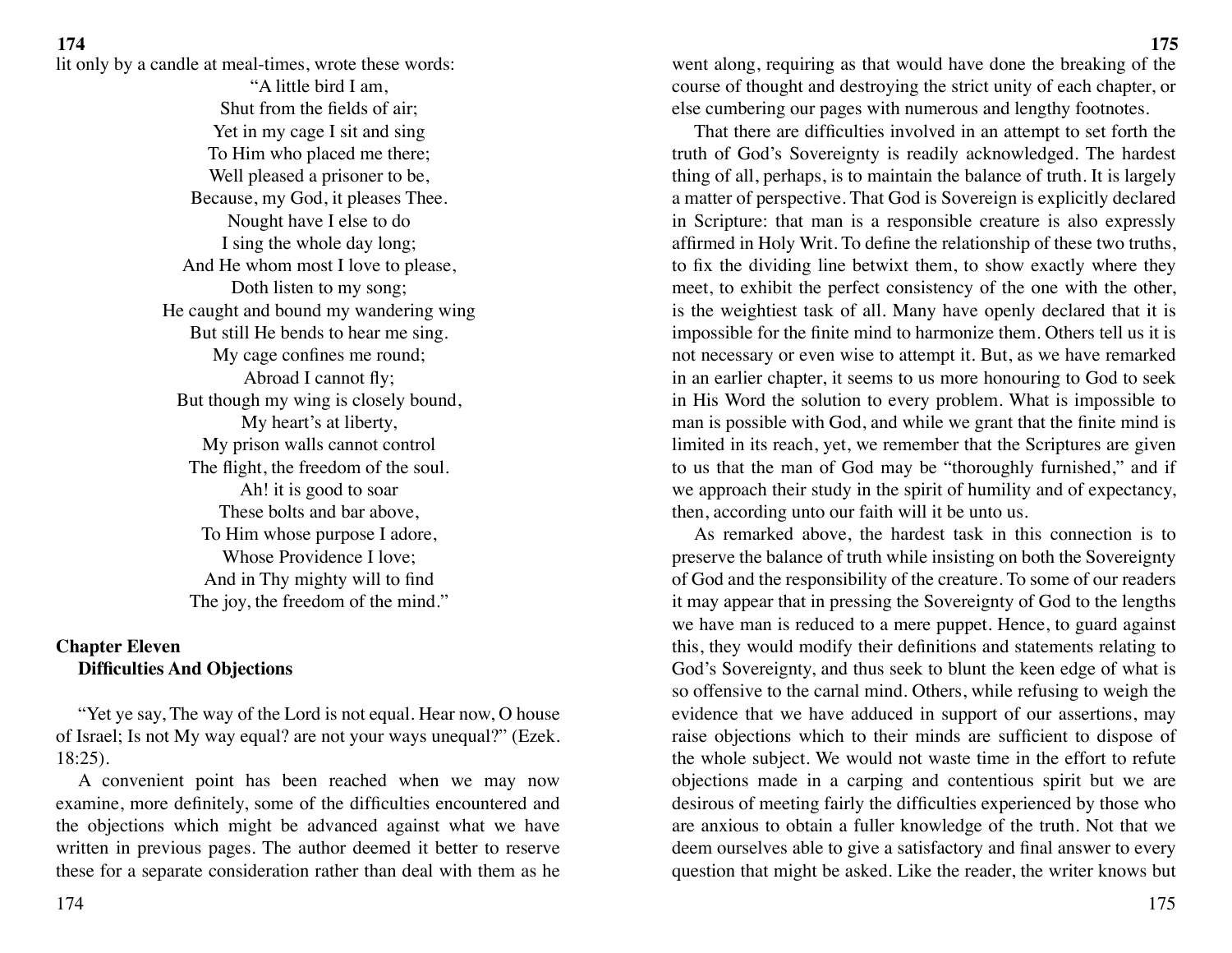lit only by a candle at meal-times, wrote these words:

"A little bird I am,  
Shut from the fields of air;  
Yet in my cage I sit and sing  
To Him who placed me there;  
Well pleased a prisoner to be,  
Because, my God, it pleases Thee.  
Nought have I else to do  
I sing the whole day long;  
And He whom most I love to please,  
Doth listen to my song;  
He caught and bound my wandering wing  
But still He bends to hear me sing.  
My cage confines me round;  
Abroad I cannot fly;  
But though my wing is closely bound,  
My heart's at liberty,  
My prison walls cannot control  
The flight, the freedom of the soul.  
Ah! it is good to soar  
These bolts and bar above,  
To Him whose purpose I adore,  
Whose Providence I love;  
And in Thy mighty will to find  
The joy, the freedom of the mind."

## Chapter Eleven
### Difficulties And Objections

"Yet ye say, The way of the Lord is not equal. Hear now, O house of Israel; Is not My way equal? are not your ways unequal?" (Ezek. 18:25).

A convenient point has been reached when we may now examine, more definitely, some of the difficulties encountered and the objections which might be advanced against what we have written in previous pages. The author deemed it better to reserve these for a separate consideration rather than deal with them as he went along, requiring as that would have done the breaking of the course of thought and destroying the strict unity of each chapter, or else cumbering our pages with numerous and lengthy footnotes.

That there are difficulties involved in an attempt to set forth the truth of God's Sovereignty is readily acknowledged. The hardest thing of all, perhaps, is to maintain the balance of truth. It is largely a matter of perspective. That God is Sovereign is explicitly declared in Scripture: that man is a responsible creature is also expressly affirmed in Holy Writ. To define the relationship of these two truths, to fix the dividing line betwixt them, to show exactly where they meet, to exhibit the perfect consistency of the one with the other, is the weightiest task of all. Many have openly declared that it is impossible for the finite mind to harmonize them. Others tell us it is not necessary or even wise to attempt it. But, as we have remarked in an earlier chapter, it seems to us more honouring to God to seek in His Word the solution to every problem. What is impossible to man is possible with God, and while we grant that the finite mind is limited in its reach, yet, we remember that the Scriptures are given to us that the man of God may be "thoroughly furnished," and if we approach their study in the spirit of humility and of expectancy, then, according unto our faith will it be unto us.

As remarked above, the hardest task in this connection is to preserve the balance of truth while insisting on both the Sovereignty of God and the responsibility of the creature. To some of our readers it may appear that in pressing the Sovereignty of God to the lengths we have man is reduced to a mere puppet. Hence, to guard against this, they would modify their definitions and statements relating to God's Sovereignty, and thus seek to blunt the keen edge of what is so offensive to the carnal mind. Others, while refusing to weigh the evidence that we have adduced in support of our assertions, may raise objections which to their minds are sufficient to dispose of the whole subject. We would not waste time in the effort to refute objections made in a carping and contentious spirit but we are desirous of meeting fairly the difficulties experienced by those who are anxious to obtain a fuller knowledge of the truth. Not that we deem ourselves able to give a satisfactory and final answer to every question that might be asked. Like the reader, the writer knows but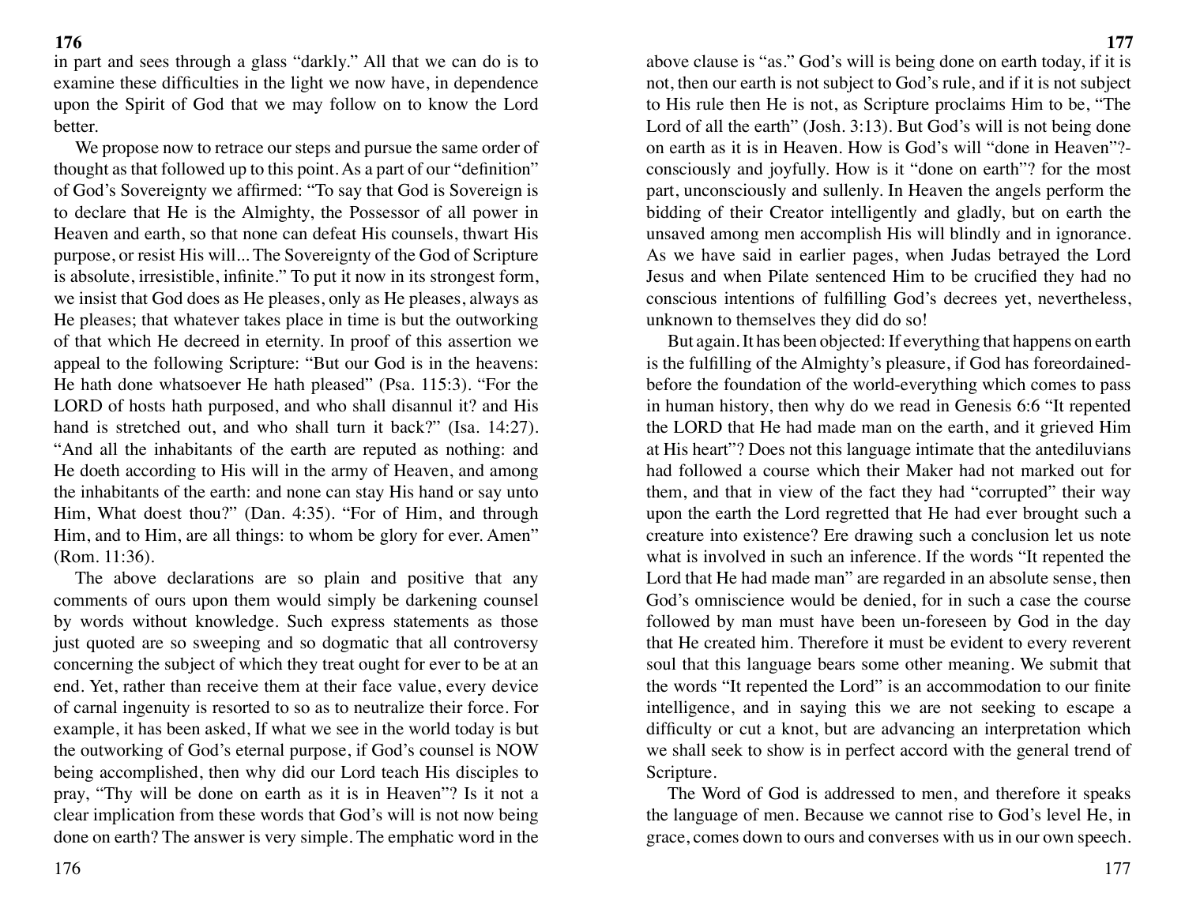in part and sees through a glass "darkly." All that we can do is to examine these difficulties in the light we now have, in dependence upon the Spirit of God that we may follow on to know the Lord better.

We propose now to retrace our steps and pursue the same order of thought as that followed up to this point. As a part of our "definition" of God's Sovereignty we affirmed: "To say that God is Sovereign is to declare that He is the Almighty, the Possessor of all power in Heaven and earth, so that none can defeat His counsels, thwart His purpose, or resist His will... The Sovereignty of the God of Scripture is absolute, irresistible, infinite." To put it now in its strongest form, we insist that God does as He pleases, only as He pleases, always as He pleases; that whatever takes place in time is but the outworking of that which He decreed in eternity. In proof of this assertion we appeal to the following Scripture: "But our God is in the heavens: He hath done whatsoever He hath pleased" (Psa. 115:3). "For the LORD of hosts hath purposed, and who shall disannul it? and His hand is stretched out, and who shall turn it back?" (Isa. 14:27). "And all the inhabitants of the earth are reputed as nothing: and He doeth according to His will in the army of Heaven, and among the inhabitants of the earth: and none can stay His hand or say unto Him, What doest thou?" (Dan. 4:35). "For of Him, and through Him, and to Him, are all things: to whom be glory for ever. Amen" (Rom. 11:36).

The above declarations are so plain and positive that any comments of ours upon them would simply be darkening counsel by words without knowledge. Such express statements as those just quoted are so sweeping and so dogmatic that all controversy concerning the subject of which they treat ought for ever to be at an end. Yet, rather than receive them at their face value, every device of carnal ingenuity is resorted to so as to neutralize their force. For example, it has been asked, If what we see in the world today is but the outworking of God's eternal purpose, if God's counsel is NOW being accomplished, then why did our Lord teach His disciples to pray, "Thy will be done on earth as it is in Heaven"? Is it not a clear implication from these words that God's will is not now being done on earth? The answer is very simple. The emphatic word in the above clause is "as." God's will is being done on earth today, if it is not, then our earth is not subject to God's rule, and if it is not subject to His rule then He is not, as Scripture proclaims Him to be, "The Lord of all the earth" (Josh. 3:13). But God's will is not being done on earth as it is in Heaven. How is God's will "done in Heaven"?-consciously and joyfully. How is it "done on earth"? for the most part, unconsciously and sullenly. In Heaven the angels perform the bidding of their Creator intelligently and gladly, but on earth the unsaved among men accomplish His will blindly and in ignorance. As we have said in earlier pages, when Judas betrayed the Lord Jesus and when Pilate sentenced Him to be crucified they had no conscious intentions of fulfilling God's decrees yet, nevertheless, unknown to themselves they did do so!

But again. It has been objected: If everything that happens on earth is the fulfilling of the Almighty's pleasure, if God has foreordained-before the foundation of the world-everything which comes to pass in human history, then why do we read in Genesis 6:6 "It repented the LORD that He had made man on the earth, and it grieved Him at His heart"? Does not this language intimate that the antediluvians had followed a course which their Maker had not marked out for them, and that in view of the fact they had "corrupted" their way upon the earth the Lord regretted that He had ever brought such a creature into existence? Ere drawing such a conclusion let us note what is involved in such an inference. If the words "It repented the Lord that He had made man" are regarded in an absolute sense, then God's omniscience would be denied, for in such a case the course followed by man must have been un-foreseen by God in the day that He created him. Therefore it must be evident to every reverent soul that this language bears some other meaning. We submit that the words "It repented the Lord" is an accommodation to our finite intelligence, and in saying this we are not seeking to escape a difficulty or cut a knot, but are advancing an interpretation which we shall seek to show is in perfect accord with the general trend of Scripture.

The Word of God is addressed to men, and therefore it speaks the language of men. Because we cannot rise to God's level He, in grace, comes down to ours and converses with us in our own speech.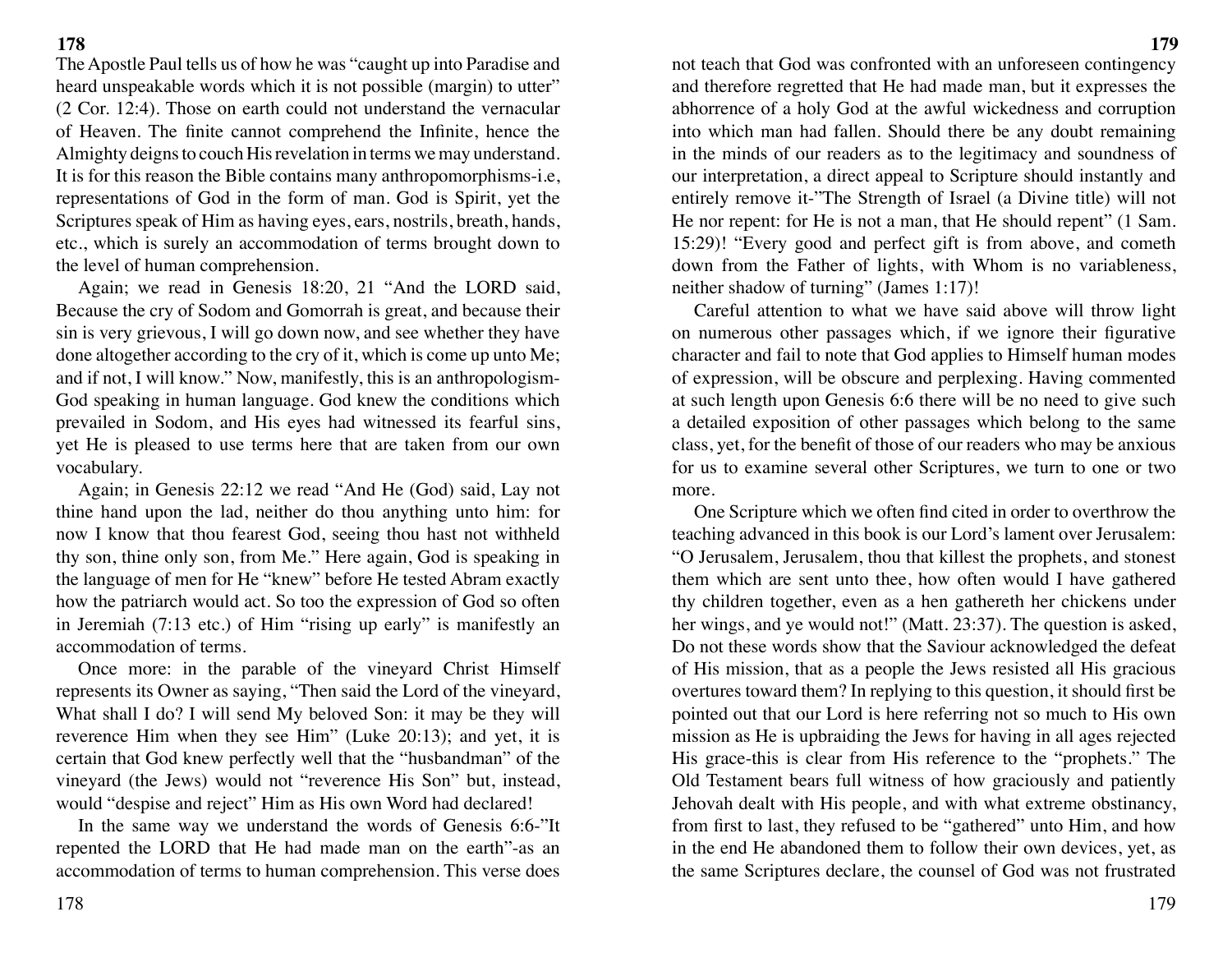The Apostle Paul tells us of how he was "caught up into Paradise and heard unspeakable words which it is not possible (margin) to utter" (2 Cor. 12:4). Those on earth could not understand the vernacular of Heaven. The finite cannot comprehend the Infinite, hence the Almighty deigns to couch His revelation in terms we may understand. It is for this reason the Bible contains many anthropomorphisms-i.e, representations of God in the form of man. God is Spirit, yet the Scriptures speak of Him as having eyes, ears, nostrils, breath, hands, etc., which is surely an accommodation of terms brought down to the level of human comprehension.

Again; we read in Genesis 18:20, 21 "And the LORD said, Because the cry of Sodom and Gomorrah is great, and because their sin is very grievous, I will go down now, and see whether they have done altogether according to the cry of it, which is come up unto Me; and if not, I will know." Now, manifestly, this is an anthropologism-God speaking in human language. God knew the conditions which prevailed in Sodom, and His eyes had witnessed its fearful sins, yet He is pleased to use terms here that are taken from our own vocabulary.

Again; in Genesis 22:12 we read "And He (God) said, Lay not thine hand upon the lad, neither do thou anything unto him: for now I know that thou fearest God, seeing thou hast not withheld thy son, thine only son, from Me." Here again, God is speaking in the language of men for He "knew" before He tested Abram exactly how the patriarch would act. So too the expression of God so often in Jeremiah (7:13 etc.) of Him "rising up early" is manifestly an accommodation of terms.

Once more: in the parable of the vineyard Christ Himself represents its Owner as saying, "Then said the Lord of the vineyard, What shall I do? I will send My beloved Son: it may be they will reverence Him when they see Him" (Luke 20:13); and yet, it is certain that God knew perfectly well that the "husbandman" of the vineyard (the Jews) would not "reverence His Son" but, instead, would "despise and reject" Him as His own Word had declared!

In the same way we understand the words of Genesis 6:6-"It repented the LORD that He had made man on the earth"-as an accommodation of terms to human comprehension. This verse does not teach that God was confronted with an unforeseen contingency and therefore regretted that He had made man, but it expresses the abhorrence of a holy God at the awful wickedness and corruption into which man had fallen. Should there be any doubt remaining in the minds of our readers as to the legitimacy and soundness of our interpretation, a direct appeal to Scripture should instantly and entirely remove it-"The Strength of Israel (a Divine title) will not He nor repent: for He is not a man, that He should repent" (1 Sam. 15:29)! "Every good and perfect gift is from above, and cometh down from the Father of lights, with Whom is no variableness, neither shadow of turning" (James 1:17)!

Careful attention to what we have said above will throw light on numerous other passages which, if we ignore their figurative character and fail to note that God applies to Himself human modes of expression, will be obscure and perplexing. Having commented at such length upon Genesis 6:6 there will be no need to give such a detailed exposition of other passages which belong to the same class, yet, for the benefit of those of our readers who may be anxious for us to examine several other Scriptures, we turn to one or two more.

One Scripture which we often find cited in order to overthrow the teaching advanced in this book is our Lord's lament over Jerusalem: "O Jerusalem, Jerusalem, thou that killest the prophets, and stonest them which are sent unto thee, how often would I have gathered thy children together, even as a hen gathereth her chickens under her wings, and ye would not!" (Matt. 23:37). The question is asked, Do not these words show that the Saviour acknowledged the defeat of His mission, that as a people the Jews resisted all His gracious overtures toward them? In replying to this question, it should first be pointed out that our Lord is here referring not so much to His own mission as He is upbraiding the Jews for having in all ages rejected His grace-this is clear from His reference to the "prophets." The Old Testament bears full witness of how graciously and patiently Jehovah dealt with His people, and with what extreme obstinancy, from first to last, they refused to be "gathered" unto Him, and how in the end He abandoned them to follow their own devices, yet, as the same Scriptures declare, the counsel of God was not frustrated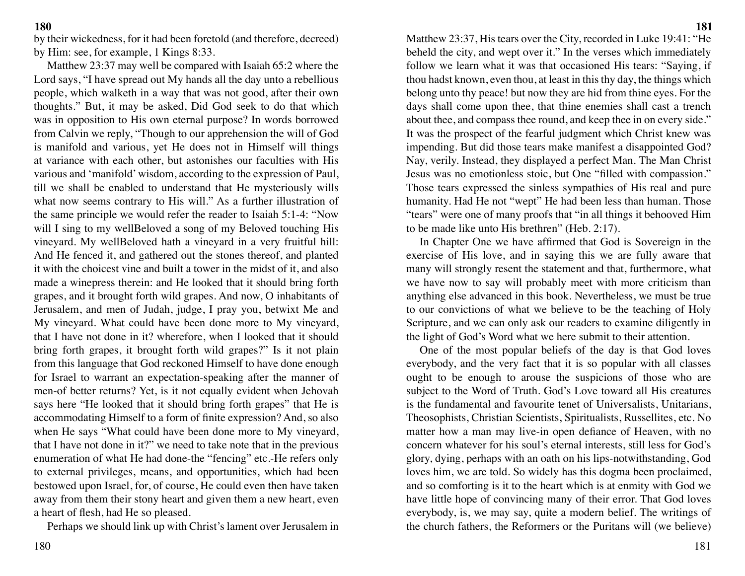by their wickedness, for it had been foretold (and therefore, decreed) by Him: see, for example, 1 Kings 8:33.

Matthew 23:37 may well be compared with Isaiah 65:2 where the Lord says, "I have spread out My hands all the day unto a rebellious people, which walketh in a way that was not good, after their own thoughts." But, it may be asked, Did God seek to do that which was in opposition to His own eternal purpose? In words borrowed from Calvin we reply, "Though to our apprehension the will of God is manifold and various, yet He does not in Himself will things at variance with each other, but astonishes our faculties with His various and 'manifold' wisdom, according to the expression of Paul, till we shall be enabled to understand that He mysteriously wills what now seems contrary to His will." As a further illustration of the same principle we would refer the reader to Isaiah 5:1-4: "Now will I sing to my wellBeloved a song of my Beloved touching His vineyard. My wellBeloved hath a vineyard in a very fruitful hill: And He fenced it, and gathered out the stones thereof, and planted it with the choicest vine and built a tower in the midst of it, and also made a winepress therein: and He looked that it should bring forth grapes, and it brought forth wild grapes. And now, O inhabitants of Jerusalem, and men of Judah, judge, I pray you, betwixt Me and My vineyard. What could have been done more to My vineyard, that I have not done in it? wherefore, when I looked that it should bring forth grapes, it brought forth wild grapes?" Is it not plain from this language that God reckoned Himself to have done enough for Israel to warrant an expectation-speaking after the manner of men-of better returns? Yet, is it not equally evident when Jehovah says here "He looked that it should bring forth grapes" that He is accommodating Himself to a form of finite expression? And, so also when He says "What could have been done more to My vineyard, that I have not done in it?" we need to take note that in the previous enumeration of what He had done-the "fencing" etc.-He refers only to external privileges, means, and opportunities, which had been bestowed upon Israel, for, of course, He could even then have taken away from them their stony heart and given them a new heart, even a heart of flesh, had He so pleased.

Perhaps we should link up with Christ's lament over Jerusalem in Matthew 23:37, His tears over the City, recorded in Luke 19:41: "He beheld the city, and wept over it." In the verses which immediately follow we learn what it was that occasioned His tears: "Saying, if thou hadst known, even thou, at least in this thy day, the things which belong unto thy peace! but now they are hid from thine eyes. For the days shall come upon thee, that thine enemies shall cast a trench about thee, and compass thee round, and keep thee in on every side." It was the prospect of the fearful judgment which Christ knew was impending. But did those tears make manifest a disappointed God? Nay, verily. Instead, they displayed a perfect Man. The Man Christ Jesus was no emotionless stoic, but One "filled with compassion." Those tears expressed the sinless sympathies of His real and pure humanity. Had He not "wept" He had been less than human. Those "tears" were one of many proofs that "in all things it behooved Him to be made like unto His brethren" (Heb. 2:17).

In Chapter One we have affirmed that God is Sovereign in the exercise of His love, and in saying this we are fully aware that many will strongly resent the statement and that, furthermore, what we have now to say will probably meet with more criticism than anything else advanced in this book. Nevertheless, we must be true to our convictions of what we believe to be the teaching of Holy Scripture, and we can only ask our readers to examine diligently in the light of God's Word what we here submit to their attention.

One of the most popular beliefs of the day is that God loves everybody, and the very fact that it is so popular with all classes ought to be enough to arouse the suspicions of those who are subject to the Word of Truth. God's Love toward all His creatures is the fundamental and favourite tenet of Universalists, Unitarians, Theosophists, Christian Scientists, Spiritualists, Russellites, etc. No matter how a man may live-in open defiance of Heaven, with no concern whatever for his soul's eternal interests, still less for God's glory, dying, perhaps with an oath on his lips-notwithstanding, God loves him, we are told. So widely has this dogma been proclaimed, and so comforting is it to the heart which is at enmity with God we have little hope of convincing many of their error. That God loves everybody, is, we may say, quite a modern belief. The writings of the church fathers, the Reformers or the Puritans will (we believe)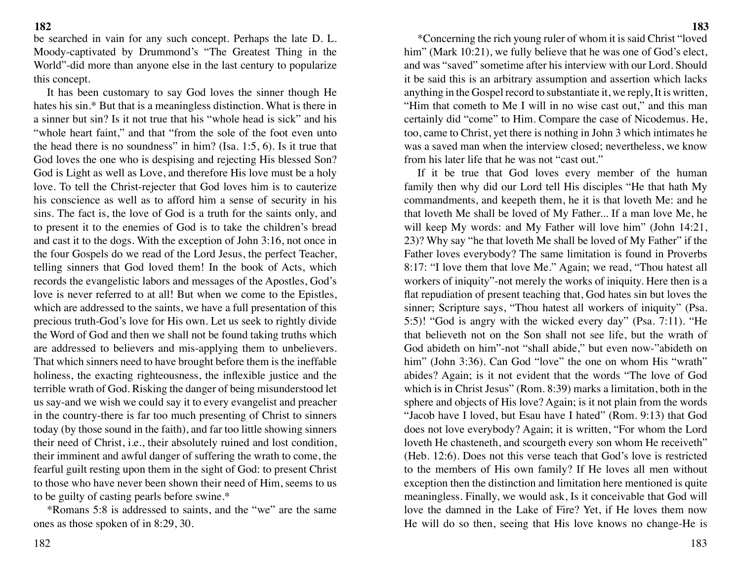be searched in vain for any such concept. Perhaps the late D. L. Moody-captivated by Drummond's "The Greatest Thing in the World"-did more than anyone else in the last century to popularize this concept.

It has been customary to say God loves the sinner though He hates his sin.* But that is a meaningless distinction. What is there in a sinner but sin? Is it not true that his "whole head is sick" and his "whole heart faint," and that "from the sole of the foot even unto the head there is no soundness" in him? (Isa. 1:5, 6). Is it true that God loves the one who is despising and rejecting His blessed Son? God is Light as well as Love, and therefore His love must be a holy love. To tell the Christ-rejecter that God loves him is to cauterize his conscience as well as to afford him a sense of security in his sins. The fact is, the love of God is a truth for the saints only, and to present it to the enemies of God is to take the children's bread and cast it to the dogs. With the exception of John 3:16, not once in the four Gospels do we read of the Lord Jesus, the perfect Teacher, telling sinners that God loved them! In the book of Acts, which records the evangelistic labors and messages of the Apostles, God's love is never referred to at all! But when we come to the Epistles, which are addressed to the saints, we have a full presentation of this precious truth-God's love for His own. Let us seek to rightly divide the Word of God and then we shall not be found taking truths which are addressed to believers and mis-applying them to unbelievers. That which sinners need to have brought before them is the ineffable holiness, the exacting righteousness, the inflexible justice and the terrible wrath of God. Risking the danger of being misunderstood let us say-and we wish we could say it to every evangelist and preacher in the country-there is far too much presenting of Christ to sinners today (by those sound in the faith), and far too little showing sinners their need of Christ, i.e., their absolutely ruined and lost condition, their imminent and awful danger of suffering the wrath to come, the fearful guilt resting upon them in the sight of God: to present Christ to those who have never been shown their need of Him, seems to us to be guilty of casting pearls before swine.*

*Romans 5:8 is addressed to saints, and the "we" are the same ones as those spoken of in 8:29, 30.

*Concerning the rich young ruler of whom it is said Christ "loved him" (Mark 10:21), we fully believe that he was one of God's elect, and was "saved" sometime after his interview with our Lord. Should it be said this is an arbitrary assumption and assertion which lacks anything in the Gospel record to substantiate it, we reply, It is written, "Him that cometh to Me I will in no wise cast out," and this man certainly did "come" to Him. Compare the case of Nicodemus. He, too, came to Christ, yet there is nothing in John 3 which intimates he was a saved man when the interview closed; nevertheless, we know from his later life that he was not "cast out."

If it be true that God loves every member of the human family then why did our Lord tell His disciples "He that hath My commandments, and keepeth them, he it is that loveth Me: and he that loveth Me shall be loved of My Father... If a man love Me, he will keep My words: and My Father will love him" (John 14:21, 23)? Why say "he that loveth Me shall be loved of My Father" if the Father loves everybody? The same limitation is found in Proverbs 8:17: "I love them that love Me." Again; we read, "Thou hatest all workers of iniquity"-not merely the works of iniquity. Here then is a flat repudiation of present teaching that, God hates sin but loves the sinner; Scripture says, "Thou hatest all workers of iniquity" (Psa. 5:5)! "God is angry with the wicked every day" (Psa. 7:11). "He that believeth not on the Son shall not see life, but the wrath of God abideth on him"-not "shall abide," but even now-"abideth on him" (John 3:36). Can God "love" the one on whom His "wrath" abides? Again; is it not evident that the words "The love of God which is in Christ Jesus" (Rom. 8:39) marks a limitation, both in the sphere and objects of His love? Again; is it not plain from the words "Jacob have I loved, but Esau have I hated" (Rom. 9:13) that God does not love everybody? Again; it is written, "For whom the Lord loveth He chasteneth, and scourgeth every son whom He receiveth" (Heb. 12:6). Does not this verse teach that God's love is restricted to the members of His own family? If He loves all men without exception then the distinction and limitation here mentioned is quite meaningless. Finally, we would ask, Is it conceivable that God will love the damned in the Lake of Fire? Yet, if He loves them now He will do so then, seeing that His love knows no change-He is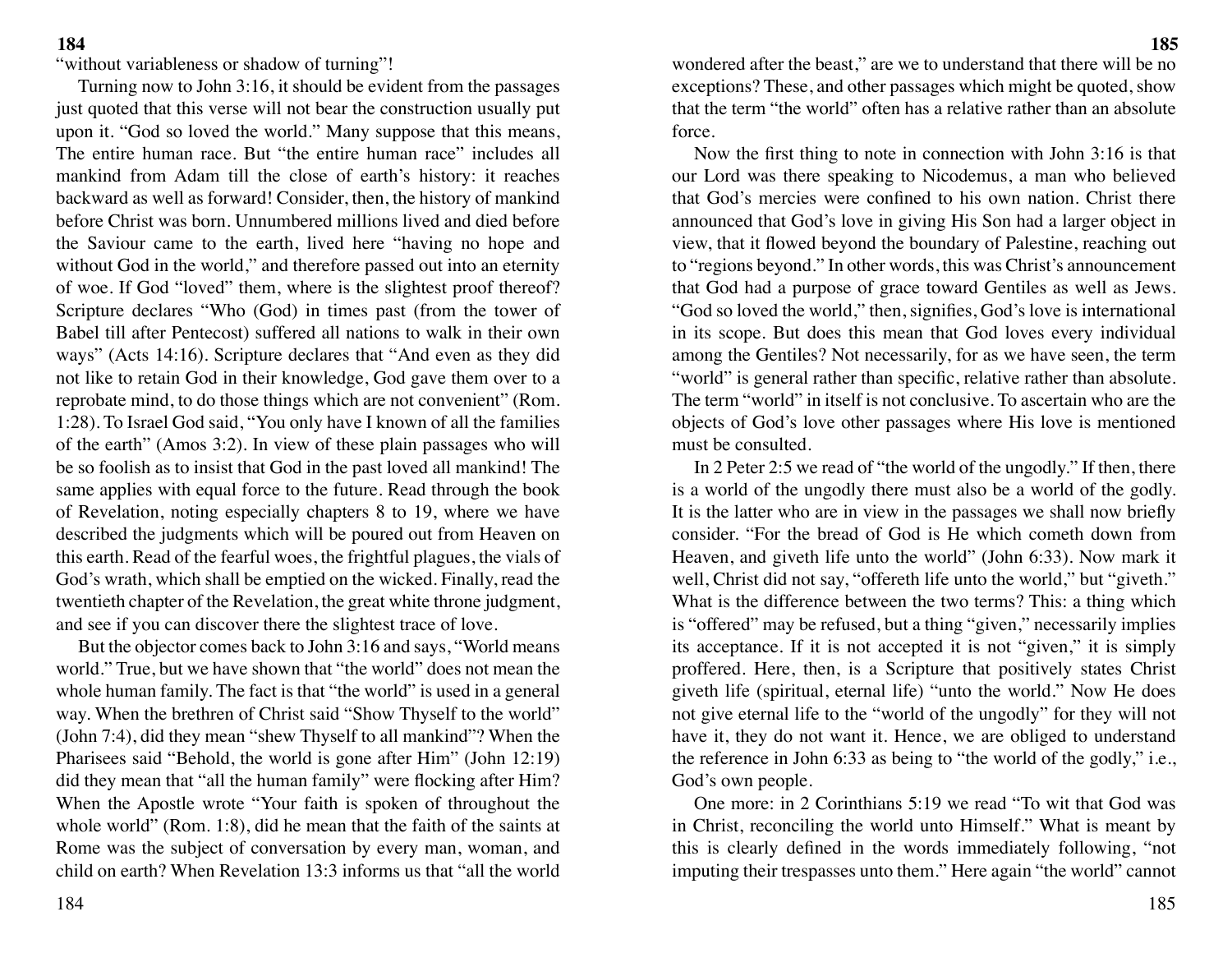"without variableness or shadow of turning"!

Turning now to John 3:16, it should be evident from the passages just quoted that this verse will not bear the construction usually put upon it. "God so loved the world." Many suppose that this means, The entire human race. But "the entire human race" includes all mankind from Adam till the close of earth's history: it reaches backward as well as forward! Consider, then, the history of mankind before Christ was born. Unnumbered millions lived and died before the Saviour came to the earth, lived here "having no hope and without God in the world," and therefore passed out into an eternity of woe. If God "loved" them, where is the slightest proof thereof? Scripture declares "Who (God) in times past (from the tower of Babel till after Pentecost) suffered all nations to walk in their own ways" (Acts 14:16). Scripture declares that "And even as they did not like to retain God in their knowledge, God gave them over to a reprobate mind, to do those things which are not convenient" (Rom. 1:28). To Israel God said, "You only have I known of all the families of the earth" (Amos 3:2). In view of these plain passages who will be so foolish as to insist that God in the past loved all mankind! The same applies with equal force to the future. Read through the book of Revelation, noting especially chapters 8 to 19, where we have described the judgments which will be poured out from Heaven on this earth. Read of the fearful woes, the frightful plagues, the vials of God's wrath, which shall be emptied on the wicked. Finally, read the twentieth chapter of the Revelation, the great white throne judgment, and see if you can discover there the slightest trace of love.

But the objector comes back to John 3:16 and says, "World means world." True, but we have shown that "the world" does not mean the whole human family. The fact is that "the world" is used in a general way. When the brethren of Christ said "Show Thyself to the world" (John 7:4), did they mean "shew Thyself to all mankind"? When the Pharisees said "Behold, the world is gone after Him" (John 12:19) did they mean that "all the human family" were flocking after Him? When the Apostle wrote "Your faith is spoken of throughout the whole world" (Rom. 1:8), did he mean that the faith of the saints at Rome was the subject of conversation by every man, woman, and child on earth? When Revelation 13:3 informs us that "all the world wondered after the beast," are we to understand that there will be no exceptions? These, and other passages which might be quoted, show that the term "the world" often has a relative rather than an absolute force.

Now the first thing to note in connection with John 3:16 is that our Lord was there speaking to Nicodemus, a man who believed that God's mercies were confined to his own nation. Christ there announced that God's love in giving His Son had a larger object in view, that it flowed beyond the boundary of Palestine, reaching out to "regions beyond." In other words, this was Christ's announcement that God had a purpose of grace toward Gentiles as well as Jews. "God so loved the world," then, signifies, God's love is international in its scope. But does this mean that God loves every individual among the Gentiles? Not necessarily, for as we have seen, the term "world" is general rather than specific, relative rather than absolute. The term "world" in itself is not conclusive. To ascertain who are the objects of God's love other passages where His love is mentioned must be consulted.

In 2 Peter 2:5 we read of "the world of the ungodly." If then, there is a world of the ungodly there must also be a world of the godly. It is the latter who are in view in the passages we shall now briefly consider. "For the bread of God is He which cometh down from Heaven, and giveth life unto the world" (John 6:33). Now mark it well, Christ did not say, "offereth life unto the world," but "giveth." What is the difference between the two terms? This: a thing which is "offered" may be refused, but a thing "given," necessarily implies its acceptance. If it is not accepted it is not "given," it is simply proffered. Here, then, is a Scripture that positively states Christ giveth life (spiritual, eternal life) "unto the world." Now He does not give eternal life to the "world of the ungodly" for they will not have it, they do not want it. Hence, we are obliged to understand the reference in John 6:33 as being to "the world of the godly," i.e., God's own people.

One more: in 2 Corinthians 5:19 we read "To wit that God was in Christ, reconciling the world unto Himself." What is meant by this is clearly defined in the words immediately following, "not imputing their trespasses unto them." Here again "the world" cannot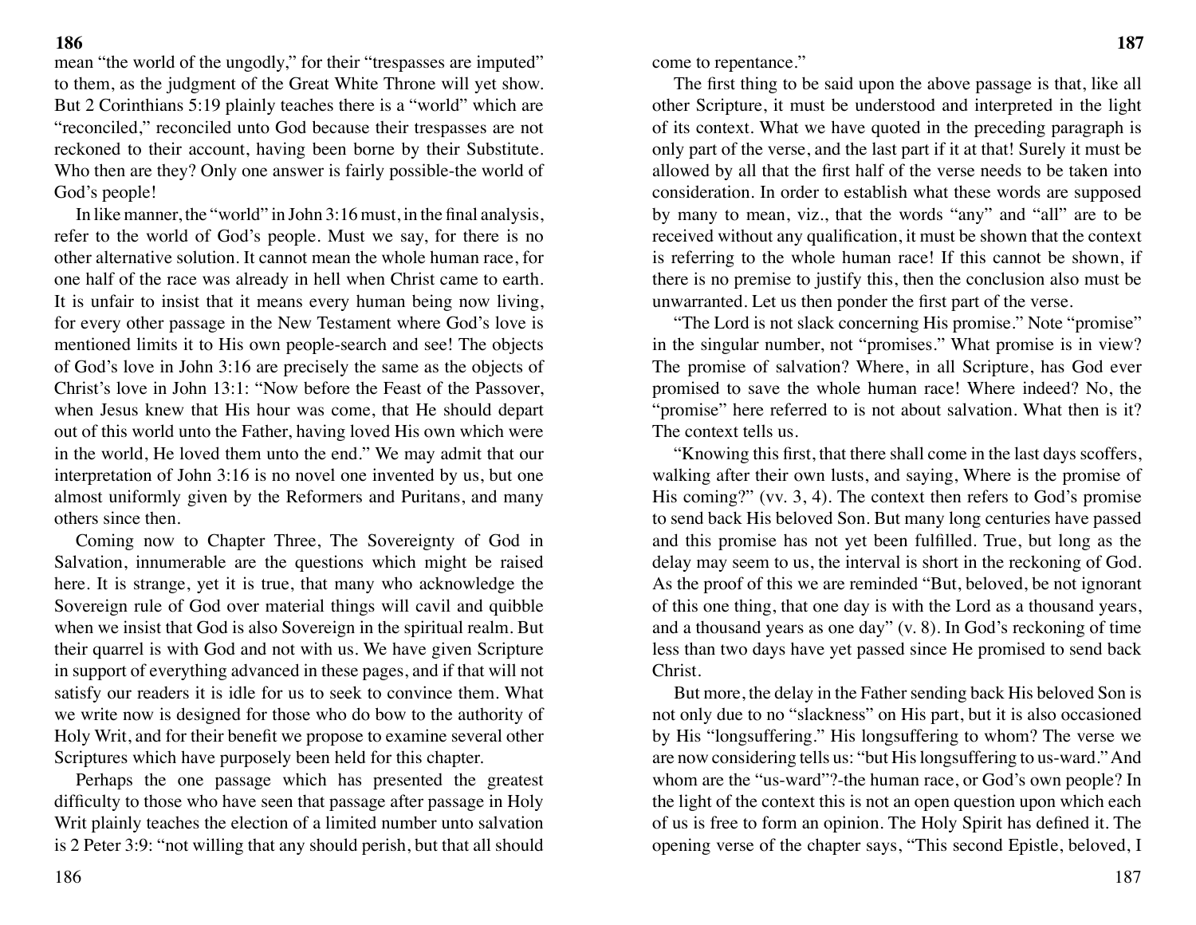mean "the world of the ungodly," for their "trespasses are imputed" to them, as the judgment of the Great White Throne will yet show. But 2 Corinthians 5:19 plainly teaches there is a "world" which are "reconciled," reconciled unto God because their trespasses are not reckoned to their account, having been borne by their Substitute. Who then are they? Only one answer is fairly possible-the world of God's people!

In like manner, the "world" in John 3:16 must, in the final analysis, refer to the world of God's people. Must we say, for there is no other alternative solution. It cannot mean the whole human race, for one half of the race was already in hell when Christ came to earth. It is unfair to insist that it means every human being now living, for every other passage in the New Testament where God's love is mentioned limits it to His own people-search and see! The objects of God's love in John 3:16 are precisely the same as the objects of Christ's love in John 13:1: "Now before the Feast of the Passover, when Jesus knew that His hour was come, that He should depart out of this world unto the Father, having loved His own which were in the world, He loved them unto the end." We may admit that our interpretation of John 3:16 is no novel one invented by us, but one almost uniformly given by the Reformers and Puritans, and many others since then.

Coming now to Chapter Three, The Sovereignty of God in Salvation, innumerable are the questions which might be raised here. It is strange, yet it is true, that many who acknowledge the Sovereign rule of God over material things will cavil and quibble when we insist that God is also Sovereign in the spiritual realm. But their quarrel is with God and not with us. We have given Scripture in support of everything advanced in these pages, and if that will not satisfy our readers it is idle for us to seek to convince them. What we write now is designed for those who do bow to the authority of Holy Writ, and for their benefit we propose to examine several other Scriptures which have purposely been held for this chapter.

Perhaps the one passage which has presented the greatest difficulty to those who have seen that passage after passage in Holy Writ plainly teaches the election of a limited number unto salvation is 2 Peter 3:9: "not willing that any should perish, but that all should come to repentance."

The first thing to be said upon the above passage is that, like all other Scripture, it must be understood and interpreted in the light of its context. What we have quoted in the preceding paragraph is only part of the verse, and the last part if it at that! Surely it must be allowed by all that the first half of the verse needs to be taken into consideration. In order to establish what these words are supposed by many to mean, viz., that the words "any" and "all" are to be received without any qualification, it must be shown that the context is referring to the whole human race! If this cannot be shown, if there is no premise to justify this, then the conclusion also must be unwarranted. Let us then ponder the first part of the verse.

"The Lord is not slack concerning His promise." Note "promise" in the singular number, not "promises." What promise is in view? The promise of salvation? Where, in all Scripture, has God ever promised to save the whole human race! Where indeed? No, the "promise" here referred to is not about salvation. What then is it? The context tells us.

"Knowing this first, that there shall come in the last days scoffers, walking after their own lusts, and saying, Where is the promise of His coming?" (vv. 3, 4). The context then refers to God's promise to send back His beloved Son. But many long centuries have passed and this promise has not yet been fulfilled. True, but long as the delay may seem to us, the interval is short in the reckoning of God. As the proof of this we are reminded "But, beloved, be not ignorant of this one thing, that one day is with the Lord as a thousand years, and a thousand years as one day" (v. 8). In God's reckoning of time less than two days have yet passed since He promised to send back Christ.

But more, the delay in the Father sending back His beloved Son is not only due to no "slackness" on His part, but it is also occasioned by His "longsuffering." His longsuffering to whom? The verse we are now considering tells us: "but His longsuffering to us-ward." And whom are the "us-ward"?-the human race, or God's own people? In the light of the context this is not an open question upon which each of us is free to form an opinion. The Holy Spirit has defined it. The opening verse of the chapter says, "This second Epistle, beloved, I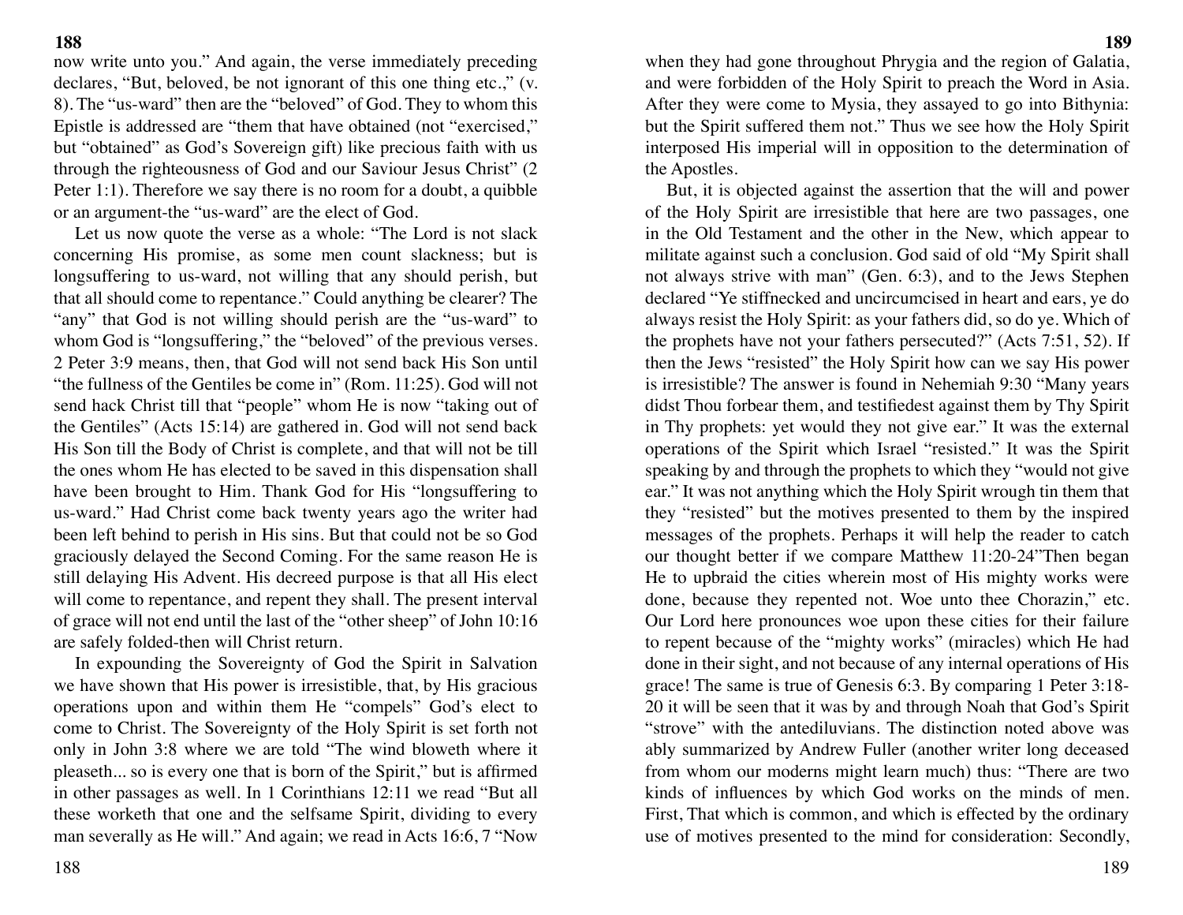now write unto you." And again, the verse immediately preceding declares, "But, beloved, be not ignorant of this one thing etc.," (v. 8). The "us-ward" then are the "beloved" of God. They to whom this Epistle is addressed are "them that have obtained (not "exercised," but "obtained" as God's Sovereign gift) like precious faith with us through the righteousness of God and our Saviour Jesus Christ" (2 Peter 1:1). Therefore we say there is no room for a doubt, a quibble or an argument-the "us-ward" are the elect of God.

Let us now quote the verse as a whole: "The Lord is not slack concerning His promise, as some men count slackness; but is longsuffering to us-ward, not willing that any should perish, but that all should come to repentance." Could anything be clearer? The "any" that God is not willing should perish are the "us-ward" to whom God is "longsuffering," the "beloved" of the previous verses. 2 Peter 3:9 means, then, that God will not send back His Son until "the fullness of the Gentiles be come in" (Rom. 11:25). God will not send hack Christ till that "people" whom He is now "taking out of the Gentiles" (Acts 15:14) are gathered in. God will not send back His Son till the Body of Christ is complete, and that will not be till the ones whom He has elected to be saved in this dispensation shall have been brought to Him. Thank God for His "longsuffering to us-ward." Had Christ come back twenty years ago the writer had been left behind to perish in His sins. But that could not be so God graciously delayed the Second Coming. For the same reason He is still delaying His Advent. His decreed purpose is that all His elect will come to repentance, and repent they shall. The present interval of grace will not end until the last of the "other sheep" of John 10:16 are safely folded-then will Christ return.

In expounding the Sovereignty of God the Spirit in Salvation we have shown that His power is irresistible, that, by His gracious operations upon and within them He "compels" God's elect to come to Christ. The Sovereignty of the Holy Spirit is set forth not only in John 3:8 where we are told "The wind bloweth where it pleaseth... so is every one that is born of the Spirit," but is affirmed in other passages as well. In 1 Corinthians 12:11 we read "But all these worketh that one and the selfsame Spirit, dividing to every man severally as He will." And again; we read in Acts 16:6, 7 "Now when they had gone throughout Phrygia and the region of Galatia, and were forbidden of the Holy Spirit to preach the Word in Asia. After they were come to Mysia, they assayed to go into Bithynia: but the Spirit suffered them not." Thus we see how the Holy Spirit interposed His imperial will in opposition to the determination of the Apostles.

But, it is objected against the assertion that the will and power of the Holy Spirit are irresistible that here are two passages, one in the Old Testament and the other in the New, which appear to militate against such a conclusion. God said of old "My Spirit shall not always strive with man" (Gen. 6:3), and to the Jews Stephen declared "Ye stiffnecked and uncircumcised in heart and ears, ye do always resist the Holy Spirit: as your fathers did, so do ye. Which of the prophets have not your fathers persecuted?" (Acts 7:51, 52). If then the Jews "resisted" the Holy Spirit how can we say His power is irresistible? The answer is found in Nehemiah 9:30 "Many years didst Thou forbear them, and testifiedest against them by Thy Spirit in Thy prophets: yet would they not give ear." It was the external operations of the Spirit which Israel "resisted." It was the Spirit speaking by and through the prophets to which they "would not give ear." It was not anything which the Holy Spirit wrough tin them that they "resisted" but the motives presented to them by the inspired messages of the prophets. Perhaps it will help the reader to catch our thought better if we compare Matthew 11:20-24"Then began He to upbraid the cities wherein most of His mighty works were done, because they repented not. Woe unto thee Chorazin," etc. Our Lord here pronounces woe upon these cities for their failure to repent because of the "mighty works" (miracles) which He had done in their sight, and not because of any internal operations of His grace! The same is true of Genesis 6:3. By comparing 1 Peter 3:18-20 it will be seen that it was by and through Noah that God's Spirit "strove" with the antediluvians. The distinction noted above was ably summarized by Andrew Fuller (another writer long deceased from whom our moderns might learn much) thus: "There are two kinds of influences by which God works on the minds of men. First, That which is common, and which is effected by the ordinary use of motives presented to the mind for consideration: Secondly,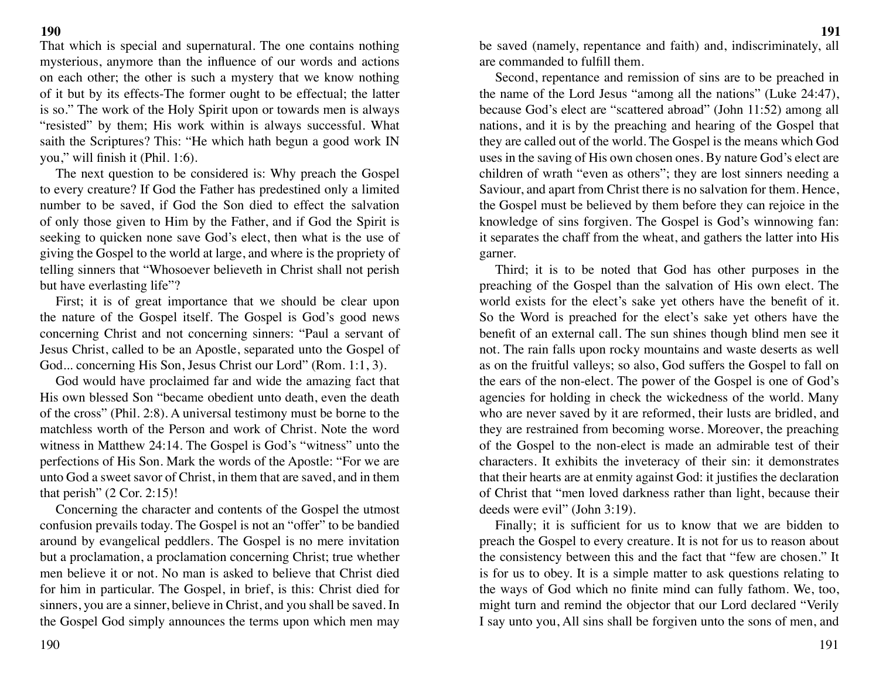That which is special and supernatural. The one contains nothing mysterious, anymore than the influence of our words and actions on each other; the other is such a mystery that we know nothing of it but by its effects-The former ought to be effectual; the latter is so." The work of the Holy Spirit upon or towards men is always "resisted" by them; His work within is always successful. What saith the Scriptures? This: "He which hath begun a good work IN you," will finish it (Phil. 1:6).

The next question to be considered is: Why preach the Gospel to every creature? If God the Father has predestined only a limited number to be saved, if God the Son died to effect the salvation of only those given to Him by the Father, and if God the Spirit is seeking to quicken none save God's elect, then what is the use of giving the Gospel to the world at large, and where is the propriety of telling sinners that "Whosoever believeth in Christ shall not perish but have everlasting life"?

First; it is of great importance that we should be clear upon the nature of the Gospel itself. The Gospel is God's good news concerning Christ and not concerning sinners: "Paul a servant of Jesus Christ, called to be an Apostle, separated unto the Gospel of God... concerning His Son, Jesus Christ our Lord" (Rom. 1:1, 3).

God would have proclaimed far and wide the amazing fact that His own blessed Son "became obedient unto death, even the death of the cross" (Phil. 2:8). A universal testimony must be borne to the matchless worth of the Person and work of Christ. Note the word witness in Matthew 24:14. The Gospel is God's "witness" unto the perfections of His Son. Mark the words of the Apostle: "For we are unto God a sweet savor of Christ, in them that are saved, and in them that perish" (2 Cor. 2:15)!

Concerning the character and contents of the Gospel the utmost confusion prevails today. The Gospel is not an "offer" to be bandied around by evangelical peddlers. The Gospel is no mere invitation but a proclamation, a proclamation concerning Christ; true whether men believe it or not. No man is asked to believe that Christ died for him in particular. The Gospel, in brief, is this: Christ died for sinners, you are a sinner, believe in Christ, and you shall be saved. In the Gospel God simply announces the terms upon which men may be saved (namely, repentance and faith) and, indiscriminately, all are commanded to fulfill them.

Second, repentance and remission of sins are to be preached in the name of the Lord Jesus "among all the nations" (Luke 24:47), because God's elect are "scattered abroad" (John 11:52) among all nations, and it is by the preaching and hearing of the Gospel that they are called out of the world. The Gospel is the means which God uses in the saving of His own chosen ones. By nature God's elect are children of wrath "even as others"; they are lost sinners needing a Saviour, and apart from Christ there is no salvation for them. Hence, the Gospel must be believed by them before they can rejoice in the knowledge of sins forgiven. The Gospel is God's winnowing fan: it separates the chaff from the wheat, and gathers the latter into His garner.

Third; it is to be noted that God has other purposes in the preaching of the Gospel than the salvation of His own elect. The world exists for the elect's sake yet others have the benefit of it. So the Word is preached for the elect's sake yet others have the benefit of an external call. The sun shines though blind men see it not. The rain falls upon rocky mountains and waste deserts as well as on the fruitful valleys; so also, God suffers the Gospel to fall on the ears of the non-elect. The power of the Gospel is one of God's agencies for holding in check the wickedness of the world. Many who are never saved by it are reformed, their lusts are bridled, and they are restrained from becoming worse. Moreover, the preaching of the Gospel to the non-elect is made an admirable test of their characters. It exhibits the inveteracy of their sin: it demonstrates that their hearts are at enmity against God: it justifies the declaration of Christ that "men loved darkness rather than light, because their deeds were evil" (John 3:19).

Finally; it is sufficient for us to know that we are bidden to preach the Gospel to every creature. It is not for us to reason about the consistency between this and the fact that "few are chosen." It is for us to obey. It is a simple matter to ask questions relating to the ways of God which no finite mind can fully fathom. We, too, might turn and remind the objector that our Lord declared "Verily I say unto you, All sins shall be forgiven unto the sons of men, and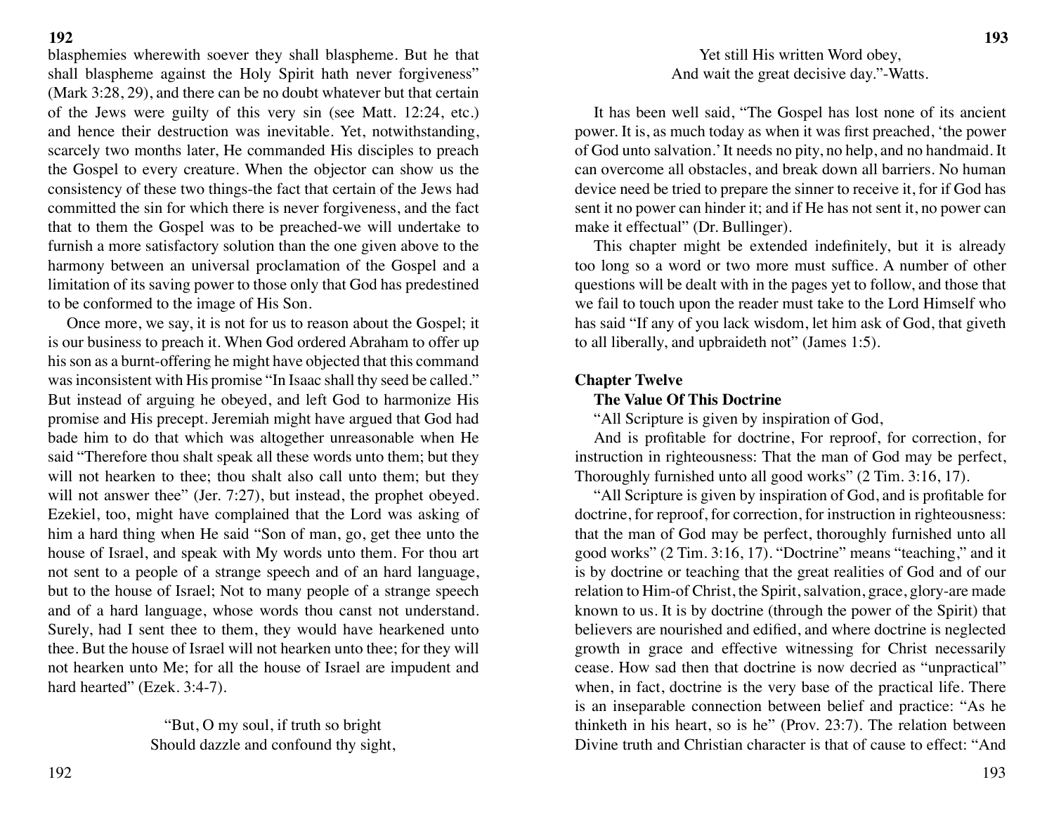blasphemies wherewith soever they shall blaspheme. But he that shall blaspheme against the Holy Spirit hath never forgiveness" (Mark 3:28, 29), and there can be no doubt whatever but that certain of the Jews were guilty of this very sin (see Matt. 12:24, etc.) and hence their destruction was inevitable. Yet, notwithstanding, scarcely two months later, He commanded His disciples to preach the Gospel to every creature. When the objector can show us the consistency of these two things-the fact that certain of the Jews had committed the sin for which there is never forgiveness, and the fact that to them the Gospel was to be preached-we will undertake to furnish a more satisfactory solution than the one given above to the harmony between an universal proclamation of the Gospel and a limitation of its saving power to those only that God has predestined to be conformed to the image of His Son.

Once more, we say, it is not for us to reason about the Gospel; it is our business to preach it. When God ordered Abraham to offer up his son as a burnt-offering he might have objected that this command was inconsistent with His promise "In Isaac shall thy seed be called." But instead of arguing he obeyed, and left God to harmonize His promise and His precept. Jeremiah might have argued that God had bade him to do that which was altogether unreasonable when He said "Therefore thou shalt speak all these words unto them; but they will not hearken to thee; thou shalt also call unto them; but they will not answer thee" (Jer. 7:27), but instead, the prophet obeyed. Ezekiel, too, might have complained that the Lord was asking of him a hard thing when He said "Son of man, go, get thee unto the house of Israel, and speak with My words unto them. For thou art not sent to a people of a strange speech and of an hard language, but to the house of Israel; Not to many people of a strange speech and of a hard language, whose words thou canst not understand. Surely, had I sent thee to them, they would have hearkened unto thee. But the house of Israel will not hearken unto thee; for they will not hearken unto Me; for all the house of Israel are impudent and hard hearted" (Ezek. 3:4-7).

"But, O my soul, if truth so bright
Should dazzle and confound thy sight,
Yet still His written Word obey,
And wait the great decisive day."-Watts.

It has been well said, "The Gospel has lost none of its ancient power. It is, as much today as when it was first preached, 'the power of God unto salvation.' It needs no pity, no help, and no handmaid. It can overcome all obstacles, and break down all barriers. No human device need be tried to prepare the sinner to receive it, for if God has sent it no power can hinder it; and if He has not sent it, no power can make it effectual" (Dr. Bullinger).

This chapter might be extended indefinitely, but it is already too long so a word or two more must suffice. A number of other questions will be dealt with in the pages yet to follow, and those that we fail to touch upon the reader must take to the Lord Himself who has said "If any of you lack wisdom, let him ask of God, that giveth to all liberally, and upbraideth not" (James 1:5).

## Chapter Twelve

### The Value Of This Doctrine

"All Scripture is given by inspiration of God,

And is profitable for doctrine, For reproof, for correction, for instruction in righteousness: That the man of God may be perfect, Thoroughly furnished unto all good works" (2 Tim. 3:16, 17).

"All Scripture is given by inspiration of God, and is profitable for doctrine, for reproof, for correction, for instruction in righteousness: that the man of God may be perfect, thoroughly furnished unto all good works" (2 Tim. 3:16, 17). "Doctrine" means "teaching," and it is by doctrine or teaching that the great realities of God and of our relation to Him-of Christ, the Spirit, salvation, grace, glory-are made known to us. It is by doctrine (through the power of the Spirit) that believers are nourished and edified, and where doctrine is neglected growth in grace and effective witnessing for Christ necessarily cease. How sad then that doctrine is now decried as "unpractical" when, in fact, doctrine is the very base of the practical life. There is an inseparable connection between belief and practice: "As he thinketh in his heart, so is he" (Prov. 23:7). The relation between Divine truth and Christian character is that of cause to effect: "And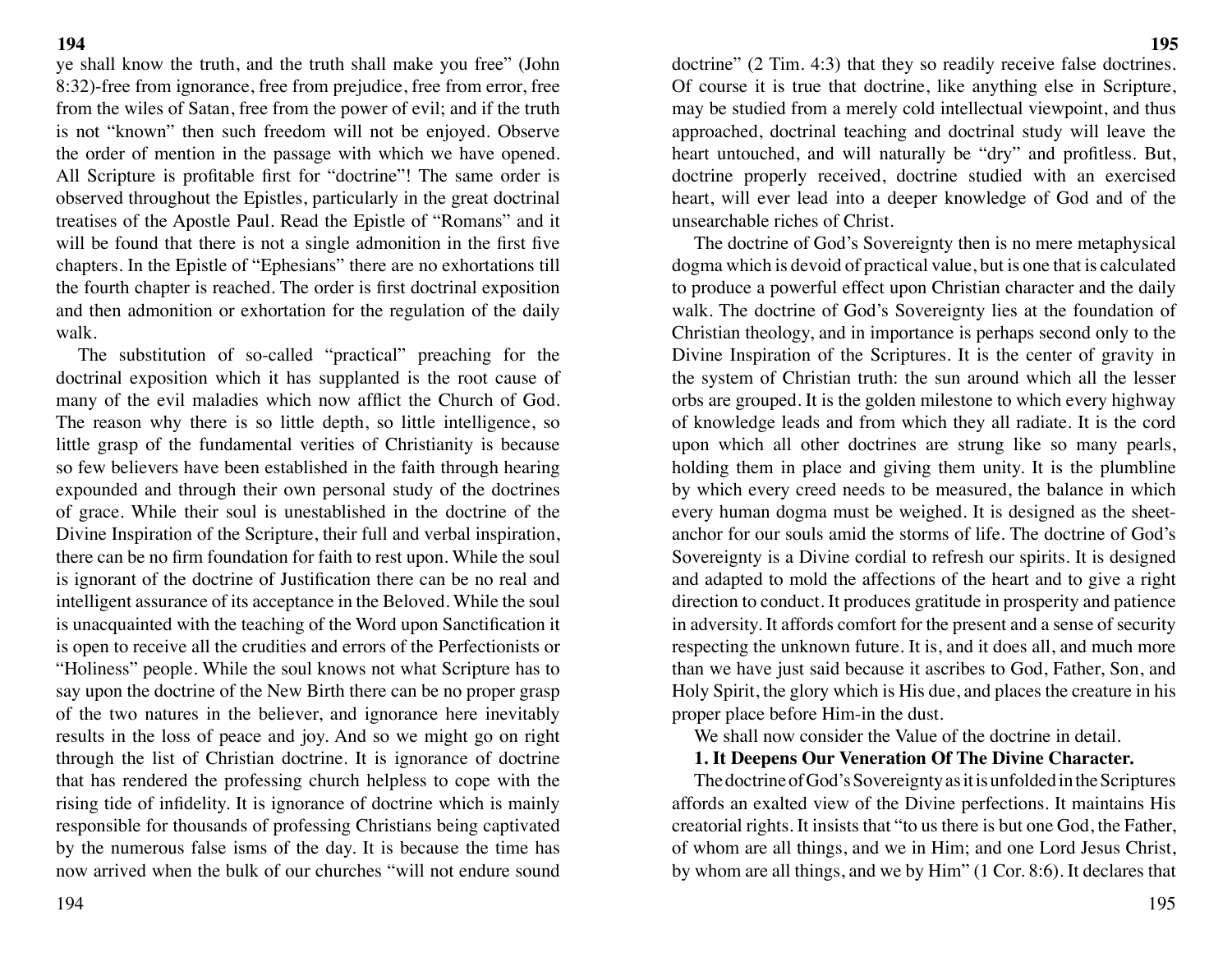ye shall know the truth, and the truth shall make you free" (John 8:32)-free from ignorance, free from prejudice, free from error, free from the wiles of Satan, free from the power of evil; and if the truth is not "known" then such freedom will not be enjoyed. Observe the order of mention in the passage with which we have opened. All Scripture is profitable first for "doctrine"! The same order is observed throughout the Epistles, particularly in the great doctrinal treatises of the Apostle Paul. Read the Epistle of "Romans" and it will be found that there is not a single admonition in the first five chapters. In the Epistle of "Ephesians" there are no exhortations till the fourth chapter is reached. The order is first doctrinal exposition and then admonition or exhortation for the regulation of the daily walk.

The substitution of so-called "practical" preaching for the doctrinal exposition which it has supplanted is the root cause of many of the evil maladies which now afflict the Church of God. The reason why there is so little depth, so little intelligence, so little grasp of the fundamental verities of Christianity is because so few believers have been established in the faith through hearing expounded and through their own personal study of the doctrines of grace. While their soul is unestablished in the doctrine of the Divine Inspiration of the Scripture, their full and verbal inspiration, there can be no firm foundation for faith to rest upon. While the soul is ignorant of the doctrine of Justification there can be no real and intelligent assurance of its acceptance in the Beloved. While the soul is unacquainted with the teaching of the Word upon Sanctification it is open to receive all the crudities and errors of the Perfectionists or "Holiness" people. While the soul knows not what Scripture has to say upon the doctrine of the New Birth there can be no proper grasp of the two natures in the believer, and ignorance here inevitably results in the loss of peace and joy. And so we might go on right through the list of Christian doctrine. It is ignorance of doctrine that has rendered the professing church helpless to cope with the rising tide of infidelity. It is ignorance of doctrine which is mainly responsible for thousands of professing Christians being captivated by the numerous false isms of the day. It is because the time has now arrived when the bulk of our churches "will not endure sound doctrine" (2 Tim. 4:3) that they so readily receive false doctrines. Of course it is true that doctrine, like anything else in Scripture, may be studied from a merely cold intellectual viewpoint, and thus approached, doctrinal teaching and doctrinal study will leave the heart untouched, and will naturally be "dry" and profitless. But, doctrine properly received, doctrine studied with an exercised heart, will ever lead into a deeper knowledge of God and of the unsearchable riches of Christ.

The doctrine of God's Sovereignty then is no mere metaphysical dogma which is devoid of practical value, but is one that is calculated to produce a powerful effect upon Christian character and the daily walk. The doctrine of God's Sovereignty lies at the foundation of Christian theology, and in importance is perhaps second only to the Divine Inspiration of the Scriptures. It is the center of gravity in the system of Christian truth: the sun around which all the lesser orbs are grouped. It is the golden milestone to which every highway of knowledge leads and from which they all radiate. It is the cord upon which all other doctrines are strung like so many pearls, holding them in place and giving them unity. It is the plumbline by which every creed needs to be measured, the balance in which every human dogma must be weighed. It is designed as the sheet-anchor for our souls amid the storms of life. The doctrine of God's Sovereignty is a Divine cordial to refresh our spirits. It is designed and adapted to mold the affections of the heart and to give a right direction to conduct. It produces gratitude in prosperity and patience in adversity. It affords comfort for the present and a sense of security respecting the unknown future. It is, and it does all, and much more than we have just said because it ascribes to God, Father, Son, and Holy Spirit, the glory which is His due, and places the creature in his proper place before Him-in the dust.

We shall now consider the Value of the doctrine in detail.

**1. It Deepens Our Veneration Of The Divine Character.**

The doctrine of God's Sovereignty as it is unfolded in the Scriptures affords an exalted view of the Divine perfections. It maintains His creatorial rights. It insists that "to us there is but one God, the Father, of whom are all things, and we in Him; and one Lord Jesus Christ, by whom are all things, and we by Him" (1 Cor. 8:6). It declares that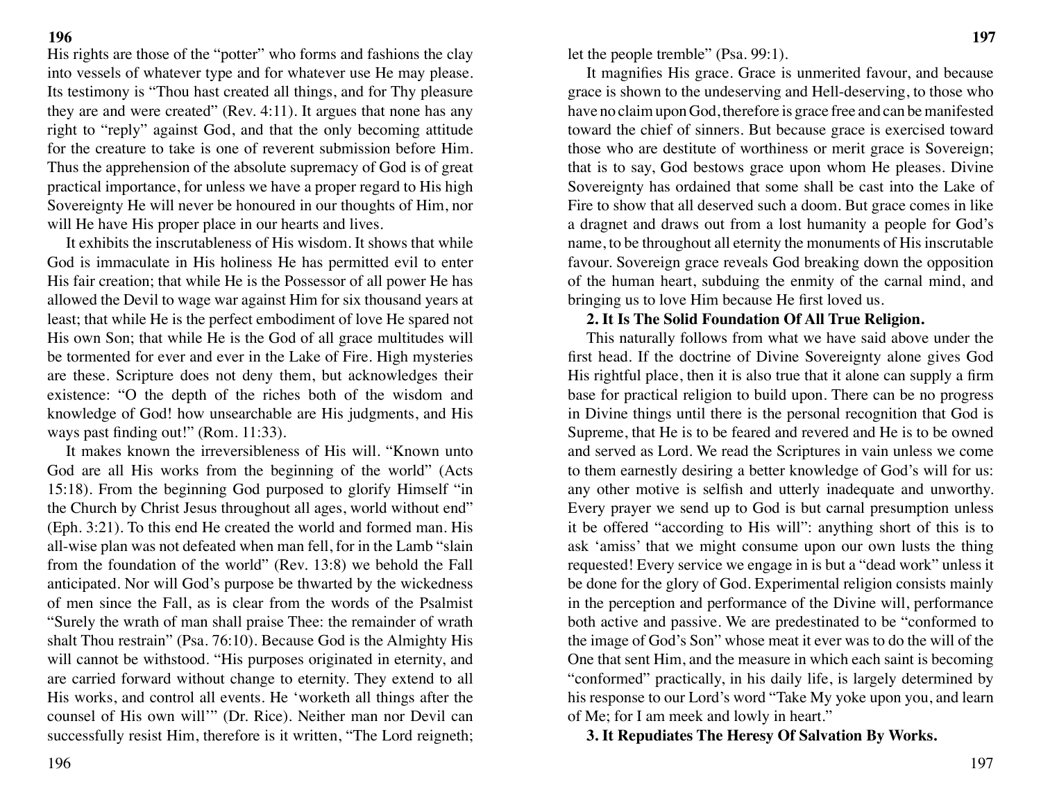His rights are those of the "potter" who forms and fashions the clay into vessels of whatever type and for whatever use He may please. Its testimony is "Thou hast created all things, and for Thy pleasure they are and were created" (Rev. 4:11). It argues that none has any right to "reply" against God, and that the only becoming attitude for the creature to take is one of reverent submission before Him. Thus the apprehension of the absolute supremacy of God is of great practical importance, for unless we have a proper regard to His high Sovereignty He will never be honoured in our thoughts of Him, nor will He have His proper place in our hearts and lives.

It exhibits the inscrutableness of His wisdom. It shows that while God is immaculate in His holiness He has permitted evil to enter His fair creation; that while He is the Possessor of all power He has allowed the Devil to wage war against Him for six thousand years at least; that while He is the perfect embodiment of love He spared not His own Son; that while He is the God of all grace multitudes will be tormented for ever and ever in the Lake of Fire. High mysteries are these. Scripture does not deny them, but acknowledges their existence: "O the depth of the riches both of the wisdom and knowledge of God! how unsearchable are His judgments, and His ways past finding out!" (Rom. 11:33).

It makes known the irreversibleness of His will. "Known unto God are all His works from the beginning of the world" (Acts 15:18). From the beginning God purposed to glorify Himself "in the Church by Christ Jesus throughout all ages, world without end" (Eph. 3:21). To this end He created the world and formed man. His all-wise plan was not defeated when man fell, for in the Lamb "slain from the foundation of the world" (Rev. 13:8) we behold the Fall anticipated. Nor will God's purpose be thwarted by the wickedness of men since the Fall, as is clear from the words of the Psalmist "Surely the wrath of man shall praise Thee: the remainder of wrath shalt Thou restrain" (Psa. 76:10). Because God is the Almighty His will cannot be withstood. "His purposes originated in eternity, and are carried forward without change to eternity. They extend to all His works, and control all events. He 'worketh all things after the counsel of His own will'" (Dr. Rice). Neither man nor Devil can successfully resist Him, therefore is it written, "The Lord reigneth; let the people tremble" (Psa. 99:1).

It magnifies His grace. Grace is unmerited favour, and because grace is shown to the undeserving and Hell-deserving, to those who have no claim upon God, therefore is grace free and can be manifested toward the chief of sinners. But because grace is exercised toward those who are destitute of worthiness or merit grace is Sovereign; that is to say, God bestows grace upon whom He pleases. Divine Sovereignty has ordained that some shall be cast into the Lake of Fire to show that all deserved such a doom. But grace comes in like a dragnet and draws out from a lost humanity a people for God's name, to be throughout all eternity the monuments of His inscrutable favour. Sovereign grace reveals God breaking down the opposition of the human heart, subduing the enmity of the carnal mind, and bringing us to love Him because He first loved us.

**2. It Is The Solid Foundation Of All True Religion.**

This naturally follows from what we have said above under the first head. If the doctrine of Divine Sovereignty alone gives God His rightful place, then it is also true that it alone can supply a firm base for practical religion to build upon. There can be no progress in Divine things until there is the personal recognition that God is Supreme, that He is to be feared and revered and He is to be owned and served as Lord. We read the Scriptures in vain unless we come to them earnestly desiring a better knowledge of God's will for us: any other motive is selfish and utterly inadequate and unworthy. Every prayer we send up to God is but carnal presumption unless it be offered "according to His will": anything short of this is to ask 'amiss' that we might consume upon our own lusts the thing requested! Every service we engage in is but a "dead work" unless it be done for the glory of God. Experimental religion consists mainly in the perception and performance of the Divine will, performance both active and passive. We are predestinated to be "conformed to the image of God's Son" whose meat it ever was to do the will of the One that sent Him, and the measure in which each saint is becoming "conformed" practically, in his daily life, is largely determined by his response to our Lord's word "Take My yoke upon you, and learn of Me; for I am meek and lowly in heart."

**3. It Repudiates The Heresy Of Salvation By Works.**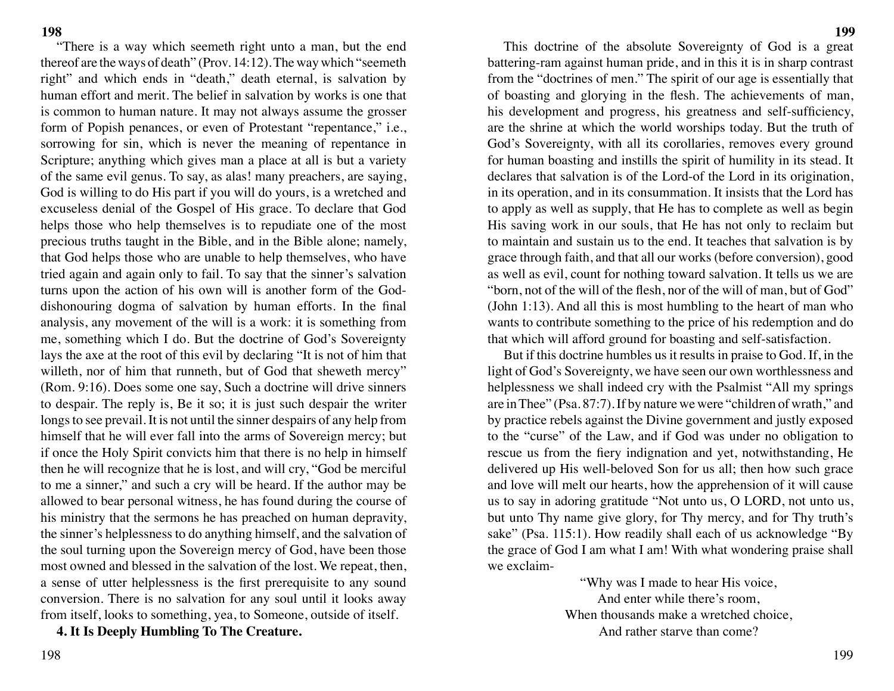"There is a way which seemeth right unto a man, but the end thereof are the ways of death" (Prov. 14:12). The way which "seemeth right" and which ends in "death," death eternal, is salvation by human effort and merit. The belief in salvation by works is one that is common to human nature. It may not always assume the grosser form of Popish penances, or even of Protestant "repentance," i.e., sorrowing for sin, which is never the meaning of repentance in Scripture; anything which gives man a place at all is but a variety of the same evil genus. To say, as alas! many preachers, are saying, God is willing to do His part if you will do yours, is a wretched and excuseless denial of the Gospel of His grace. To declare that God helps those who help themselves is to repudiate one of the most precious truths taught in the Bible, and in the Bible alone; namely, that God helps those who are unable to help themselves, who have tried again and again only to fail. To say that the sinner's salvation turns upon the action of his own will is another form of the God-dishonouring dogma of salvation by human efforts. In the final analysis, any movement of the will is a work: it is something from me, something which I do. But the doctrine of God's Sovereignty lays the axe at the root of this evil by declaring "It is not of him that willeth, nor of him that runneth, but of God that sheweth mercy" (Rom. 9:16). Does some one say, Such a doctrine will drive sinners to despair. The reply is, Be it so; it is just such despair the writer longs to see prevail. It is not until the sinner despairs of any help from himself that he will ever fall into the arms of Sovereign mercy; but if once the Holy Spirit convicts him that there is no help in himself then he will recognize that he is lost, and will cry, "God be merciful to me a sinner," and such a cry will be heard. If the author may be allowed to bear personal witness, he has found during the course of his ministry that the sermons he has preached on human depravity, the sinner's helplessness to do anything himself, and the salvation of the soul turning upon the Sovereign mercy of God, have been those most owned and blessed in the salvation of the lost. We repeat, then, a sense of utter helplessness is the first prerequisite to any sound conversion. There is no salvation for any soul until it looks away from itself, looks to something, yea, to Someone, outside of itself.

**4. It Is Deeply Humbling To The Creature.**

This doctrine of the absolute Sovereignty of God is a great battering-ram against human pride, and in this it is in sharp contrast from the "doctrines of men." The spirit of our age is essentially that of boasting and glorying in the flesh. The achievements of man, his development and progress, his greatness and self-sufficiency, are the shrine at which the world worships today. But the truth of God's Sovereignty, with all its corollaries, removes every ground for human boasting and instills the spirit of humility in its stead. It declares that salvation is of the Lord-of the Lord in its origination, in its operation, and in its consummation. It insists that the Lord has to apply as well as supply, that He has to complete as well as begin His saving work in our souls, that He has not only to reclaim but to maintain and sustain us to the end. It teaches that salvation is by grace through faith, and that all our works (before conversion), good as well as evil, count for nothing toward salvation. It tells us we are "born, not of the will of the flesh, nor of the will of man, but of God" (John 1:13). And all this is most humbling to the heart of man who wants to contribute something to the price of his redemption and do that which will afford ground for boasting and self-satisfaction.

But if this doctrine humbles us it results in praise to God. If, in the light of God's Sovereignty, we have seen our own worthlessness and helplessness we shall indeed cry with the Psalmist "All my springs are in Thee" (Psa. 87:7). If by nature we were "children of wrath," and by practice rebels against the Divine government and justly exposed to the "curse" of the Law, and if God was under no obligation to rescue us from the fiery indignation and yet, notwithstanding, He delivered up His well-beloved Son for us all; then how such grace and love will melt our hearts, how the apprehension of it will cause us to say in adoring gratitude "Not unto us, O LORD, not unto us, but unto Thy name give glory, for Thy mercy, and for Thy truth's sake" (Psa. 115:1). How readily shall each of us acknowledge "By the grace of God I am what I am! With what wondering praise shall we exclaim-

"Why was I made to hear His voice,  
And enter while there's room,  
When thousands make a wretched choice,  
And rather starve than come?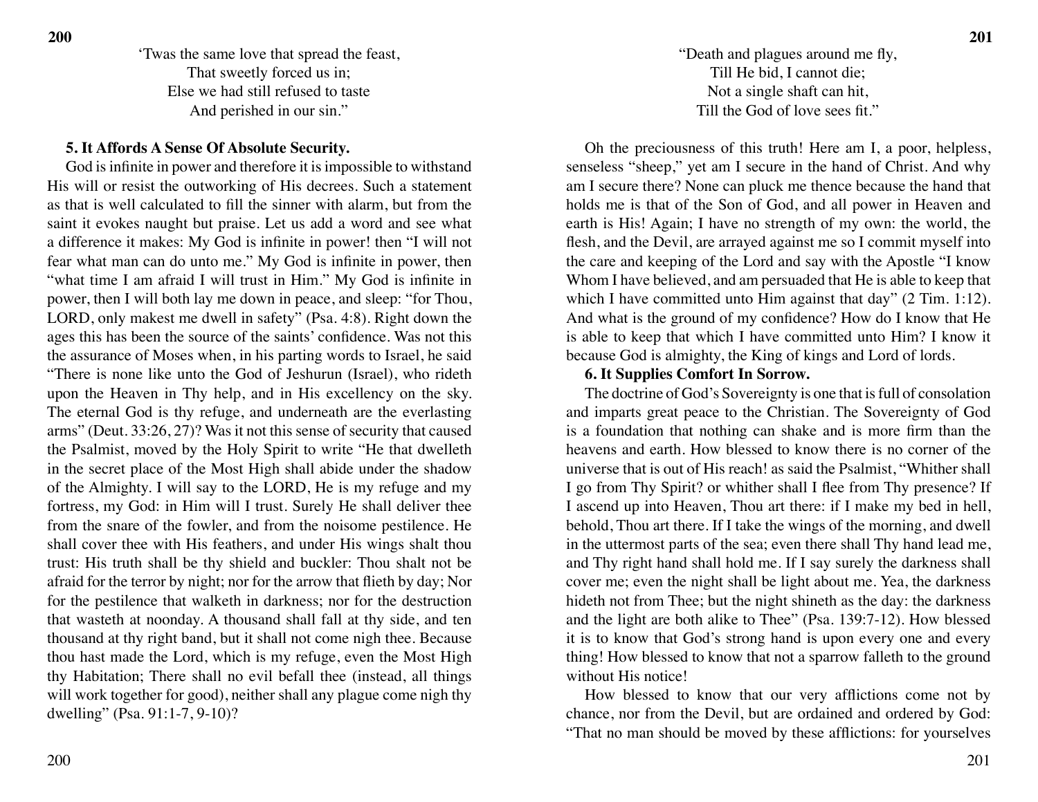'Twas the same love that spread the feast,
That sweetly forced us in;
Else we had still refused to taste
And perished in our sin."

**5. It Affords A Sense Of Absolute Security.**

God is infinite in power and therefore it is impossible to withstand His will or resist the outworking of His decrees. Such a statement as that is well calculated to fill the sinner with alarm, but from the saint it evokes naught but praise. Let us add a word and see what a difference it makes: My God is infinite in power! then "I will not fear what man can do unto me." My God is infinite in power, then "what time I am afraid I will trust in Him." My God is infinite in power, then I will both lay me down in peace, and sleep: "for Thou, LORD, only makest me dwell in safety" (Psa. 4:8). Right down the ages this has been the source of the saints' confidence. Was not this the assurance of Moses when, in his parting words to Israel, he said "There is none like unto the God of Jeshurun (Israel), who rideth upon the Heaven in Thy help, and in His excellency on the sky. The eternal God is thy refuge, and underneath are the everlasting arms" (Deut. 33:26, 27)? Was it not this sense of security that caused the Psalmist, moved by the Holy Spirit to write "He that dwelleth in the secret place of the Most High shall abide under the shadow of the Almighty. I will say to the LORD, He is my refuge and my fortress, my God: in Him will I trust. Surely He shall deliver thee from the snare of the fowler, and from the noisome pestilence. He shall cover thee with His feathers, and under His wings shalt thou trust: His truth shall be thy shield and buckler: Thou shalt not be afraid for the terror by night; nor for the arrow that flieth by day; Nor for the pestilence that walketh in darkness; nor for the destruction that wasteth at noonday. A thousand shall fall at thy side, and ten thousand at thy right band, but it shall not come nigh thee. Because thou hast made the Lord, which is my refuge, even the Most High thy Habitation; There shall no evil befall thee (instead, all things will work together for good), neither shall any plague come nigh thy dwelling" (Psa. 91:1-7, 9-10)?

"Death and plagues around me fly,
Till He bid, I cannot die;
Not a single shaft can hit,
Till the God of love sees fit."

Oh the preciousness of this truth! Here am I, a poor, helpless, senseless "sheep," yet am I secure in the hand of Christ. And why am I secure there? None can pluck me thence because the hand that holds me is that of the Son of God, and all power in Heaven and earth is His! Again; I have no strength of my own: the world, the flesh, and the Devil, are arrayed against me so I commit myself into the care and keeping of the Lord and say with the Apostle "I know Whom I have believed, and am persuaded that He is able to keep that which I have committed unto Him against that day" (2 Tim. 1:12). And what is the ground of my confidence? How do I know that He is able to keep that which I have committed unto Him? I know it because God is almighty, the King of kings and Lord of lords.

**6. It Supplies Comfort In Sorrow.**

The doctrine of God's Sovereignty is one that is full of consolation and imparts great peace to the Christian. The Sovereignty of God is a foundation that nothing can shake and is more firm than the heavens and earth. How blessed to know there is no corner of the universe that is out of His reach! as said the Psalmist, "Whither shall I go from Thy Spirit? or whither shall I flee from Thy presence? If I ascend up into Heaven, Thou art there: if I make my bed in hell, behold, Thou art there. If I take the wings of the morning, and dwell in the uttermost parts of the sea; even there shall Thy hand lead me, and Thy right hand shall hold me. If I say surely the darkness shall cover me; even the night shall be light about me. Yea, the darkness hideth not from Thee; but the night shineth as the day: the darkness and the light are both alike to Thee" (Psa. 139:7-12). How blessed it is to know that God's strong hand is upon every one and every thing! How blessed to know that not a sparrow falleth to the ground without His notice!

How blessed to know that our very afflictions come not by chance, nor from the Devil, but are ordained and ordered by God: "That no man should be moved by these afflictions: for yourselves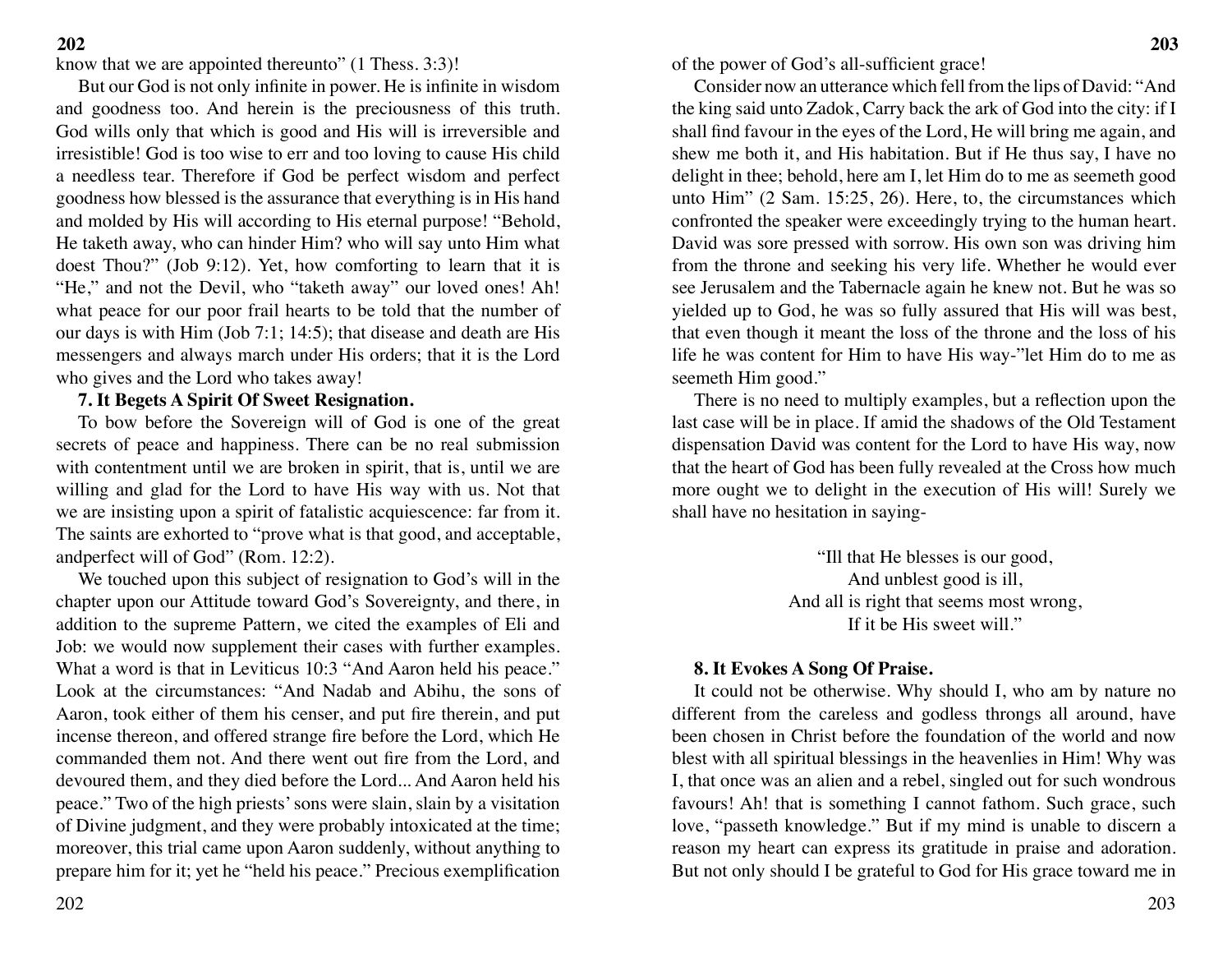know that we are appointed thereunto" (1 Thess. 3:3)!

But our God is not only infinite in power. He is infinite in wisdom and goodness too. And herein is the preciousness of this truth. God wills only that which is good and His will is irreversible and irresistible! God is too wise to err and too loving to cause His child a needless tear. Therefore if God be perfect wisdom and perfect goodness how blessed is the assurance that everything is in His hand and molded by His will according to His eternal purpose! "Behold, He taketh away, who can hinder Him? who will say unto Him what doest Thou?" (Job 9:12). Yet, how comforting to learn that it is "He," and not the Devil, who "taketh away" our loved ones! Ah! what peace for our poor frail hearts to be told that the number of our days is with Him (Job 7:1; 14:5); that disease and death are His messengers and always march under His orders; that it is the Lord who gives and the Lord who takes away!

**7. It Begets A Spirit Of Sweet Resignation.**

To bow before the Sovereign will of God is one of the great secrets of peace and happiness. There can be no real submission with contentment until we are broken in spirit, that is, until we are willing and glad for the Lord to have His way with us. Not that we are insisting upon a spirit of fatalistic acquiescence: far from it. The saints are exhorted to "prove what is that good, and acceptable, andperfect will of God" (Rom. 12:2).

We touched upon this subject of resignation to God's will in the chapter upon our Attitude toward God's Sovereignty, and there, in addition to the supreme Pattern, we cited the examples of Eli and Job: we would now supplement their cases with further examples. What a word is that in Leviticus 10:3 "And Aaron held his peace." Look at the circumstances: "And Nadab and Abihu, the sons of Aaron, took either of them his censer, and put fire therein, and put incense thereon, and offered strange fire before the Lord, which He commanded them not. And there went out fire from the Lord, and devoured them, and they died before the Lord... And Aaron held his peace." Two of the high priests' sons were slain, slain by a visitation of Divine judgment, and they were probably intoxicated at the time; moreover, this trial came upon Aaron suddenly, without anything to prepare him for it; yet he "held his peace." Precious exemplification of the power of God's all-sufficient grace!

Consider now an utterance which fell from the lips of David: "And the king said unto Zadok, Carry back the ark of God into the city: if I shall find favour in the eyes of the Lord, He will bring me again, and shew me both it, and His habitation. But if He thus say, I have no delight in thee; behold, here am I, let Him do to me as seemeth good unto Him" (2 Sam. 15:25, 26). Here, to, the circumstances which confronted the speaker were exceedingly trying to the human heart. David was sore pressed with sorrow. His own son was driving him from the throne and seeking his very life. Whether he would ever see Jerusalem and the Tabernacle again he knew not. But he was so yielded up to God, he was so fully assured that His will was best, that even though it meant the loss of the throne and the loss of his life he was content for Him to have His way-"let Him do to me as seemeth Him good."

There is no need to multiply examples, but a reflection upon the last case will be in place. If amid the shadows of the Old Testament dispensation David was content for the Lord to have His way, now that the heart of God has been fully revealed at the Cross how much more ought we to delight in the execution of His will! Surely we shall have no hesitation in saying-

> "Ill that He blesses is our good,
> And unblest good is ill,
> And all is right that seems most wrong,
> If it be His sweet will."

**8. It Evokes A Song Of Praise.**

It could not be otherwise. Why should I, who am by nature no different from the careless and godless throngs all around, have been chosen in Christ before the foundation of the world and now blest with all spiritual blessings in the heavenlies in Him! Why was I, that once was an alien and a rebel, singled out for such wondrous favours! Ah! that is something I cannot fathom. Such grace, such love, "passeth knowledge." But if my mind is unable to discern a reason my heart can express its gratitude in praise and adoration. But not only should I be grateful to God for His grace toward me in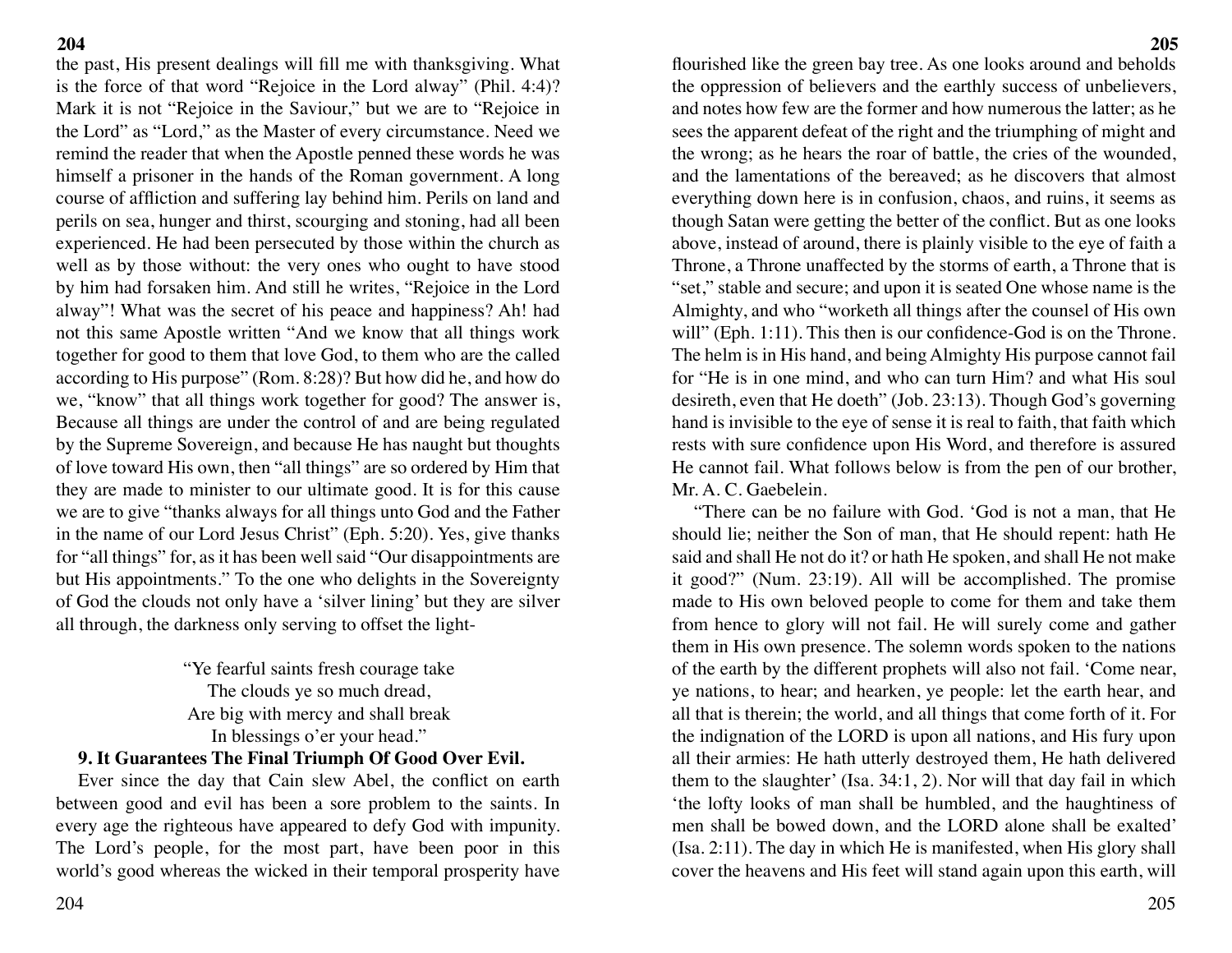the past, His present dealings will fill me with thanksgiving. What is the force of that word "Rejoice in the Lord alway" (Phil. 4:4)? Mark it is not "Rejoice in the Saviour," but we are to "Rejoice in the Lord" as "Lord," as the Master of every circumstance. Need we remind the reader that when the Apostle penned these words he was himself a prisoner in the hands of the Roman government. A long course of affliction and suffering lay behind him. Perils on land and perils on sea, hunger and thirst, scourging and stoning, had all been experienced. He had been persecuted by those within the church as well as by those without: the very ones who ought to have stood by him had forsaken him. And still he writes, "Rejoice in the Lord alway"! What was the secret of his peace and happiness? Ah! had not this same Apostle written "And we know that all things work together for good to them that love God, to them who are the called according to His purpose" (Rom. 8:28)? But how did he, and how do we, "know" that all things work together for good? The answer is, Because all things are under the control of and are being regulated by the Supreme Sovereign, and because He has naught but thoughts of love toward His own, then "all things" are so ordered by Him that they are made to minister to our ultimate good. It is for this cause we are to give "thanks always for all things unto God and the Father in the name of our Lord Jesus Christ" (Eph. 5:20). Yes, give thanks for "all things" for, as it has been well said "Our disappointments are but His appointments." To the one who delights in the Sovereignty of God the clouds not only have a 'silver lining' but they are silver all through, the darkness only serving to offset the light-

> "Ye fearful saints fresh courage take
> The clouds ye so much dread,
> Are big with mercy and shall break
> In blessings o'er your head."

**9. It Guarantees The Final Triumph Of Good Over Evil.**

Ever since the day that Cain slew Abel, the conflict on earth between good and evil has been a sore problem to the saints. In every age the righteous have appeared to defy God with impunity. The Lord's people, for the most part, have been poor in this world's good whereas the wicked in their temporal prosperity have flourished like the green bay tree. As one looks around and beholds the oppression of believers and the earthly success of unbelievers, and notes how few are the former and how numerous the latter; as he sees the apparent defeat of the right and the triumphing of might and the wrong; as he hears the roar of battle, the cries of the wounded, and the lamentations of the bereaved; as he discovers that almost everything down here is in confusion, chaos, and ruins, it seems as though Satan were getting the better of the conflict. But as one looks above, instead of around, there is plainly visible to the eye of faith a Throne, a Throne unaffected by the storms of earth, a Throne that is "set," stable and secure; and upon it is seated One whose name is the Almighty, and who "worketh all things after the counsel of His own will" (Eph. 1:11). This then is our confidence-God is on the Throne. The helm is in His hand, and being Almighty His purpose cannot fail for "He is in one mind, and who can turn Him? and what His soul desireth, even that He doeth" (Job. 23:13). Though God's governing hand is invisible to the eye of sense it is real to faith, that faith which rests with sure confidence upon His Word, and therefore is assured He cannot fail. What follows below is from the pen of our brother, Mr. A. C. Gaebelein.

"There can be no failure with God. 'God is not a man, that He should lie; neither the Son of man, that He should repent: hath He said and shall He not do it? or hath He spoken, and shall He not make it good?" (Num. 23:19). All will be accomplished. The promise made to His own beloved people to come for them and take them from hence to glory will not fail. He will surely come and gather them in His own presence. The solemn words spoken to the nations of the earth by the different prophets will also not fail. 'Come near, ye nations, to hear; and hearken, ye people: let the earth hear, and all that is therein; the world, and all things that come forth of it. For the indignation of the LORD is upon all nations, and His fury upon all their armies: He hath utterly destroyed them, He hath delivered them to the slaughter' (Isa. 34:1, 2). Nor will that day fail in which 'the lofty looks of man shall be humbled, and the haughtiness of men shall be bowed down, and the LORD alone shall be exalted' (Isa. 2:11). The day in which He is manifested, when His glory shall cover the heavens and His feet will stand again upon this earth, will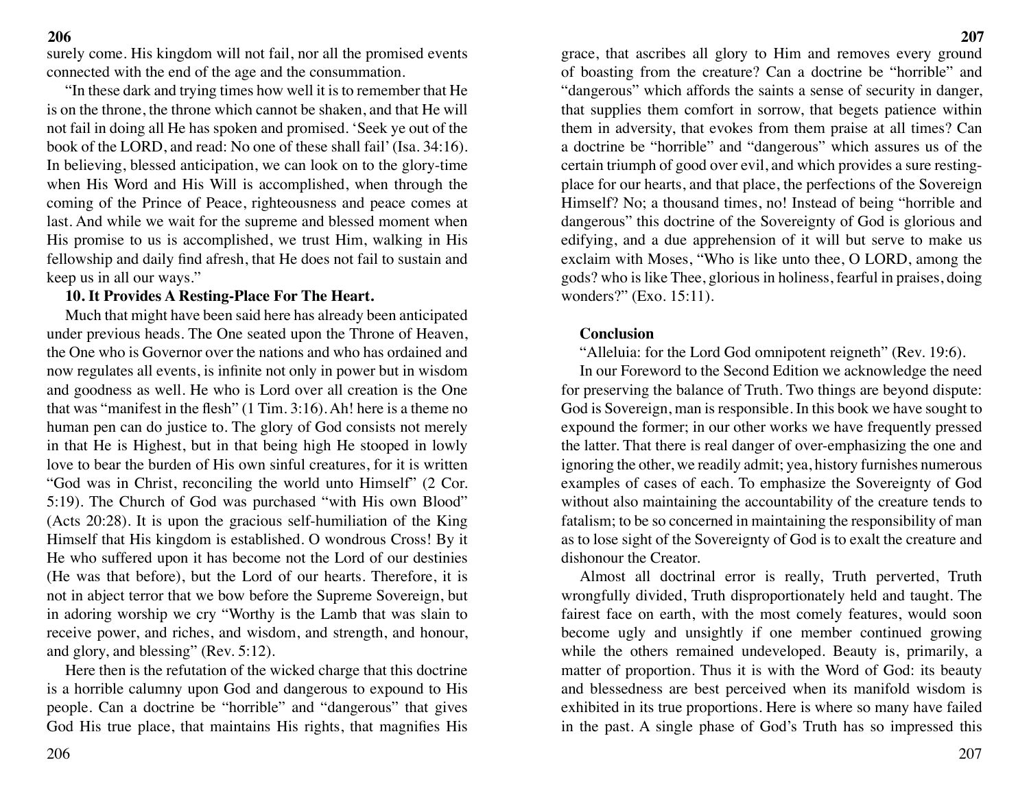surely come. His kingdom will not fail, nor all the promised events connected with the end of the age and the consummation.

"In these dark and trying times how well it is to remember that He is on the throne, the throne which cannot be shaken, and that He will not fail in doing all He has spoken and promised. 'Seek ye out of the book of the LORD, and read: No one of these shall fail' (Isa. 34:16). In believing, blessed anticipation, we can look on to the glory-time when His Word and His Will is accomplished, when through the coming of the Prince of Peace, righteousness and peace comes at last. And while we wait for the supreme and blessed moment when His promise to us is accomplished, we trust Him, walking in His fellowship and daily find afresh, that He does not fail to sustain and keep us in all our ways."

**10. It Provides A Resting-Place For The Heart.**

Much that might have been said here has already been anticipated under previous heads. The One seated upon the Throne of Heaven, the One who is Governor over the nations and who has ordained and now regulates all events, is infinite not only in power but in wisdom and goodness as well. He who is Lord over all creation is the One that was "manifest in the flesh" (1 Tim. 3:16). Ah! here is a theme no human pen can do justice to. The glory of God consists not merely in that He is Highest, but in that being high He stooped in lowly love to bear the burden of His own sinful creatures, for it is written "God was in Christ, reconciling the world unto Himself" (2 Cor. 5:19). The Church of God was purchased "with His own Blood" (Acts 20:28). It is upon the gracious self-humiliation of the King Himself that His kingdom is established. O wondrous Cross! By it He who suffered upon it has become not the Lord of our destinies (He was that before), but the Lord of our hearts. Therefore, it is not in abject terror that we bow before the Supreme Sovereign, but in adoring worship we cry "Worthy is the Lamb that was slain to receive power, and riches, and wisdom, and strength, and honour, and glory, and blessing" (Rev. 5:12).

Here then is the refutation of the wicked charge that this doctrine is a horrible calumny upon God and dangerous to expound to His people. Can a doctrine be "horrible" and "dangerous" that gives God His true place, that maintains His rights, that magnifies His grace, that ascribes all glory to Him and removes every ground of boasting from the creature? Can a doctrine be "horrible" and "dangerous" which affords the saints a sense of security in danger, that supplies them comfort in sorrow, that begets patience within them in adversity, that evokes from them praise at all times? Can a doctrine be "horrible" and "dangerous" which assures us of the certain triumph of good over evil, and which provides a sure resting-place for our hearts, and that place, the perfections of the Sovereign Himself? No; a thousand times, no! Instead of being "horrible and dangerous" this doctrine of the Sovereignty of God is glorious and edifying, and a due apprehension of it will but serve to make us exclaim with Moses, "Who is like unto thee, O LORD, among the gods? who is like Thee, glorious in holiness, fearful in praises, doing wonders?" (Exo. 15:11).

**Conclusion**

"Alleluia: for the Lord God omnipotent reigneth" (Rev. 19:6).

In our Foreword to the Second Edition we acknowledge the need for preserving the balance of Truth. Two things are beyond dispute: God is Sovereign, man is responsible. In this book we have sought to expound the former; in our other works we have frequently pressed the latter. That there is real danger of over-emphasizing the one and ignoring the other, we readily admit; yea, history furnishes numerous examples of cases of each. To emphasize the Sovereignty of God without also maintaining the accountability of the creature tends to fatalism; to be so concerned in maintaining the responsibility of man as to lose sight of the Sovereignty of God is to exalt the creature and dishonour the Creator.

Almost all doctrinal error is really, Truth perverted, Truth wrongfully divided, Truth disproportionately held and taught. The fairest face on earth, with the most comely features, would soon become ugly and unsightly if one member continued growing while the others remained undeveloped. Beauty is, primarily, a matter of proportion. Thus it is with the Word of God: its beauty and blessedness are best perceived when its manifold wisdom is exhibited in its true proportions. Here is where so many have failed in the past. A single phase of God's Truth has so impressed this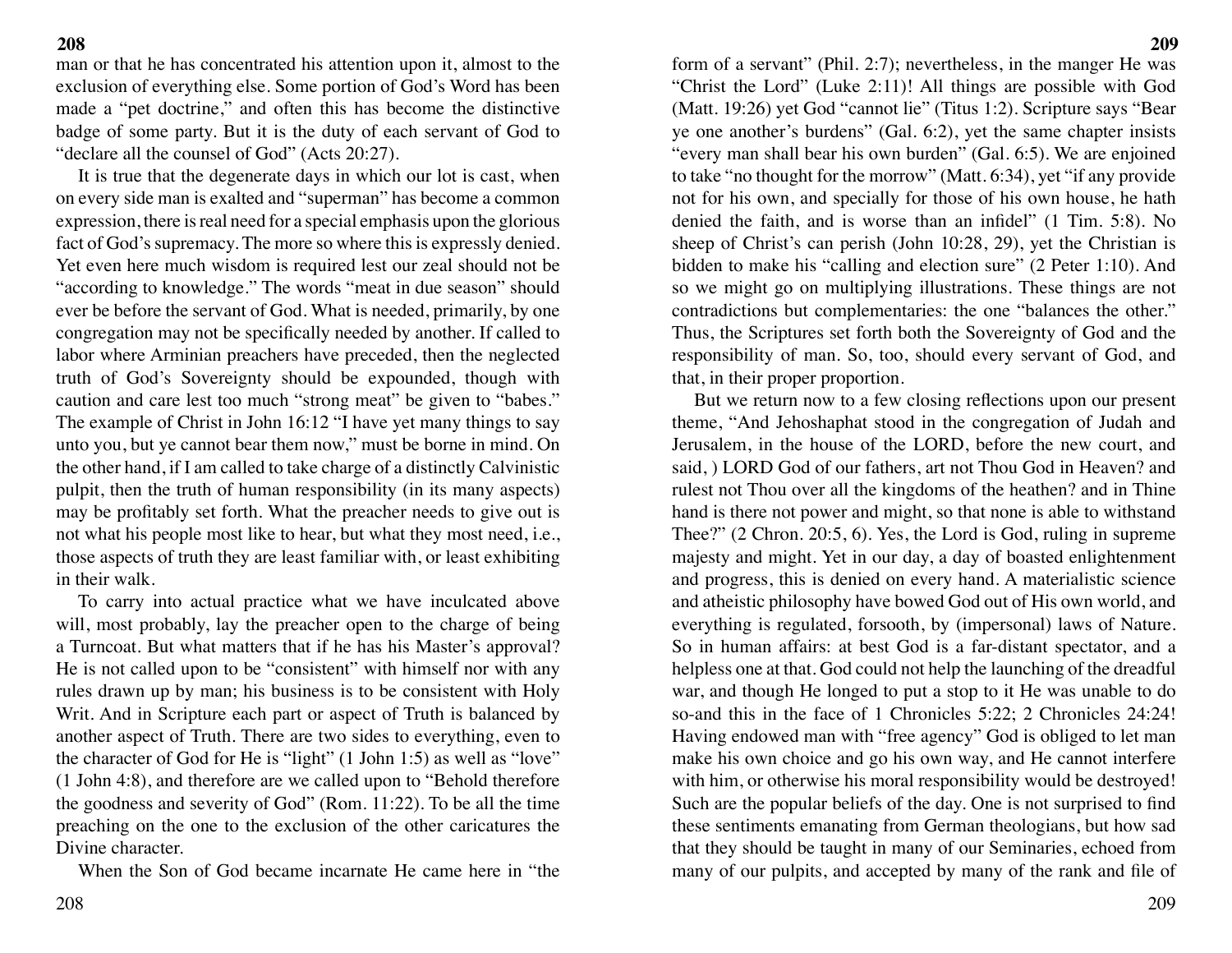man or that he has concentrated his attention upon it, almost to the exclusion of everything else. Some portion of God's Word has been made a "pet doctrine," and often this has become the distinctive badge of some party. But it is the duty of each servant of God to "declare all the counsel of God" (Acts 20:27).

It is true that the degenerate days in which our lot is cast, when on every side man is exalted and "superman" has become a common expression, there is real need for a special emphasis upon the glorious fact of God's supremacy. The more so where this is expressly denied. Yet even here much wisdom is required lest our zeal should not be "according to knowledge." The words "meat in due season" should ever be before the servant of God. What is needed, primarily, by one congregation may not be specifically needed by another. If called to labor where Arminian preachers have preceded, then the neglected truth of God's Sovereignty should be expounded, though with caution and care lest too much "strong meat" be given to "babes." The example of Christ in John 16:12 "I have yet many things to say unto you, but ye cannot bear them now," must be borne in mind. On the other hand, if I am called to take charge of a distinctly Calvinistic pulpit, then the truth of human responsibility (in its many aspects) may be profitably set forth. What the preacher needs to give out is not what his people most like to hear, but what they most need, i.e., those aspects of truth they are least familiar with, or least exhibiting in their walk.

To carry into actual practice what we have inculcated above will, most probably, lay the preacher open to the charge of being a Turncoat. But what matters that if he has his Master's approval? He is not called upon to be "consistent" with himself nor with any rules drawn up by man; his business is to be consistent with Holy Writ. And in Scripture each part or aspect of Truth is balanced by another aspect of Truth. There are two sides to everything, even to the character of God for He is "light" (1 John 1:5) as well as "love" (1 John 4:8), and therefore are we called upon to "Behold therefore the goodness and severity of God" (Rom. 11:22). To be all the time preaching on the one to the exclusion of the other caricatures the Divine character.

When the Son of God became incarnate He came here in "the form of a servant" (Phil. 2:7); nevertheless, in the manger He was "Christ the Lord" (Luke 2:11)! All things are possible with God (Matt. 19:26) yet God "cannot lie" (Titus 1:2). Scripture says "Bear ye one another's burdens" (Gal. 6:2), yet the same chapter insists "every man shall bear his own burden" (Gal. 6:5). We are enjoined to take "no thought for the morrow" (Matt. 6:34), yet "if any provide not for his own, and specially for those of his own house, he hath denied the faith, and is worse than an infidel" (1 Tim. 5:8). No sheep of Christ's can perish (John 10:28, 29), yet the Christian is bidden to make his "calling and election sure" (2 Peter 1:10). And so we might go on multiplying illustrations. These things are not contradictions but complementaries: the one "balances the other." Thus, the Scriptures set forth both the Sovereignty of God and the responsibility of man. So, too, should every servant of God, and that, in their proper proportion.

But we return now to a few closing reflections upon our present theme, "And Jehoshaphat stood in the congregation of Judah and Jerusalem, in the house of the LORD, before the new court, and said, ) LORD God of our fathers, art not Thou God in Heaven? and rulest not Thou over all the kingdoms of the heathen? and in Thine hand is there not power and might, so that none is able to withstand Thee?" (2 Chron. 20:5, 6). Yes, the Lord is God, ruling in supreme majesty and might. Yet in our day, a day of boasted enlightenment and progress, this is denied on every hand. A materialistic science and atheistic philosophy have bowed God out of His own world, and everything is regulated, forsooth, by (impersonal) laws of Nature. So in human affairs: at best God is a far-distant spectator, and a helpless one at that. God could not help the launching of the dreadful war, and though He longed to put a stop to it He was unable to do so-and this in the face of 1 Chronicles 5:22; 2 Chronicles 24:24! Having endowed man with "free agency" God is obliged to let man make his own choice and go his own way, and He cannot interfere with him, or otherwise his moral responsibility would be destroyed! Such are the popular beliefs of the day. One is not surprised to find these sentiments emanating from German theologians, but how sad that they should be taught in many of our Seminaries, echoed from many of our pulpits, and accepted by many of the rank and file of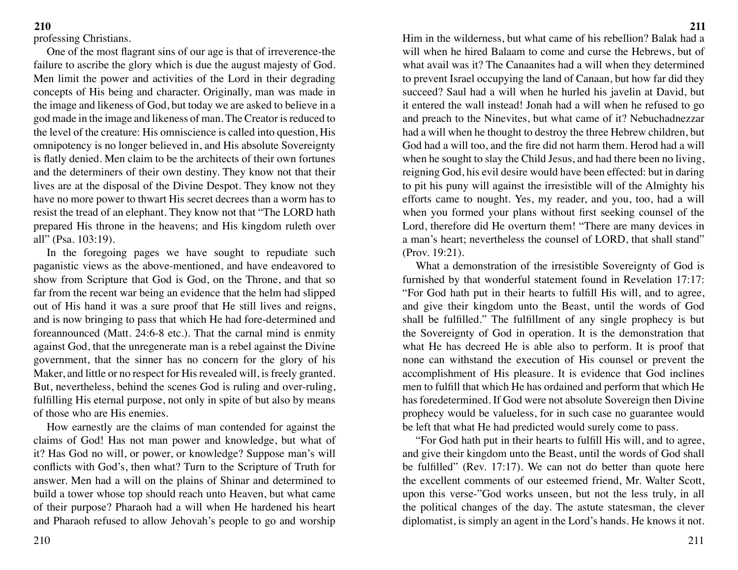professing Christians.

One of the most flagrant sins of our age is that of irreverence-the failure to ascribe the glory which is due the august majesty of God. Men limit the power and activities of the Lord in their degrading concepts of His being and character. Originally, man was made in the image and likeness of God, but today we are asked to believe in a god made in the image and likeness of man. The Creator is reduced to the level of the creature: His omniscience is called into question, His omnipotency is no longer believed in, and His absolute Sovereignty is flatly denied. Men claim to be the architects of their own fortunes and the determiners of their own destiny. They know not that their lives are at the disposal of the Divine Despot. They know not they have no more power to thwart His secret decrees than a worm has to resist the tread of an elephant. They know not that "The LORD hath prepared His throne in the heavens; and His kingdom ruleth over all" (Psa. 103:19).

In the foregoing pages we have sought to repudiate such paganistic views as the above-mentioned, and have endeavored to show from Scripture that God is God, on the Throne, and that so far from the recent war being an evidence that the helm had slipped out of His hand it was a sure proof that He still lives and reigns, and is now bringing to pass that which He had fore-determined and foreannounced (Matt. 24:6-8 etc.). That the carnal mind is enmity against God, that the unregenerate man is a rebel against the Divine government, that the sinner has no concern for the glory of his Maker, and little or no respect for His revealed will, is freely granted. But, nevertheless, behind the scenes God is ruling and over-ruling, fulfilling His eternal purpose, not only in spite of but also by means of those who are His enemies.

How earnestly are the claims of man contended for against the claims of God! Has not man power and knowledge, but what of it? Has God no will, or power, or knowledge? Suppose man's will conflicts with God's, then what? Turn to the Scripture of Truth for answer. Men had a will on the plains of Shinar and determined to build a tower whose top should reach unto Heaven, but what came of their purpose? Pharaoh had a will when He hardened his heart and Pharaoh refused to allow Jehovah's people to go and worship Him in the wilderness, but what came of his rebellion? Balak had a will when he hired Balaam to come and curse the Hebrews, but of what avail was it? The Canaanites had a will when they determined to prevent Israel occupying the land of Canaan, but how far did they succeed? Saul had a will when he hurled his javelin at David, but it entered the wall instead! Jonah had a will when he refused to go and preach to the Ninevites, but what came of it? Nebuchadnezzar had a will when he thought to destroy the three Hebrew children, but God had a will too, and the fire did not harm them. Herod had a will when he sought to slay the Child Jesus, and had there been no living, reigning God, his evil desire would have been effected: but in daring to pit his puny will against the irresistible will of the Almighty his efforts came to nought. Yes, my reader, and you, too, had a will when you formed your plans without first seeking counsel of the Lord, therefore did He overturn them! "There are many devices in a man's heart; nevertheless the counsel of LORD, that shall stand" (Prov. 19:21).

What a demonstration of the irresistible Sovereignty of God is furnished by that wonderful statement found in Revelation 17:17: "For God hath put in their hearts to fulfill His will, and to agree, and give their kingdom unto the Beast, until the words of God shall be fulfilled." The fulfillment of any single prophecy is but the Sovereignty of God in operation. It is the demonstration that what He has decreed He is able also to perform. It is proof that none can withstand the execution of His counsel or prevent the accomplishment of His pleasure. It is evidence that God inclines men to fulfill that which He has ordained and perform that which He has foredetermined. If God were not absolute Sovereign then Divine prophecy would be valueless, for in such case no guarantee would be left that what He had predicted would surely come to pass.

"For God hath put in their hearts to fulfill His will, and to agree, and give their kingdom unto the Beast, until the words of God shall be fulfilled" (Rev. 17:17). We can not do better than quote here the excellent comments of our esteemed friend, Mr. Walter Scott, upon this verse-"God works unseen, but not the less truly, in all the political changes of the day. The astute statesman, the clever diplomatist, is simply an agent in the Lord's hands. He knows it not.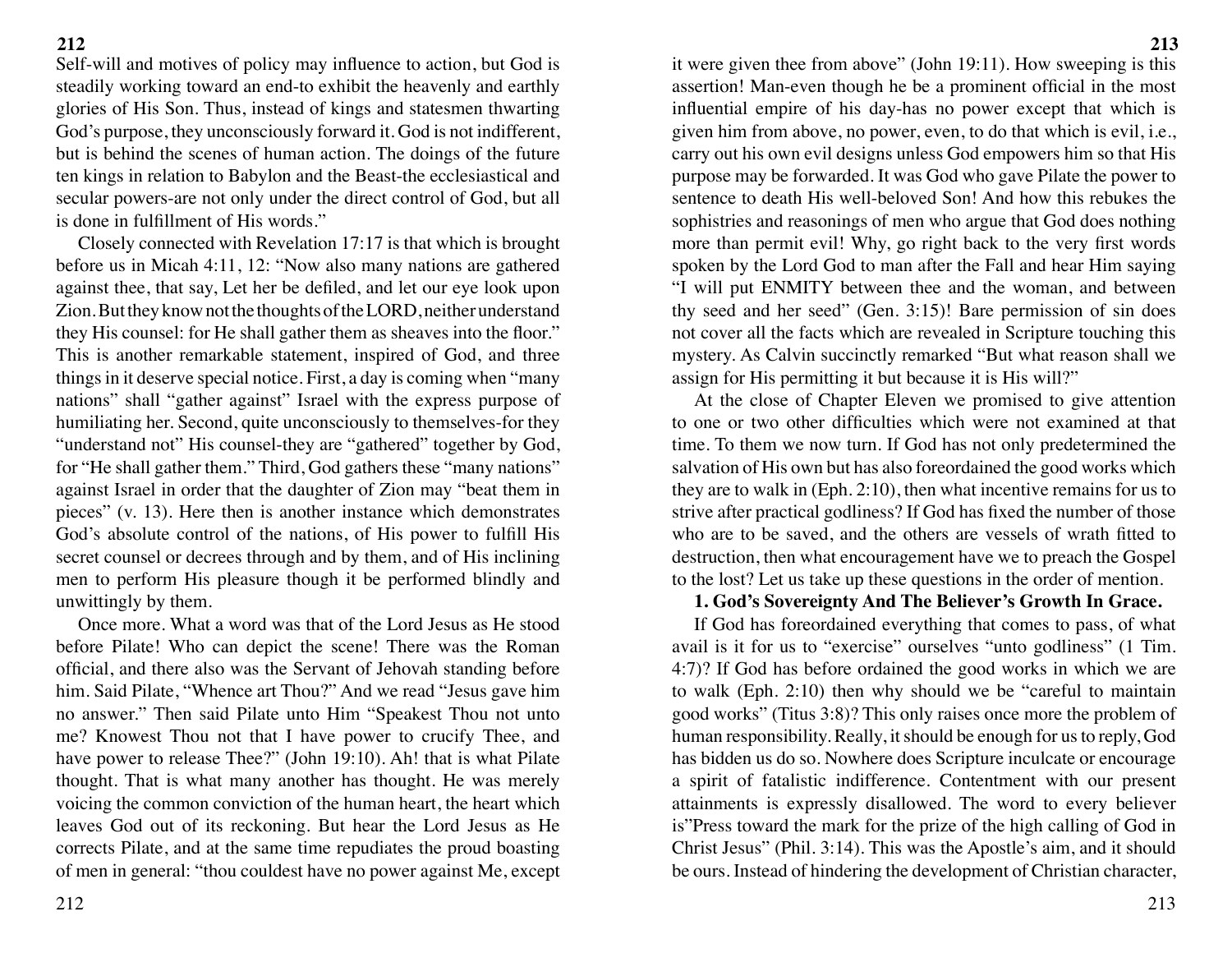Self-will and motives of policy may influence to action, but God is steadily working toward an end-to exhibit the heavenly and earthly glories of His Son. Thus, instead of kings and statesmen thwarting God's purpose, they unconsciously forward it. God is not indifferent, but is behind the scenes of human action. The doings of the future ten kings in relation to Babylon and the Beast-the ecclesiastical and secular powers-are not only under the direct control of God, but all is done in fulfillment of His words."

Closely connected with Revelation 17:17 is that which is brought before us in Micah 4:11, 12: "Now also many nations are gathered against thee, that say, Let her be defiled, and let our eye look upon Zion. But they know not the thoughts of the LORD, neither understand they His counsel: for He shall gather them as sheaves into the floor." This is another remarkable statement, inspired of God, and three things in it deserve special notice. First, a day is coming when "many nations" shall "gather against" Israel with the express purpose of humiliating her. Second, quite unconsciously to themselves-for they "understand not" His counsel-they are "gathered" together by God, for "He shall gather them." Third, God gathers these "many nations" against Israel in order that the daughter of Zion may "beat them in pieces" (v. 13). Here then is another instance which demonstrates God's absolute control of the nations, of His power to fulfill His secret counsel or decrees through and by them, and of His inclining men to perform His pleasure though it be performed blindly and unwittingly by them.

Once more. What a word was that of the Lord Jesus as He stood before Pilate! Who can depict the scene! There was the Roman official, and there also was the Servant of Jehovah standing before him. Said Pilate, "Whence art Thou?" And we read "Jesus gave him no answer." Then said Pilate unto Him "Speakest Thou not unto me? Knowest Thou not that I have power to crucify Thee, and have power to release Thee?" (John 19:10). Ah! that is what Pilate thought. That is what many another has thought. He was merely voicing the common conviction of the human heart, the heart which leaves God out of its reckoning. But hear the Lord Jesus as He corrects Pilate, and at the same time repudiates the proud boasting of men in general: "thou couldest have no power against Me, except it were given thee from above" (John 19:11). How sweeping is this assertion! Man-even though he be a prominent official in the most influential empire of his day-has no power except that which is given him from above, no power, even, to do that which is evil, i.e., carry out his own evil designs unless God empowers him so that His purpose may be forwarded. It was God who gave Pilate the power to sentence to death His well-beloved Son! And how this rebukes the sophistries and reasonings of men who argue that God does nothing more than permit evil! Why, go right back to the very first words spoken by the Lord God to man after the Fall and hear Him saying "I will put ENMITY between thee and the woman, and between thy seed and her seed" (Gen. 3:15)! Bare permission of sin does not cover all the facts which are revealed in Scripture touching this mystery. As Calvin succinctly remarked "But what reason shall we assign for His permitting it but because it is His will?"

At the close of Chapter Eleven we promised to give attention to one or two other difficulties which were not examined at that time. To them we now turn. If God has not only predetermined the salvation of His own but has also foreordained the good works which they are to walk in (Eph. 2:10), then what incentive remains for us to strive after practical godliness? If God has fixed the number of those who are to be saved, and the others are vessels of wrath fitted to destruction, then what encouragement have we to preach the Gospel to the lost? Let us take up these questions in the order of mention.

**1. God's Sovereignty And The Believer's Growth In Grace.**

If God has foreordained everything that comes to pass, of what avail is it for us to "exercise" ourselves "unto godliness" (1 Tim. 4:7)? If God has before ordained the good works in which we are to walk (Eph. 2:10) then why should we be "careful to maintain good works" (Titus 3:8)? This only raises once more the problem of human responsibility. Really, it should be enough for us to reply, God has bidden us do so. Nowhere does Scripture inculcate or encourage a spirit of fatalistic indifference. Contentment with our present attainments is expressly disallowed. The word to every believer is"Press toward the mark for the prize of the high calling of God in Christ Jesus" (Phil. 3:14). This was the Apostle's aim, and it should be ours. Instead of hindering the development of Christian character,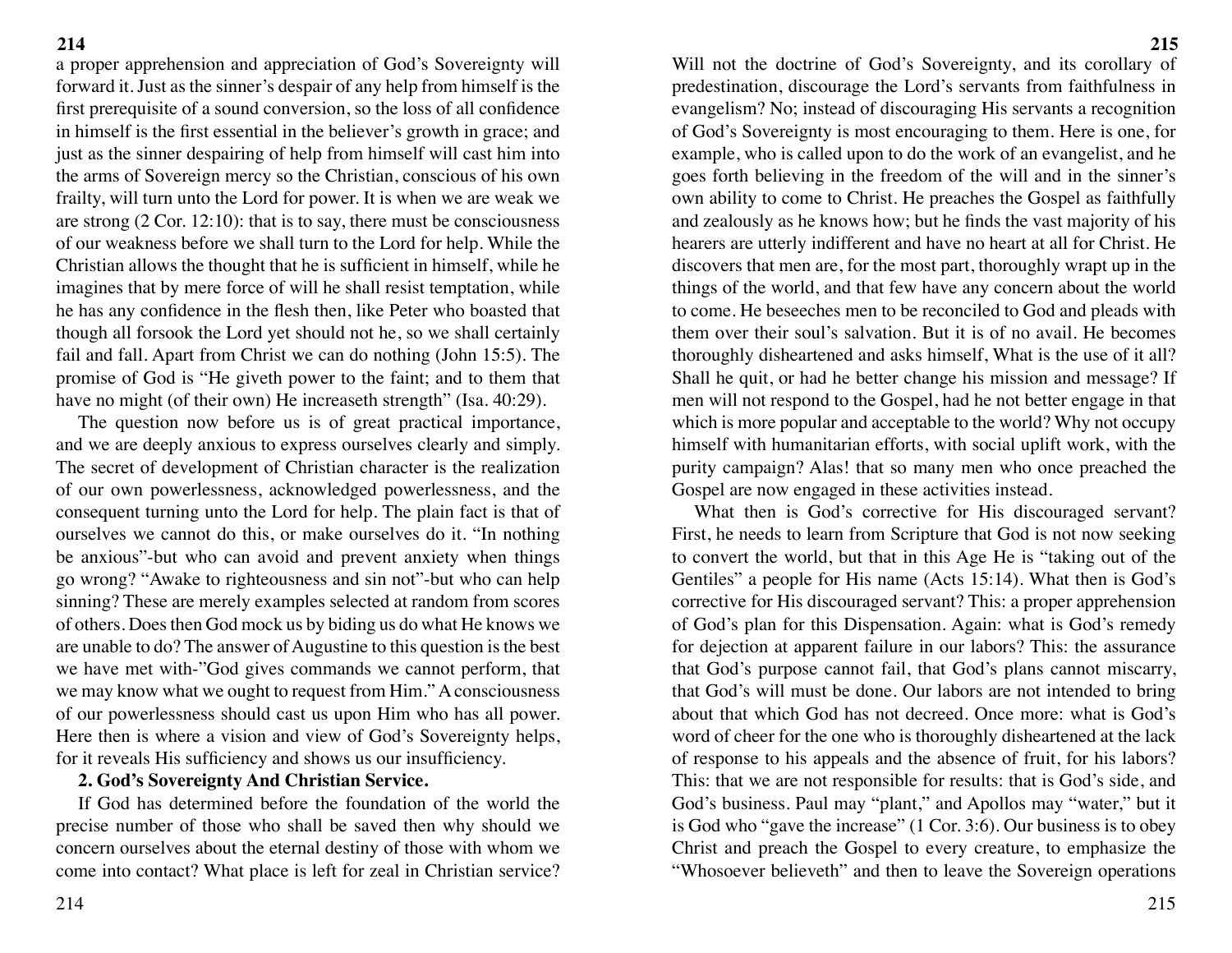a proper apprehension and appreciation of God's Sovereignty will forward it. Just as the sinner's despair of any help from himself is the first prerequisite of a sound conversion, so the loss of all confidence in himself is the first essential in the believer's growth in grace; and just as the sinner despairing of help from himself will cast him into the arms of Sovereign mercy so the Christian, conscious of his own frailty, will turn unto the Lord for power. It is when we are weak we are strong (2 Cor. 12:10): that is to say, there must be consciousness of our weakness before we shall turn to the Lord for help. While the Christian allows the thought that he is sufficient in himself, while he imagines that by mere force of will he shall resist temptation, while he has any confidence in the flesh then, like Peter who boasted that though all forsook the Lord yet should not he, so we shall certainly fail and fall. Apart from Christ we can do nothing (John 15:5). The promise of God is "He giveth power to the faint; and to them that have no might (of their own) He increaseth strength" (Isa. 40:29).

The question now before us is of great practical importance, and we are deeply anxious to express ourselves clearly and simply. The secret of development of Christian character is the realization of our own powerlessness, acknowledged powerlessness, and the consequent turning unto the Lord for help. The plain fact is that of ourselves we cannot do this, or make ourselves do it. "In nothing be anxious"-but who can avoid and prevent anxiety when things go wrong? "Awake to righteousness and sin not"-but who can help sinning? These are merely examples selected at random from scores of others. Does then God mock us by biding us do what He knows we are unable to do? The answer of Augustine to this question is the best we have met with-"God gives commands we cannot perform, that we may know what we ought to request from Him." A consciousness of our powerlessness should cast us upon Him who has all power. Here then is where a vision and view of God's Sovereignty helps, for it reveals His sufficiency and shows us our insufficiency.

**2. God's Sovereignty And Christian Service.**

If God has determined before the foundation of the world the precise number of those who shall be saved then why should we concern ourselves about the eternal destiny of those with whom we come into contact? What place is left for zeal in Christian service? Will not the doctrine of God's Sovereignty, and its corollary of predestination, discourage the Lord's servants from faithfulness in evangelism? No; instead of discouraging His servants a recognition of God's Sovereignty is most encouraging to them. Here is one, for example, who is called upon to do the work of an evangelist, and he goes forth believing in the freedom of the will and in the sinner's own ability to come to Christ. He preaches the Gospel as faithfully and zealously as he knows how; but he finds the vast majority of his hearers are utterly indifferent and have no heart at all for Christ. He discovers that men are, for the most part, thoroughly wrapt up in the things of the world, and that few have any concern about the world to come. He beseeches men to be reconciled to God and pleads with them over their soul's salvation. But it is of no avail. He becomes thoroughly disheartened and asks himself, What is the use of it all? Shall he quit, or had he better change his mission and message? If men will not respond to the Gospel, had he not better engage in that which is more popular and acceptable to the world? Why not occupy himself with humanitarian efforts, with social uplift work, with the purity campaign? Alas! that so many men who once preached the Gospel are now engaged in these activities instead.

What then is God's corrective for His discouraged servant? First, he needs to learn from Scripture that God is not now seeking to convert the world, but that in this Age He is "taking out of the Gentiles" a people for His name (Acts 15:14). What then is God's corrective for His discouraged servant? This: a proper apprehension of God's plan for this Dispensation. Again: what is God's remedy for dejection at apparent failure in our labors? This: the assurance that God's purpose cannot fail, that God's plans cannot miscarry, that God's will must be done. Our labors are not intended to bring about that which God has not decreed. Once more: what is God's word of cheer for the one who is thoroughly disheartened at the lack of response to his appeals and the absence of fruit, for his labors? This: that we are not responsible for results: that is God's side, and God's business. Paul may "plant," and Apollos may "water," but it is God who "gave the increase" (1 Cor. 3:6). Our business is to obey Christ and preach the Gospel to every creature, to emphasize the "Whosoever believeth" and then to leave the Sovereign operations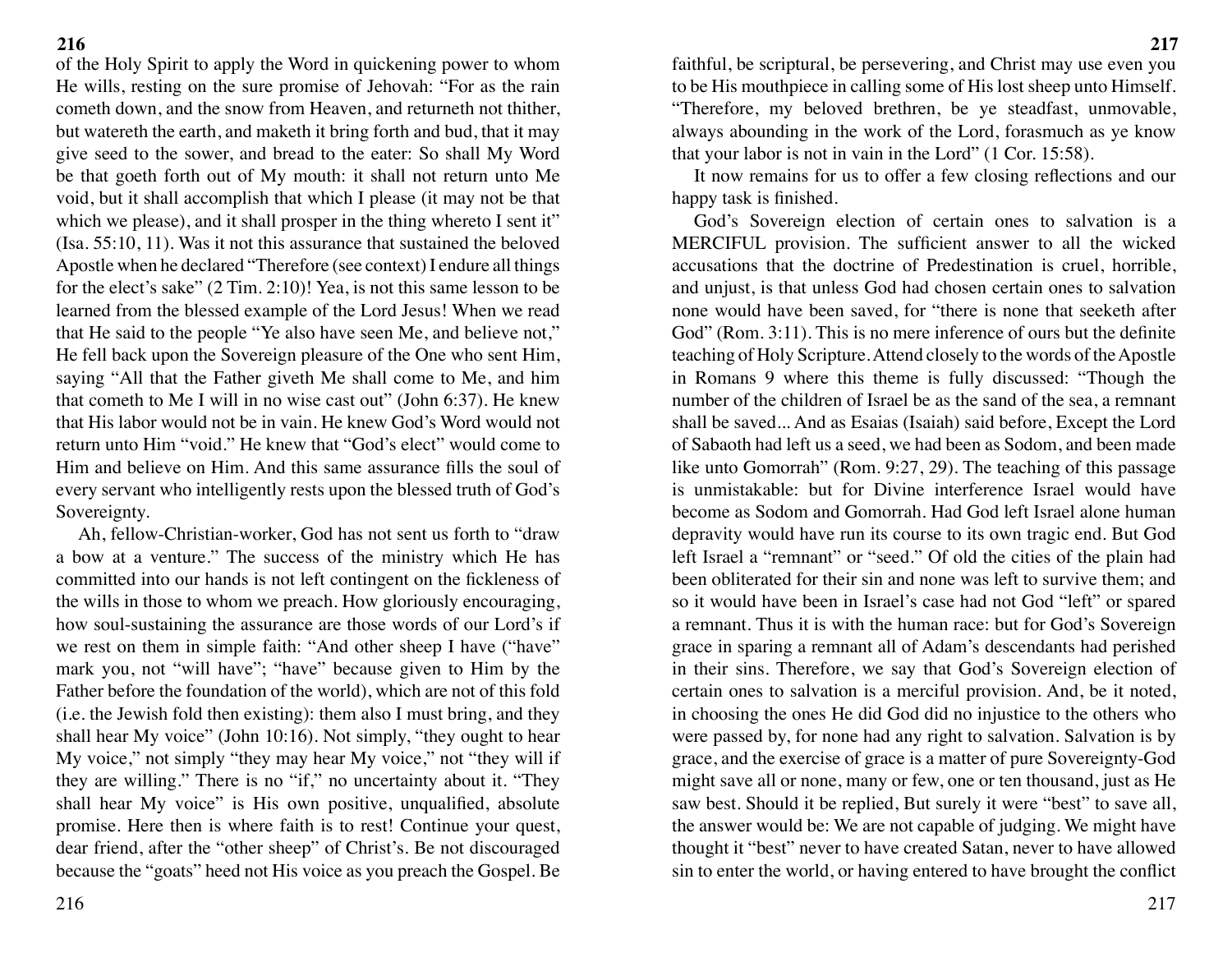of the Holy Spirit to apply the Word in quickening power to whom He wills, resting on the sure promise of Jehovah: "For as the rain cometh down, and the snow from Heaven, and returneth not thither, but watereth the earth, and maketh it bring forth and bud, that it may give seed to the sower, and bread to the eater: So shall My Word be that goeth forth out of My mouth: it shall not return unto Me void, but it shall accomplish that which I please (it may not be that which we please), and it shall prosper in the thing whereto I sent it" (Isa. 55:10, 11). Was it not this assurance that sustained the beloved Apostle when he declared "Therefore (see context) I endure all things for the elect's sake" (2 Tim. 2:10)! Yea, is not this same lesson to be learned from the blessed example of the Lord Jesus! When we read that He said to the people "Ye also have seen Me, and believe not," He fell back upon the Sovereign pleasure of the One who sent Him, saying "All that the Father giveth Me shall come to Me, and him that cometh to Me I will in no wise cast out" (John 6:37). He knew that His labor would not be in vain. He knew God's Word would not return unto Him "void." He knew that "God's elect" would come to Him and believe on Him. And this same assurance fills the soul of every servant who intelligently rests upon the blessed truth of God's Sovereignty.

Ah, fellow-Christian-worker, God has not sent us forth to "draw a bow at a venture." The success of the ministry which He has committed into our hands is not left contingent on the fickleness of the wills in those to whom we preach. How gloriously encouraging, how soul-sustaining the assurance are those words of our Lord's if we rest on them in simple faith: "And other sheep I have ("have" mark you, not "will have"; "have" because given to Him by the Father before the foundation of the world), which are not of this fold (i.e. the Jewish fold then existing): them also I must bring, and they shall hear My voice" (John 10:16). Not simply, "they ought to hear My voice," not simply "they may hear My voice," not "they will if they are willing." There is no "if," no uncertainty about it. "They shall hear My voice" is His own positive, unqualified, absolute promise. Here then is where faith is to rest! Continue your quest, dear friend, after the "other sheep" of Christ's. Be not discouraged because the "goats" heed not His voice as you preach the Gospel. Be faithful, be scriptural, be persevering, and Christ may use even you to be His mouthpiece in calling some of His lost sheep unto Himself. "Therefore, my beloved brethren, be ye steadfast, unmovable, always abounding in the work of the Lord, forasmuch as ye know that your labor is not in vain in the Lord" (1 Cor. 15:58).

It now remains for us to offer a few closing reflections and our happy task is finished.

God's Sovereign election of certain ones to salvation is a MERCIFUL provision. The sufficient answer to all the wicked accusations that the doctrine of Predestination is cruel, horrible, and unjust, is that unless God had chosen certain ones to salvation none would have been saved, for "there is none that seeketh after God" (Rom. 3:11). This is no mere inference of ours but the definite teaching of Holy Scripture. Attend closely to the words of the Apostle in Romans 9 where this theme is fully discussed: "Though the number of the children of Israel be as the sand of the sea, a remnant shall be saved... And as Esaias (Isaiah) said before, Except the Lord of Sabaoth had left us a seed, we had been as Sodom, and been made like unto Gomorrah" (Rom. 9:27, 29). The teaching of this passage is unmistakable: but for Divine interference Israel would have become as Sodom and Gomorrah. Had God left Israel alone human depravity would have run its course to its own tragic end. But God left Israel a "remnant" or "seed." Of old the cities of the plain had been obliterated for their sin and none was left to survive them; and so it would have been in Israel's case had not God "left" or spared a remnant. Thus it is with the human race: but for God's Sovereign grace in sparing a remnant all of Adam's descendants had perished in their sins. Therefore, we say that God's Sovereign election of certain ones to salvation is a merciful provision. And, be it noted, in choosing the ones He did God did no injustice to the others who were passed by, for none had any right to salvation. Salvation is by grace, and the exercise of grace is a matter of pure Sovereignty-God might save all or none, many or few, one or ten thousand, just as He saw best. Should it be replied, But surely it were "best" to save all, the answer would be: We are not capable of judging. We might have thought it "best" never to have created Satan, never to have allowed sin to enter the world, or having entered to have brought the conflict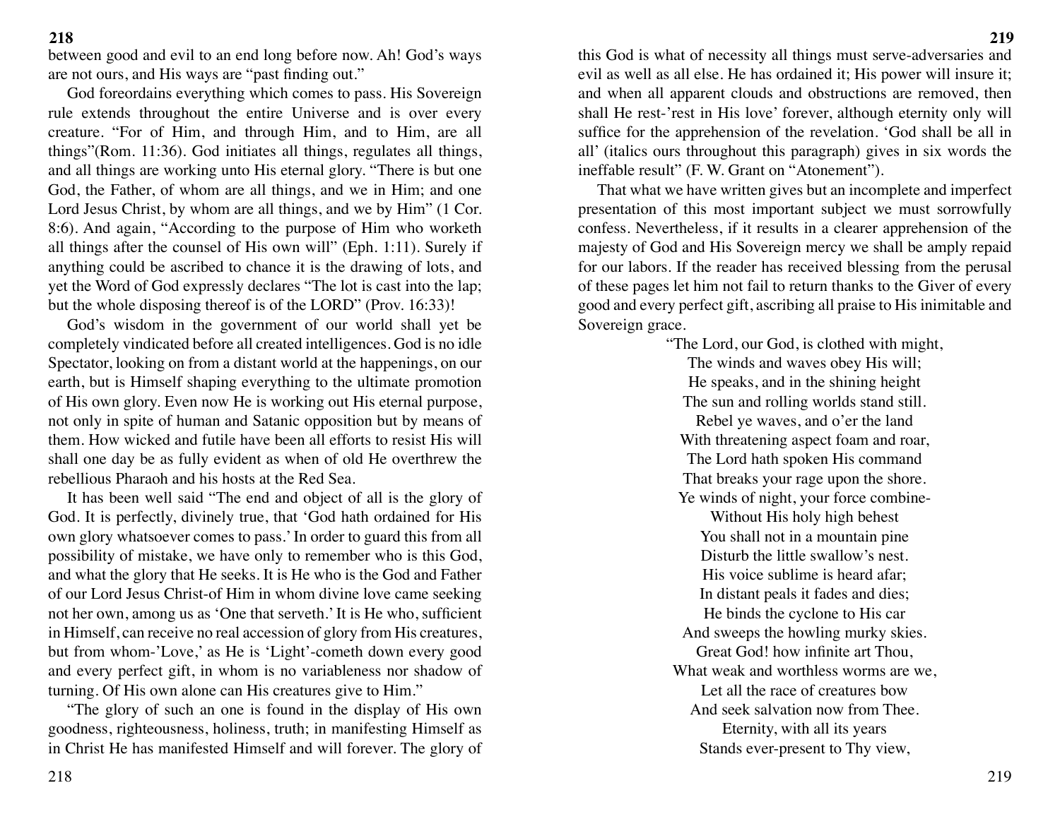between good and evil to an end long before now. Ah! God's ways are not ours, and His ways are "past finding out."

God foreordains everything which comes to pass. His Sovereign rule extends throughout the entire Universe and is over every creature. "For of Him, and through Him, and to Him, are all things"(Rom. 11:36). God initiates all things, regulates all things, and all things are working unto His eternal glory. "There is but one God, the Father, of whom are all things, and we in Him; and one Lord Jesus Christ, by whom are all things, and we by Him" (1 Cor. 8:6). And again, "According to the purpose of Him who worketh all things after the counsel of His own will" (Eph. 1:11). Surely if anything could be ascribed to chance it is the drawing of lots, and yet the Word of God expressly declares "The lot is cast into the lap; but the whole disposing thereof is of the LORD" (Prov. 16:33)!

God's wisdom in the government of our world shall yet be completely vindicated before all created intelligences. God is no idle Spectator, looking on from a distant world at the happenings, on our earth, but is Himself shaping everything to the ultimate promotion of His own glory. Even now He is working out His eternal purpose, not only in spite of human and Satanic opposition but by means of them. How wicked and futile have been all efforts to resist His will shall one day be as fully evident as when of old He overthrew the rebellious Pharaoh and his hosts at the Red Sea.

It has been well said "The end and object of all is the glory of God. It is perfectly, divinely true, that 'God hath ordained for His own glory whatsoever comes to pass.' In order to guard this from all possibility of mistake, we have only to remember who is this God, and what the glory that He seeks. It is He who is the God and Father of our Lord Jesus Christ-of Him in whom divine love came seeking not her own, among us as 'One that serveth.' It is He who, sufficient in Himself, can receive no real accession of glory from His creatures, but from whom-'Love,' as He is 'Light'-cometh down every good and every perfect gift, in whom is no variableness nor shadow of turning. Of His own alone can His creatures give to Him."

"The glory of such an one is found in the display of His own goodness, righteousness, holiness, truth; in manifesting Himself as in Christ He has manifested Himself and will forever. The glory of this God is what of necessity all things must serve-adversaries and evil as well as all else. He has ordained it; His power will insure it; and when all apparent clouds and obstructions are removed, then shall He rest-'rest in His love' forever, although eternity only will suffice for the apprehension of the revelation. 'God shall be all in all' (italics ours throughout this paragraph) gives in six words the ineffable result" (F. W. Grant on "Atonement").

That what we have written gives but an incomplete and imperfect presentation of this most important subject we must sorrowfully confess. Nevertheless, if it results in a clearer apprehension of the majesty of God and His Sovereign mercy we shall be amply repaid for our labors. If the reader has received blessing from the perusal of these pages let him not fail to return thanks to the Giver of every good and every perfect gift, ascribing all praise to His inimitable and Sovereign grace.

"The Lord, our God, is clothed with might,
The winds and waves obey His will;
He speaks, and in the shining height
The sun and rolling worlds stand still.
Rebel ye waves, and o'er the land
With threatening aspect foam and roar,
The Lord hath spoken His command
That breaks your rage upon the shore.
Ye winds of night, your force combine-
Without His holy high behest
You shall not in a mountain pine
Disturb the little swallow's nest.
His voice sublime is heard afar;
In distant peals it fades and dies;
He binds the cyclone to His car
And sweeps the howling murky skies.
Great God! how infinite art Thou,
What weak and worthless worms are we,
Let all the race of creatures bow
And seek salvation now from Thee.
Eternity, with all its years
Stands ever-present to Thy view,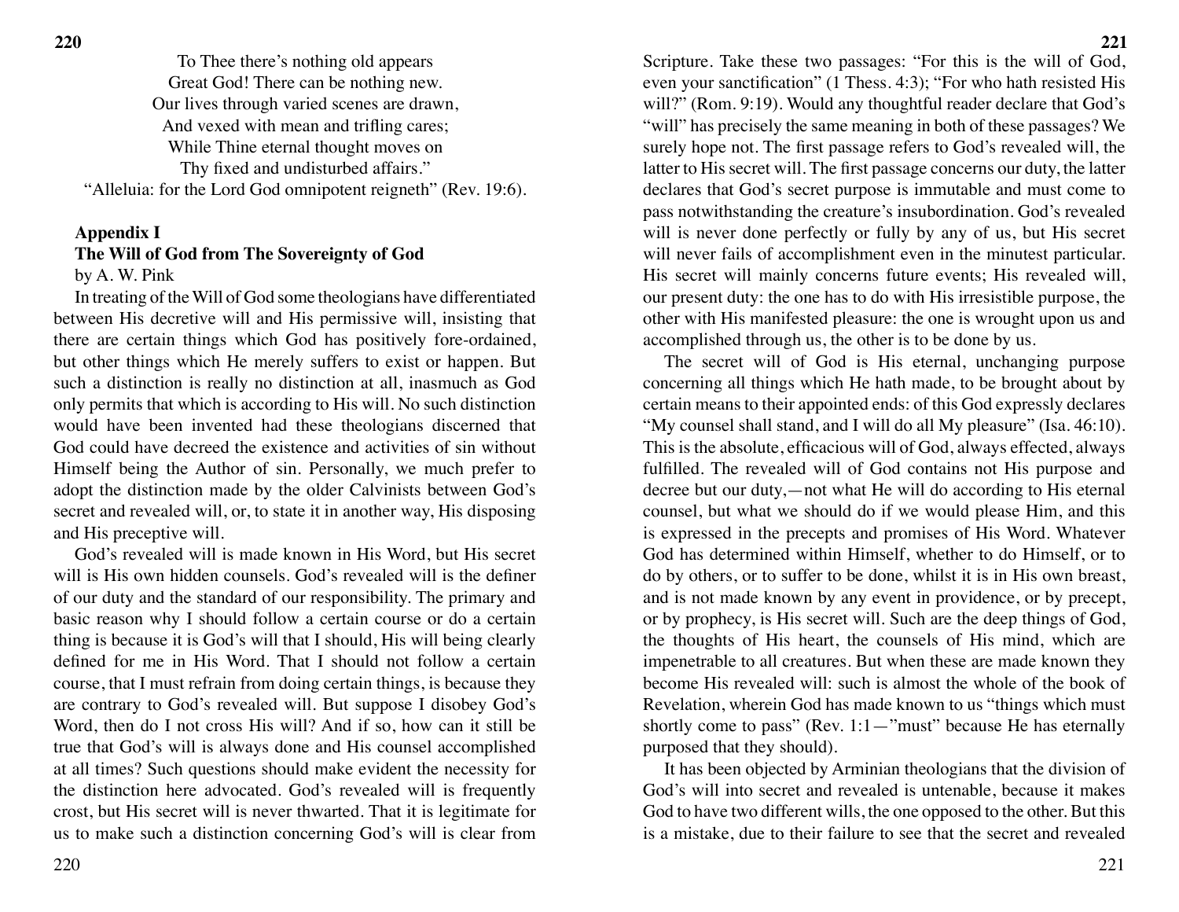To Thee there's nothing old appears
Great God! There can be nothing new.
Our lives through varied scenes are drawn,
And vexed with mean and trifling cares;
While Thine eternal thought moves on
Thy fixed and undisturbed affairs."
"Alleluia: for the Lord God omnipotent reigneth" (Rev. 19:6).

## Appendix I
## The Will of God from The Sovereignty of God

by A. W. Pink

In treating of the Will of God some theologians have differentiated between His decretive will and His permissive will, insisting that there are certain things which God has positively fore-ordained, but other things which He merely suffers to exist or happen. But such a distinction is really no distinction at all, inasmuch as God only permits that which is according to His will. No such distinction would have been invented had these theologians discerned that God could have decreed the existence and activities of sin without Himself being the Author of sin. Personally, we much prefer to adopt the distinction made by the older Calvinists between God's secret and revealed will, or, to state it in another way, His disposing and His preceptive will.

God's revealed will is made known in His Word, but His secret will is His own hidden counsels. God's revealed will is the definer of our duty and the standard of our responsibility. The primary and basic reason why I should follow a certain course or do a certain thing is because it is God's will that I should, His will being clearly defined for me in His Word. That I should not follow a certain course, that I must refrain from doing certain things, is because they are contrary to God's revealed will. But suppose I disobey God's Word, then do I not cross His will? And if so, how can it still be true that God's will is always done and His counsel accomplished at all times? Such questions should make evident the necessity for the distinction here advocated. God's revealed will is frequently crost, but His secret will is never thwarted. That it is legitimate for us to make such a distinction concerning God's will is clear from Scripture. Take these two passages: "For this is the will of God, even your sanctification" (1 Thess. 4:3); "For who hath resisted His will?" (Rom. 9:19). Would any thoughtful reader declare that God's "will" has precisely the same meaning in both of these passages? We surely hope not. The first passage refers to God's revealed will, the latter to His secret will. The first passage concerns our duty, the latter declares that God's secret purpose is immutable and must come to pass notwithstanding the creature's insubordination. God's revealed will is never done perfectly or fully by any of us, but His secret will never fails of accomplishment even in the minutest particular. His secret will mainly concerns future events; His revealed will, our present duty: the one has to do with His irresistible purpose, the other with His manifested pleasure: the one is wrought upon us and accomplished through us, the other is to be done by us.

The secret will of God is His eternal, unchanging purpose concerning all things which He hath made, to be brought about by certain means to their appointed ends: of this God expressly declares "My counsel shall stand, and I will do all My pleasure" (Isa. 46:10). This is the absolute, efficacious will of God, always effected, always fulfilled. The revealed will of God contains not His purpose and decree but our duty,—not what He will do according to His eternal counsel, but what we should do if we would please Him, and this is expressed in the precepts and promises of His Word. Whatever God has determined within Himself, whether to do Himself, or to do by others, or to suffer to be done, whilst it is in His own breast, and is not made known by any event in providence, or by precept, or by prophecy, is His secret will. Such are the deep things of God, the thoughts of His heart, the counsels of His mind, which are impenetrable to all creatures. But when these are made known they become His revealed will: such is almost the whole of the book of Revelation, wherein God has made known to us "things which must shortly come to pass" (Rev. 1:1—"must" because He has eternally purposed that they should).

It has been objected by Arminian theologians that the division of God's will into secret and revealed is untenable, because it makes God to have two different wills, the one opposed to the other. But this is a mistake, due to their failure to see that the secret and revealed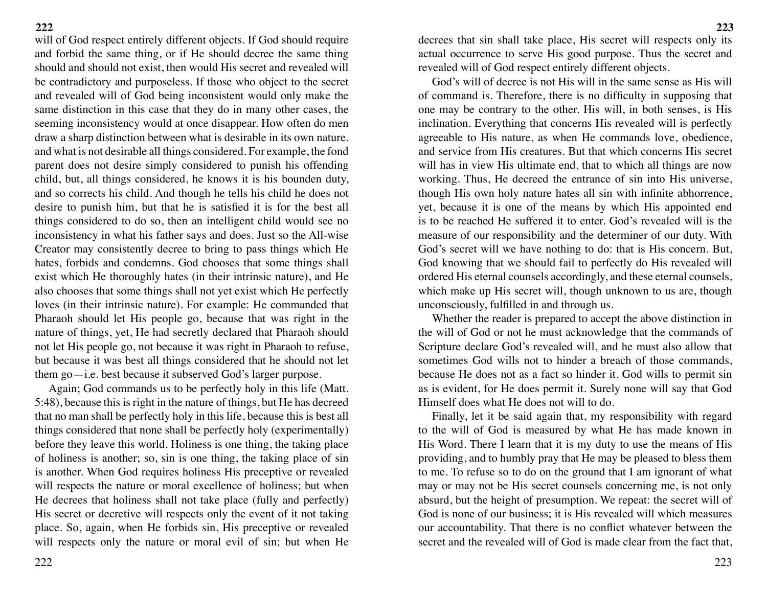will of God respect entirely different objects. If God should require and forbid the same thing, or if He should decree the same thing should and should not exist, then would His secret and revealed will be contradictory and purposeless. If those who object to the secret and revealed will of God being inconsistent would only make the same distinction in this case that they do in many other cases, the seeming inconsistency would at once disappear. How often do men draw a sharp distinction between what is desirable in its own nature. and what is not desirable all things considered. For example, the fond parent does not desire simply considered to punish his offending child, but, all things considered, he knows it is his bounden duty, and so corrects his child. And though he tells his child he does not desire to punish him, but that he is satisfied it is for the best all things considered to do so, then an intelligent child would see no inconsistency in what his father says and does. Just so the All-wise Creator may consistently decree to bring to pass things which He hates, forbids and condemns. God chooses that some things shall exist which He thoroughly hates (in their intrinsic nature), and He also chooses that some things shall not yet exist which He perfectly loves (in their intrinsic nature). For example: He commanded that Pharaoh should let His people go, because that was right in the nature of things, yet, He had secretly declared that Pharaoh should not let His people go, not because it was right in Pharaoh to refuse, but because it was best all things considered that he should not let them go—i.e. best because it subserved God's larger purpose.

Again; God commands us to be perfectly holy in this life (Matt. 5:48), because this is right in the nature of things, but He has decreed that no man shall be perfectly holy in this life, because this is best all things considered that none shall be perfectly holy (experimentally) before they leave this world. Holiness is one thing, the taking place of holiness is another; so, sin is one thing, the taking place of sin is another. When God requires holiness His preceptive or revealed will respects the nature or moral excellence of holiness; but when He decrees that holiness shall not take place (fully and perfectly) His secret or decretive will respects only the event of it not taking place. So, again, when He forbids sin, His preceptive or revealed will respects only the nature or moral evil of sin; but when He decrees that sin shall take place, His secret will respects only its actual occurrence to serve His good purpose. Thus the secret and revealed will of God respect entirely different objects.

God's will of decree is not His will in the same sense as His will of command is. Therefore, there is no difficulty in supposing that one may be contrary to the other. His will, in both senses, is His inclination. Everything that concerns His revealed will is perfectly agreeable to His nature, as when He commands love, obedience, and service from His creatures. But that which concerns His secret will has in view His ultimate end, that to which all things are now working. Thus, He decreed the entrance of sin into His universe, though His own holy nature hates all sin with infinite abhorrence, yet, because it is one of the means by which His appointed end is to be reached He suffered it to enter. God's revealed will is the measure of our responsibility and the determiner of our duty. With God's secret will we have nothing to do: that is His concern. But, God knowing that we should fail to perfectly do His revealed will ordered His eternal counsels accordingly, and these eternal counsels, which make up His secret will, though unknown to us are, though unconsciously, fulfilled in and through us.

Whether the reader is prepared to accept the above distinction in the will of God or not he must acknowledge that the commands of Scripture declare God's revealed will, and he must also allow that sometimes God wills not to hinder a breach of those commands, because He does not as a fact so hinder it. God wills to permit sin as is evident, for He does permit it. Surely none will say that God Himself does what He does not will to do.

Finally, let it be said again that, my responsibility with regard to the will of God is measured by what He has made known in His Word. There I learn that it is my duty to use the means of His providing, and to humbly pray that He may be pleased to bless them to me. To refuse so to do on the ground that I am ignorant of what may or may not be His secret counsels concerning me, is not only absurd, but the height of presumption. We repeat: the secret will of God is none of our business; it is His revealed will which measures our accountability. That there is no conflict whatever between the secret and the revealed will of God is made clear from the fact that,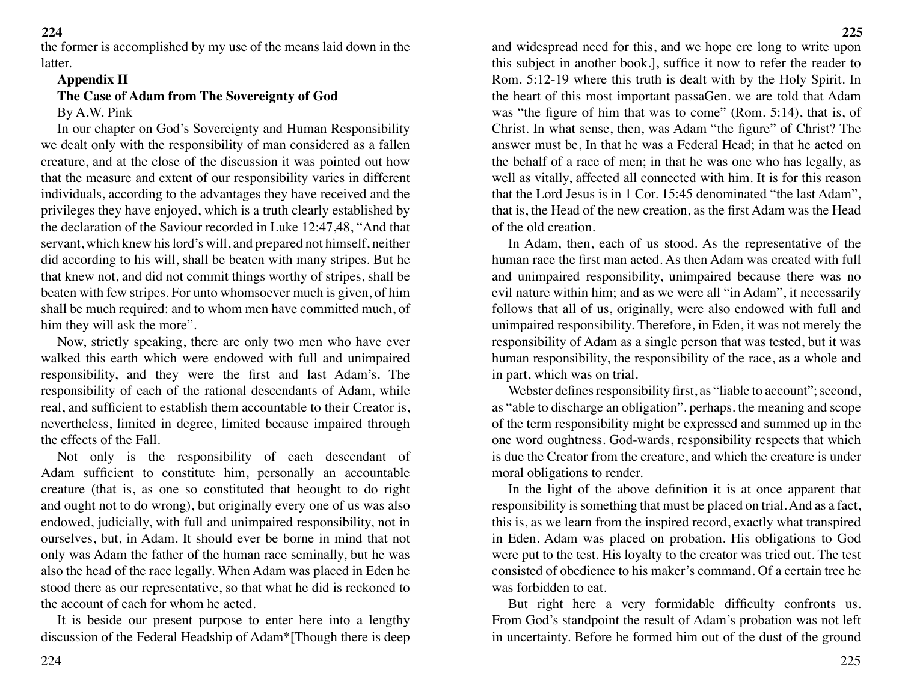the former is accomplished by my use of the means laid down in the latter.

## Appendix II

### The Case of Adam from The Sovereignty of God

By A.W. Pink

In our chapter on God's Sovereignty and Human Responsibility we dealt only with the responsibility of man considered as a fallen creature, and at the close of the discussion it was pointed out how that the measure and extent of our responsibility varies in different individuals, according to the advantages they have received and the privileges they have enjoyed, which is a truth clearly established by the declaration of the Saviour recorded in Luke 12:47,48, "And that servant, which knew his lord's will, and prepared not himself, neither did according to his will, shall be beaten with many stripes. But he that knew not, and did not commit things worthy of stripes, shall be beaten with few stripes. For unto whomsoever much is given, of him shall be much required: and to whom men have committed much, of him they will ask the more".

Now, strictly speaking, there are only two men who have ever walked this earth which were endowed with full and unimpaired responsibility, and they were the first and last Adam's. The responsibility of each of the rational descendants of Adam, while real, and sufficient to establish them accountable to their Creator is, nevertheless, limited in degree, limited because impaired through the effects of the Fall.

Not only is the responsibility of each descendant of Adam sufficient to constitute him, personally an accountable creature (that is, as one so constituted that heought to do right and ought not to do wrong), but originally every one of us was also endowed, judicially, with full and unimpaired responsibility, not in ourselves, but, in Adam. It should ever be borne in mind that not only was Adam the father of the human race seminally, but he was also the head of the race legally. When Adam was placed in Eden he stood there as our representative, so that what he did is reckoned to the account of each for whom he acted.

It is beside our present purpose to enter here into a lengthy discussion of the Federal Headship of Adam*[Though there is deep and widespread need for this, and we hope ere long to write upon this subject in another book.], suffice it now to refer the reader to Rom. 5:12-19 where this truth is dealt with by the Holy Spirit. In the heart of this most important passaGen. we are told that Adam was "the figure of him that was to come" (Rom. 5:14), that is, of Christ. In what sense, then, was Adam "the figure" of Christ? The answer must be, In that he was a Federal Head; in that he acted on the behalf of a race of men; in that he was one who has legally, as well as vitally, affected all connected with him. It is for this reason that the Lord Jesus is in 1 Cor. 15:45 denominated "the last Adam", that is, the Head of the new creation, as the first Adam was the Head of the old creation.

In Adam, then, each of us stood. As the representative of the human race the first man acted. As then Adam was created with full and unimpaired responsibility, unimpaired because there was no evil nature within him; and as we were all "in Adam", it necessarily follows that all of us, originally, were also endowed with full and unimpaired responsibility. Therefore, in Eden, it was not merely the responsibility of Adam as a single person that was tested, but it was human responsibility, the responsibility of the race, as a whole and in part, which was on trial.

Webster defines responsibility first, as "liable to account"; second, as "able to discharge an obligation". perhaps. the meaning and scope of the term responsibility might be expressed and summed up in the one word oughtness. God-wards, responsibility respects that which is due the Creator from the creature, and which the creature is under moral obligations to render.

In the light of the above definition it is at once apparent that responsibility is something that must be placed on trial. And as a fact, this is, as we learn from the inspired record, exactly what transpired in Eden. Adam was placed on probation. His obligations to God were put to the test. His loyalty to the creator was tried out. The test consisted of obedience to his maker's command. Of a certain tree he was forbidden to eat.

But right here a very formidable difficulty confronts us. From God's standpoint the result of Adam's probation was not left in uncertainty. Before he formed him out of the dust of the ground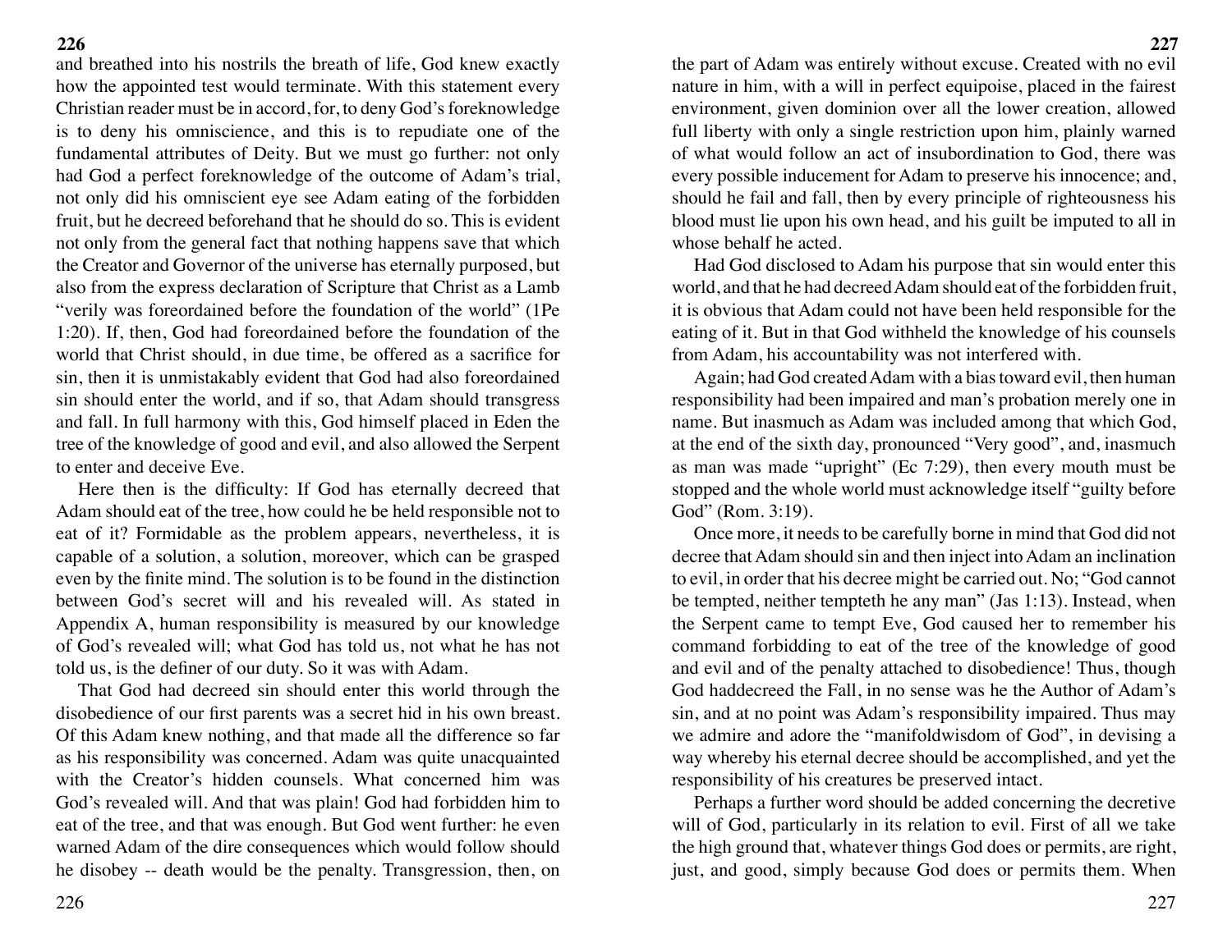and breathed into his nostrils the breath of life, God knew exactly how the appointed test would terminate. With this statement every Christian reader must be in accord, for, to deny God's foreknowledge is to deny his omniscience, and this is to repudiate one of the fundamental attributes of Deity. But we must go further: not only had God a perfect foreknowledge of the outcome of Adam's trial, not only did his omniscient eye see Adam eating of the forbidden fruit, but he decreed beforehand that he should do so. This is evident not only from the general fact that nothing happens save that which the Creator and Governor of the universe has eternally purposed, but also from the express declaration of Scripture that Christ as a Lamb "verily was foreordained before the foundation of the world" (1Pe 1:20). If, then, God had foreordained before the foundation of the world that Christ should, in due time, be offered as a sacrifice for sin, then it is unmistakably evident that God had also foreordained sin should enter the world, and if so, that Adam should transgress and fall. In full harmony with this, God himself placed in Eden the tree of the knowledge of good and evil, and also allowed the Serpent to enter and deceive Eve.

Here then is the difficulty: If God has eternally decreed that Adam should eat of the tree, how could he be held responsible not to eat of it? Formidable as the problem appears, nevertheless, it is capable of a solution, a solution, moreover, which can be grasped even by the finite mind. The solution is to be found in the distinction between God's secret will and his revealed will. As stated in Appendix A, human responsibility is measured by our knowledge of God's revealed will; what God has told us, not what he has not told us, is the definer of our duty. So it was with Adam.

That God had decreed sin should enter this world through the disobedience of our first parents was a secret hid in his own breast. Of this Adam knew nothing, and that made all the difference so far as his responsibility was concerned. Adam was quite unacquainted with the Creator's hidden counsels. What concerned him was God's revealed will. And that was plain! God had forbidden him to eat of the tree, and that was enough. But God went further: he even warned Adam of the dire consequences which would follow should he disobey -- death would be the penalty. Transgression, then, on the part of Adam was entirely without excuse. Created with no evil nature in him, with a will in perfect equipoise, placed in the fairest environment, given dominion over all the lower creation, allowed full liberty with only a single restriction upon him, plainly warned of what would follow an act of insubordination to God, there was every possible inducement for Adam to preserve his innocence; and, should he fail and fall, then by every principle of righteousness his blood must lie upon his own head, and his guilt be imputed to all in whose behalf he acted.

Had God disclosed to Adam his purpose that sin would enter this world, and that he had decreed Adam should eat of the forbidden fruit, it is obvious that Adam could not have been held responsible for the eating of it. But in that God withheld the knowledge of his counsels from Adam, his accountability was not interfered with.

Again; had God created Adam with a bias toward evil, then human responsibility had been impaired and man's probation merely one in name. But inasmuch as Adam was included among that which God, at the end of the sixth day, pronounced "Very good", and, inasmuch as man was made "upright" (Ec 7:29), then every mouth must be stopped and the whole world must acknowledge itself "guilty before God" (Rom. 3:19).

Once more, it needs to be carefully borne in mind that God did not decree that Adam should sin and then inject into Adam an inclination to evil, in order that his decree might be carried out. No; "God cannot be tempted, neither tempteth he any man" (Jas 1:13). Instead, when the Serpent came to tempt Eve, God caused her to remember his command forbidding to eat of the tree of the knowledge of good and evil and of the penalty attached to disobedience! Thus, though God haddecreed the Fall, in no sense was he the Author of Adam's sin, and at no point was Adam's responsibility impaired. Thus may we admire and adore the "manifoldwisdom of God", in devising a way whereby his eternal decree should be accomplished, and yet the responsibility of his creatures be preserved intact.

Perhaps a further word should be added concerning the decretive will of God, particularly in its relation to evil. First of all we take the high ground that, whatever things God does or permits, are right, just, and good, simply because God does or permits them. When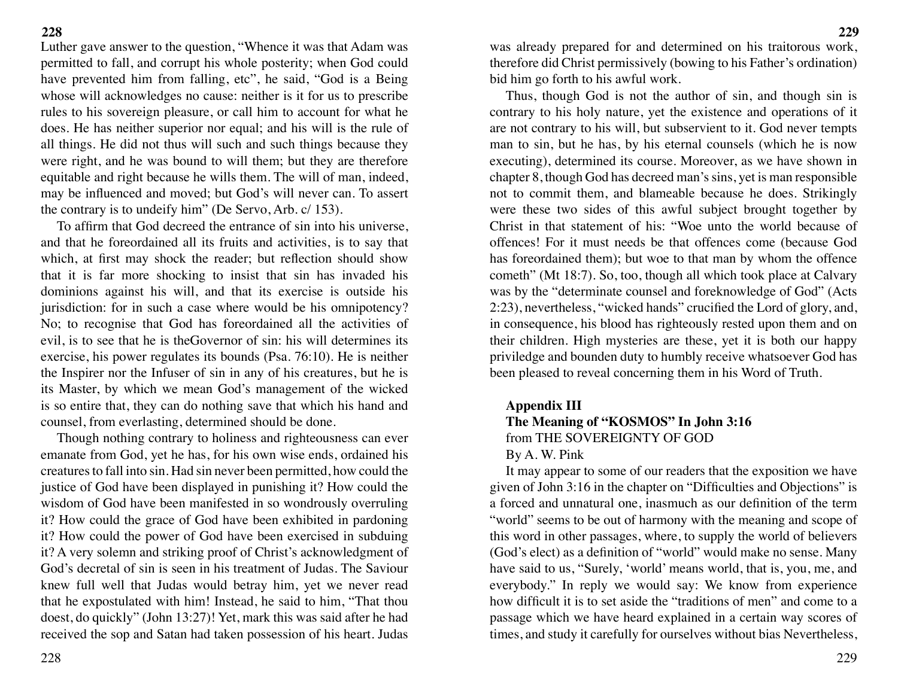Luther gave answer to the question, "Whence it was that Adam was permitted to fall, and corrupt his whole posterity; when God could have prevented him from falling, etc", he said, "God is a Being whose will acknowledges no cause: neither is it for us to prescribe rules to his sovereign pleasure, or call him to account for what he does. He has neither superior nor equal; and his will is the rule of all things. He did not thus will such and such things because they were right, and he was bound to will them; but they are therefore equitable and right because he wills them. The will of man, indeed, may be influenced and moved; but God's will never can. To assert the contrary is to undeify him" (De Servo, Arb. c/ 153).

To affirm that God decreed the entrance of sin into his universe, and that he foreordained all its fruits and activities, is to say that which, at first may shock the reader; but reflection should show that it is far more shocking to insist that sin has invaded his dominions against his will, and that its exercise is outside his jurisdiction: for in such a case where would be his omnipotency? No; to recognise that God has foreordained all the activities of evil, is to see that he is theGovernor of sin: his will determines its exercise, his power regulates its bounds (Psa. 76:10). He is neither the Inspirer nor the Infuser of sin in any of his creatures, but he is its Master, by which we mean God's management of the wicked is so entire that, they can do nothing save that which his hand and counsel, from everlasting, determined should be done.

Though nothing contrary to holiness and righteousness can ever emanate from God, yet he has, for his own wise ends, ordained his creatures to fall into sin. Had sin never been permitted, how could the justice of God have been displayed in punishing it? How could the wisdom of God have been manifested in so wondrously overruling it? How could the grace of God have been exhibited in pardoning it? How could the power of God have been exercised in subduing it? A very solemn and striking proof of Christ's acknowledgment of God's decretal of sin is seen in his treatment of Judas. The Saviour knew full well that Judas would betray him, yet we never read that he expostulated with him! Instead, he said to him, "That thou doest, do quickly" (John 13:27)! Yet, mark this was said after he had received the sop and Satan had taken possession of his heart. Judas was already prepared for and determined on his traitorous work, therefore did Christ permissively (bowing to his Father's ordination) bid him go forth to his awful work.

Thus, though God is not the author of sin, and though sin is contrary to his holy nature, yet the existence and operations of it are not contrary to his will, but subservient to it. God never tempts man to sin, but he has, by his eternal counsels (which he is now executing), determined its course. Moreover, as we have shown in chapter 8, though God has decreed man's sins, yet is man responsible not to commit them, and blameable because he does. Strikingly were these two sides of this awful subject brought together by Christ in that statement of his: "Woe unto the world because of offences! For it must needs be that offences come (because God has foreordained them); but woe to that man by whom the offence cometh" (Mt 18:7). So, too, though all which took place at Calvary was by the "determinate counsel and foreknowledge of God" (Acts 2:23), nevertheless, "wicked hands" crucified the Lord of glory, and, in consequence, his blood has righteously rested upon them and on their children. High mysteries are these, yet it is both our happy priviledge and bounden duty to humbly receive whatsoever God has been pleased to reveal concerning them in his Word of Truth.

## Appendix III

## The Meaning of "KOSMOS" In John 3:16

from THE SOVEREIGNTY OF GOD

By A. W. Pink

It may appear to some of our readers that the exposition we have given of John 3:16 in the chapter on "Difficulties and Objections" is a forced and unnatural one, inasmuch as our definition of the term "world" seems to be out of harmony with the meaning and scope of this word in other passages, where, to supply the world of believers (God's elect) as a definition of "world" would make no sense. Many have said to us, "Surely, 'world' means world, that is, you, me, and everybody." In reply we would say: We know from experience how difficult it is to set aside the "traditions of men" and come to a passage which we have heard explained in a certain way scores of times, and study it carefully for ourselves without bias Nevertheless,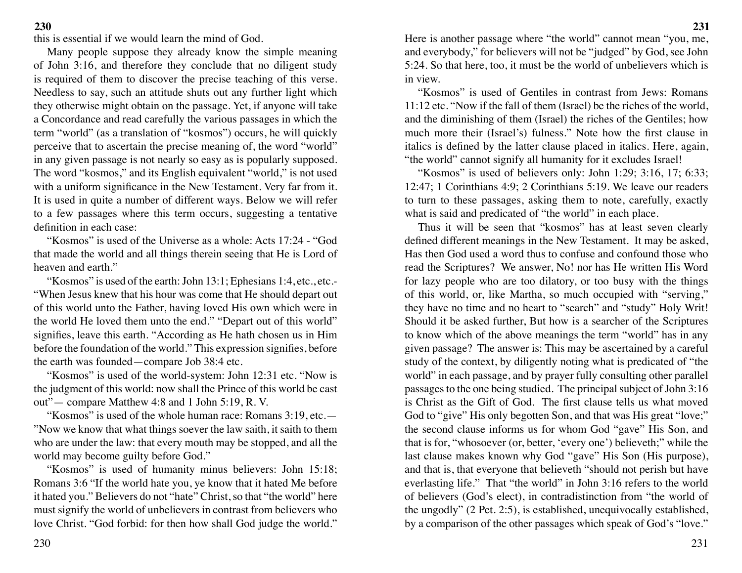this is essential if we would learn the mind of God.

Many people suppose they already know the simple meaning of John 3:16, and therefore they conclude that no diligent study is required of them to discover the precise teaching of this verse. Needless to say, such an attitude shuts out any further light which they otherwise might obtain on the passage. Yet, if anyone will take a Concordance and read carefully the various passages in which the term "world" (as a translation of "kosmos") occurs, he will quickly perceive that to ascertain the precise meaning of, the word "world" in any given passage is not nearly so easy as is popularly supposed. The word "kosmos," and its English equivalent "world," is not used with a uniform significance in the New Testament. Very far from it. It is used in quite a number of different ways. Below we will refer to a few passages where this term occurs, suggesting a tentative definition in each case:

"Kosmos" is used of the Universe as a whole: Acts 17:24 - "God that made the world and all things therein seeing that He is Lord of heaven and earth."

"Kosmos" is used of the earth: John 13:1; Ephesians 1:4, etc., etc.- "When Jesus knew that his hour was come that He should depart out of this world unto the Father, having loved His own which were in the world He loved them unto the end." "Depart out of this world" signifies, leave this earth. "According as He hath chosen us in Him before the foundation of the world." This expression signifies, before the earth was founded—compare Job 38:4 etc.

"Kosmos" is used of the world-system: John 12:31 etc. "Now is the judgment of this world: now shall the Prince of this world be cast out"— compare Matthew 4:8 and 1 John 5:19, R. V.

"Kosmos" is used of the whole human race: Romans 3:19, etc.— "Now we know that what things soever the law saith, it saith to them who are under the law: that every mouth may be stopped, and all the world may become guilty before God."

"Kosmos" is used of humanity minus believers: John 15:18; Romans 3:6 "If the world hate you, ye know that it hated Me before it hated you." Believers do not "hate" Christ, so that "the world" here must signify the world of unbelievers in contrast from believers who love Christ. "God forbid: for then how shall God judge the world." Here is another passage where "the world" cannot mean "you, me, and everybody," for believers will not be "judged" by God, see John 5:24. So that here, too, it must be the world of unbelievers which is in view.

"Kosmos" is used of Gentiles in contrast from Jews: Romans 11:12 etc. "Now if the fall of them (Israel) be the riches of the world, and the diminishing of them (Israel) the riches of the Gentiles; how much more their (Israel's) fulness." Note how the first clause in italics is defined by the latter clause placed in italics. Here, again, "the world" cannot signify all humanity for it excludes Israel!

"Kosmos" is used of believers only: John 1:29; 3:16, 17; 6:33; 12:47; 1 Corinthians 4:9; 2 Corinthians 5:19. We leave our readers to turn to these passages, asking them to note, carefully, exactly what is said and predicated of "the world" in each place.

Thus it will be seen that "kosmos" has at least seven clearly defined different meanings in the New Testament. It may be asked, Has then God used a word thus to confuse and confound those who read the Scriptures? We answer, No! nor has He written His Word for lazy people who are too dilatory, or too busy with the things of this world, or, like Martha, so much occupied with "serving," they have no time and no heart to "search" and "study" Holy Writ! Should it be asked further, But how is a searcher of the Scriptures to know which of the above meanings the term "world" has in any given passage? The answer is: This may be ascertained by a careful study of the context, by diligently noting what is predicated of "the world" in each passage, and by prayer fully consulting other parallel passages to the one being studied. The principal subject of John 3:16 is Christ as the Gift of God. The first clause tells us what moved God to "give" His only begotten Son, and that was His great "love;" the second clause informs us for whom God "gave" His Son, and that is for, "whosoever (or, better, 'every one') believeth;" while the last clause makes known why God "gave" His Son (His purpose), and that is, that everyone that believeth "should not perish but have everlasting life." That "the world" in John 3:16 refers to the world of believers (God's elect), in contradistinction from "the world of the ungodly" (2 Pet. 2:5), is established, unequivocally established, by a comparison of the other passages which speak of God's "love."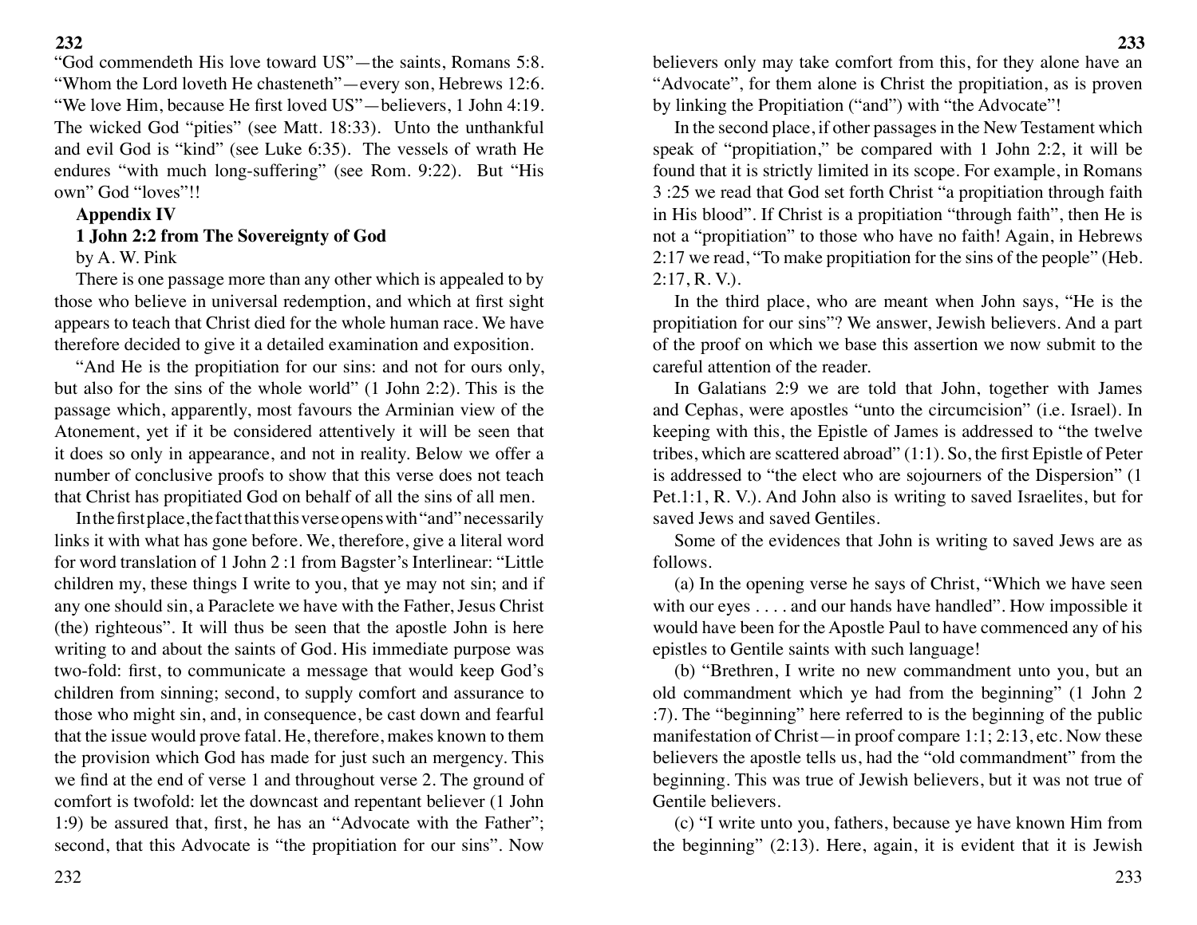"God commendeth His love toward US"—the saints, Romans 5:8. "Whom the Lord loveth He chasteneth"—every son, Hebrews 12:6. "We love Him, because He first loved US"—believers, 1 John 4:19. The wicked God "pities" (see Matt. 18:33). Unto the unthankful and evil God is "kind" (see Luke 6:35). The vessels of wrath He endures "with much long-suffering" (see Rom. 9:22). But "His own" God "loves"!!

**Appendix IV**

**1 John 2:2 from The Sovereignty of God**

by A. W. Pink

There is one passage more than any other which is appealed to by those who believe in universal redemption, and which at first sight appears to teach that Christ died for the whole human race. We have therefore decided to give it a detailed examination and exposition.

"And He is the propitiation for our sins: and not for ours only, but also for the sins of the whole world" (1 John 2:2). This is the passage which, apparently, most favours the Arminian view of the Atonement, yet if it be considered attentively it will be seen that it does so only in appearance, and not in reality. Below we offer a number of conclusive proofs to show that this verse does not teach that Christ has propitiated God on behalf of all the sins of all men.

In the first place, the fact that this verse opens with "and" necessarily links it with what has gone before. We, therefore, give a literal word for word translation of 1 John 2 :1 from Bagster's Interlinear: "Little children my, these things I write to you, that ye may not sin; and if any one should sin, a Paraclete we have with the Father, Jesus Christ (the) righteous". It will thus be seen that the apostle John is here writing to and about the saints of God. His immediate purpose was two-fold: first, to communicate a message that would keep God's children from sinning; second, to supply comfort and assurance to those who might sin, and, in consequence, be cast down and fearful that the issue would prove fatal. He, therefore, makes known to them the provision which God has made for just such an mergency. This we find at the end of verse 1 and throughout verse 2. The ground of comfort is twofold: let the downcast and repentant believer (1 John 1:9) be assured that, first, he has an "Advocate with the Father"; second, that this Advocate is "the propitiation for our sins". Now believers only may take comfort from this, for they alone have an "Advocate", for them alone is Christ the propitiation, as is proven by linking the Propitiation ("and") with "the Advocate"!

In the second place, if other passages in the New Testament which speak of "propitiation," be compared with 1 John 2:2, it will be found that it is strictly limited in its scope. For example, in Romans 3 :25 we read that God set forth Christ "a propitiation through faith in His blood". If Christ is a propitiation "through faith", then He is not a "propitiation" to those who have no faith! Again, in Hebrews 2:17 we read, "To make propitiation for the sins of the people" (Heb. 2:17, R. V.).

In the third place, who are meant when John says, "He is the propitiation for our sins"? We answer, Jewish believers. And a part of the proof on which we base this assertion we now submit to the careful attention of the reader.

In Galatians 2:9 we are told that John, together with James and Cephas, were apostles "unto the circumcision" (i.e. Israel). In keeping with this, the Epistle of James is addressed to "the twelve tribes, which are scattered abroad" (1:1). So, the first Epistle of Peter is addressed to "the elect who are sojourners of the Dispersion" (1 Pet.1:1, R. V.). And John also is writing to saved Israelites, but for saved Jews and saved Gentiles.

Some of the evidences that John is writing to saved Jews are as follows.

(a) In the opening verse he says of Christ, "Which we have seen with our eyes . . . . and our hands have handled". How impossible it would have been for the Apostle Paul to have commenced any of his epistles to Gentile saints with such language!

(b) "Brethren, I write no new commandment unto you, but an old commandment which ye had from the beginning" (1 John 2 :7). The "beginning" here referred to is the beginning of the public manifestation of Christ—in proof compare 1:1; 2:13, etc. Now these believers the apostle tells us, had the "old commandment" from the beginning. This was true of Jewish believers, but it was not true of Gentile believers.

(c) "I write unto you, fathers, because ye have known Him from the beginning" (2:13). Here, again, it is evident that it is Jewish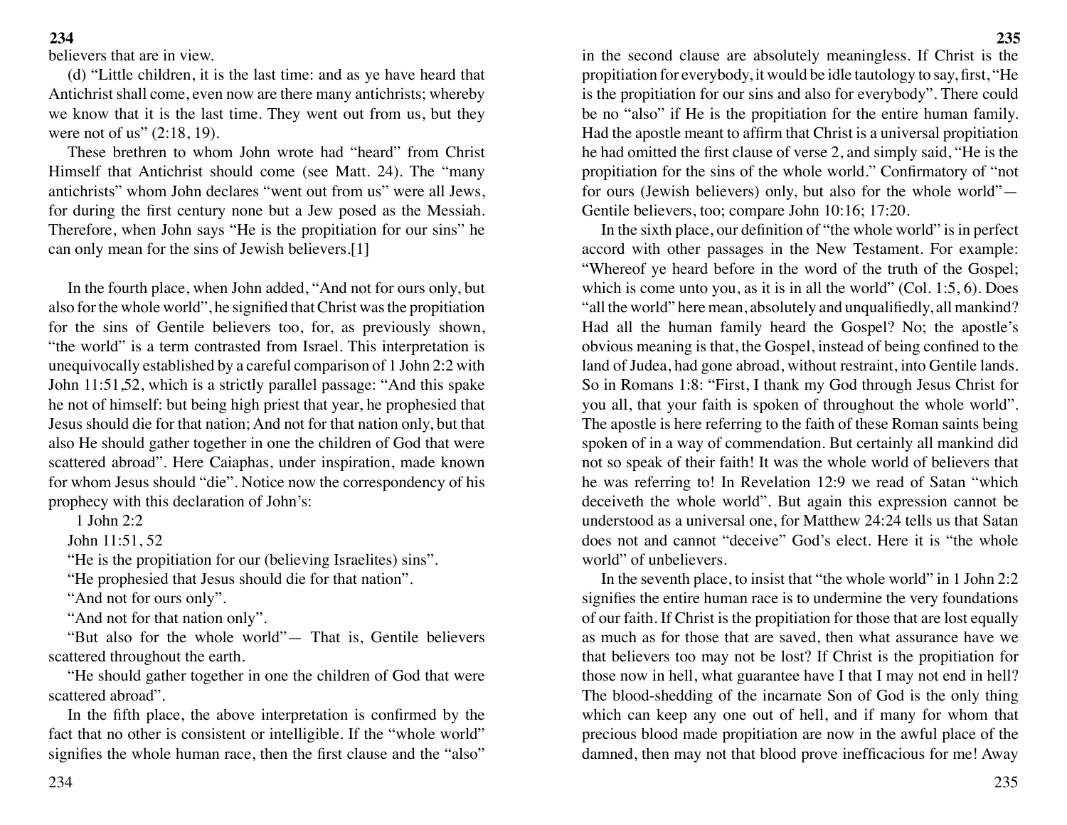believers that are in view.

(d) "Little children, it is the last time: and as ye have heard that Antichrist shall come, even now are there many antichrists; whereby we know that it is the last time. They went out from us, but they were not of us" (2:18, 19).

These brethren to whom John wrote had "heard" from Christ Himself that Antichrist should come (see Matt. 24). The "many antichrists" whom John declares "went out from us" were all Jews, for during the first century none but a Jew posed as the Messiah. Therefore, when John says "He is the propitiation for our sins" he can only mean for the sins of Jewish believers.[1]

In the fourth place, when John added, "And not for ours only, but also for the whole world", he signified that Christ was the propitiation for the sins of Gentile believers too, for, as previously shown, "the world" is a term contrasted from Israel. This interpretation is unequivocally established by a careful comparison of 1 John 2:2 with John 11:51,52, which is a strictly parallel passage: "And this spake he not of himself: but being high priest that year, he prophesied that Jesus should die for that nation; And not for that nation only, but that also He should gather together in one the children of God that were scattered abroad". Here Caiaphas, under inspiration, made known for whom Jesus should "die". Notice now the correspondency of his prophecy with this declaration of John's:

1 John 2:2

John 11:51, 52

"He is the propitiation for our (believing Israelites) sins".

"He prophesied that Jesus should die for that nation".

"And not for ours only".

"And not for that nation only".

"But also for the whole world"— That is, Gentile believers scattered throughout the earth.

"He should gather together in one the children of God that were scattered abroad".

In the fifth place, the above interpretation is confirmed by the fact that no other is consistent or intelligible. If the "whole world" signifies the whole human race, then the first clause and the "also" in the second clause are absolutely meaningless. If Christ is the propitiation for everybody, it would be idle tautology to say, first, "He is the propitiation for our sins and also for everybody". There could be no "also" if He is the propitiation for the entire human family. Had the apostle meant to affirm that Christ is a universal propitiation he had omitted the first clause of verse 2, and simply said, "He is the propitiation for the sins of the whole world." Confirmatory of "not for ours (Jewish believers) only, but also for the whole world"— Gentile believers, too; compare John 10:16; 17:20.

In the sixth place, our definition of "the whole world" is in perfect accord with other passages in the New Testament. For example: "Whereof ye heard before in the word of the truth of the Gospel; which is come unto you, as it is in all the world" (Col. 1:5, 6). Does "all the world" here mean, absolutely and unqualifiedly, all mankind? Had all the human family heard the Gospel? No; the apostle's obvious meaning is that, the Gospel, instead of being confined to the land of Judea, had gone abroad, without restraint, into Gentile lands. So in Romans 1:8: "First, I thank my God through Jesus Christ for you all, that your faith is spoken of throughout the whole world". The apostle is here referring to the faith of these Roman saints being spoken of in a way of commendation. But certainly all mankind did not so speak of their faith! It was the whole world of believers that he was referring to! In Revelation 12:9 we read of Satan "which deceiveth the whole world". But again this expression cannot be understood as a universal one, for Matthew 24:24 tells us that Satan does not and cannot "deceive" God's elect. Here it is "the whole world" of unbelievers.

In the seventh place, to insist that "the whole world" in 1 John 2:2 signifies the entire human race is to undermine the very foundations of our faith. If Christ is the propitiation for those that are lost equally as much as for those that are saved, then what assurance have we that believers too may not be lost? If Christ is the propitiation for those now in hell, what guarantee have I that I may not end in hell? The blood-shedding of the incarnate Son of God is the only thing which can keep any one out of hell, and if many for whom that precious blood made propitiation are now in the awful place of the damned, then may not that blood prove inefficacious for me! Away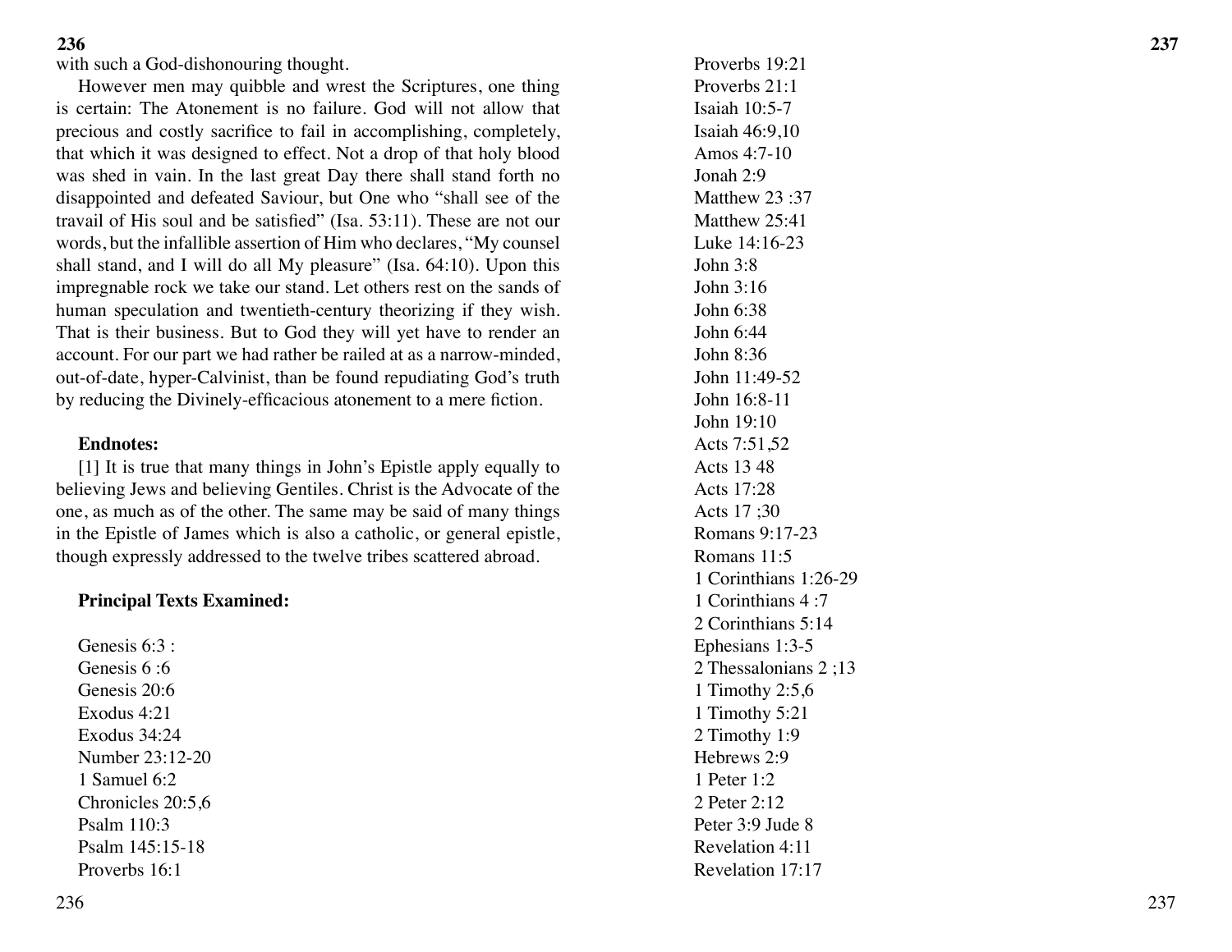with such a God-dishonouring thought.

However men may quibble and wrest the Scriptures, one thing is certain: The Atonement is no failure. God will not allow that precious and costly sacrifice to fail in accomplishing, completely, that which it was designed to effect. Not a drop of that holy blood was shed in vain. In the last great Day there shall stand forth no disappointed and defeated Saviour, but One who "shall see of the travail of His soul and be satisfied" (Isa. 53:11). These are not our words, but the infallible assertion of Him who declares, "My counsel shall stand, and I will do all My pleasure" (Isa. 64:10). Upon this impregnable rock we take our stand. Let others rest on the sands of human speculation and twentieth-century theorizing if they wish. That is their business. But to God they will yet have to render an account. For our part we had rather be railed at as a narrow-minded, out-of-date, hyper-Calvinist, than be found repudiating God's truth by reducing the Divinely-efficacious atonement to a mere fiction.

**Endnotes:**

[1] It is true that many things in John's Epistle apply equally to believing Jews and believing Gentiles. Christ is the Advocate of the one, as much as of the other. The same may be said of many things in the Epistle of James which is also a catholic, or general epistle, though expressly addressed to the twelve tribes scattered abroad.

**Principal Texts Examined:**

Genesis 6:3 :
Genesis 6 :6
Genesis 20:6
Exodus 4:21
Exodus 34:24
Number 23:12-20
1 Samuel 6:2
Chronicles 20:5,6
Psalm 110:3
Psalm 145:15-18
Proverbs 16:1
Proverbs 19:21
Proverbs 21:1
Isaiah 10:5-7
Isaiah 46:9,10
Amos 4:7-10
Jonah 2:9
Matthew 23 :37
Matthew 25:41
Luke 14:16-23
John 3:8
John 3:16
John 6:38
John 6:44
John 8:36
John 11:49-52
John 16:8-11
John 19:10
Acts 7:51,52
Acts 13 48
Acts 17:28
Acts 17 ;30
Romans 9:17-23
Romans 11:5
1 Corinthians 1:26-29
1 Corinthians 4 :7
2 Corinthians 5:14
Ephesians 1:3-5
2 Thessalonians 2 ;13
1 Timothy 2:5,6
1 Timothy 5:21
2 Timothy 1:9
Hebrews 2:9
1 Peter 1:2
2 Peter 2:12
Peter 3:9 Jude 8
Revelation 4:11
Revelation 17:17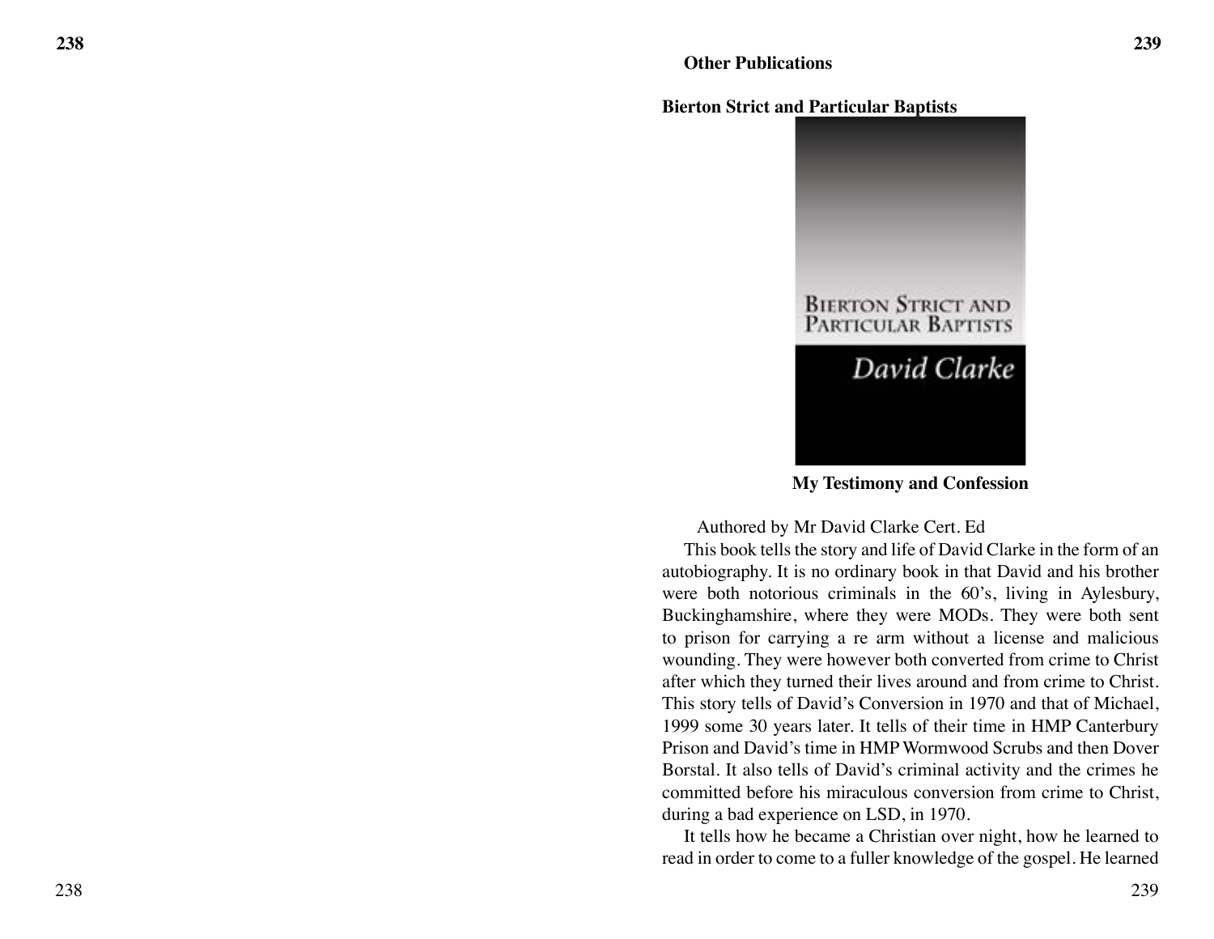## Other Publications

### Bierton Strict and Particular Baptists

**My Testimony and Confession**

Authored by Mr David Clarke Cert. Ed

This book tells the story and life of David Clarke in the form of an autobiography. It is no ordinary book in that David and his brother were both notorious criminals in the 60's, living in Aylesbury, Buckinghamshire, where they were MODs. They were both sent to prison for carrying a re arm without a license and malicious wounding. They were however both converted from crime to Christ after which they turned their lives around and from crime to Christ. This story tells of David's Conversion in 1970 and that of Michael, 1999 some 30 years later. It tells of their time in HMP Canterbury Prison and David's time in HMP Wormwood Scrubs and then Dover Borstal. It also tells of David's criminal activity and the crimes he committed before his miraculous conversion from crime to Christ, during a bad experience on LSD, in 1970.

It tells how he became a Christian over night, how he learned to read in order to come to a fuller knowledge of the gospel. He learned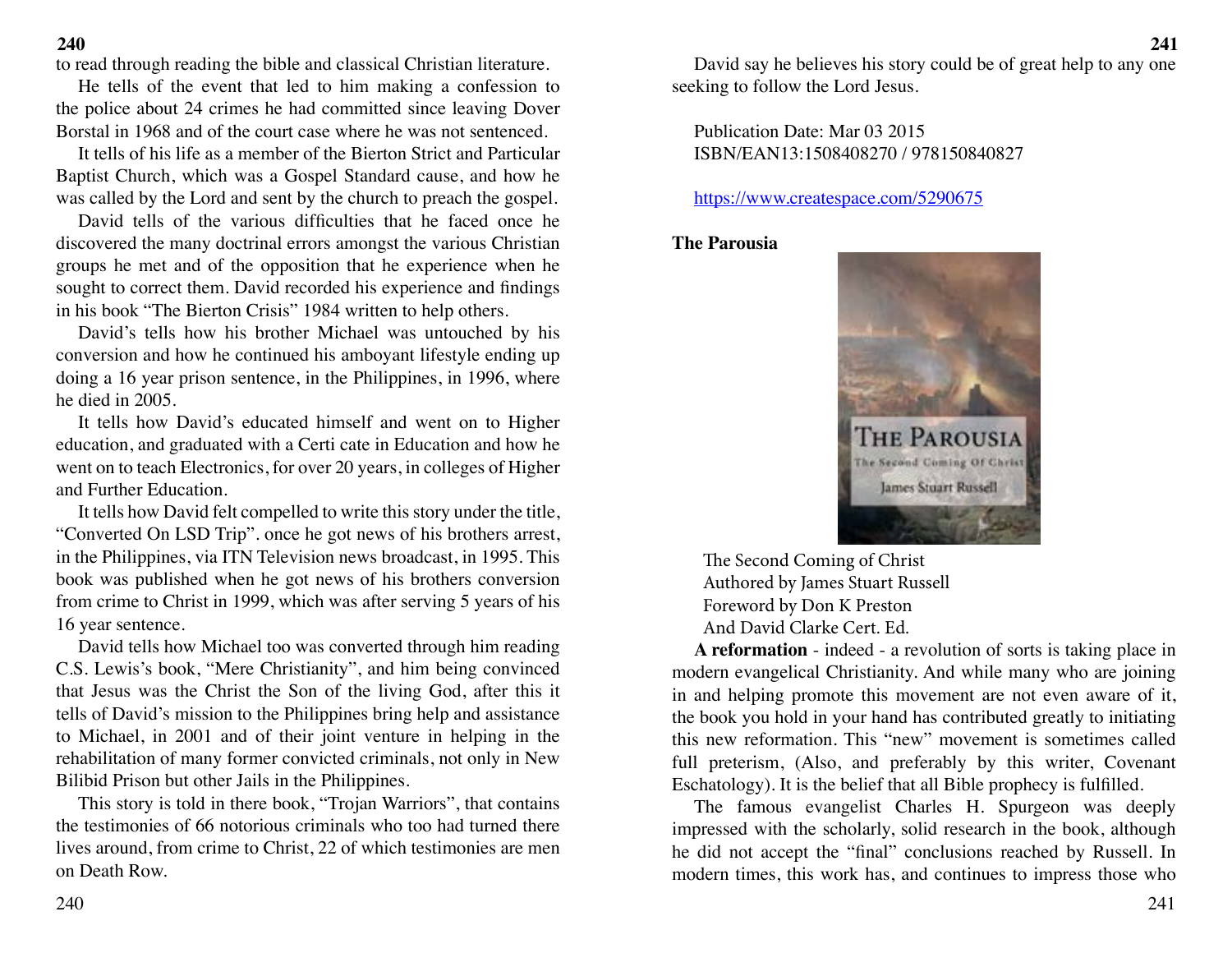to read through reading the bible and classical Christian literature.

He tells of the event that led to him making a confession to the police about 24 crimes he had committed since leaving Dover Borstal in 1968 and of the court case where he was not sentenced.

It tells of his life as a member of the Bierton Strict and Particular Baptist Church, which was a Gospel Standard cause, and how he was called by the Lord and sent by the church to preach the gospel.

David tells of the various difficulties that he faced once he discovered the many doctrinal errors amongst the various Christian groups he met and of the opposition that he experience when he sought to correct them. David recorded his experience and findings in his book "The Bierton Crisis" 1984 written to help others.

David's tells how his brother Michael was untouched by his conversion and how he continued his amboyant lifestyle ending up doing a 16 year prison sentence, in the Philippines, in 1996, where he died in 2005.

It tells how David's educated himself and went on to Higher education, and graduated with a Certi cate in Education and how he went on to teach Electronics, for over 20 years, in colleges of Higher and Further Education.

It tells how David felt compelled to write this story under the title, "Converted On LSD Trip". once he got news of his brothers arrest, in the Philippines, via ITN Television news broadcast, in 1995. This book was published when he got news of his brothers conversion from crime to Christ in 1999, which was after serving 5 years of his 16 year sentence.

David tells how Michael too was converted through him reading C.S. Lewis's book, "Mere Christianity", and him being convinced that Jesus was the Christ the Son of the living God, after this it tells of David's mission to the Philippines bring help and assistance to Michael, in 2001 and of their joint venture in helping in the rehabilitation of many former convicted criminals, not only in New Bilibid Prison but other Jails in the Philippines.

This story is told in there book, "Trojan Warriors", that contains the testimonies of 66 notorious criminals who too had turned there lives around, from crime to Christ, 22 of which testimonies are men on Death Row.

David say he believes his story could be of great help to any one seeking to follow the Lord Jesus.

Publication Date: Mar 03 2015
ISBN/EAN13:1508408270 / 978150840827

https://www.createspace.com/5290675

**The Parousia**

The Second Coming of Christ
Authored by James Stuart Russell
Foreword by Don K Preston
And David Clarke Cert. Ed.

**A reformation** - indeed - a revolution of sorts is taking place in modern evangelical Christianity. And while many who are joining in and helping promote this movement are not even aware of it, the book you hold in your hand has contributed greatly to initiating this new reformation. This "new" movement is sometimes called full preterism, (Also, and preferably by this writer, Covenant Eschatology). It is the belief that all Bible prophecy is fulfilled.

The famous evangelist Charles H. Spurgeon was deeply impressed with the scholarly, solid research in the book, although he did not accept the "final" conclusions reached by Russell. In modern times, this work has, and continues to impress those who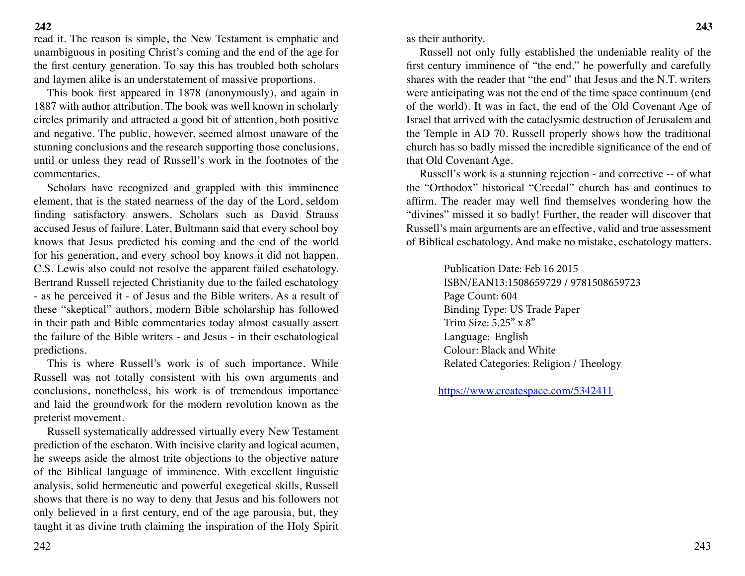read it. The reason is simple, the New Testament is emphatic and unambiguous in positing Christ's coming and the end of the age for the first century generation. To say this has troubled both scholars and laymen alike is an understatement of massive proportions.

This book first appeared in 1878 (anonymously), and again in 1887 with author attribution. The book was well known in scholarly circles primarily and attracted a good bit of attention, both positive and negative. The public, however, seemed almost unaware of the stunning conclusions and the research supporting those conclusions, until or unless they read of Russell's work in the footnotes of the commentaries.

Scholars have recognized and grappled with this imminence element, that is the stated nearness of the day of the Lord, seldom finding satisfactory answers. Scholars such as David Strauss accused Jesus of failure. Later, Bultmann said that every school boy knows that Jesus predicted his coming and the end of the world for his generation, and every school boy knows it did not happen. C.S. Lewis also could not resolve the apparent failed eschatology. Bertrand Russell rejected Christianity due to the failed eschatology - as he perceived it - of Jesus and the Bible writers. As a result of these "skeptical" authors, modern Bible scholarship has followed in their path and Bible commentaries today almost casually assert the failure of the Bible writers - and Jesus - in their eschatological predictions.

This is where Russell's work is of such importance. While Russell was not totally consistent with his own arguments and conclusions, nonetheless, his work is of tremendous importance and laid the groundwork for the modern revolution known as the preterist movement.

Russell systematically addressed virtually every New Testament prediction of the eschaton. With incisive clarity and logical acumen, he sweeps aside the almost trite objections to the objective nature of the Biblical language of imminence. With excellent linguistic analysis, solid hermeneutic and powerful exegetical skills, Russell shows that there is no way to deny that Jesus and his followers not only believed in a first century, end of the age parousia, but, they taught it as divine truth claiming the inspiration of the Holy Spirit as their authority.

Russell not only fully established the undeniable reality of the first century imminence of "the end," he powerfully and carefully shares with the reader that "the end" that Jesus and the N.T. writers were anticipating was not the end of the time space continuum (end of the world). It was in fact, the end of the Old Covenant Age of Israel that arrived with the cataclysmic destruction of Jerusalem and the Temple in AD 70. Russell properly shows how the traditional church has so badly missed the incredible significance of the end of that Old Covenant Age.

Russell's work is a stunning rejection - and corrective -- of what the "Orthodox" historical "Creedal" church has and continues to affirm. The reader may well find themselves wondering how the "divines" missed it so badly! Further, the reader will discover that Russell's main arguments are an effective, valid and true assessment of Biblical eschatology. And make no mistake, eschatology matters.

Publication Date: Feb 16 2015
ISBN/EAN13:1508659729 / 9781508659723
Page Count: 604
Binding Type: US Trade Paper
Trim Size: 5.25" x 8"
Language: English
Colour: Black and White
Related Categories: Religion / Theology

https://www.createspace.com/5342411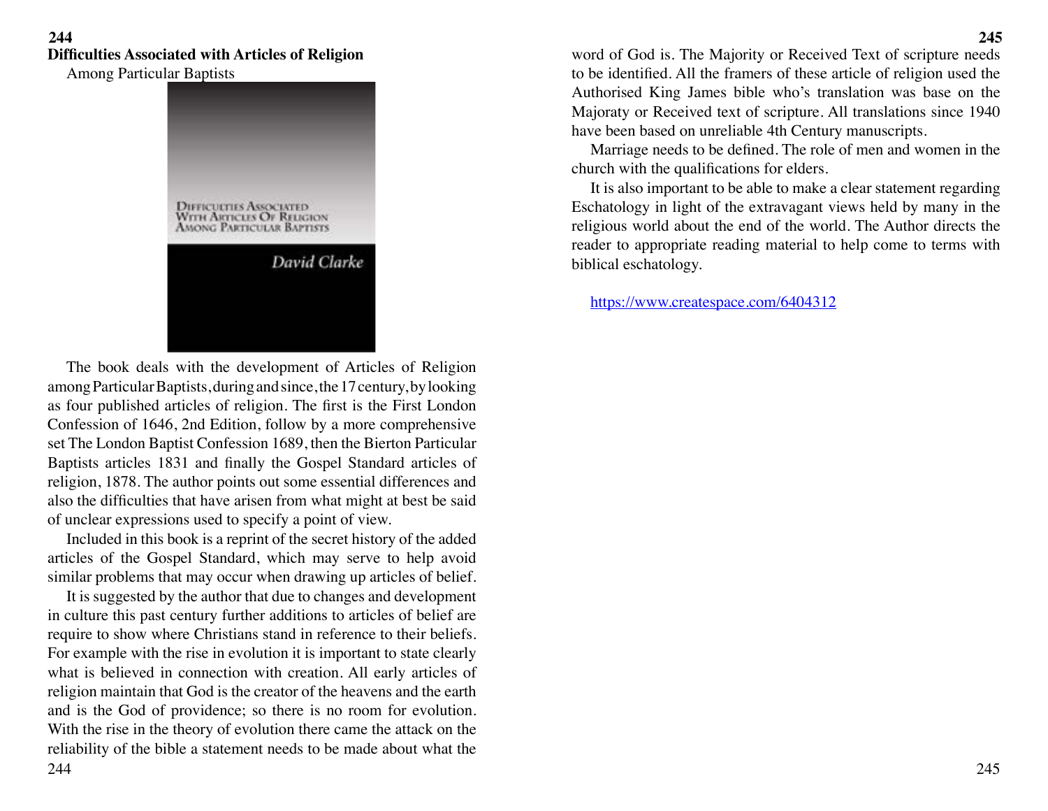**Difficulties Associated with Articles of Religion**

Among Particular Baptists

The book deals with the development of Articles of Religion among Particular Baptists, during and since, the 17 century, by looking as four published articles of religion. The first is the First London Confession of 1646, 2nd Edition, follow by a more comprehensive set The London Baptist Confession 1689, then the Bierton Particular Baptists articles 1831 and finally the Gospel Standard articles of religion, 1878. The author points out some essential differences and also the difficulties that have arisen from what might at best be said of unclear expressions used to specify a point of view.

Included in this book is a reprint of the secret history of the added articles of the Gospel Standard, which may serve to help avoid similar problems that may occur when drawing up articles of belief.

It is suggested by the author that due to changes and development in culture this past century further additions to articles of belief are require to show where Christians stand in reference to their beliefs. For example with the rise in evolution it is important to state clearly what is believed in connection with creation. All early articles of religion maintain that God is the creator of the heavens and the earth and is the God of providence; so there is no room for evolution. With the rise in the theory of evolution there came the attack on the reliability of the bible a statement needs to be made about what the word of God is. The Majority or Received Text of scripture needs to be identified. All the framers of these article of religion used the Authorised King James bible who's translation was base on the Majoraty or Received text of scripture. All translations since 1940 have been based on unreliable 4th Century manuscripts.

Marriage needs to be defined. The role of men and women in the church with the qualifications for elders.

It is also important to be able to make a clear statement regarding Eschatology in light of the extravagant views held by many in the religious world about the end of the world. The Author directs the reader to appropriate reading material to help come to terms with biblical eschatology.

https://www.createspace.com/6404312